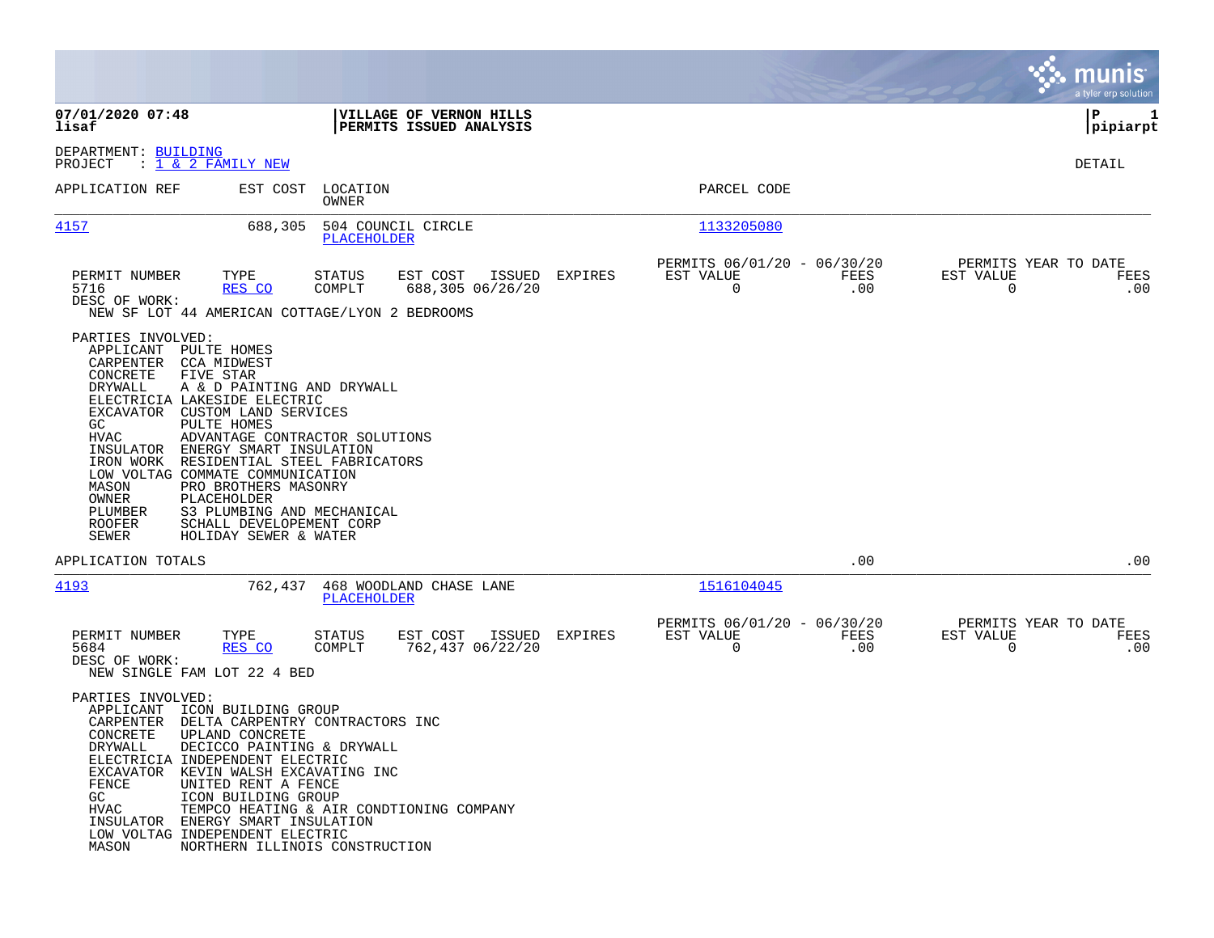**07/01/2020 07:48**
**lisaf**

**VILLAGE OF VERNON HILLS**
**PERMITS ISSUED ANALYSIS**

**P 1**
**pipiarpt**

DEPARTMENT: BUILDING
PROJECT : 1 & 2 FAMILY NEW

DETAIL

| APPLICATION REF | EST COST | LOCATION / OWNER | PARCEL CODE |
|---|---|---|---|
| 4157 | 688,305 | 504 COUNCIL CIRCLE / PLACEHOLDER | 1133205080 |

| PERMIT NUMBER | TYPE | STATUS | EST COST | ISSUED | EXPIRES | PERMITS 06/01/20 - 06/30/20 EST VALUE | FEES | PERMITS YEAR TO DATE EST VALUE | FEES |
|---|---|---|---|---|---|---|---|---|---|
| 5716 | RES CO | COMPLT | 688,305 | 06/26/20 | | 0 | .00 | 0 | .00 |

DESC OF WORK:
NEW SF LOT 44 AMERICAN COTTAGE/LYON 2 BEDROOMS

PARTIES INVOLVED:

| | |
|---|---|
| APPLICANT | PULTE HOMES |
| CARPENTER | CCA MIDWEST |
| CONCRETE | FIVE STAR |
| DRYWALL | A & D PAINTING AND DRYWALL |
| ELECTRICIA | LAKESIDE ELECTRIC |
| EXCAVATOR | CUSTOM LAND SERVICES |
| GC | PULTE HOMES |
| HVAC | ADVANTAGE CONTRACTOR SOLUTIONS |
| INSULATOR | ENERGY SMART INSULATION |
| IRON WORK | RESIDENTIAL STEEL FABRICATORS |
| LOW VOLTAG | COMMATE COMMUNICATION |
| MASON | PRO BROTHERS MASONRY |
| OWNER | PLACEHOLDER |
| PLUMBER | S3 PLUMBING AND MECHANICAL |
| ROOFER | SCHALL DEVELOPEMENT CORP |
| SEWER | HOLIDAY SEWER & WATER |

APPLICATION TOTALS .00 .00

| APPLICATION REF | EST COST | LOCATION / OWNER | PARCEL CODE |
|---|---|---|---|
| 4193 | 762,437 | 468 WOODLAND CHASE LANE / PLACEHOLDER | 1516104045 |

| PERMIT NUMBER | TYPE | STATUS | EST COST | ISSUED | EXPIRES | PERMITS 06/01/20 - 06/30/20 EST VALUE | FEES | PERMITS YEAR TO DATE EST VALUE | FEES |
|---|---|---|---|---|---|---|---|---|---|
| 5684 | RES CO | COMPLT | 762,437 | 06/22/20 | | 0 | .00 | 0 | .00 |

DESC OF WORK:
NEW SINGLE FAM LOT 22 4 BED

PARTIES INVOLVED:

| | |
|---|---|
| APPLICANT | ICON BUILDING GROUP |
| CARPENTER | DELTA CARPENTRY CONTRACTORS INC |
| CONCRETE | UPLAND CONCRETE |
| DRYWALL | DECICCO PAINTING & DRYWALL |
| ELECTRICIA | INDEPENDENT ELECTRIC |
| EXCAVATOR | KEVIN WALSH EXCAVATING INC |
| FENCE | UNITED RENT A FENCE |
| GC | ICON BUILDING GROUP |
| HVAC | TEMPCO HEATING & AIR CONDTIONING COMPANY |
| INSULATOR | ENERGY SMART INSULATION |
| LOW VOLTAG | INDEPENDENT ELECTRIC |
| MASON | NORTHERN ILLINOIS CONSTRUCTION |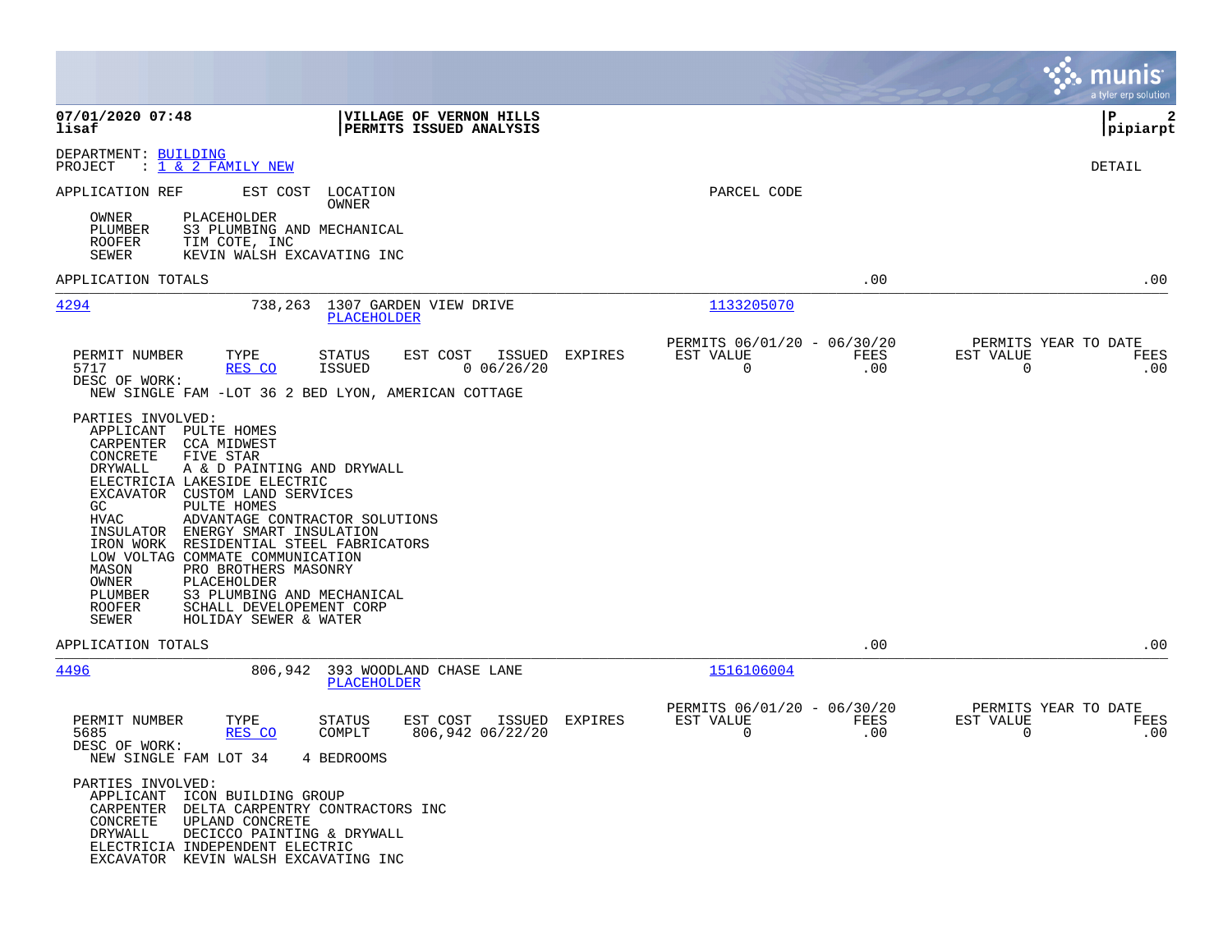**07/01/2020 07:48** | **VILLAGE OF VERNON HILLS** | **P 2**
**lisaf** | **PERMITS ISSUED ANALYSIS** | **pipiarpt**

DEPARTMENT: BUILDING
PROJECT : 1 & 2 FAMILY NEW

DETAIL

APPLICATION REF | EST COST | LOCATION / OWNER | PARCEL CODE

OWNER PLACEHOLDER
PLUMBER S3 PLUMBING AND MECHANICAL
ROOFER TIM COTE, INC
SEWER KEVIN WALSH EXCAVATING INC

APPLICATION TOTALS .00 .00

---

**4294** 738,263 1307 GARDEN VIEW DRIVE
PLACEHOLDER
PARCEL CODE: 1133205070

| PERMIT NUMBER | TYPE | STATUS | EST COST | ISSUED | EXPIRES | PERMITS 06/01/20 - 06/30/20 EST VALUE | FEES | PERMITS YEAR TO DATE EST VALUE | FEES |
|---|---|---|---|---|---|---|---|---|---|
| 5717 | RES CO | ISSUED | 0 | 06/26/20 | | 0 | .00 | 0 | .00 |

DESC OF WORK:
NEW SINGLE FAM -LOT 36 2 BED LYON, AMERICAN COTTAGE

PARTIES INVOLVED:
- APPLICANT PULTE HOMES
- CARPENTER CCA MIDWEST
- CONCRETE FIVE STAR
- DRYWALL A & D PAINTING AND DRYWALL
- ELECTRICIA LAKESIDE ELECTRIC
- EXCAVATOR CUSTOM LAND SERVICES
- GC PULTE HOMES
- HVAC ADVANTAGE CONTRACTOR SOLUTIONS
- INSULATOR ENERGY SMART INSULATION
- IRON WORK RESIDENTIAL STEEL FABRICATORS
- LOW VOLTAG COMMATE COMMUNICATION
- MASON PRO BROTHERS MASONRY
- OWNER PLACEHOLDER
- PLUMBER S3 PLUMBING AND MECHANICAL
- ROOFER SCHALL DEVELOPEMENT CORP
- SEWER HOLIDAY SEWER & WATER

APPLICATION TOTALS .00 .00

---

**4496** 806,942 393 WOODLAND CHASE LANE
PLACEHOLDER
PARCEL CODE: 1516106004

| PERMIT NUMBER | TYPE | STATUS | EST COST | ISSUED | EXPIRES | PERMITS 06/01/20 - 06/30/20 EST VALUE | FEES | PERMITS YEAR TO DATE EST VALUE | FEES |
|---|---|---|---|---|---|---|---|---|---|
| 5685 | RES CO | COMPLT | 806,942 | 06/22/20 | | 0 | .00 | 0 | .00 |

DESC OF WORK:
NEW SINGLE FAM LOT 34 4 BEDROOMS

PARTIES INVOLVED:
- APPLICANT ICON BUILDING GROUP
- CARPENTER DELTA CARPENTRY CONTRACTORS INC
- CONCRETE UPLAND CONCRETE
- DRYWALL DECICCO PAINTING & DRYWALL
- ELECTRICIA INDEPENDENT ELECTRIC
- EXCAVATOR KEVIN WALSH EXCAVATING INC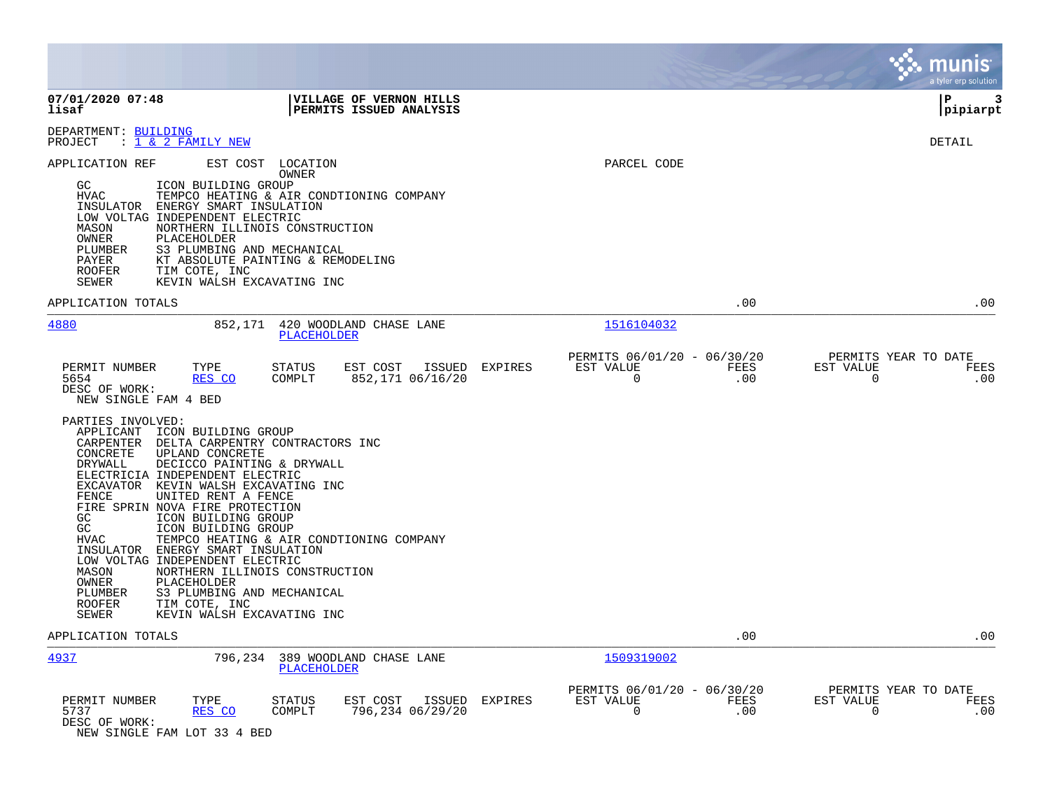**07/01/2020 07:48** | **VILLAGE OF VERNON HILLS** | **P 3**
**lisaf** | **PERMITS ISSUED ANALYSIS** | **pipiarpt**

DEPARTMENT: BUILDING
PROJECT : 1 & 2 FAMILY NEW

DETAIL

APPLICATION REF EST COST LOCATION PARCEL CODE
OWNER

```
GC          ICON BUILDING GROUP
HVAC        TEMPCO HEATING & AIR CONDTIONING COMPANY
INSULATOR   ENERGY SMART INSULATION
LOW VOLTAG  INDEPENDENT ELECTRIC
MASON       NORTHERN ILLINOIS CONSTRUCTION
OWNER       PLACEHOLDER
PLUMBER     S3 PLUMBING AND MECHANICAL
PAYER       KT ABSOLUTE PAINTING & REMODELING
ROOFER      TIM COTE, INC
SEWER       KEVIN WALSH EXCAVATING INC
```

APPLICATION TOTALS .00 .00

---

4880 852,171 420 WOODLAND CHASE LANE 1516104032
PLACEHOLDER

| PERMIT NUMBER | TYPE | STATUS | EST COST | ISSUED | EXPIRES | PERMITS 06/01/20 - 06/30/20 EST VALUE | FEES | PERMITS YEAR TO DATE EST VALUE | FEES |
|---|---|---|---|---|---|---|---|---|---|
| 5654 | RES CO | COMPLT | 852,171 | 06/16/20 | | 0 | .00 | 0 | .00 |

DESC OF WORK:
NEW SINGLE FAM 4 BED

PARTIES INVOLVED:

```
APPLICANT   ICON BUILDING GROUP
CARPENTER   DELTA CARPENTRY CONTRACTORS INC
CONCRETE    UPLAND CONCRETE
DRYWALL     DECICCO PAINTING & DRYWALL
ELECTRICIA  INDEPENDENT ELECTRIC
EXCAVATOR   KEVIN WALSH EXCAVATING INC
FENCE       UNITED RENT A FENCE
FIRE SPRIN  NOVA FIRE PROTECTION
GC          ICON BUILDING GROUP
GC          ICON BUILDING GROUP
HVAC        TEMPCO HEATING & AIR CONDTIONING COMPANY
INSULATOR   ENERGY SMART INSULATION
LOW VOLTAG  INDEPENDENT ELECTRIC
MASON       NORTHERN ILLINOIS CONSTRUCTION
OWNER       PLACEHOLDER
PLUMBER     S3 PLUMBING AND MECHANICAL
ROOFER      TIM COTE, INC
SEWER       KEVIN WALSH EXCAVATING INC
```

APPLICATION TOTALS .00 .00

---

4937 796,234 389 WOODLAND CHASE LANE 1509319002
PLACEHOLDER

| PERMIT NUMBER | TYPE | STATUS | EST COST | ISSUED | EXPIRES | PERMITS 06/01/20 - 06/30/20 EST VALUE | FEES | PERMITS YEAR TO DATE EST VALUE | FEES |
|---|---|---|---|---|---|---|---|---|---|
| 5737 | RES CO | COMPLT | 796,234 | 06/29/20 | | 0 | .00 | 0 | .00 |

DESC OF WORK:
NEW SINGLE FAM LOT 33 4 BED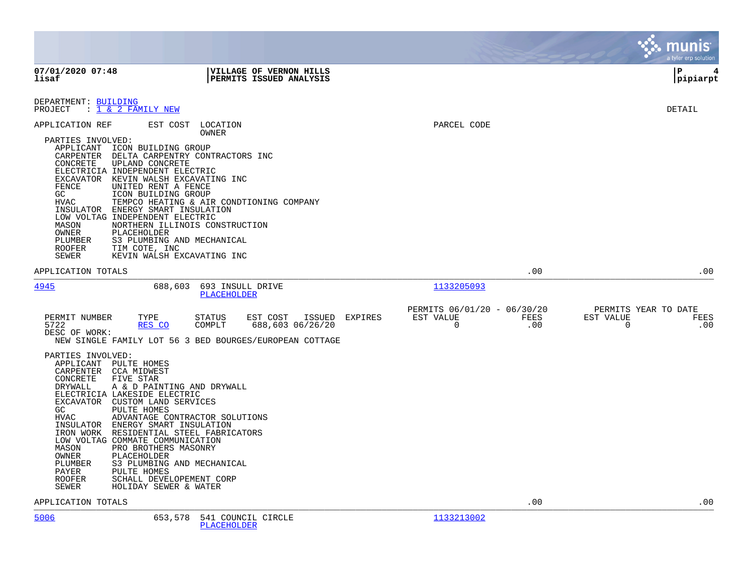VILLAGE OF VERNON HILLS
PERMITS ISSUED ANALYSIS

DEPARTMENT: BUILDING
PROJECT : 1 & 2 FAMILY NEW

DETAIL

APPLICATION REF | EST COST | LOCATION / OWNER | PARCEL CODE

PARTIES INVOLVED:

| Role | Party |
|---|---|
| APPLICANT | ICON BUILDING GROUP |
| CARPENTER | DELTA CARPENTRY CONTRACTORS INC |
| CONCRETE | UPLAND CONCRETE |
| ELECTRICIA | INDEPENDENT ELECTRIC |
| EXCAVATOR | KEVIN WALSH EXCAVATING INC |
| FENCE | UNITED RENT A FENCE |
| GC | ICON BUILDING GROUP |
| HVAC | TEMPCO HEATING & AIR CONDTIONING COMPANY |
| INSULATOR | ENERGY SMART INSULATION |
| LOW VOLTAG | INDEPENDENT ELECTRIC |
| MASON | NORTHERN ILLINOIS CONSTRUCTION |
| OWNER | PLACEHOLDER |
| PLUMBER | S3 PLUMBING AND MECHANICAL |
| ROOFER | TIM COTE, INC |
| SEWER | KEVIN WALSH EXCAVATING INC |

APPLICATION TOTALS .00 .00

---

| APPLICATION REF | EST COST | LOCATION | OWNER | PARCEL CODE |
|---|---|---|---|---|
| 4945 | 688,603 | 693 INSULL DRIVE | PLACEHOLDER | 1133205093 |

| | | | | | | PERMITS 06/01/20 - 06/30/20 | | PERMITS YEAR TO DATE | |
|---|---|---|---|---|---|---|---|---|---|
| PERMIT NUMBER | TYPE | STATUS | EST COST | ISSUED | EXPIRES | EST VALUE | FEES | EST VALUE | FEES |
| 5722 | RES CO | COMPLT | 688,603 | 06/26/20 | | 0 | .00 | 0 | .00 |

DESC OF WORK:
NEW SINGLE FAMILY LOT 56 3 BED BOURGES/EUROPEAN COTTAGE

PARTIES INVOLVED:

| Role | Party |
|---|---|
| APPLICANT | PULTE HOMES |
| CARPENTER | CCA MIDWEST |
| CONCRETE | FIVE STAR |
| DRYWALL | A & D PAINTING AND DRYWALL |
| ELECTRICIA | LAKESIDE ELECTRIC |
| EXCAVATOR | CUSTOM LAND SERVICES |
| GC | PULTE HOMES |
| HVAC | ADVANTAGE CONTRACTOR SOLUTIONS |
| INSULATOR | ENERGY SMART INSULATION |
| IRON WORK | RESIDENTIAL STEEL FABRICATORS |
| LOW VOLTAG | COMMATE COMMUNICATION |
| MASON | PRO BROTHERS MASONRY |
| OWNER | PLACEHOLDER |
| PLUMBER | S3 PLUMBING AND MECHANICAL |
| PAYER | PULTE HOMES |
| ROOFER | SCHALL DEVELOPEMENT CORP |
| SEWER | HOLIDAY SEWER & WATER |

APPLICATION TOTALS .00 .00

---

| APPLICATION REF | EST COST | LOCATION | OWNER | PARCEL CODE |
|---|---|---|---|---|
| 5006 | 653,578 | 541 COUNCIL CIRCLE | PLACEHOLDER | 1133213002 |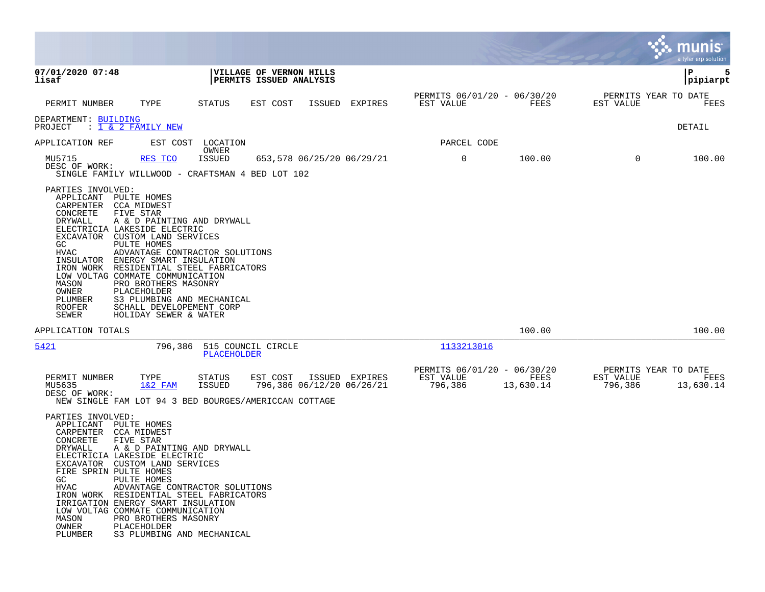**07/01/2020 07:48**
**lisaf**

**VILLAGE OF VERNON HILLS**
**PERMITS ISSUED ANALYSIS**

**pipiarpt**

| PERMIT NUMBER | TYPE | STATUS | EST COST | ISSUED | EXPIRES | PERMITS 06/01/20 - 06/30/20 EST VALUE | FEES | PERMITS YEAR TO DATE EST VALUE | FEES |
|---|---|---|---|---|---|---|---|---|---|

DEPARTMENT: BUILDING
PROJECT : 1 & 2 FAMILY NEW

DETAIL

| APPLICATION REF | EST COST | LOCATION / OWNER | | | | PARCEL CODE | | | |
|---|---|---|---|---|---|---|---|---|---|
| MU5715 | RES TCO | ISSUED | 653,578 | 06/25/20 | 06/29/21 | 0 | 100.00 | 0 | 100.00 |

DESC OF WORK:
SINGLE FAMILY WILLWOOD - CRAFTSMAN 4 BED LOT 102

PARTIES INVOLVED:

| | |
|---|---|
| APPLICANT | PULTE HOMES |
| CARPENTER | CCA MIDWEST |
| CONCRETE | FIVE STAR |
| DRYWALL | A & D PAINTING AND DRYWALL |
| ELECTRICIA | LAKESIDE ELECTRIC |
| EXCAVATOR | CUSTOM LAND SERVICES |
| GC | PULTE HOMES |
| HVAC | ADVANTAGE CONTRACTOR SOLUTIONS |
| INSULATOR | ENERGY SMART INSULATION |
| IRON WORK | RESIDENTIAL STEEL FABRICATORS |
| LOW VOLTAG | COMMATE COMMUNICATION |
| MASON | PRO BROTHERS MASONRY |
| OWNER | PLACEHOLDER |
| PLUMBER | S3 PLUMBING AND MECHANICAL |
| ROOFER | SCHALL DEVELOPEMENT CORP |
| SEWER | HOLIDAY SEWER & WATER |

APPLICATION TOTALS — 100.00 — 100.00

| APPLICATION REF | EST COST | LOCATION | OWNER | PARCEL CODE |
|---|---|---|---|---|
| 5421 | 796,386 | 515 COUNCIL CIRCLE | PLACEHOLDER | 1133213016 |

| PERMIT NUMBER | TYPE | STATUS | EST COST | ISSUED | EXPIRES | PERMITS 06/01/20 - 06/30/20 EST VALUE | FEES | PERMITS YEAR TO DATE EST VALUE | FEES |
|---|---|---|---|---|---|---|---|---|---|
| MU5635 | 1&2 FAM | ISSUED | 796,386 | 06/12/20 | 06/26/21 | 796,386 | 13,630.14 | 796,386 | 13,630.14 |

DESC OF WORK:
NEW SINGLE FAM LOT 94 3 BED BOURGES/AMERICCAN COTTAGE

PARTIES INVOLVED:

| | |
|---|---|
| APPLICANT | PULTE HOMES |
| CARPENTER | CCA MIDWEST |
| CONCRETE | FIVE STAR |
| DRYWALL | A & D PAINTING AND DRYWALL |
| ELECTRICIA | LAKESIDE ELECTRIC |
| EXCAVATOR | CUSTOM LAND SERVICES |
| FIRE SPRIN | PULTE HOMES |
| GC | PULTE HOMES |
| HVAC | ADVANTAGE CONTRACTOR SOLUTIONS |
| IRON WORK | RESIDENTIAL STEEL FABRICATORS |
| IRRIGATION | ENERGY SMART INSULATION |
| LOW VOLTAG | COMMATE COMMUNICATION |
| MASON | PRO BROTHERS MASONRY |
| OWNER | PLACEHOLDER |
| PLUMBER | S3 PLUMBING AND MECHANICAL |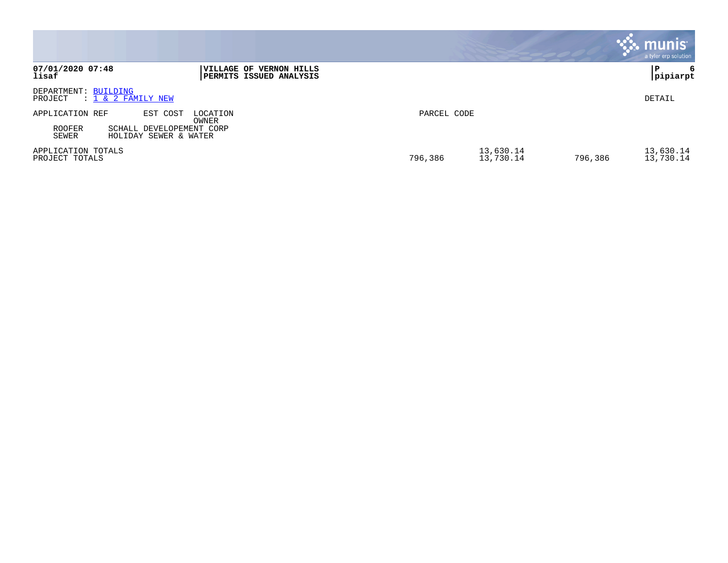**VILLAGE OF VERNON HILLS**
**PERMITS ISSUED ANALYSIS**

DEPARTMENT: BUILDING
PROJECT : 1 & 2 FAMILY NEW

DETAIL

| APPLICATION REF | EST COST | LOCATION / OWNER | PARCEL CODE | | | |
|---|---|---|---|---|---|---|
| ROOFER | SCHALL DEVELOPEMENT CORP | | | | | |
| SEWER | HOLIDAY SEWER & WATER | | | | | |
| APPLICATION TOTALS | | | | 13,630.14 | | 13,630.14 |
| PROJECT TOTALS | | | 796,386 | 13,730.14 | 796,386 | 13,730.14 |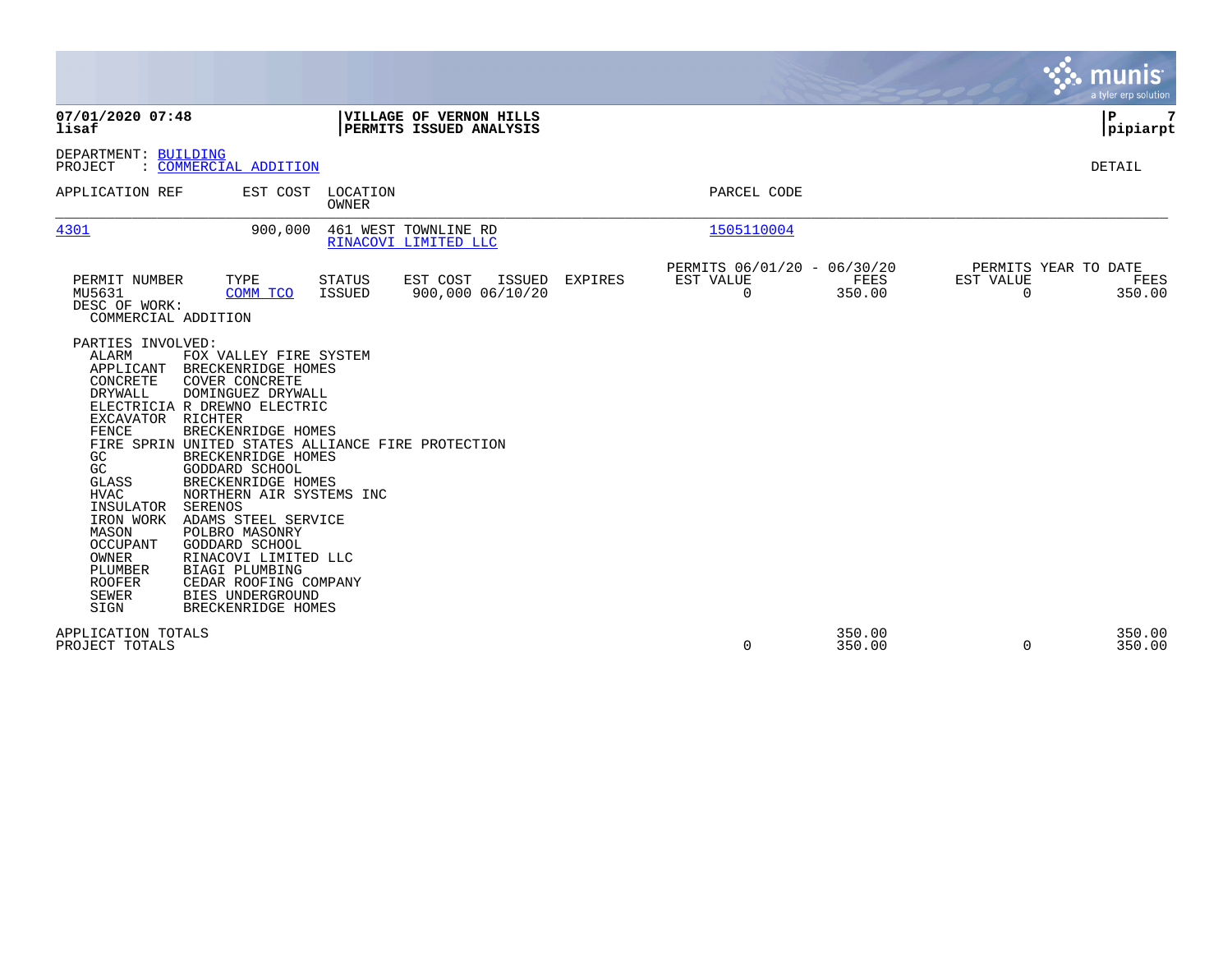**07/01/2020 07:48**
**lisaf**

**VILLAGE OF VERNON HILLS**
**PERMITS ISSUED ANALYSIS**

**pipiarpt**

DEPARTMENT: BUILDING
PROJECT : COMMERCIAL ADDITION

DETAIL

| APPLICATION REF | EST COST | LOCATION / OWNER | PARCEL CODE |
|---|---|---|---|
| 4301 | 900,000 | 461 WEST TOWNLINE RD / RINACOVI LIMITED LLC | 1505110004 |

| PERMIT NUMBER | TYPE | STATUS | EST COST | ISSUED | EXPIRES | PERMITS 06/01/20 - 06/30/20 EST VALUE | FEES | PERMITS YEAR TO DATE EST VALUE | FEES |
|---|---|---|---|---|---|---|---|---|---|
| MU5631 | COMM TCO | ISSUED | 900,000 | 06/10/20 | | 0 | 350.00 | 0 | 350.00 |

DESC OF WORK:
COMMERCIAL ADDITION

PARTIES INVOLVED:

| | |
|---|---|
| ALARM | FOX VALLEY FIRE SYSTEM |
| APPLICANT | BRECKENRIDGE HOMES |
| CONCRETE | COVER CONCRETE |
| DRYWALL | DOMINGUEZ DRYWALL |
| ELECTRICIA | R DREWNO ELECTRIC |
| EXCAVATOR | RICHTER |
| FENCE | BRECKENRIDGE HOMES |
| FIRE SPRIN | UNITED STATES ALLIANCE FIRE PROTECTION |
| GC | BRECKENRIDGE HOMES |
| GC | GODDARD SCHOOL |
| GLASS | BRECKENRIDGE HOMES |
| HVAC | NORTHERN AIR SYSTEMS INC |
| INSULATOR | SERENOS |
| IRON WORK | ADAMS STEEL SERVICE |
| MASON | POLBRO MASONRY |
| OCCUPANT | GODDARD SCHOOL |
| OWNER | RINACOVI LIMITED LLC |
| PLUMBER | BIAGI PLUMBING |
| ROOFER | CEDAR ROOFING COMPANY |
| SEWER | BIES UNDERGROUND |
| SIGN | BRECKENRIDGE HOMES |

| | EST VALUE | FEES | YTD EST VALUE | YTD FEES |
|---|---|---|---|---|
| APPLICATION TOTALS | | 350.00 | | 350.00 |
| PROJECT TOTALS | 0 | 350.00 | 0 | 350.00 |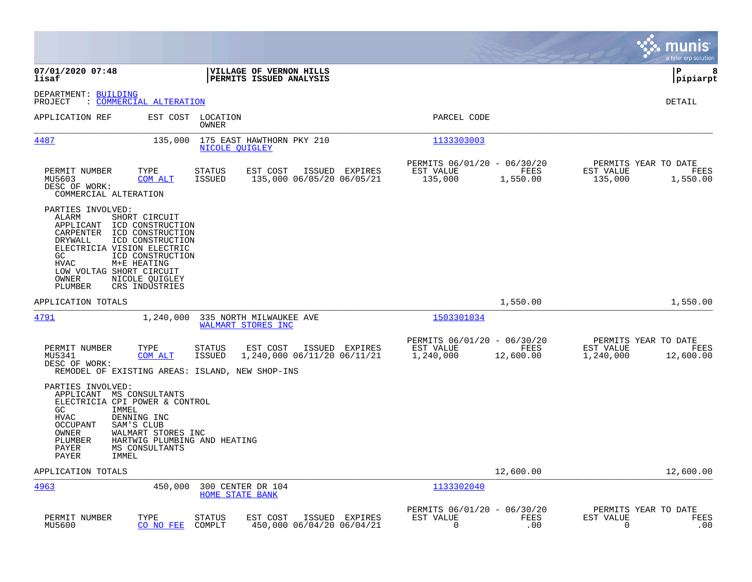**07/01/2020 07:48**
**lisaf**

**VILLAGE OF VERNON HILLS**
**PERMITS ISSUED ANALYSIS**

**pipiarpt**

DEPARTMENT: BUILDING
PROJECT : COMMERCIAL ALTERATION

DETAIL

| APPLICATION REF | EST COST | LOCATION / OWNER | PARCEL CODE |
|---|---|---|---|
| 4487 | 135,000 | 175 EAST HAWTHORN PKY 210 / NICOLE QUIGLEY | 1133303003 |

| PERMIT NUMBER | TYPE | STATUS | EST COST | ISSUED | EXPIRES | PERMITS 06/01/20 - 06/30/20 EST VALUE | FEES | PERMITS YEAR TO DATE EST VALUE | FEES |
|---|---|---|---|---|---|---|---|---|---|
| MU5603 | COM ALT | ISSUED | 135,000 | 06/05/20 | 06/05/21 | 135,000 | 1,550.00 | 135,000 | 1,550.00 |

DESC OF WORK:
COMMERCIAL ALTERATION

PARTIES INVOLVED:
- ALARM SHORT CIRCUIT
- APPLICANT ICD CONSTRUCTION
- CARPENTER ICD CONSTRUCTION
- DRYWALL ICD CONSTRUCTION
- ELECTRICIA VISION ELECTRIC
- GC ICD CONSTRUCTION
- HVAC M+E HEATING
- LOW VOLTAG SHORT CIRCUIT
- OWNER NICOLE QUIGLEY
- PLUMBER CRS INDUSTRIES

APPLICATION TOTALS 1,550.00 1,550.00

| APPLICATION REF | EST COST | LOCATION / OWNER | PARCEL CODE |
|---|---|---|---|
| 4791 | 1,240,000 | 335 NORTH MILWAUKEE AVE / WALMART STORES INC | 1503301034 |

| PERMIT NUMBER | TYPE | STATUS | EST COST | ISSUED | EXPIRES | PERMITS 06/01/20 - 06/30/20 EST VALUE | FEES | PERMITS YEAR TO DATE EST VALUE | FEES |
|---|---|---|---|---|---|---|---|---|---|
| MU5341 | COM ALT | ISSUED | 1,240,000 | 06/11/20 | 06/11/21 | 1,240,000 | 12,600.00 | 1,240,000 | 12,600.00 |

DESC OF WORK:
REMODEL OF EXISTING AREAS: ISLAND, NEW SHOP-INS

PARTIES INVOLVED:
- APPLICANT MS CONSULTANTS
- ELECTRICIA CPI POWER & CONTROL
- GC IMMEL
- HVAC DENNING INC
- OCCUPANT SAM'S CLUB
- OWNER WALMART STORES INC
- PLUMBER HARTWIG PLUMBING AND HEATING
- PAYER MS CONSULTANTS
- PAYER IMMEL

APPLICATION TOTALS 12,600.00 12,600.00

| APPLICATION REF | EST COST | LOCATION / OWNER | PARCEL CODE |
|---|---|---|---|
| 4963 | 450,000 | 300 CENTER DR 104 / HOME STATE BANK | 1133302040 |

| PERMIT NUMBER | TYPE | STATUS | EST COST | ISSUED | EXPIRES | PERMITS 06/01/20 - 06/30/20 EST VALUE | FEES | PERMITS YEAR TO DATE EST VALUE | FEES |
|---|---|---|---|---|---|---|---|---|---|
| MU5600 | CO NO FEE | COMPLT | 450,000 | 06/04/20 | 06/04/21 | 0 | .00 | 0 | .00 |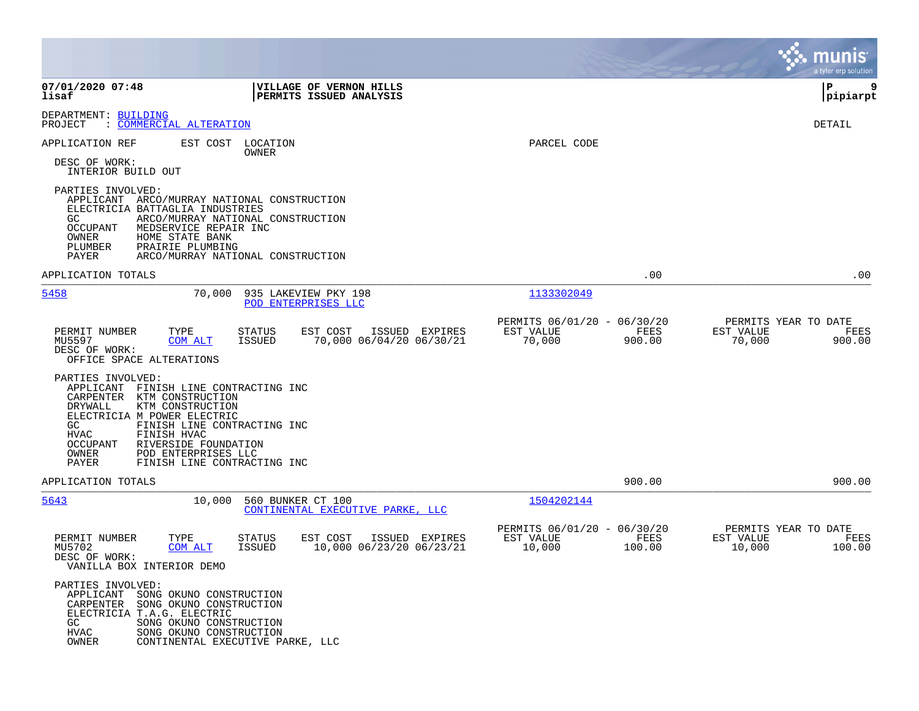**07/01/2020 07:48** | **VILLAGE OF VERNON HILLS** | **P 9**
**lisaf** | **PERMITS ISSUED ANALYSIS** | **pipiarpt**

DEPARTMENT: BUILDING
PROJECT : COMMERCIAL ALTERATION

DETAIL

APPLICATION REF    EST COST    LOCATION / OWNER    PARCEL CODE

DESC OF WORK:
INTERIOR BUILD OUT

PARTIES INVOLVED:
APPLICANT ARCO/MURRAY NATIONAL CONSTRUCTION
ELECTRICIA BATTAGLIA INDUSTRIES
GC ARCO/MURRAY NATIONAL CONSTRUCTION
OCCUPANT MEDSERVICE REPAIR INC
OWNER HOME STATE BANK
PLUMBER PRAIRIE PLUMBING
PAYER ARCO/MURRAY NATIONAL CONSTRUCTION

APPLICATION TOTALS .00 .00

---

**5458** 70,000 935 LAKEVIEW PKY 198 — POD ENTERPRISES LLC — 1133302049

| PERMIT NUMBER | TYPE | STATUS | EST COST | ISSUED | EXPIRES | PERMITS 06/01/20 - 06/30/20 EST VALUE | FEES | PERMITS YEAR TO DATE EST VALUE | FEES |
|---|---|---|---|---|---|---|---|---|---|
| MU5597 | COM ALT | ISSUED | 70,000 | 06/04/20 | 06/30/21 | 70,000 | 900.00 | 70,000 | 900.00 |

DESC OF WORK:
OFFICE SPACE ALTERATIONS

PARTIES INVOLVED:
APPLICANT FINISH LINE CONTRACTING INC
CARPENTER KTM CONSTRUCTION
DRYWALL KTM CONSTRUCTION
ELECTRICIA M POWER ELECTRIC
GC FINISH LINE CONTRACTING INC
HVAC FINISH HVAC
OCCUPANT RIVERSIDE FOUNDATION
OWNER POD ENTERPRISES LLC
PAYER FINISH LINE CONTRACTING INC

APPLICATION TOTALS 900.00 900.00

---

**5643** 10,000 560 BUNKER CT 100 — CONTINENTAL EXECUTIVE PARKE, LLC — 1504202144

| PERMIT NUMBER | TYPE | STATUS | EST COST | ISSUED | EXPIRES | PERMITS 06/01/20 - 06/30/20 EST VALUE | FEES | PERMITS YEAR TO DATE EST VALUE | FEES |
|---|---|---|---|---|---|---|---|---|---|
| MU5702 | COM ALT | ISSUED | 10,000 | 06/23/20 | 06/23/21 | 10,000 | 100.00 | 10,000 | 100.00 |

DESC OF WORK:
VANILLA BOX INTERIOR DEMO

PARTIES INVOLVED:
APPLICANT SONG OKUNO CONSTRUCTION
CARPENTER SONG OKUNO CONSTRUCTION
ELECTRICIA T.A.G. ELECTRIC
GC SONG OKUNO CONSTRUCTION
HVAC SONG OKUNO CONSTRUCTION
OWNER CONTINENTAL EXECUTIVE PARKE, LLC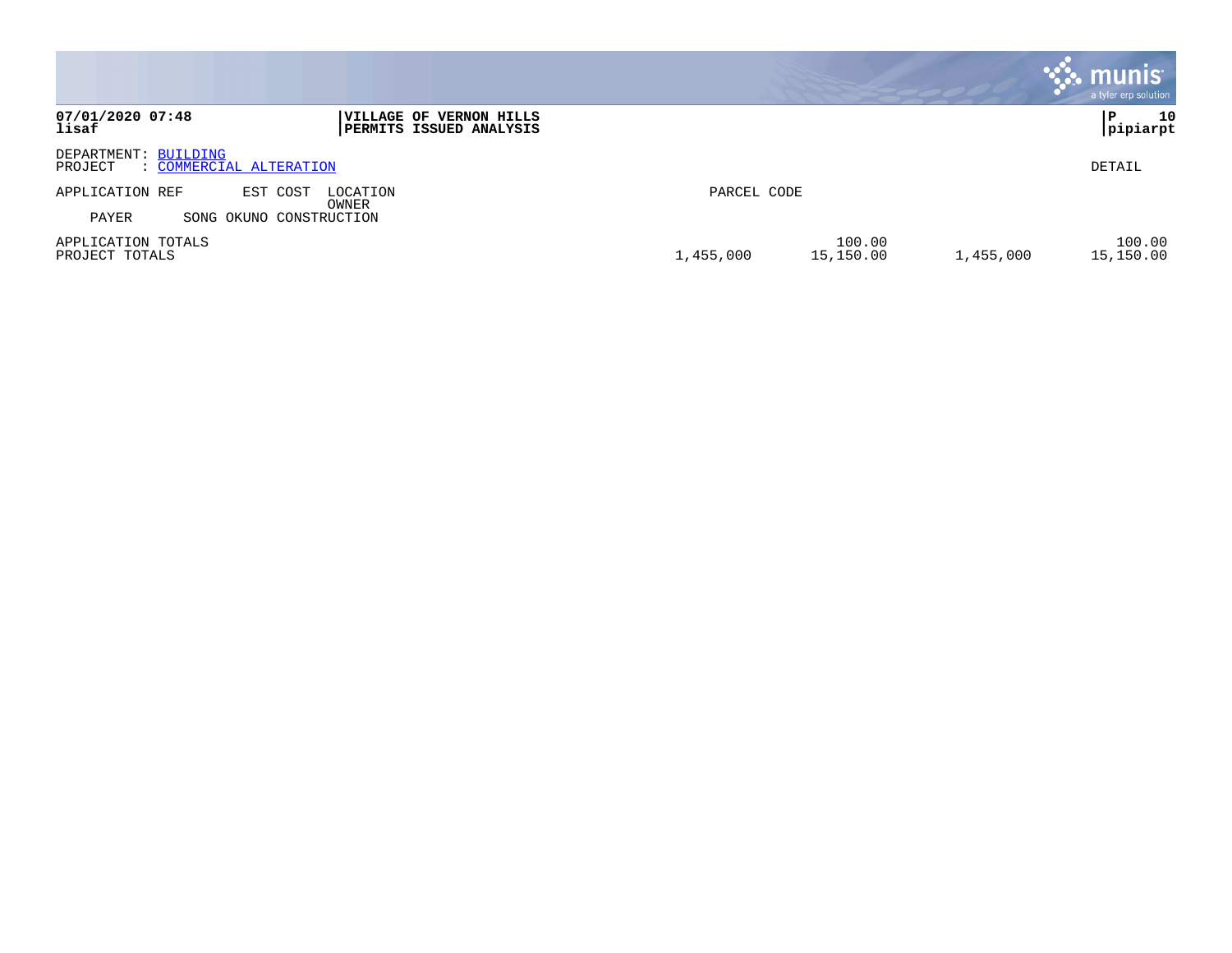**07/01/2020 07:48**
**lisaf**

**VILLAGE OF VERNON HILLS**
**PERMITS ISSUED ANALYSIS**

**pipiarpt**

DEPARTMENT: BUILDING
PROJECT : COMMERCIAL ALTERATION

DETAIL

| APPLICATION REF | EST COST | LOCATION / OWNER | PARCEL CODE | | | |
|---|---|---|---|---|---|---|
| PAYER | SONG OKUNO CONSTRUCTION | | | | | |
| APPLICATION TOTALS | | | | 100.00 | | 100.00 |
| PROJECT TOTALS | | | 1,455,000 | 15,150.00 | 1,455,000 | 15,150.00 |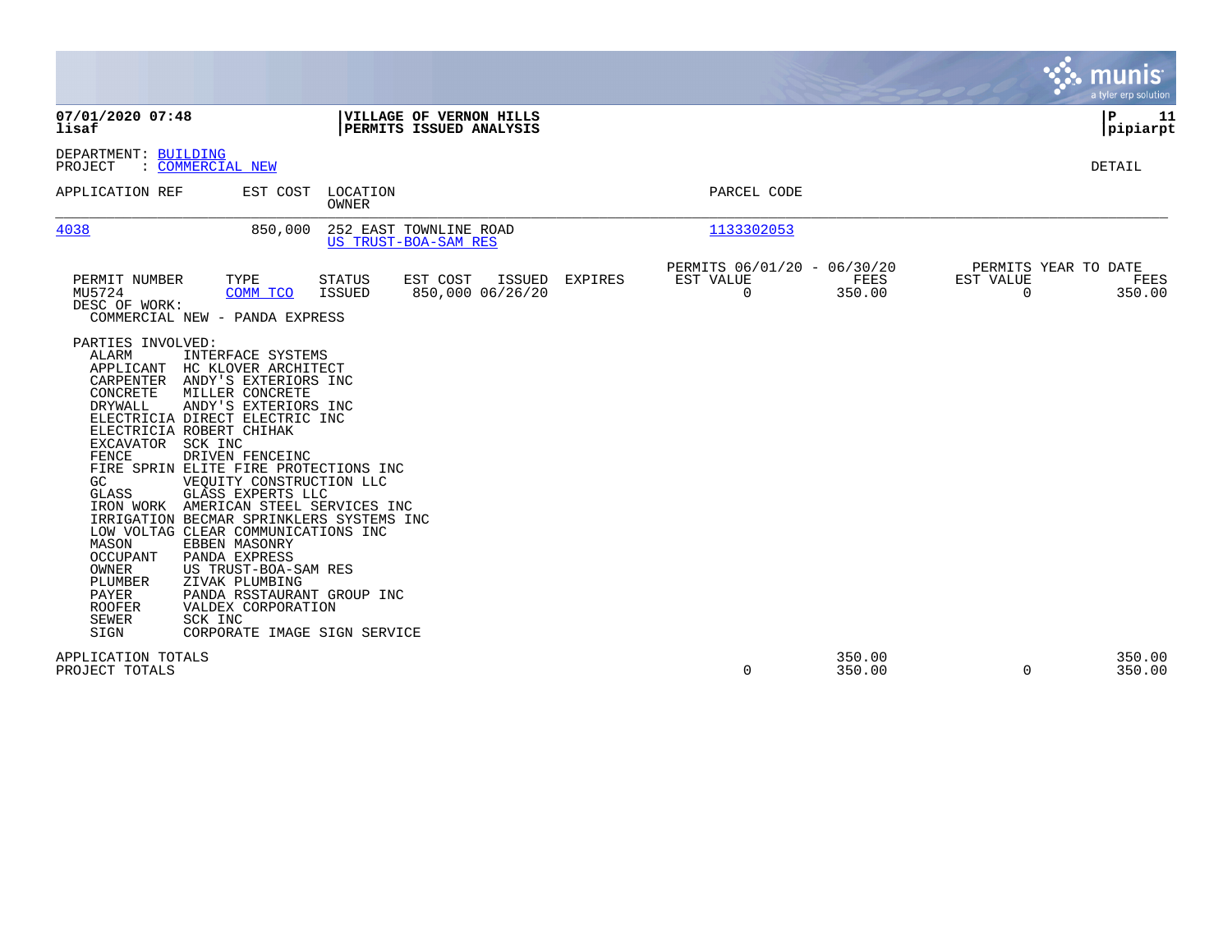**VILLAGE OF VERNON HILLS**
**PERMITS ISSUED ANALYSIS**

DEPARTMENT: BUILDING
PROJECT : COMMERCIAL NEW

DETAIL

| APPLICATION REF | EST COST | LOCATION / OWNER | PARCEL CODE |
|---|---|---|---|
| 4038 | 850,000 | 252 EAST TOWNLINE ROAD / US TRUST-BOA-SAM RES | 1133302053 |

| PERMIT NUMBER | TYPE | STATUS | EST COST | ISSUED | EXPIRES | PERMITS 06/01/20 - 06/30/20 EST VALUE | FEES | PERMITS YEAR TO DATE EST VALUE | FEES |
|---|---|---|---|---|---|---|---|---|---|
| MU5724 | COMM TCO | ISSUED | 850,000 | 06/26/20 | | 0 | 350.00 | 0 | 350.00 |

DESC OF WORK:
COMMERCIAL NEW - PANDA EXPRESS

PARTIES INVOLVED:

| ROLE | NAME |
|---|---|
| ALARM | INTERFACE SYSTEMS |
| APPLICANT | HC KLOVER ARCHITECT |
| CARPENTER | ANDY'S EXTERIORS INC |
| CONCRETE | MILLER CONCRETE |
| DRYWALL | ANDY'S EXTERIORS INC |
| ELECTRICIA | DIRECT ELECTRIC INC |
| ELECTRICIA | ROBERT CHIHAK |
| EXCAVATOR | SCK INC |
| FENCE | DRIVEN FENCEINC |
| FIRE SPRIN | ELITE FIRE PROTECTIONS INC |
| GC | VEQUITY CONSTRUCTION LLC |
| GLASS | GLASS EXPERTS LLC |
| IRON WORK | AMERICAN STEEL SERVICES INC |
| IRRIGATION | BECMAR SPRINKLERS SYSTEMS INC |
| LOW VOLTAG | CLEAR COMMUNICATIONS INC |
| MASON | EBBEN MASONRY |
| OCCUPANT | PANDA EXPRESS |
| OWNER | US TRUST-BOA-SAM RES |
| PLUMBER | ZIVAK PLUMBING |
| PAYER | PANDA RSSTAURANT GROUP INC |
| ROOFER | VALDEX CORPORATION |
| SEWER | SCK INC |
| SIGN | CORPORATE IMAGE SIGN SERVICE |

| | EST VALUE | FEES | EST VALUE (YTD) | FEES (YTD) |
|---|---|---|---|---|
| APPLICATION TOTALS | | 350.00 | | 350.00 |
| PROJECT TOTALS | 0 | 350.00 | 0 | 350.00 |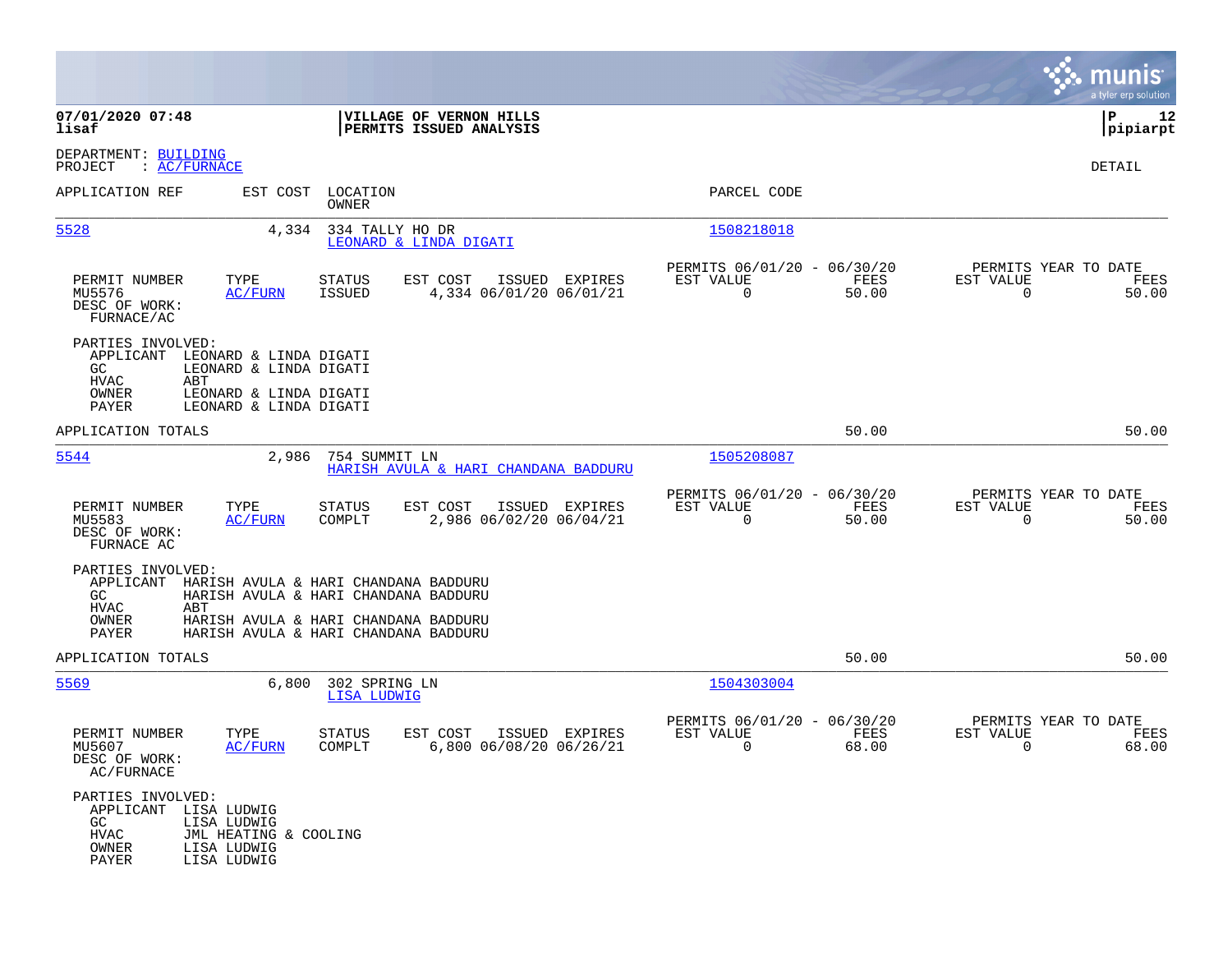**VILLAGE OF VERNON HILLS**
**PERMITS ISSUED ANALYSIS**

07/01/2020 07:48
lisaf

pipiarpt

DEPARTMENT: BUILDING
PROJECT : AC/FURNACE

DETAIL

| APPLICATION REF | EST COST | LOCATION / OWNER | PARCEL CODE |
|---|---|---|---|
| 5528 | 4,334 | 334 TALLY HO DR / LEONARD & LINDA DIGATI | 1508218018 |

| PERMIT NUMBER | TYPE | STATUS | EST COST | ISSUED | EXPIRES | PERMITS 06/01/20 - 06/30/20 EST VALUE | FEES | PERMITS YEAR TO DATE EST VALUE | FEES |
|---|---|---|---|---|---|---|---|---|---|
| MU5576 | AC/FURN | ISSUED | 4,334 | 06/01/20 | 06/01/21 | 0 | 50.00 | 0 | 50.00 |

DESC OF WORK:
FURNACE/AC

PARTIES INVOLVED:
- APPLICANT LEONARD & LINDA DIGATI
- GC LEONARD & LINDA DIGATI
- HVAC ABT
- OWNER LEONARD & LINDA DIGATI
- PAYER LEONARD & LINDA DIGATI

APPLICATION TOTALS 50.00 50.00

| APPLICATION REF | EST COST | LOCATION / OWNER | PARCEL CODE |
|---|---|---|---|
| 5544 | 2,986 | 754 SUMMIT LN / HARISH AVULA & HARI CHANDANA BADDURU | 1505208087 |

| PERMIT NUMBER | TYPE | STATUS | EST COST | ISSUED | EXPIRES | PERMITS 06/01/20 - 06/30/20 EST VALUE | FEES | PERMITS YEAR TO DATE EST VALUE | FEES |
|---|---|---|---|---|---|---|---|---|---|
| MU5583 | AC/FURN | COMPLT | 2,986 | 06/02/20 | 06/04/21 | 0 | 50.00 | 0 | 50.00 |

DESC OF WORK:
FURNACE AC

PARTIES INVOLVED:
- APPLICANT HARISH AVULA & HARI CHANDANA BADDURU
- GC HARISH AVULA & HARI CHANDANA BADDURU
- HVAC ABT
- OWNER HARISH AVULA & HARI CHANDANA BADDURU
- PAYER HARISH AVULA & HARI CHANDANA BADDURU

APPLICATION TOTALS 50.00 50.00

| APPLICATION REF | EST COST | LOCATION / OWNER | PARCEL CODE |
|---|---|---|---|
| 5569 | 6,800 | 302 SPRING LN / LISA LUDWIG | 1504303004 |

| PERMIT NUMBER | TYPE | STATUS | EST COST | ISSUED | EXPIRES | PERMITS 06/01/20 - 06/30/20 EST VALUE | FEES | PERMITS YEAR TO DATE EST VALUE | FEES |
|---|---|---|---|---|---|---|---|---|---|
| MU5607 | AC/FURN | COMPLT | 6,800 | 06/08/20 | 06/26/21 | 0 | 68.00 | 0 | 68.00 |

DESC OF WORK:
AC/FURNACE

PARTIES INVOLVED:
- APPLICANT LISA LUDWIG
- GC LISA LUDWIG
- HVAC JML HEATING & COOLING
- OWNER LISA LUDWIG
- PAYER LISA LUDWIG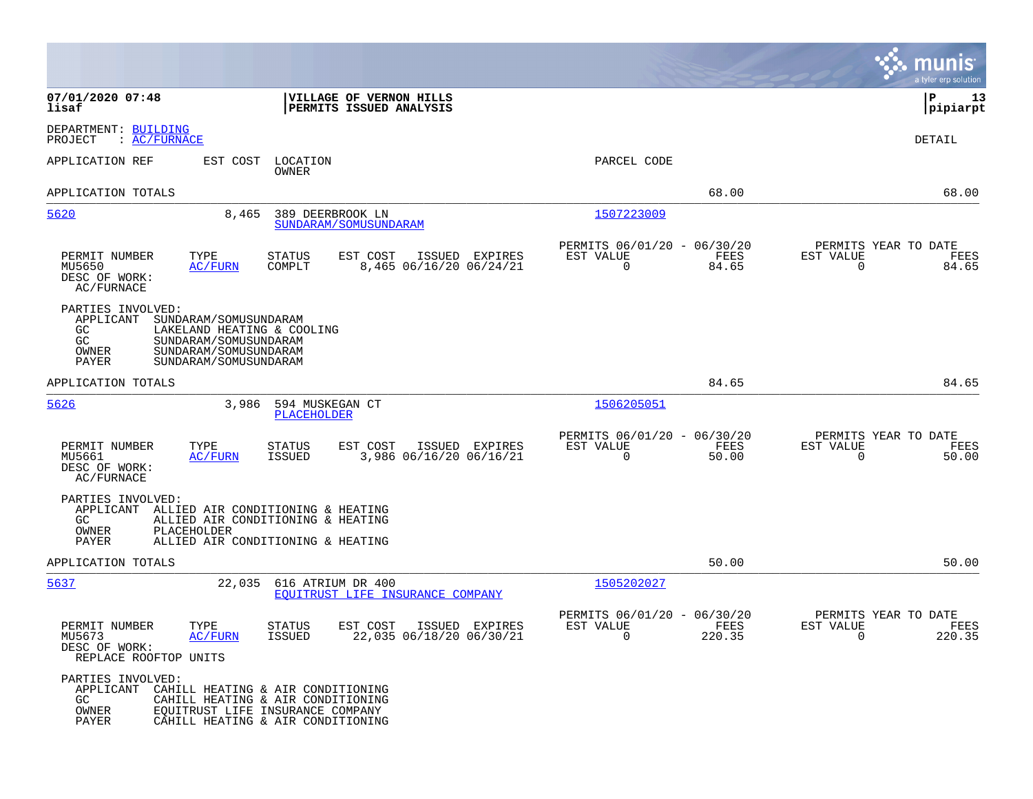07/01/2020 07:48
lisaf

**VILLAGE OF VERNON HILLS**
**PERMITS ISSUED ANALYSIS**

pipiarpt

DEPARTMENT: BUILDING
PROJECT : AC/FURNACE

DETAIL

| APPLICATION REF | EST COST | LOCATION / OWNER | PARCEL CODE | | |
|---|---|---|---|---|---|
| APPLICATION TOTALS | | | | 68.00 | 68.00 |

**5620** — 8,465 — 389 DEERBROOK LN — SUNDARAM/SOMUSUNDARAM — Parcel 1507223009

| PERMIT NUMBER | TYPE | STATUS | EST COST | ISSUED | EXPIRES | PERMITS 06/01/20 - 06/30/20 EST VALUE | FEES | PERMITS YEAR TO DATE EST VALUE | FEES |
|---|---|---|---|---|---|---|---|---|---|
| MU5650 | AC/FURN | COMPLT | 8,465 | 06/16/20 | 06/24/21 | 0 | 84.65 | 0 | 84.65 |

DESC OF WORK:
AC/FURNACE

PARTIES INVOLVED:
- APPLICANT SUNDARAM/SOMUSUNDARAM
- GC LAKELAND HEATING & COOLING
- GC SUNDARAM/SOMUSUNDARAM
- OWNER SUNDARAM/SOMUSUNDARAM
- PAYER SUNDARAM/SOMUSUNDARAM

APPLICATION TOTALS 84.65 84.65

**5626** — 3,986 — 594 MUSKEGAN CT — PLACEHOLDER — Parcel 1506205051

| PERMIT NUMBER | TYPE | STATUS | EST COST | ISSUED | EXPIRES | PERMITS 06/01/20 - 06/30/20 EST VALUE | FEES | PERMITS YEAR TO DATE EST VALUE | FEES |
|---|---|---|---|---|---|---|---|---|---|
| MU5661 | AC/FURN | ISSUED | 3,986 | 06/16/20 | 06/16/21 | 0 | 50.00 | 0 | 50.00 |

DESC OF WORK:
AC/FURNACE

PARTIES INVOLVED:
- APPLICANT ALLIED AIR CONDITIONING & HEATING
- GC ALLIED AIR CONDITIONING & HEATING
- OWNER PLACEHOLDER
- PAYER ALLIED AIR CONDITIONING & HEATING

APPLICATION TOTALS 50.00 50.00

**5637** — 22,035 — 616 ATRIUM DR 400 — EQUITRUST LIFE INSURANCE COMPANY — Parcel 1505202027

| PERMIT NUMBER | TYPE | STATUS | EST COST | ISSUED | EXPIRES | PERMITS 06/01/20 - 06/30/20 EST VALUE | FEES | PERMITS YEAR TO DATE EST VALUE | FEES |
|---|---|---|---|---|---|---|---|---|---|
| MU5673 | AC/FURN | ISSUED | 22,035 | 06/18/20 | 06/30/21 | 0 | 220.35 | 0 | 220.35 |

DESC OF WORK:
REPLACE ROOFTOP UNITS

PARTIES INVOLVED:
- APPLICANT CAHILL HEATING & AIR CONDITIONING
- GC CAHILL HEATING & AIR CONDITIONING
- OWNER EQUITRUST LIFE INSURANCE COMPANY
- PAYER CAHILL HEATING & AIR CONDITIONING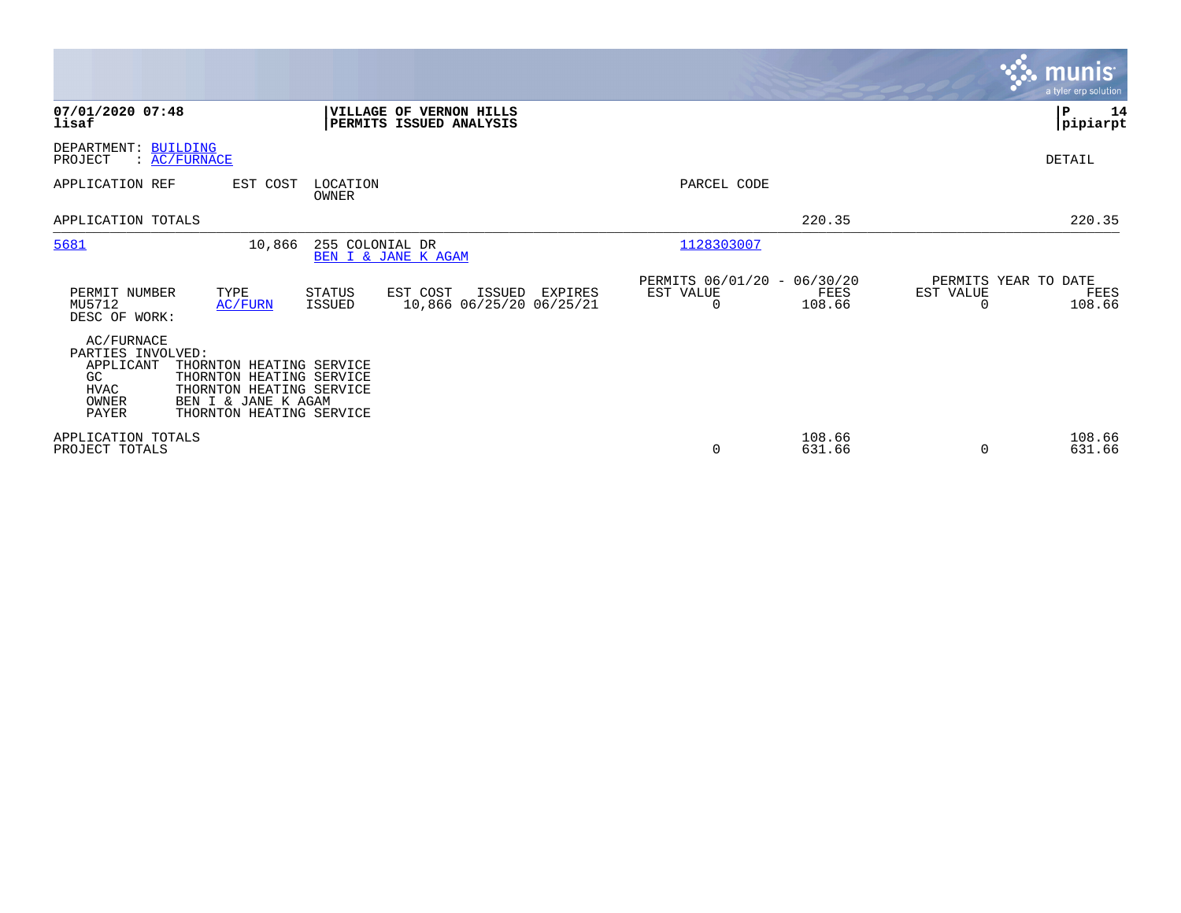**07/01/2020 07:48**
**lisaf**

**VILLAGE OF VERNON HILLS**
**PERMITS ISSUED ANALYSIS**

**P 14**
**pipiarpt**

DEPARTMENT: BUILDING
PROJECT : AC/FURNACE

DETAIL

| APPLICATION REF | EST COST | LOCATION / OWNER | PARCEL CODE | | |
|---|---|---|---|---|---|
| APPLICATION TOTALS | | | | 220.35 | 220.35 |
| 5681 | 10,866 | 255 COLONIAL DR / BEN I & JANE K AGAM | 1128303007 | | |

| PERMIT NUMBER | TYPE | STATUS | EST COST | ISSUED | EXPIRES | PERMITS 06/01/20 - 06/30/20 EST VALUE | FEES | PERMITS YEAR TO DATE EST VALUE | FEES |
|---|---|---|---|---|---|---|---|---|---|
| MU5712 | AC/FURN | ISSUED | 10,866 | 06/25/20 | 06/25/21 | 0 | 108.66 | 0 | 108.66 |

DESC OF WORK:

AC/FURNACE

PARTIES INVOLVED:

| | |
|---|---|
| APPLICANT | THORNTON HEATING SERVICE |
| GC | THORNTON HEATING SERVICE |
| HVAC | THORNTON HEATING SERVICE |
| OWNER | BEN I & JANE K AGAM |
| PAYER | THORNTON HEATING SERVICE |

| | EST VALUE | FEES | EST VALUE | FEES |
|---|---|---|---|---|
| APPLICATION TOTALS | | 108.66 | | 108.66 |
| PROJECT TOTALS | 0 | 631.66 | 0 | 631.66 |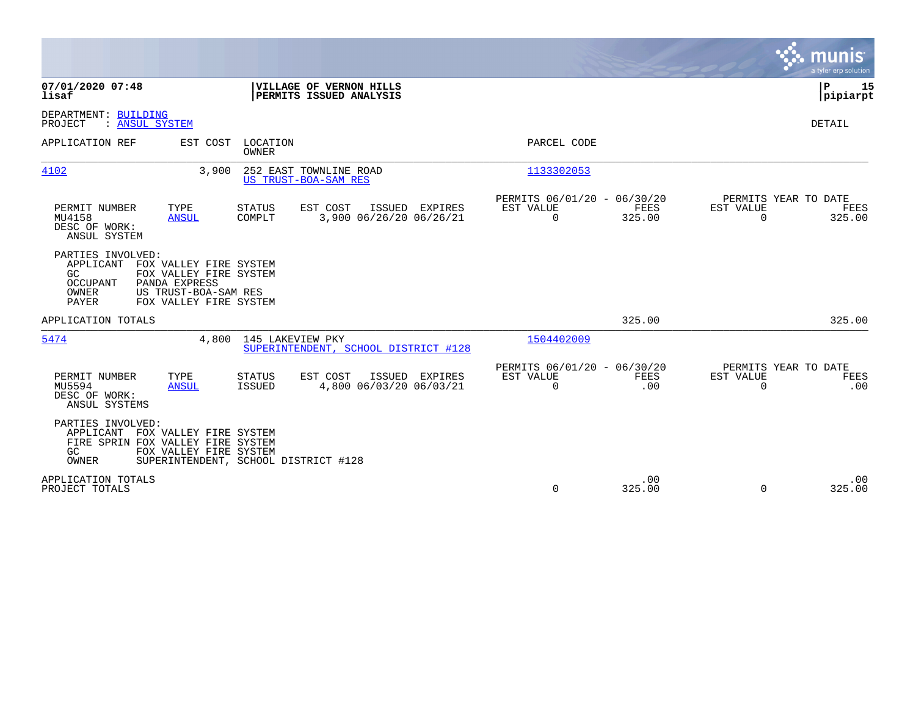**07/01/2020 07:48**
**lisaf**

**VILLAGE OF VERNON HILLS**
**PERMITS ISSUED ANALYSIS**

**P 15**
**pipiarpt**

DEPARTMENT: BUILDING
PROJECT : ANSUL SYSTEM

DETAIL

| APPLICATION REF | EST COST | LOCATION / OWNER | PARCEL CODE |
|---|---|---|---|
| 4102 | 3,900 | 252 EAST TOWNLINE ROAD / US TRUST-BOA-SAM RES | 1133302053 |

| PERMIT NUMBER | TYPE | STATUS | EST COST | ISSUED | EXPIRES | PERMITS 06/01/20 - 06/30/20 EST VALUE | FEES | PERMITS YEAR TO DATE EST VALUE | FEES |
|---|---|---|---|---|---|---|---|---|---|
| MU4158 | ANSUL | COMPLT | 3,900 | 06/26/20 | 06/26/21 | 0 | 325.00 | 0 | 325.00 |

DESC OF WORK:
ANSUL SYSTEM

PARTIES INVOLVED:

| Role | Name |
|---|---|
| APPLICANT | FOX VALLEY FIRE SYSTEM |
| GC | FOX VALLEY FIRE SYSTEM |
| OCCUPANT | PANDA EXPRESS |
| OWNER | US TRUST-BOA-SAM RES |
| PAYER | FOX VALLEY FIRE SYSTEM |

APPLICATION TOTALS — 325.00 — 325.00

| APPLICATION REF | EST COST | LOCATION / OWNER | PARCEL CODE |
|---|---|---|---|
| 5474 | 4,800 | 145 LAKEVIEW PKY / SUPERINTENDENT, SCHOOL DISTRICT #128 | 1504402009 |

| PERMIT NUMBER | TYPE | STATUS | EST COST | ISSUED | EXPIRES | PERMITS 06/01/20 - 06/30/20 EST VALUE | FEES | PERMITS YEAR TO DATE EST VALUE | FEES |
|---|---|---|---|---|---|---|---|---|---|
| MU5594 | ANSUL | ISSUED | 4,800 | 06/03/20 | 06/03/21 | 0 | .00 | 0 | .00 |

DESC OF WORK:
ANSUL SYSTEMS

PARTIES INVOLVED:

| Role | Name |
|---|---|
| APPLICANT | FOX VALLEY FIRE SYSTEM |
| FIRE SPRIN | FOX VALLEY FIRE SYSTEM |
| GC | FOX VALLEY FIRE SYSTEM |
| OWNER | SUPERINTENDENT, SCHOOL DISTRICT #128 |

| | EST VALUE | FEES | YTD EST VALUE | YTD FEES |
|---|---|---|---|---|
| APPLICATION TOTALS | | .00 | | .00 |
| PROJECT TOTALS | 0 | 325.00 | 0 | 325.00 |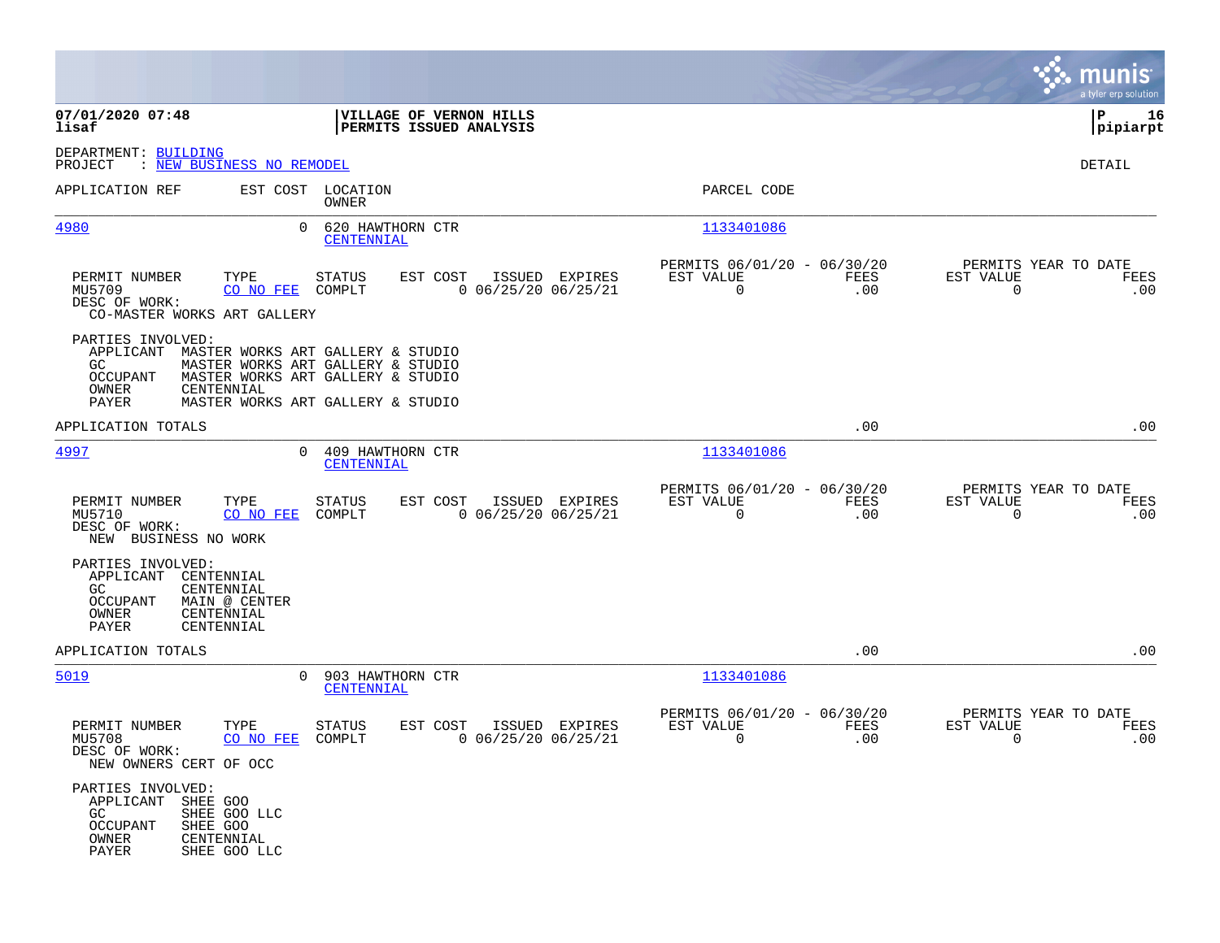07/01/2020 07:48 | VILLAGE OF VERNON HILLS | P 16
lisaf | PERMITS ISSUED ANALYSIS | pipiarpt

DEPARTMENT: BUILDING
PROJECT : NEW BUSINESS NO REMODEL

DETAIL

| APPLICATION REF | EST COST | LOCATION / OWNER | PARCEL CODE |
|---|---|---|---|
| 4980 | 0 | 620 HAWTHORN CTR / CENTENNIAL | 1133401086 |

| PERMIT NUMBER | TYPE | STATUS | EST COST | ISSUED | EXPIRES | PERMITS 06/01/20 - 06/30/20 EST VALUE | FEES | PERMITS YEAR TO DATE EST VALUE | FEES |
|---|---|---|---|---|---|---|---|---|---|
| MU5709 | CO NO FEE | COMPLT | 0 | 06/25/20 | 06/25/21 | 0 | .00 | 0 | .00 |

DESC OF WORK:
CO-MASTER WORKS ART GALLERY

PARTIES INVOLVED:
- APPLICANT MASTER WORKS ART GALLERY & STUDIO
- GC MASTER WORKS ART GALLERY & STUDIO
- OCCUPANT MASTER WORKS ART GALLERY & STUDIO
- OWNER CENTENNIAL
- PAYER MASTER WORKS ART GALLERY & STUDIO

APPLICATION TOTALS .00 .00

| APPLICATION REF | EST COST | LOCATION / OWNER | PARCEL CODE |
|---|---|---|---|
| 4997 | 0 | 409 HAWTHORN CTR / CENTENNIAL | 1133401086 |

| PERMIT NUMBER | TYPE | STATUS | EST COST | ISSUED | EXPIRES | PERMITS 06/01/20 - 06/30/20 EST VALUE | FEES | PERMITS YEAR TO DATE EST VALUE | FEES |
|---|---|---|---|---|---|---|---|---|---|
| MU5710 | CO NO FEE | COMPLT | 0 | 06/25/20 | 06/25/21 | 0 | .00 | 0 | .00 |

DESC OF WORK:
NEW BUSINESS NO WORK

PARTIES INVOLVED:
- APPLICANT CENTENNIAL
- GC CENTENNIAL
- OCCUPANT MAIN @ CENTER
- OWNER CENTENNIAL
- PAYER CENTENNIAL

APPLICATION TOTALS .00 .00

| APPLICATION REF | EST COST | LOCATION / OWNER | PARCEL CODE |
|---|---|---|---|
| 5019 | 0 | 903 HAWTHORN CTR / CENTENNIAL | 1133401086 |

| PERMIT NUMBER | TYPE | STATUS | EST COST | ISSUED | EXPIRES | PERMITS 06/01/20 - 06/30/20 EST VALUE | FEES | PERMITS YEAR TO DATE EST VALUE | FEES |
|---|---|---|---|---|---|---|---|---|---|
| MU5708 | CO NO FEE | COMPLT | 0 | 06/25/20 | 06/25/21 | 0 | .00 | 0 | .00 |

DESC OF WORK:
NEW OWNERS CERT OF OCC

PARTIES INVOLVED:
- APPLICANT SHEE GOO
- GC SHEE GOO LLC
- OCCUPANT SHEE GOO
- OWNER CENTENNIAL
- PAYER SHEE GOO LLC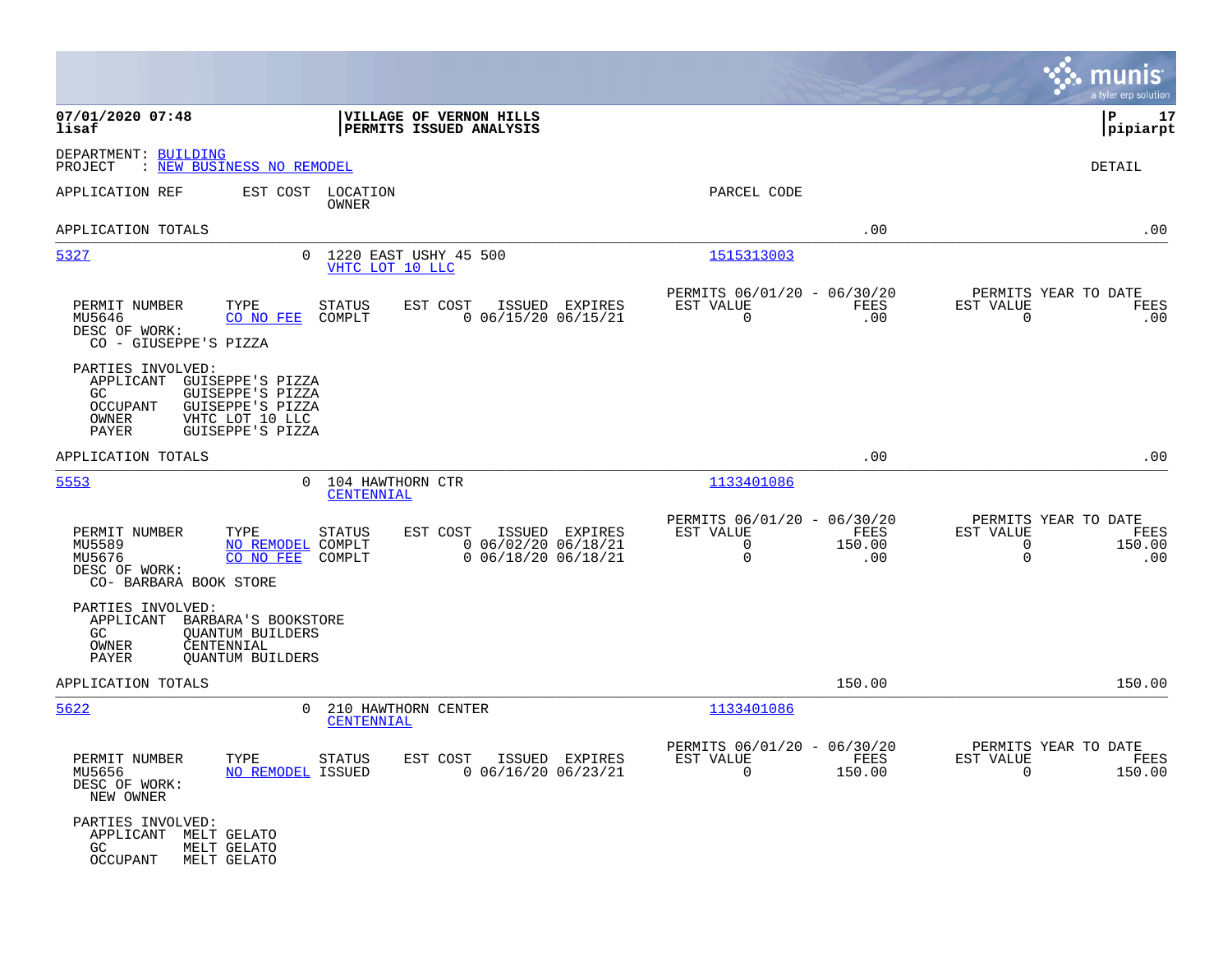DEPARTMENT: BUILDING
PROJECT : NEW BUSINESS NO REMODEL

DETAIL

| APPLICATION REF | EST COST | LOCATION / OWNER | PARCEL CODE | | |
|---|---|---|---|---|---|
| APPLICATION TOTALS | | | | .00 | .00 |
| 5327 | 0 | 1220 EAST USHY 45 500 / VHTC LOT 10 LLC | 1515313003 | | |

| PERMIT NUMBER | TYPE | STATUS | EST COST | ISSUED | EXPIRES | PERMITS 06/01/20 - 06/30/20 EST VALUE | FEES | PERMITS YEAR TO DATE EST VALUE | FEES |
|---|---|---|---|---|---|---|---|---|---|
| MU5646 | CO NO FEE | COMPLT | 0 | 06/15/20 | 06/15/21 | 0 | .00 | 0 | .00 |

DESC OF WORK:
CO - GIUSEPPE'S PIZZA

PARTIES INVOLVED:
- APPLICANT GUISEPPE'S PIZZA
- GC GUISEPPE'S PIZZA
- OCCUPANT GUISEPPE'S PIZZA
- OWNER VHTC LOT 10 LLC
- PAYER GUISEPPE'S PIZZA

| APPLICATION REF | EST COST | LOCATION / OWNER | PARCEL CODE | | |
|---|---|---|---|---|---|
| APPLICATION TOTALS | | | | .00 | .00 |
| 5553 | 0 | 104 HAWTHORN CTR / CENTENNIAL | 1133401086 | | |

| PERMIT NUMBER | TYPE | STATUS | EST COST | ISSUED | EXPIRES | PERMITS 06/01/20 - 06/30/20 EST VALUE | FEES | PERMITS YEAR TO DATE EST VALUE | FEES |
|---|---|---|---|---|---|---|---|---|---|
| MU5589 | NO REMODEL | COMPLT | 0 | 06/02/20 | 06/18/21 | 0 | 150.00 | 0 | 150.00 |
| MU5676 | CO NO FEE | COMPLT | 0 | 06/18/20 | 06/18/21 | 0 | .00 | 0 | .00 |

DESC OF WORK:
CO- BARBARA BOOK STORE

PARTIES INVOLVED:
- APPLICANT BARBARA'S BOOKSTORE
- GC QUANTUM BUILDERS
- OWNER CENTENNIAL
- PAYER QUANTUM BUILDERS

| APPLICATION REF | EST COST | LOCATION / OWNER | PARCEL CODE | | |
|---|---|---|---|---|---|
| APPLICATION TOTALS | | | | 150.00 | 150.00 |
| 5622 | 0 | 210 HAWTHORN CENTER / CENTENNIAL | 1133401086 | | |

| PERMIT NUMBER | TYPE | STATUS | EST COST | ISSUED | EXPIRES | PERMITS 06/01/20 - 06/30/20 EST VALUE | FEES | PERMITS YEAR TO DATE EST VALUE | FEES |
|---|---|---|---|---|---|---|---|---|---|
| MU5656 | NO REMODEL | ISSUED | 0 | 06/16/20 | 06/23/21 | 0 | 150.00 | 0 | 150.00 |

DESC OF WORK:
NEW OWNER

PARTIES INVOLVED:
- APPLICANT MELT GELATO
- GC MELT GELATO
- OCCUPANT MELT GELATO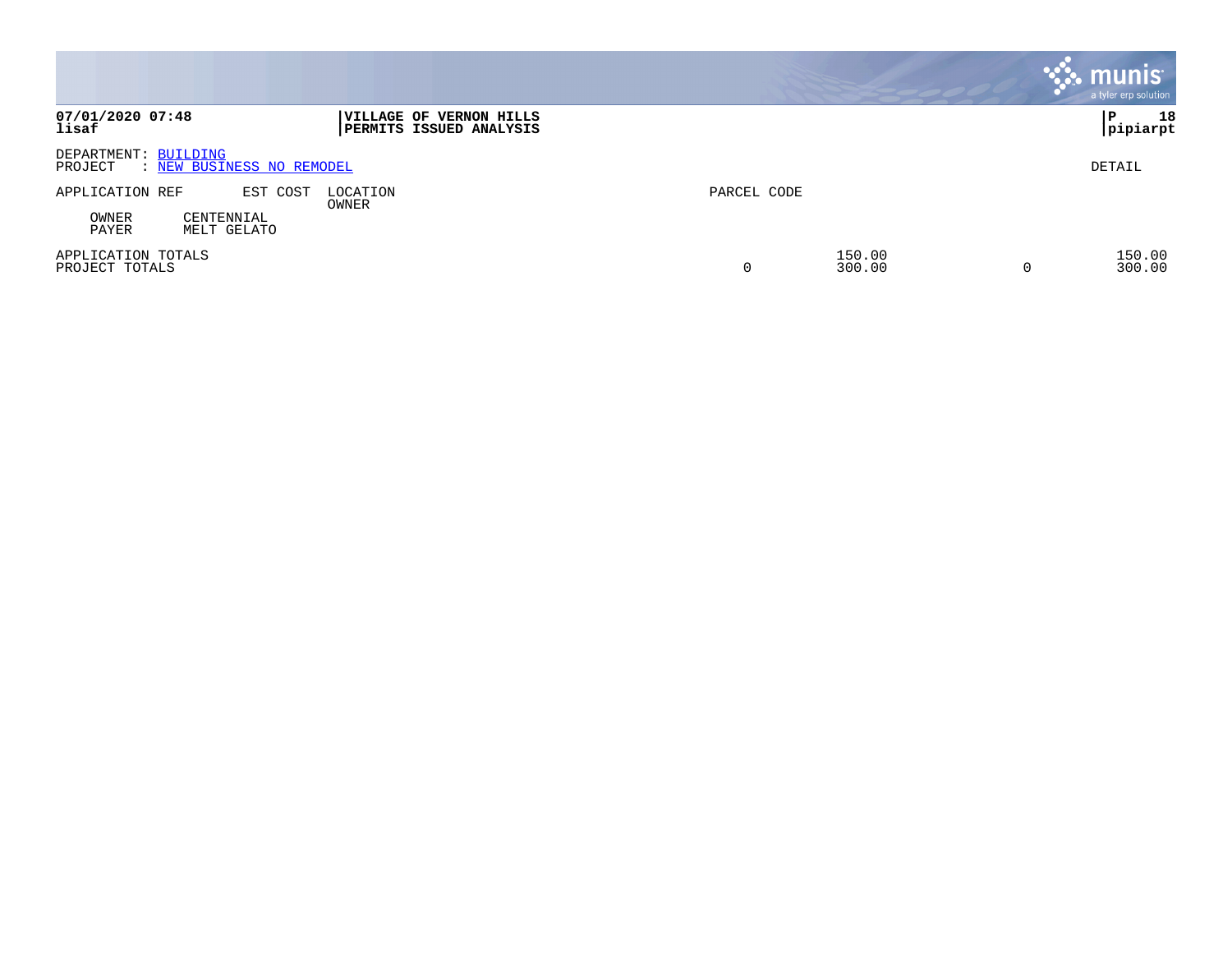**VILLAGE OF VERNON HILLS**
**PERMITS ISSUED ANALYSIS**

**07/01/2020 07:48**
**lisaf**

**pipiarpt**

DEPARTMENT: BUILDING
PROJECT : NEW BUSINESS NO REMODEL

DETAIL

| APPLICATION REF | EST COST | LOCATION / OWNER | PARCEL CODE | | | |
|---|---|---|---|---|---|---|
| OWNER | CENTENNIAL | | | | | |
| PAYER | MELT GELATO | | | | | |
| APPLICATION TOTALS | | | | 150.00 | | 150.00 |
| PROJECT TOTALS | | | 0 | 300.00 | 0 | 300.00 |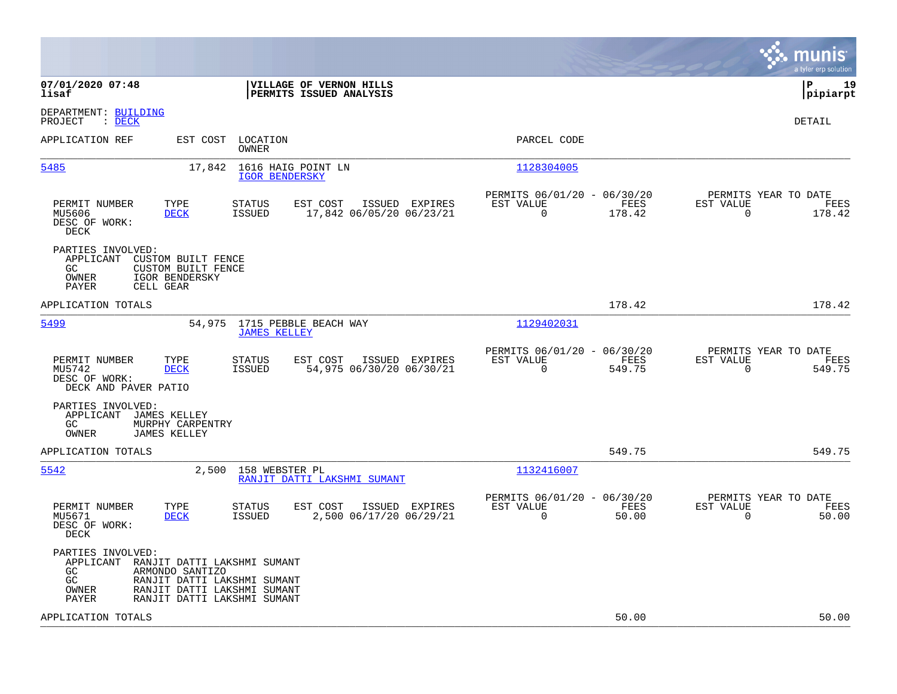**07/01/2020 07:48**
**lisaf**

**VILLAGE OF VERNON HILLS**
**PERMITS ISSUED ANALYSIS**

**P 19**
**pipiarpt**

DEPARTMENT: BUILDING
PROJECT : DECK

DETAIL

| APPLICATION REF | EST COST | LOCATION / OWNER | PARCEL CODE |
|---|---|---|---|
| 5485 | 17,842 | 1616 HAIG POINT LN / IGOR BENDERSKY | 1128304005 |

| PERMIT NUMBER | TYPE | STATUS | EST COST | ISSUED | EXPIRES | PERMITS 06/01/20 - 06/30/20 EST VALUE | FEES | PERMITS YEAR TO DATE EST VALUE | FEES |
|---|---|---|---|---|---|---|---|---|---|
| MU5606 | DECK | ISSUED | 17,842 | 06/05/20 | 06/23/21 | 0 | 178.42 | 0 | 178.42 |

DESC OF WORK:
DECK

PARTIES INVOLVED:
- APPLICANT CUSTOM BUILT FENCE
- GC CUSTOM BUILT FENCE
- OWNER IGOR BENDERSKY
- PAYER CELL GEAR

APPLICATION TOTALS 178.42 178.42

| APPLICATION REF | EST COST | LOCATION / OWNER | PARCEL CODE |
|---|---|---|---|
| 5499 | 54,975 | 1715 PEBBLE BEACH WAY / JAMES KELLEY | 1129402031 |

| PERMIT NUMBER | TYPE | STATUS | EST COST | ISSUED | EXPIRES | PERMITS 06/01/20 - 06/30/20 EST VALUE | FEES | PERMITS YEAR TO DATE EST VALUE | FEES |
|---|---|---|---|---|---|---|---|---|---|
| MU5742 | DECK | ISSUED | 54,975 | 06/30/20 | 06/30/21 | 0 | 549.75 | 0 | 549.75 |

DESC OF WORK:
DECK AND PAVER PATIO

PARTIES INVOLVED:
- APPLICANT JAMES KELLEY
- GC MURPHY CARPENTRY
- OWNER JAMES KELLEY

APPLICATION TOTALS 549.75 549.75

| APPLICATION REF | EST COST | LOCATION / OWNER | PARCEL CODE |
|---|---|---|---|
| 5542 | 2,500 | 158 WEBSTER PL / RANJIT DATTI LAKSHMI SUMANT | 1132416007 |

| PERMIT NUMBER | TYPE | STATUS | EST COST | ISSUED | EXPIRES | PERMITS 06/01/20 - 06/30/20 EST VALUE | FEES | PERMITS YEAR TO DATE EST VALUE | FEES |
|---|---|---|---|---|---|---|---|---|---|
| MU5671 | DECK | ISSUED | 2,500 | 06/17/20 | 06/29/21 | 0 | 50.00 | 0 | 50.00 |

DESC OF WORK:
DECK

PARTIES INVOLVED:
- APPLICANT RANJIT DATTI LAKSHMI SUMANT
- GC ARMONDO SANTIZO
- GC RANJIT DATTI LAKSHMI SUMANT
- OWNER RANJIT DATTI LAKSHMI SUMANT
- PAYER RANJIT DATTI LAKSHMI SUMANT

APPLICATION TOTALS 50.00 50.00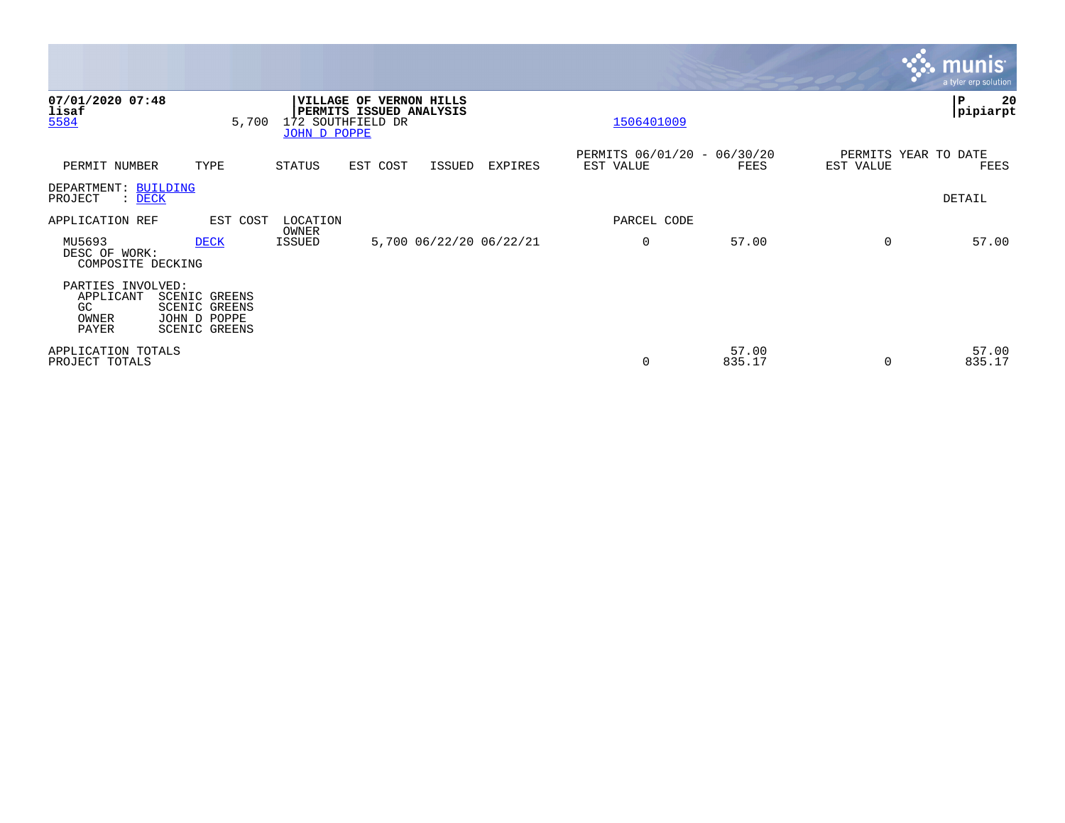07/01/2020 07:48
lisaf
5584 5,700 172 SOUTHFIELD DR JOHN D POPPE

**VILLAGE OF VERNON HILLS**
**PERMITS ISSUED ANALYSIS**

1506401009

pipiarpt

| PERMIT NUMBER | TYPE | STATUS | EST COST | ISSUED | EXPIRES | PERMITS 06/01/20 - 06/30/20 EST VALUE | FEES | PERMITS YEAR TO DATE EST VALUE | FEES |
|---|---|---|---|---|---|---|---|---|---|

DEPARTMENT: BUILDING
PROJECT : DECK

DETAIL

| APPLICATION REF | EST COST | LOCATION OWNER | | | | PARCEL CODE | | | |
|---|---|---|---|---|---|---|---|---|---|
| MU5693 | DECK | ISSUED | 5,700 | 06/22/20 | 06/22/21 | 0 | 57.00 | 0 | 57.00 |

DESC OF WORK:
COMPOSITE DECKING

PARTIES INVOLVED:
APPLICANT SCENIC GREENS
GC SCENIC GREENS
OWNER JOHN D POPPE
PAYER SCENIC GREENS

| | EST VALUE | FEES | EST VALUE | FEES |
|---|---|---|---|---|
| APPLICATION TOTALS | | 57.00 | | 57.00 |
| PROJECT TOTALS | 0 | 835.17 | 0 | 835.17 |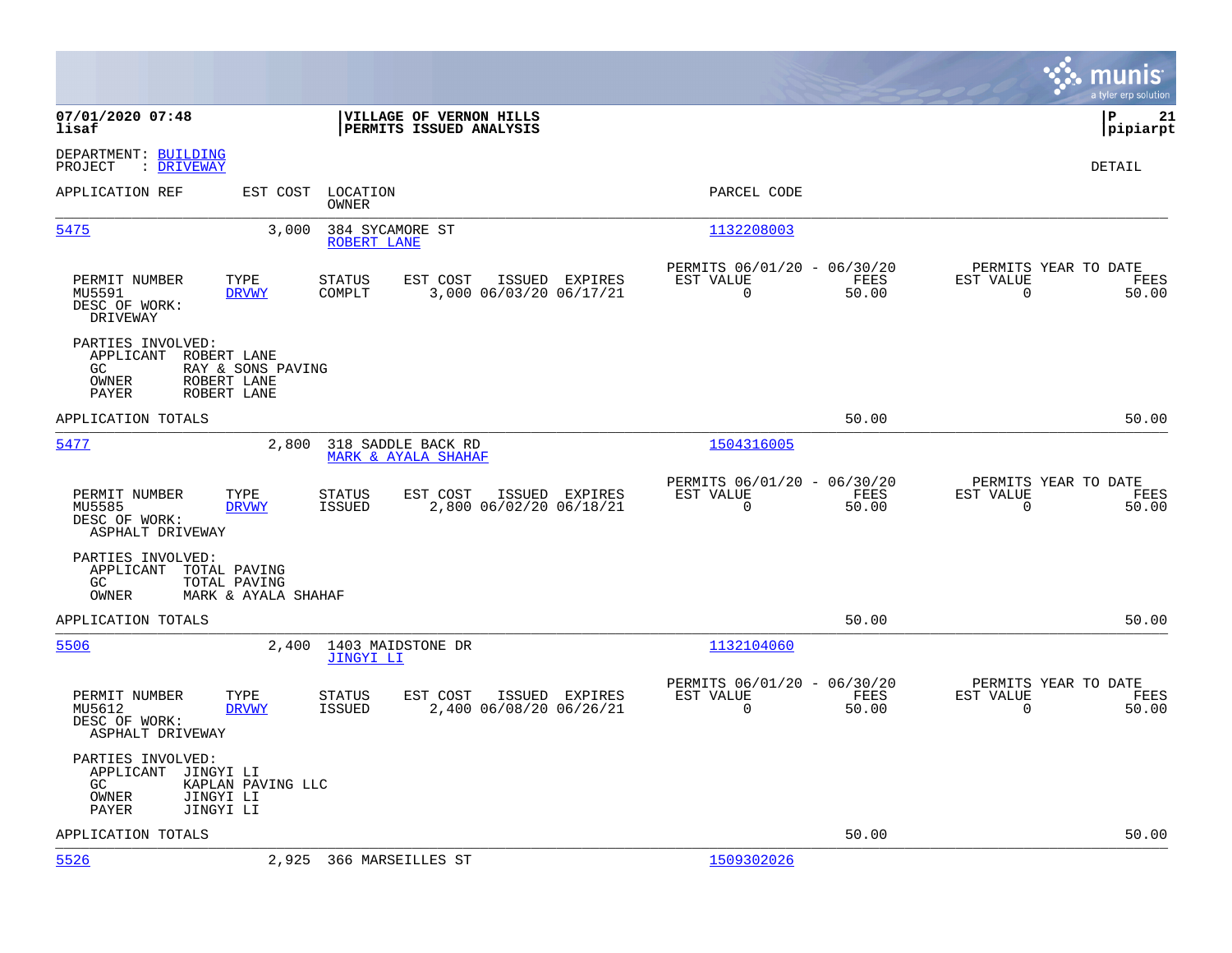07/01/2020 07:48 **VILLAGE OF VERNON HILLS**
lisaf **PERMITS ISSUED ANALYSIS**

P 21
pipiarpt

DEPARTMENT: BUILDING
PROJECT : DRIVEWAY

DETAIL

| APPLICATION REF | EST COST | LOCATION / OWNER | PARCEL CODE |
|---|---|---|---|
| 5475 | 3,000 | 384 SYCAMORE ST / ROBERT LANE | 1132208003 |

| PERMIT NUMBER | TYPE | STATUS | EST COST | ISSUED | EXPIRES | PERMITS 06/01/20 - 06/30/20 EST VALUE | FEES | PERMITS YEAR TO DATE EST VALUE | FEES |
|---|---|---|---|---|---|---|---|---|---|
| MU5591 | DRVWY | COMPLT | 3,000 | 06/03/20 | 06/17/21 | 0 | 50.00 | 0 | 50.00 |

DESC OF WORK:
DRIVEWAY

PARTIES INVOLVED:
APPLICANT ROBERT LANE
GC RAY & SONS PAVING
OWNER ROBERT LANE
PAYER ROBERT LANE

APPLICATION TOTALS 50.00 50.00

| APPLICATION REF | EST COST | LOCATION / OWNER | PARCEL CODE |
|---|---|---|---|
| 5477 | 2,800 | 318 SADDLE BACK RD / MARK & AYALA SHAHAF | 1504316005 |

| PERMIT NUMBER | TYPE | STATUS | EST COST | ISSUED | EXPIRES | PERMITS 06/01/20 - 06/30/20 EST VALUE | FEES | PERMITS YEAR TO DATE EST VALUE | FEES |
|---|---|---|---|---|---|---|---|---|---|
| MU5585 | DRVWY | ISSUED | 2,800 | 06/02/20 | 06/18/21 | 0 | 50.00 | 0 | 50.00 |

DESC OF WORK:
ASPHALT DRIVEWAY

PARTIES INVOLVED:
APPLICANT TOTAL PAVING
GC TOTAL PAVING
OWNER MARK & AYALA SHAHAF

APPLICATION TOTALS 50.00 50.00

| APPLICATION REF | EST COST | LOCATION / OWNER | PARCEL CODE |
|---|---|---|---|
| 5506 | 2,400 | 1403 MAIDSTONE DR / JINGYI LI | 1132104060 |

| PERMIT NUMBER | TYPE | STATUS | EST COST | ISSUED | EXPIRES | PERMITS 06/01/20 - 06/30/20 EST VALUE | FEES | PERMITS YEAR TO DATE EST VALUE | FEES |
|---|---|---|---|---|---|---|---|---|---|
| MU5612 | DRVWY | ISSUED | 2,400 | 06/08/20 | 06/26/21 | 0 | 50.00 | 0 | 50.00 |

DESC OF WORK:
ASPHALT DRIVEWAY

PARTIES INVOLVED:
APPLICANT JINGYI LI
GC KAPLAN PAVING LLC
OWNER JINGYI LI
PAYER JINGYI LI

APPLICATION TOTALS 50.00 50.00

| APPLICATION REF | EST COST | LOCATION / OWNER | PARCEL CODE |
|---|---|---|---|
| 5526 | 2,925 | 366 MARSEILLES ST | 1509302026 |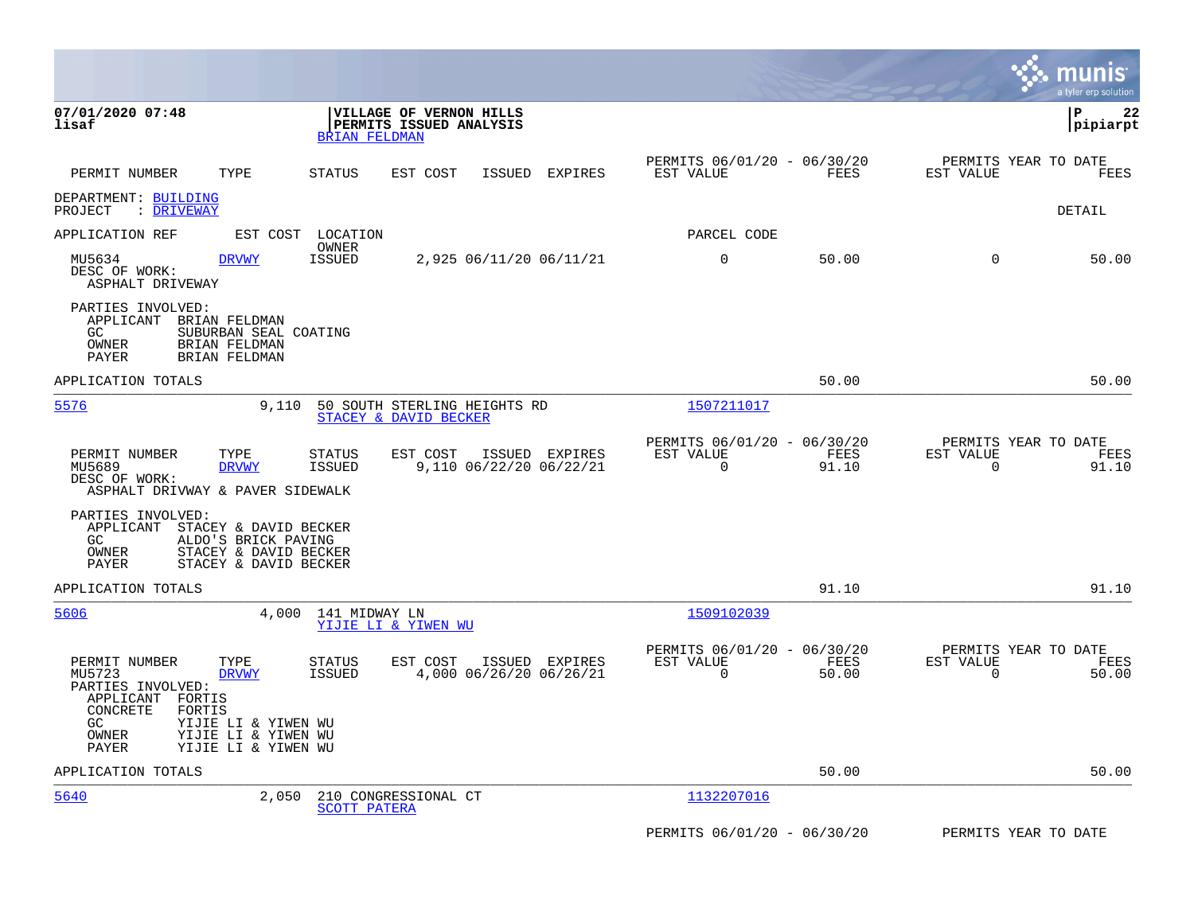**07/01/2020 07:48**
**lisaf**

**VILLAGE OF VERNON HILLS**
**PERMITS ISSUED ANALYSIS**
BRIAN FELDMAN

**P 22**
**pipiarpt**

| PERMIT NUMBER | TYPE | STATUS | EST COST | ISSUED | EXPIRES | PERMITS 06/01/20 - 06/30/20 EST VALUE | FEES | PERMITS YEAR TO DATE EST VALUE | FEES |
|---|---|---|---|---|---|---|---|---|---|

DEPARTMENT: BUILDING
PROJECT : DRIVEWAY

DETAIL

APPLICATION REF | EST COST | LOCATION / OWNER | PARCEL CODE

| PERMIT NUMBER | TYPE | STATUS | EST COST | ISSUED | EXPIRES | EST VALUE | FEES | EST VALUE | FEES |
|---|---|---|---|---|---|---|---|---|---|
| MU5634 | DRVWY | ISSUED | 2,925 | 06/11/20 | 06/11/21 | 0 | 50.00 | 0 | 50.00 |

DESC OF WORK:
ASPHALT DRIVEWAY

PARTIES INVOLVED:
APPLICANT BRIAN FELDMAN
GC SUBURBAN SEAL COATING
OWNER BRIAN FELDMAN
PAYER BRIAN FELDMAN

APPLICATION TOTALS 50.00 50.00

---

5576 9,110 50 SOUTH STERLING HEIGHTS RD 1507211017
STACEY & DAVID BECKER

| PERMIT NUMBER | TYPE | STATUS | EST COST | ISSUED | EXPIRES | PERMITS 06/01/20 - 06/30/20 EST VALUE | FEES | PERMITS YEAR TO DATE EST VALUE | FEES |
|---|---|---|---|---|---|---|---|---|---|
| MU5689 | DRVWY | ISSUED | 9,110 | 06/22/20 | 06/22/21 | 0 | 91.10 | 0 | 91.10 |

DESC OF WORK:
ASPHALT DRIVWAY & PAVER SIDEWALK

PARTIES INVOLVED:
APPLICANT STACEY & DAVID BECKER
GC ALDO'S BRICK PAVING
OWNER STACEY & DAVID BECKER
PAYER STACEY & DAVID BECKER

APPLICATION TOTALS 91.10 91.10

---

5606 4,000 141 MIDWAY LN 1509102039
YIJIE LI & YIWEN WU

| PERMIT NUMBER | TYPE | STATUS | EST COST | ISSUED | EXPIRES | PERMITS 06/01/20 - 06/30/20 EST VALUE | FEES | PERMITS YEAR TO DATE EST VALUE | FEES |
|---|---|---|---|---|---|---|---|---|---|
| MU5723 | DRVWY | ISSUED | 4,000 | 06/26/20 | 06/26/21 | 0 | 50.00 | 0 | 50.00 |

PARTIES INVOLVED:
APPLICANT FORTIS
CONCRETE FORTIS
GC YIJIE LI & YIWEN WU
OWNER YIJIE LI & YIWEN WU
PAYER YIJIE LI & YIWEN WU

APPLICATION TOTALS 50.00 50.00

---

5640 2,050 210 CONGRESSIONAL CT 1132207016
SCOTT PATERA

PERMITS 06/01/20 - 06/30/20 PERMITS YEAR TO DATE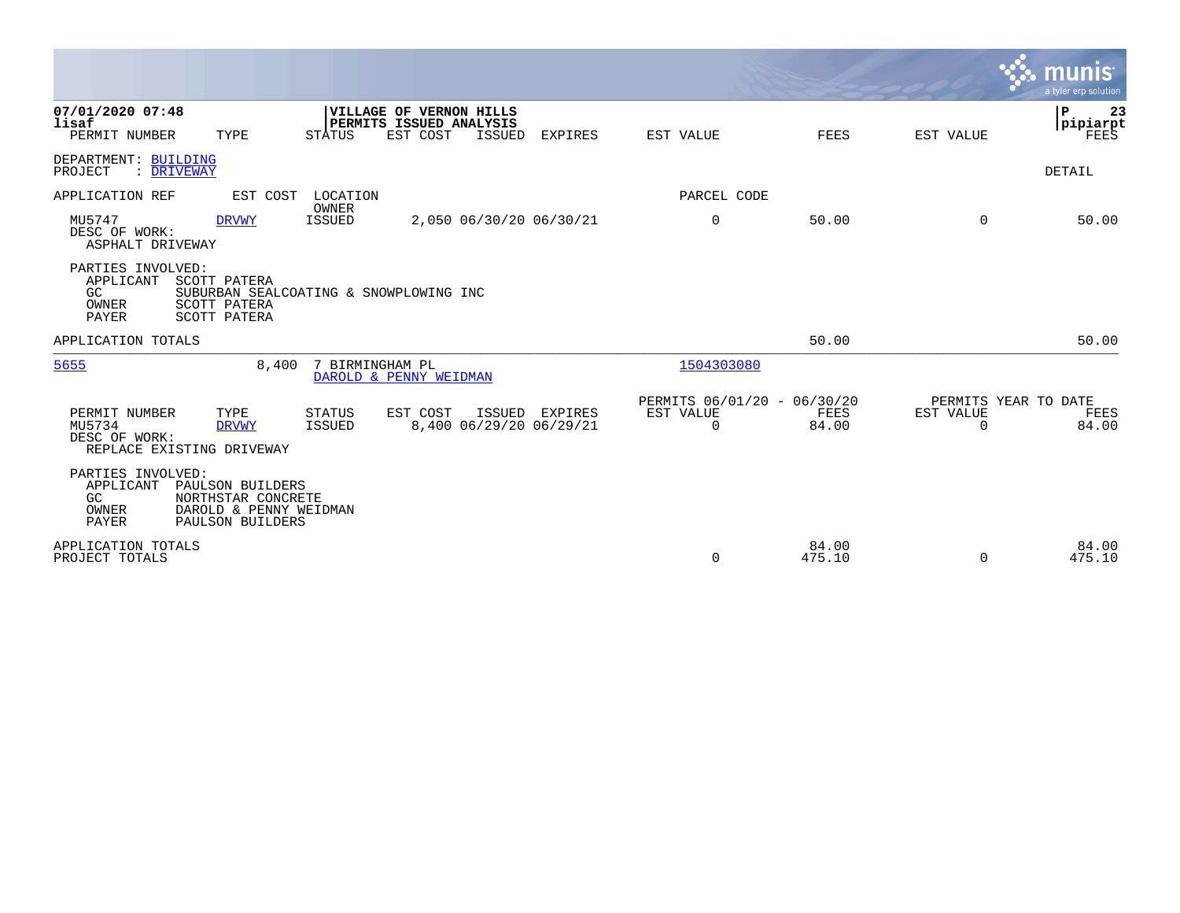07/01/2020 07:48
lisaf

**VILLAGE OF VERNON HILLS**
**PERMITS ISSUED ANALYSIS**

P 23
pipiarpt

| PERMIT NUMBER | TYPE | STATUS | EST COST | ISSUED | EXPIRES | EST VALUE | FEES | EST VALUE | FEES |
|---|---|---|---|---|---|---|---|---|---|

DEPARTMENT: BUILDING
PROJECT : DRIVEWAY

DETAIL

| APPLICATION REF | EST COST | LOCATION / OWNER | | | | PARCEL CODE | | | |
|---|---|---|---|---|---|---|---|---|---|
| MU5747 | DRVWY | ISSUED | 2,050 | 06/30/20 | 06/30/21 | 0 | 50.00 | 0 | 50.00 |

DESC OF WORK:
ASPHALT DRIVEWAY

PARTIES INVOLVED:
APPLICANT SCOTT PATERA
GC SUBURBAN SEALCOATING & SNOWPLOWING INC
OWNER SCOTT PATERA
PAYER SCOTT PATERA

| APPLICATION TOTALS | | | 50.00 | | 50.00 |
|---|---|---|---|---|---|

| 5655 | 8,400 | 7 BIRMINGHAM PL / DAROLD & PENNY WEIDMAN | 1504303080 |
|---|---|---|---|

| | | | | | | PERMITS 06/01/20 - 06/30/20 | | PERMITS YEAR TO DATE | |
|---|---|---|---|---|---|---|---|---|---|
| PERMIT NUMBER | TYPE | STATUS | EST COST | ISSUED | EXPIRES | EST VALUE | FEES | EST VALUE | FEES |
| MU5734 | DRVWY | ISSUED | 8,400 | 06/29/20 | 06/29/21 | 0 | 84.00 | 0 | 84.00 |

DESC OF WORK:
REPLACE EXISTING DRIVEWAY

PARTIES INVOLVED:
APPLICANT PAULSON BUILDERS
GC NORTHSTAR CONCRETE
OWNER DAROLD & PENNY WEIDMAN
PAYER PAULSON BUILDERS

| | EST VALUE | FEES | EST VALUE | FEES |
|---|---|---|---|---|
| APPLICATION TOTALS | | 84.00 | | 84.00 |
| PROJECT TOTALS | 0 | 475.10 | 0 | 475.10 |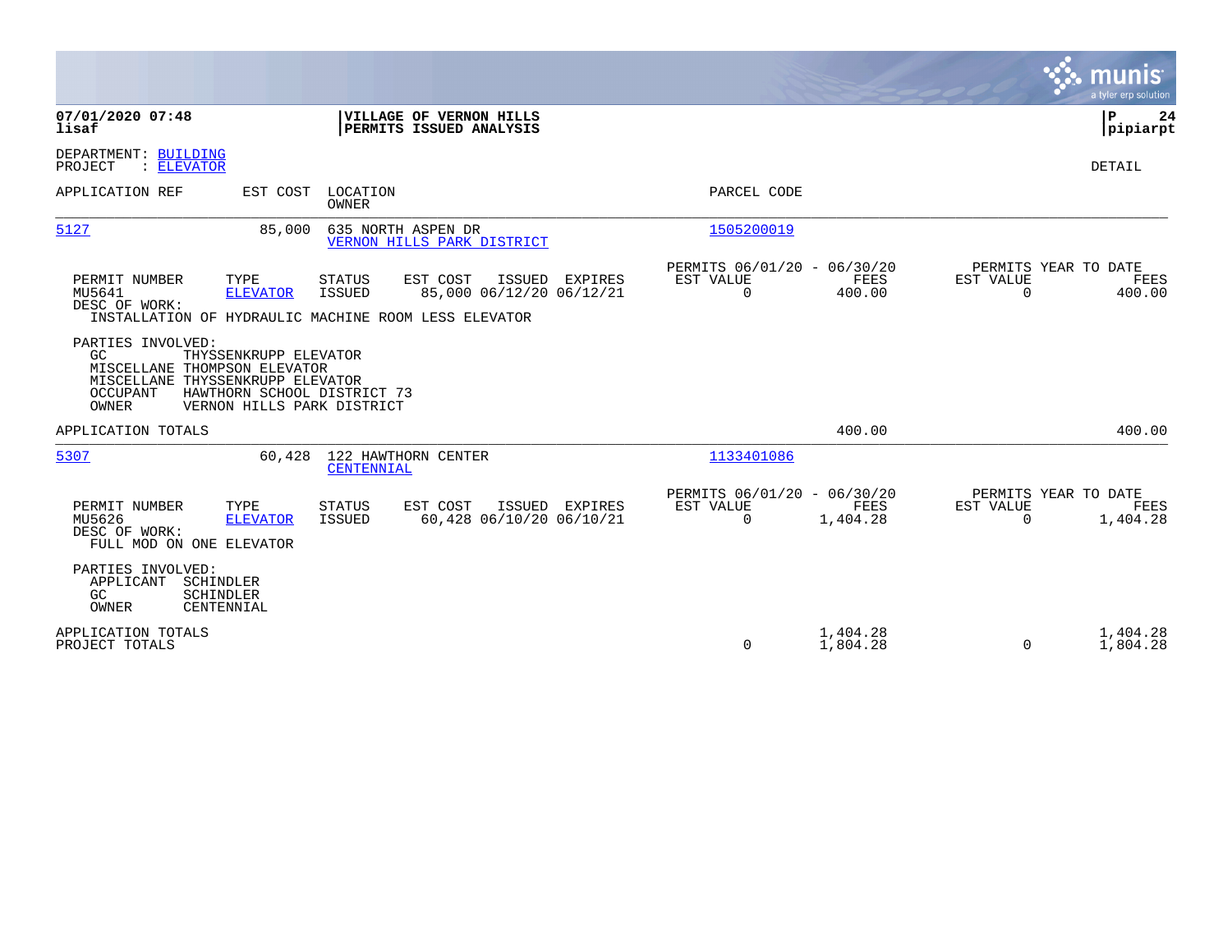**07/01/2020 07:48**
**lisaf**

**VILLAGE OF VERNON HILLS**
**PERMITS ISSUED ANALYSIS**

**P 24**
**pipiarpt**

DEPARTMENT: BUILDING
PROJECT : ELEVATOR

DETAIL

| APPLICATION REF | EST COST | LOCATION / OWNER | PARCEL CODE |
|---|---|---|---|
| 5127 | 85,000 | 635 NORTH ASPEN DR / VERNON HILLS PARK DISTRICT | 1505200019 |

| PERMIT NUMBER | TYPE | STATUS | EST COST | ISSUED | EXPIRES | PERMITS 06/01/20 - 06/30/20 EST VALUE | FEES | PERMITS YEAR TO DATE EST VALUE | FEES |
|---|---|---|---|---|---|---|---|---|---|
| MU5641 | ELEVATOR | ISSUED | 85,000 | 06/12/20 | 06/12/21 | 0 | 400.00 | 0 | 400.00 |

DESC OF WORK:
INSTALLATION OF HYDRAULIC MACHINE ROOM LESS ELEVATOR

PARTIES INVOLVED:
GC THYSSENKRUPP ELEVATOR
MISCELLANE THOMPSON ELEVATOR
MISCELLANE THYSSENKRUPP ELEVATOR
OCCUPANT HAWTHORN SCHOOL DISTRICT 73
OWNER VERNON HILLS PARK DISTRICT

APPLICATION TOTALS — 400.00 — 400.00

| APPLICATION REF | EST COST | LOCATION / OWNER | PARCEL CODE |
|---|---|---|---|
| 5307 | 60,428 | 122 HAWTHORN CENTER / CENTENNIAL | 1133401086 |

| PERMIT NUMBER | TYPE | STATUS | EST COST | ISSUED | EXPIRES | PERMITS 06/01/20 - 06/30/20 EST VALUE | FEES | PERMITS YEAR TO DATE EST VALUE | FEES |
|---|---|---|---|---|---|---|---|---|---|
| MU5626 | ELEVATOR | ISSUED | 60,428 | 06/10/20 | 06/10/21 | 0 | 1,404.28 | 0 | 1,404.28 |

DESC OF WORK:
FULL MOD ON ONE ELEVATOR

PARTIES INVOLVED:
APPLICANT SCHINDLER
GC SCHINDLER
OWNER CENTENNIAL

| | EST VALUE | FEES | EST VALUE | FEES |
|---|---|---|---|---|
| APPLICATION TOTALS | | 1,404.28 | | 1,404.28 |
| PROJECT TOTALS | 0 | 1,804.28 | 0 | 1,804.28 |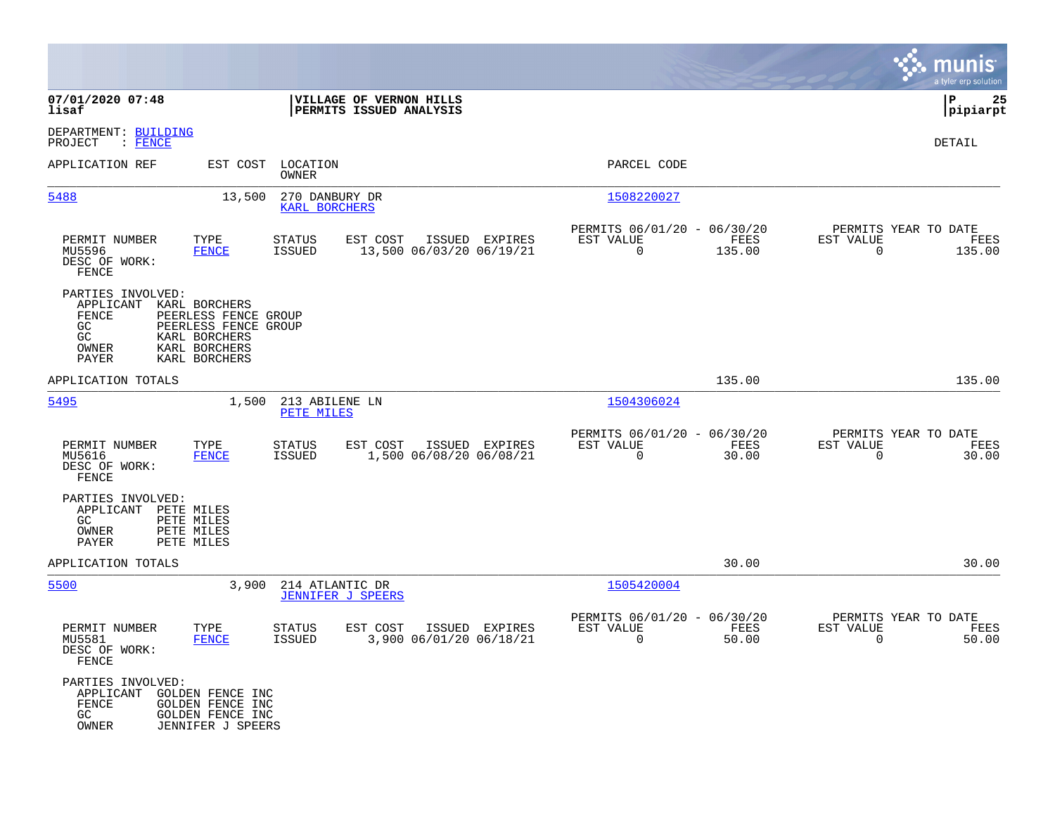07/01/2020 07:48
lisaf

**VILLAGE OF VERNON HILLS**
**PERMITS ISSUED ANALYSIS**

P 25
pipiarpt

DEPARTMENT: BUILDING
PROJECT : FENCE

DETAIL

| APPLICATION REF | EST COST | LOCATION / OWNER | PARCEL CODE |
|---|---|---|---|
| 5488 | 13,500 | 270 DANBURY DR / KARL BORCHERS | 1508220027 |

| PERMIT NUMBER | TYPE | STATUS | EST COST | ISSUED | EXPIRES | PERMITS 06/01/20 - 06/30/20 EST VALUE | FEES | PERMITS YEAR TO DATE EST VALUE | FEES |
|---|---|---|---|---|---|---|---|---|---|
| MU5596 | FENCE | ISSUED | 13,500 | 06/03/20 | 06/19/21 | 0 | 135.00 | 0 | 135.00 |

DESC OF WORK:
FENCE

PARTIES INVOLVED:
- APPLICANT KARL BORCHERS
- FENCE PEERLESS FENCE GROUP
- GC PEERLESS FENCE GROUP
- GC KARL BORCHERS
- OWNER KARL BORCHERS
- PAYER KARL BORCHERS

APPLICATION TOTALS 135.00 135.00

| APPLICATION REF | EST COST | LOCATION / OWNER | PARCEL CODE |
|---|---|---|---|
| 5495 | 1,500 | 213 ABILENE LN / PETE MILES | 1504306024 |

| PERMIT NUMBER | TYPE | STATUS | EST COST | ISSUED | EXPIRES | PERMITS 06/01/20 - 06/30/20 EST VALUE | FEES | PERMITS YEAR TO DATE EST VALUE | FEES |
|---|---|---|---|---|---|---|---|---|---|
| MU5616 | FENCE | ISSUED | 1,500 | 06/08/20 | 06/08/21 | 0 | 30.00 | 0 | 30.00 |

DESC OF WORK:
FENCE

PARTIES INVOLVED:
- APPLICANT PETE MILES
- GC PETE MILES
- OWNER PETE MILES
- PAYER PETE MILES

APPLICATION TOTALS 30.00 30.00

| APPLICATION REF | EST COST | LOCATION / OWNER | PARCEL CODE |
|---|---|---|---|
| 5500 | 3,900 | 214 ATLANTIC DR / JENNIFER J SPEERS | 1505420004 |

| PERMIT NUMBER | TYPE | STATUS | EST COST | ISSUED | EXPIRES | PERMITS 06/01/20 - 06/30/20 EST VALUE | FEES | PERMITS YEAR TO DATE EST VALUE | FEES |
|---|---|---|---|---|---|---|---|---|---|
| MU5581 | FENCE | ISSUED | 3,900 | 06/01/20 | 06/18/21 | 0 | 50.00 | 0 | 50.00 |

DESC OF WORK:
FENCE

PARTIES INVOLVED:
- APPLICANT GOLDEN FENCE INC
- FENCE GOLDEN FENCE INC
- GC GOLDEN FENCE INC
- OWNER JENNIFER J SPEERS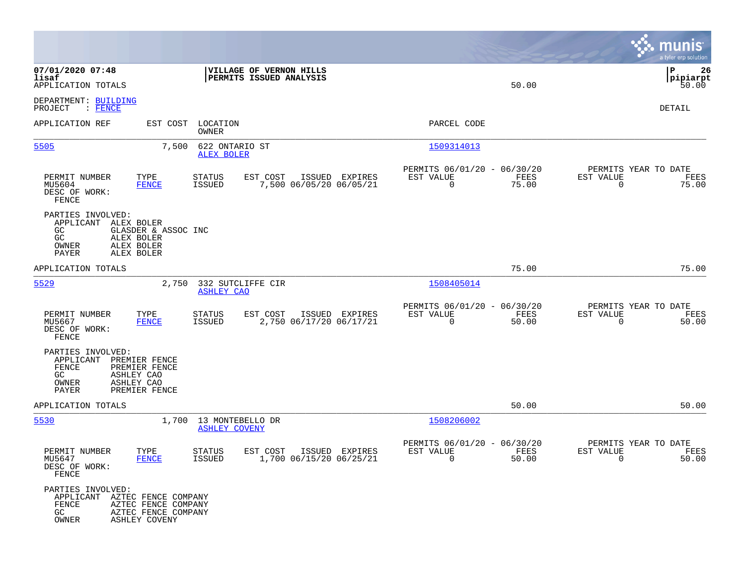07/01/2020 07:48 | VILLAGE OF VERNON HILLS | P 26
lisaf | PERMITS ISSUED ANALYSIS | pipiarpt

APPLICATION TOTALS 50.00 50.00

DEPARTMENT: BUILDING
PROJECT : FENCE

DETAIL

| APPLICATION REF | EST COST | LOCATION / OWNER | PARCEL CODE |
|---|---|---|---|
| 5505 | 7,500 | 622 ONTARIO ST / ALEX BOLER | 1509314013 |

| PERMIT NUMBER | TYPE | STATUS | EST COST | ISSUED | EXPIRES | PERMITS 06/01/20 - 06/30/20 EST VALUE | FEES | PERMITS YEAR TO DATE EST VALUE | FEES |
|---|---|---|---|---|---|---|---|---|---|
| MU5604 | FENCE | ISSUED | 7,500 | 06/05/20 | 06/05/21 | 0 | 75.00 | 0 | 75.00 |

DESC OF WORK:
FENCE

PARTIES INVOLVED:
- APPLICANT ALEX BOLER
- GC GLASDER & ASSOC INC
- GC ALEX BOLER
- OWNER ALEX BOLER
- PAYER ALEX BOLER

APPLICATION TOTALS 75.00 75.00

| APPLICATION REF | EST COST | LOCATION / OWNER | PARCEL CODE |
|---|---|---|---|
| 5529 | 2,750 | 332 SUTCLIFFE CIR / ASHLEY CAO | 1508405014 |

| PERMIT NUMBER | TYPE | STATUS | EST COST | ISSUED | EXPIRES | PERMITS 06/01/20 - 06/30/20 EST VALUE | FEES | PERMITS YEAR TO DATE EST VALUE | FEES |
|---|---|---|---|---|---|---|---|---|---|
| MU5667 | FENCE | ISSUED | 2,750 | 06/17/20 | 06/17/21 | 0 | 50.00 | 0 | 50.00 |

DESC OF WORK:
FENCE

PARTIES INVOLVED:
- APPLICANT PREMIER FENCE
- FENCE PREMIER FENCE
- GC ASHLEY CAO
- OWNER ASHLEY CAO
- PAYER PREMIER FENCE

APPLICATION TOTALS 50.00 50.00

| APPLICATION REF | EST COST | LOCATION / OWNER | PARCEL CODE |
|---|---|---|---|
| 5530 | 1,700 | 13 MONTEBELLO DR / ASHLEY COVENY | 1508206002 |

| PERMIT NUMBER | TYPE | STATUS | EST COST | ISSUED | EXPIRES | PERMITS 06/01/20 - 06/30/20 EST VALUE | FEES | PERMITS YEAR TO DATE EST VALUE | FEES |
|---|---|---|---|---|---|---|---|---|---|
| MU5647 | FENCE | ISSUED | 1,700 | 06/15/20 | 06/25/21 | 0 | 50.00 | 0 | 50.00 |

DESC OF WORK:
FENCE

PARTIES INVOLVED:
- APPLICANT AZTEC FENCE COMPANY
- FENCE AZTEC FENCE COMPANY
- GC AZTEC FENCE COMPANY
- OWNER ASHLEY COVENY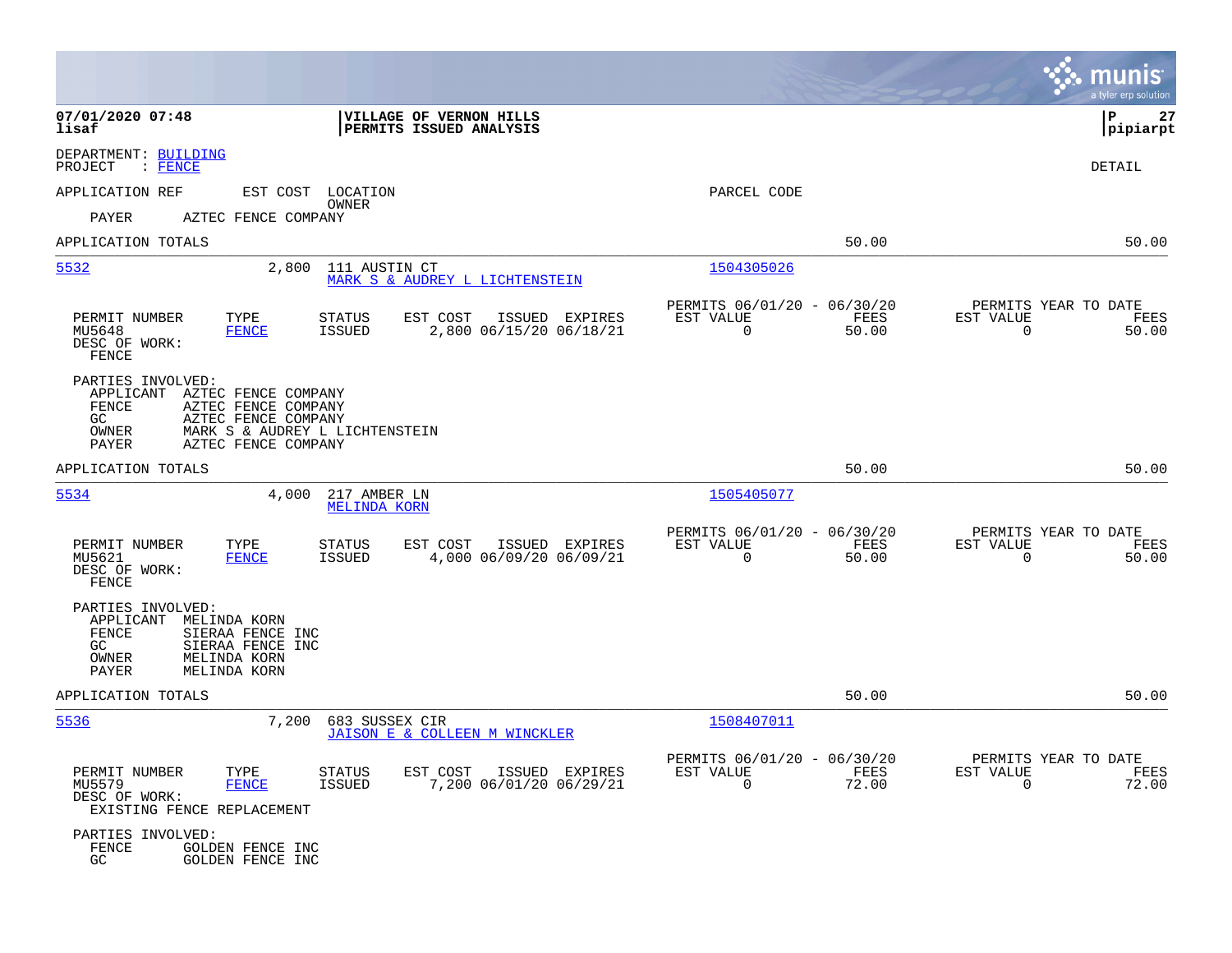07/01/2020 07:48 | VILLAGE OF VERNON HILLS | P 27
lisaf | PERMITS ISSUED ANALYSIS | pipiarpt

DEPARTMENT: BUILDING
PROJECT : FENCE

DETAIL

APPLICATION REF    EST COST    LOCATION    OWNER    PARCEL CODE

PAYER    AZTEC FENCE COMPANY

APPLICATION TOTALS    50.00    50.00

---

**5532**    2,800    111 AUSTIN CT    MARK S & AUDREY L LICHTENSTEIN    1504305026

| PERMIT NUMBER | TYPE | STATUS | EST COST | ISSUED | EXPIRES | PERMITS 06/01/20 - 06/30/20 EST VALUE | FEES | PERMITS YEAR TO DATE EST VALUE | FEES |
|---|---|---|---|---|---|---|---|---|---|
| MU5648 | FENCE | ISSUED | 2,800 | 06/15/20 | 06/18/21 | 0 | 50.00 | 0 | 50.00 |

DESC OF WORK:
FENCE

PARTIES INVOLVED:
- APPLICANT AZTEC FENCE COMPANY
- FENCE AZTEC FENCE COMPANY
- GC AZTEC FENCE COMPANY
- OWNER MARK S & AUDREY L LICHTENSTEIN
- PAYER AZTEC FENCE COMPANY

APPLICATION TOTALS    50.00    50.00

---

**5534**    4,000    217 AMBER LN    MELINDA KORN    1505405077

| PERMIT NUMBER | TYPE | STATUS | EST COST | ISSUED | EXPIRES | PERMITS 06/01/20 - 06/30/20 EST VALUE | FEES | PERMITS YEAR TO DATE EST VALUE | FEES |
|---|---|---|---|---|---|---|---|---|---|
| MU5621 | FENCE | ISSUED | 4,000 | 06/09/20 | 06/09/21 | 0 | 50.00 | 0 | 50.00 |

DESC OF WORK:
FENCE

PARTIES INVOLVED:
- APPLICANT MELINDA KORN
- FENCE SIERAA FENCE INC
- GC SIERAA FENCE INC
- OWNER MELINDA KORN
- PAYER MELINDA KORN

APPLICATION TOTALS    50.00    50.00

---

**5536**    7,200    683 SUSSEX CIR    JAISON E & COLLEEN M WINCKLER    1508407011

| PERMIT NUMBER | TYPE | STATUS | EST COST | ISSUED | EXPIRES | PERMITS 06/01/20 - 06/30/20 EST VALUE | FEES | PERMITS YEAR TO DATE EST VALUE | FEES |
|---|---|---|---|---|---|---|---|---|---|
| MU5579 | FENCE | ISSUED | 7,200 | 06/01/20 | 06/29/21 | 0 | 72.00 | 0 | 72.00 |

DESC OF WORK:
EXISTING FENCE REPLACEMENT

PARTIES INVOLVED:
- FENCE GOLDEN FENCE INC
- GC GOLDEN FENCE INC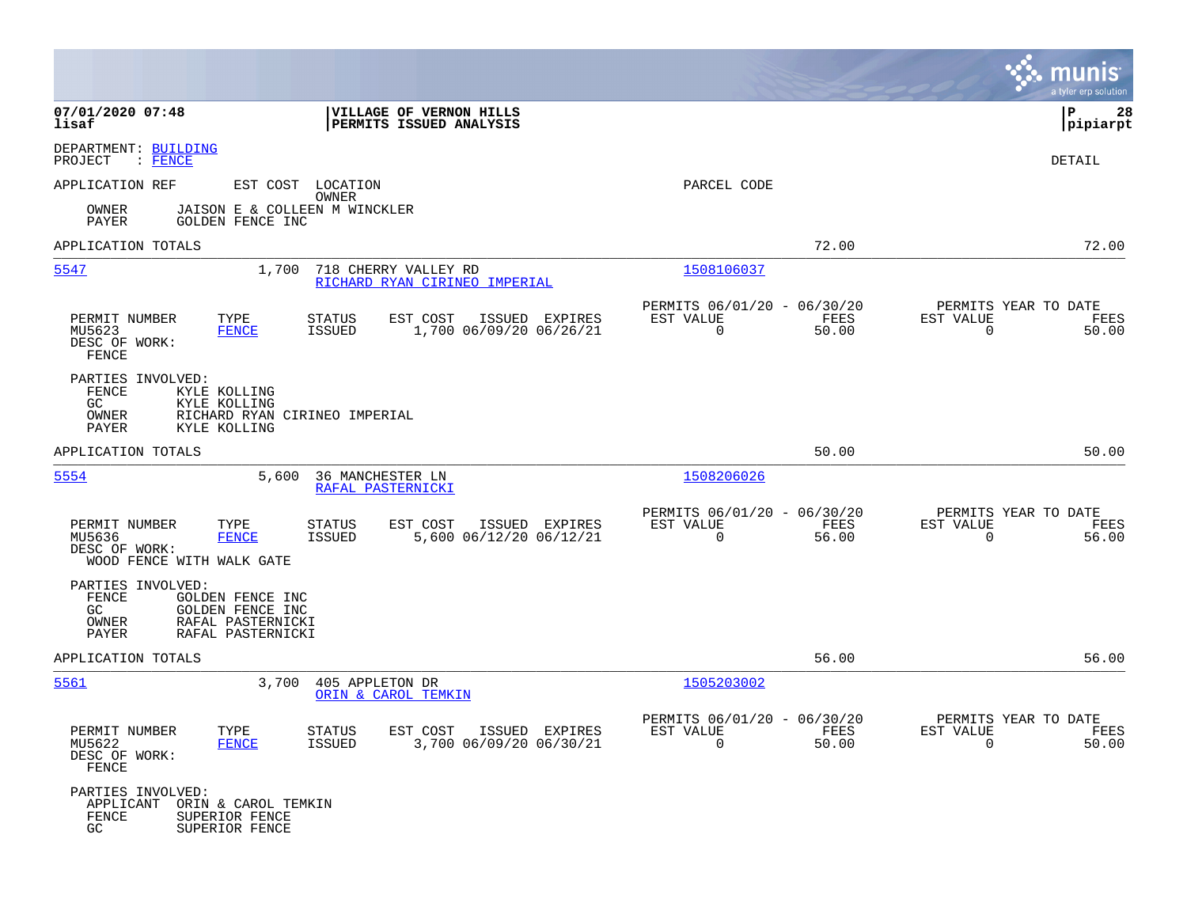**07/01/2020 07:48** | **VILLAGE OF VERNON HILLS** | **P 28**
**lisaf** | **PERMITS ISSUED ANALYSIS** | **pipiarpt**

DEPARTMENT: BUILDING
PROJECT : FENCE

DETAIL

APPLICATION REF    EST COST   LOCATION
                              OWNER                                PARCEL CODE

OWNER     JAISON E & COLLEEN M WINCKLER
PAYER     GOLDEN FENCE INC

APPLICATION TOTALS    72.00    72.00

---

**5547**    1,700    718 CHERRY VALLEY RD    1508106037
                     RICHARD RYAN CIRINEO IMPERIAL

| PERMIT NUMBER | TYPE | STATUS | EST COST | ISSUED | EXPIRES | PERMITS 06/01/20 - 06/30/20 EST VALUE | FEES | PERMITS YEAR TO DATE EST VALUE | FEES |
|---|---|---|---|---|---|---|---|---|---|
| MU5623 | FENCE | ISSUED | 1,700 | 06/09/20 | 06/26/21 | 0 | 50.00 | 0 | 50.00 |

DESC OF WORK:
FENCE

PARTIES INVOLVED:
- FENCE    KYLE KOLLING
- GC       KYLE KOLLING
- OWNER    RICHARD RYAN CIRINEO IMPERIAL
- PAYER    KYLE KOLLING

APPLICATION TOTALS    50.00    50.00

---

**5554**    5,600    36 MANCHESTER LN    1508206026
                     RAFAL PASTERNICKI

| PERMIT NUMBER | TYPE | STATUS | EST COST | ISSUED | EXPIRES | PERMITS 06/01/20 - 06/30/20 EST VALUE | FEES | PERMITS YEAR TO DATE EST VALUE | FEES |
|---|---|---|---|---|---|---|---|---|---|
| MU5636 | FENCE | ISSUED | 5,600 | 06/12/20 | 06/12/21 | 0 | 56.00 | 0 | 56.00 |

DESC OF WORK:
WOOD FENCE WITH WALK GATE

PARTIES INVOLVED:
- FENCE    GOLDEN FENCE INC
- GC       GOLDEN FENCE INC
- OWNER    RAFAL PASTERNICKI
- PAYER    RAFAL PASTERNICKI

APPLICATION TOTALS    56.00    56.00

---

**5561**    3,700    405 APPLETON DR    1505203002
                     ORIN & CAROL TEMKIN

| PERMIT NUMBER | TYPE | STATUS | EST COST | ISSUED | EXPIRES | PERMITS 06/01/20 - 06/30/20 EST VALUE | FEES | PERMITS YEAR TO DATE EST VALUE | FEES |
|---|---|---|---|---|---|---|---|---|---|
| MU5622 | FENCE | ISSUED | 3,700 | 06/09/20 | 06/30/21 | 0 | 50.00 | 0 | 50.00 |

DESC OF WORK:
FENCE

PARTIES INVOLVED:
- APPLICANT    ORIN & CAROL TEMKIN
- FENCE        SUPERIOR FENCE
- GC           SUPERIOR FENCE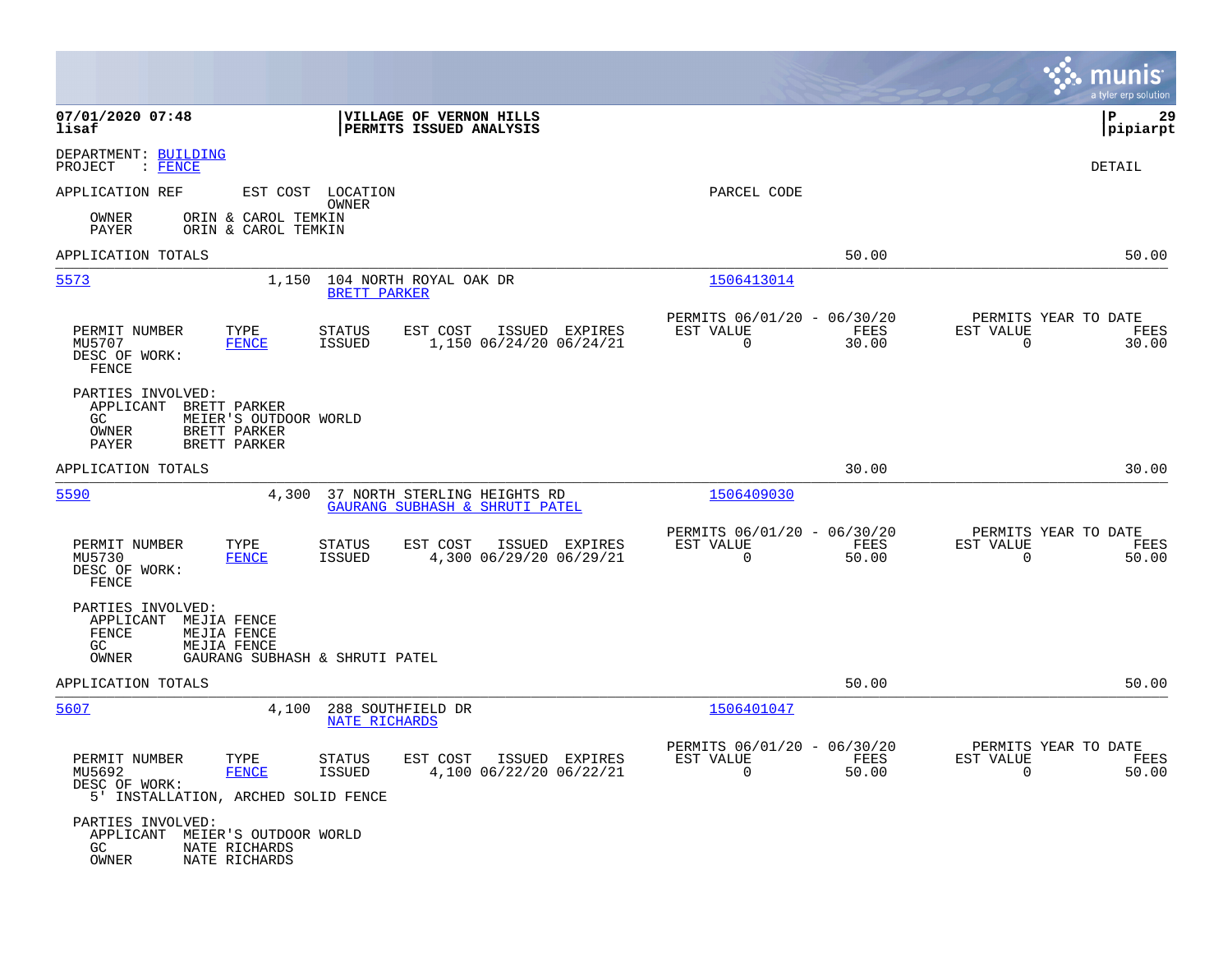**07/01/2020 07:48**
**lisaf**

**VILLAGE OF VERNON HILLS**
**PERMITS ISSUED ANALYSIS**

**P 29**
**pipiarpt**

DEPARTMENT: BUILDING
PROJECT : FENCE

DETAIL

APPLICATION REF | EST COST | LOCATION / OWNER | PARCEL CODE

OWNER ORIN & CAROL TEMKIN
PAYER ORIN & CAROL TEMKIN

APPLICATION TOTALS 50.00 50.00

---

**5573** | 1,150 | 104 NORTH ROYAL OAK DR / BRETT PARKER | 1506413014

| PERMIT NUMBER | TYPE | STATUS | EST COST | ISSUED | EXPIRES | PERMITS 06/01/20 - 06/30/20 EST VALUE | FEES | PERMITS YEAR TO DATE EST VALUE | FEES |
|---|---|---|---|---|---|---|---|---|---|
| MU5707 | FENCE | ISSUED | 1,150 | 06/24/20 | 06/24/21 | 0 | 30.00 | 0 | 30.00 |

DESC OF WORK:
FENCE

PARTIES INVOLVED:
APPLICANT BRETT PARKER
GC MEIER'S OUTDOOR WORLD
OWNER BRETT PARKER
PAYER BRETT PARKER

APPLICATION TOTALS 30.00 30.00

---

**5590** | 4,300 | 37 NORTH STERLING HEIGHTS RD / GAURANG SUBHASH & SHRUTI PATEL | 1506409030

| PERMIT NUMBER | TYPE | STATUS | EST COST | ISSUED | EXPIRES | PERMITS 06/01/20 - 06/30/20 EST VALUE | FEES | PERMITS YEAR TO DATE EST VALUE | FEES |
|---|---|---|---|---|---|---|---|---|---|
| MU5730 | FENCE | ISSUED | 4,300 | 06/29/20 | 06/29/21 | 0 | 50.00 | 0 | 50.00 |

DESC OF WORK:
FENCE

PARTIES INVOLVED:
APPLICANT MEJIA FENCE
FENCE MEJIA FENCE
GC MEJIA FENCE
OWNER GAURANG SUBHASH & SHRUTI PATEL

APPLICATION TOTALS 50.00 50.00

---

**5607** | 4,100 | 288 SOUTHFIELD DR / NATE RICHARDS | 1506401047

| PERMIT NUMBER | TYPE | STATUS | EST COST | ISSUED | EXPIRES | PERMITS 06/01/20 - 06/30/20 EST VALUE | FEES | PERMITS YEAR TO DATE EST VALUE | FEES |
|---|---|---|---|---|---|---|---|---|---|
| MU5692 | FENCE | ISSUED | 4,100 | 06/22/20 | 06/22/21 | 0 | 50.00 | 0 | 50.00 |

DESC OF WORK:
5' INSTALLATION, ARCHED SOLID FENCE

PARTIES INVOLVED:
APPLICANT MEIER'S OUTDOOR WORLD
GC NATE RICHARDS
OWNER NATE RICHARDS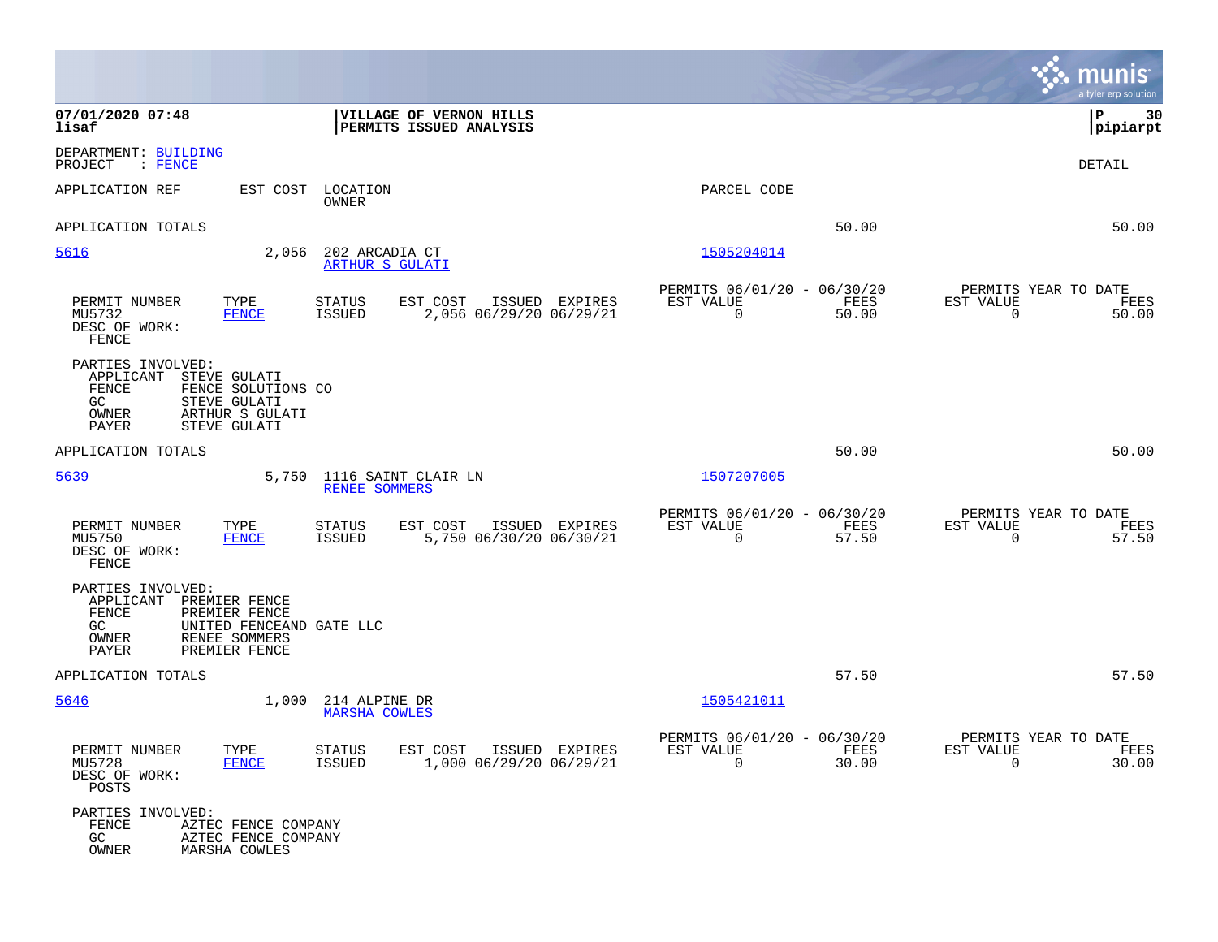07/01/2020 07:48 | VILLAGE OF VERNON HILLS | P 30
lisaf | PERMITS ISSUED ANALYSIS | pipiarpt

DEPARTMENT: BUILDING
PROJECT : FENCE

DETAIL

APPLICATION REF | EST COST | LOCATION / OWNER | PARCEL CODE

APPLICATION TOTALS — 50.00 — 50.00

---

**5616** | 2,056 | 202 ARCADIA CT / ARTHUR S GULATI | 1505204014

| PERMIT NUMBER | TYPE | STATUS | EST COST | ISSUED | EXPIRES | PERMITS 06/01/20 - 06/30/20 EST VALUE | FEES | PERMITS YEAR TO DATE EST VALUE | FEES |
|---|---|---|---|---|---|---|---|---|---|
| MU5732 | FENCE | ISSUED | 2,056 | 06/29/20 | 06/29/21 | 0 | 50.00 | 0 | 50.00 |

DESC OF WORK:
FENCE

PARTIES INVOLVED:
- APPLICANT STEVE GULATI
- FENCE FENCE SOLUTIONS CO
- GC STEVE GULATI
- OWNER ARTHUR S GULATI
- PAYER STEVE GULATI

APPLICATION TOTALS — 50.00 — 50.00

---

**5639** | 5,750 | 1116 SAINT CLAIR LN / RENEE SOMMERS | 1507207005

| PERMIT NUMBER | TYPE | STATUS | EST COST | ISSUED | EXPIRES | PERMITS 06/01/20 - 06/30/20 EST VALUE | FEES | PERMITS YEAR TO DATE EST VALUE | FEES |
|---|---|---|---|---|---|---|---|---|---|
| MU5750 | FENCE | ISSUED | 5,750 | 06/30/20 | 06/30/21 | 0 | 57.50 | 0 | 57.50 |

DESC OF WORK:
FENCE

PARTIES INVOLVED:
- APPLICANT PREMIER FENCE
- FENCE PREMIER FENCE
- GC UNITED FENCEAND GATE LLC
- OWNER RENEE SOMMERS
- PAYER PREMIER FENCE

APPLICATION TOTALS — 57.50 — 57.50

---

**5646** | 1,000 | 214 ALPINE DR / MARSHA COWLES | 1505421011

| PERMIT NUMBER | TYPE | STATUS | EST COST | ISSUED | EXPIRES | PERMITS 06/01/20 - 06/30/20 EST VALUE | FEES | PERMITS YEAR TO DATE EST VALUE | FEES |
|---|---|---|---|---|---|---|---|---|---|
| MU5728 | FENCE | ISSUED | 1,000 | 06/29/20 | 06/29/21 | 0 | 30.00 | 0 | 30.00 |

DESC OF WORK:
POSTS

PARTIES INVOLVED:
- FENCE AZTEC FENCE COMPANY
- GC AZTEC FENCE COMPANY
- OWNER MARSHA COWLES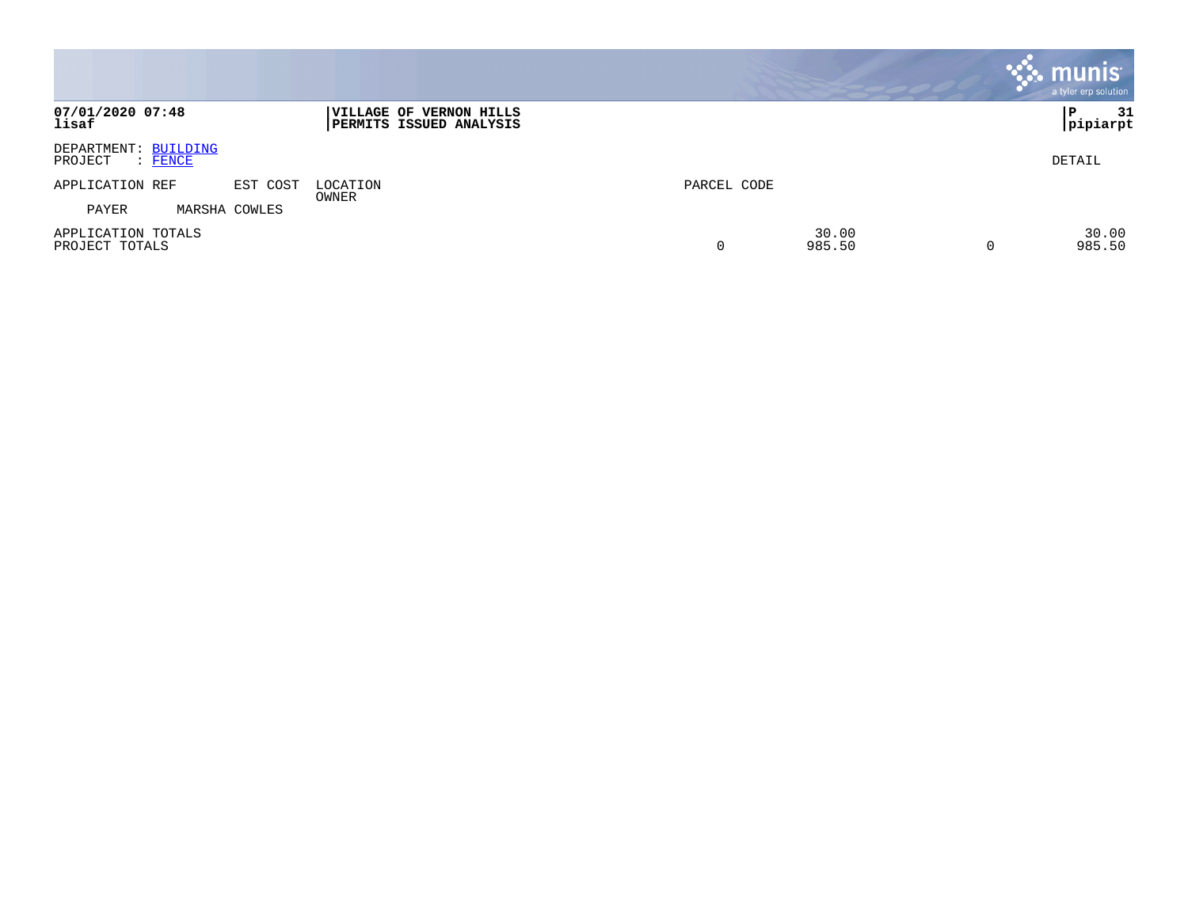**07/01/2020 07:48**
**lisaf**

**VILLAGE OF VERNON HILLS**
**PERMITS ISSUED ANALYSIS**

**P 31**
**pipiarpt**

DEPARTMENT: BUILDING
PROJECT : FENCE

DETAIL

| APPLICATION REF | EST COST | LOCATION / OWNER | PARCEL CODE | | | |
|---|---|---|---|---|---|---|
| PAYER | MARSHA COWLES | | | | | |
| APPLICATION TOTALS | | | | 30.00 | | 30.00 |
| PROJECT TOTALS | | | 0 | 985.50 | 0 | 985.50 |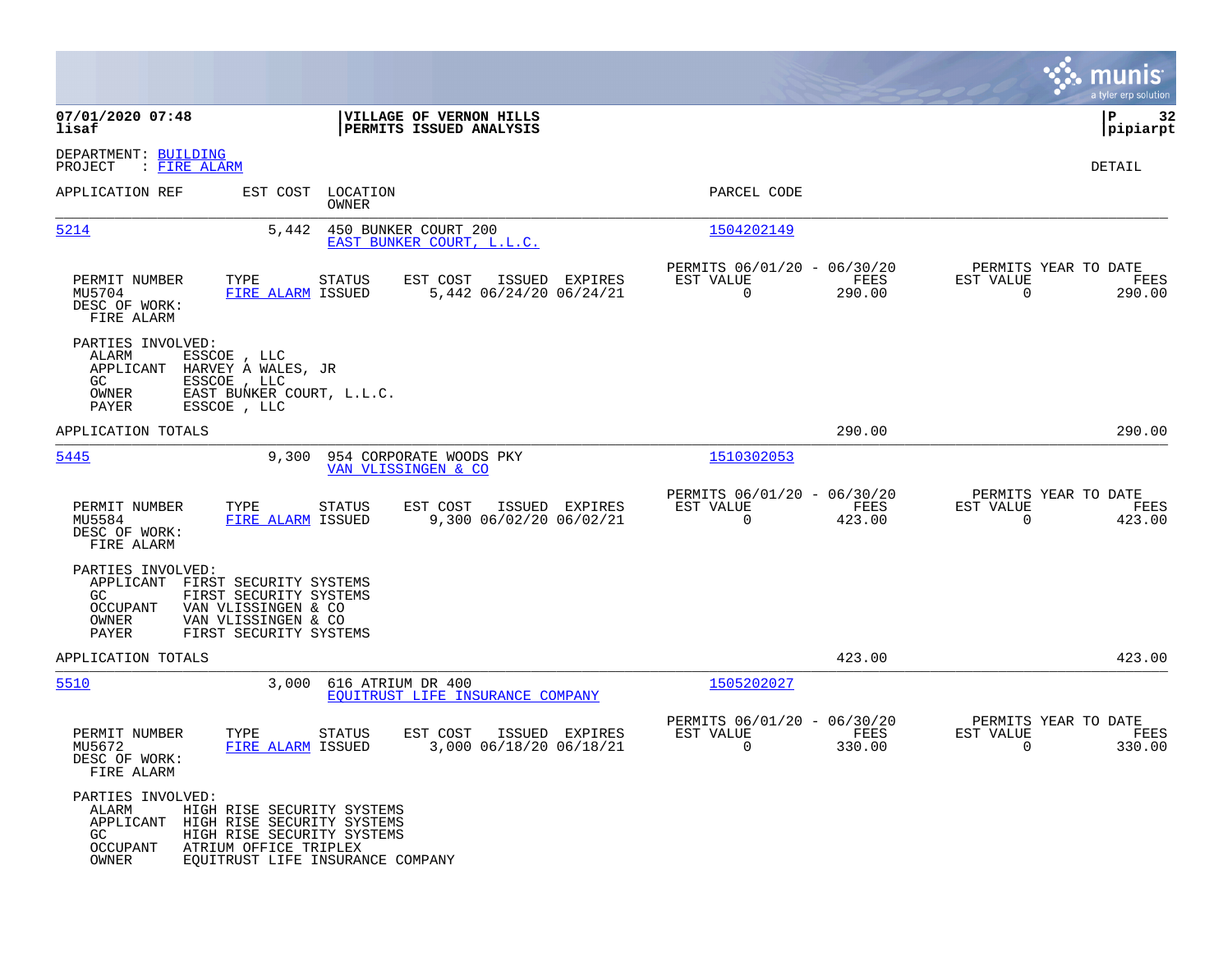**07/01/2020 07:48**
**lisaf**

**VILLAGE OF VERNON HILLS**
**PERMITS ISSUED ANALYSIS**

**P 32**
**pipiarpt**

DEPARTMENT: BUILDING
PROJECT : FIRE ALARM

DETAIL

| APPLICATION REF | EST COST | LOCATION / OWNER | PARCEL CODE |
|---|---|---|---|
| 5214 | 5,442 | 450 BUNKER COURT 200 / EAST BUNKER COURT, L.L.C. | 1504202149 |

| PERMIT NUMBER | TYPE | STATUS | EST COST | ISSUED | EXPIRES | PERMITS 06/01/20 - 06/30/20 EST VALUE | FEES | PERMITS YEAR TO DATE EST VALUE | FEES |
|---|---|---|---|---|---|---|---|---|---|
| MU5704 | FIRE ALARM | ISSUED | 5,442 | 06/24/20 | 06/24/21 | 0 | 290.00 | 0 | 290.00 |

DESC OF WORK:
FIRE ALARM

PARTIES INVOLVED:
- ALARM ESSCOE , LLC
- APPLICANT HARVEY A WALES, JR
- GC ESSCOE , LLC
- OWNER EAST BUNKER COURT, L.L.C.
- PAYER ESSCOE , LLC

APPLICATION TOTALS 290.00 290.00

| APPLICATION REF | EST COST | LOCATION / OWNER | PARCEL CODE |
|---|---|---|---|
| 5445 | 9,300 | 954 CORPORATE WOODS PKY / VAN VLISSINGEN & CO | 1510302053 |

| PERMIT NUMBER | TYPE | STATUS | EST COST | ISSUED | EXPIRES | PERMITS 06/01/20 - 06/30/20 EST VALUE | FEES | PERMITS YEAR TO DATE EST VALUE | FEES |
|---|---|---|---|---|---|---|---|---|---|
| MU5584 | FIRE ALARM | ISSUED | 9,300 | 06/02/20 | 06/02/21 | 0 | 423.00 | 0 | 423.00 |

DESC OF WORK:
FIRE ALARM

PARTIES INVOLVED:
- APPLICANT FIRST SECURITY SYSTEMS
- GC FIRST SECURITY SYSTEMS
- OCCUPANT VAN VLISSINGEN & CO
- OWNER VAN VLISSINGEN & CO
- PAYER FIRST SECURITY SYSTEMS

APPLICATION TOTALS 423.00 423.00

| APPLICATION REF | EST COST | LOCATION / OWNER | PARCEL CODE |
|---|---|---|---|
| 5510 | 3,000 | 616 ATRIUM DR 400 / EQUITRUST LIFE INSURANCE COMPANY | 1505202027 |

| PERMIT NUMBER | TYPE | STATUS | EST COST | ISSUED | EXPIRES | PERMITS 06/01/20 - 06/30/20 EST VALUE | FEES | PERMITS YEAR TO DATE EST VALUE | FEES |
|---|---|---|---|---|---|---|---|---|---|
| MU5672 | FIRE ALARM | ISSUED | 3,000 | 06/18/20 | 06/18/21 | 0 | 330.00 | 0 | 330.00 |

DESC OF WORK:
FIRE ALARM

PARTIES INVOLVED:
- ALARM HIGH RISE SECURITY SYSTEMS
- APPLICANT HIGH RISE SECURITY SYSTEMS
- GC HIGH RISE SECURITY SYSTEMS
- OCCUPANT ATRIUM OFFICE TRIPLEX
- OWNER EQUITRUST LIFE INSURANCE COMPANY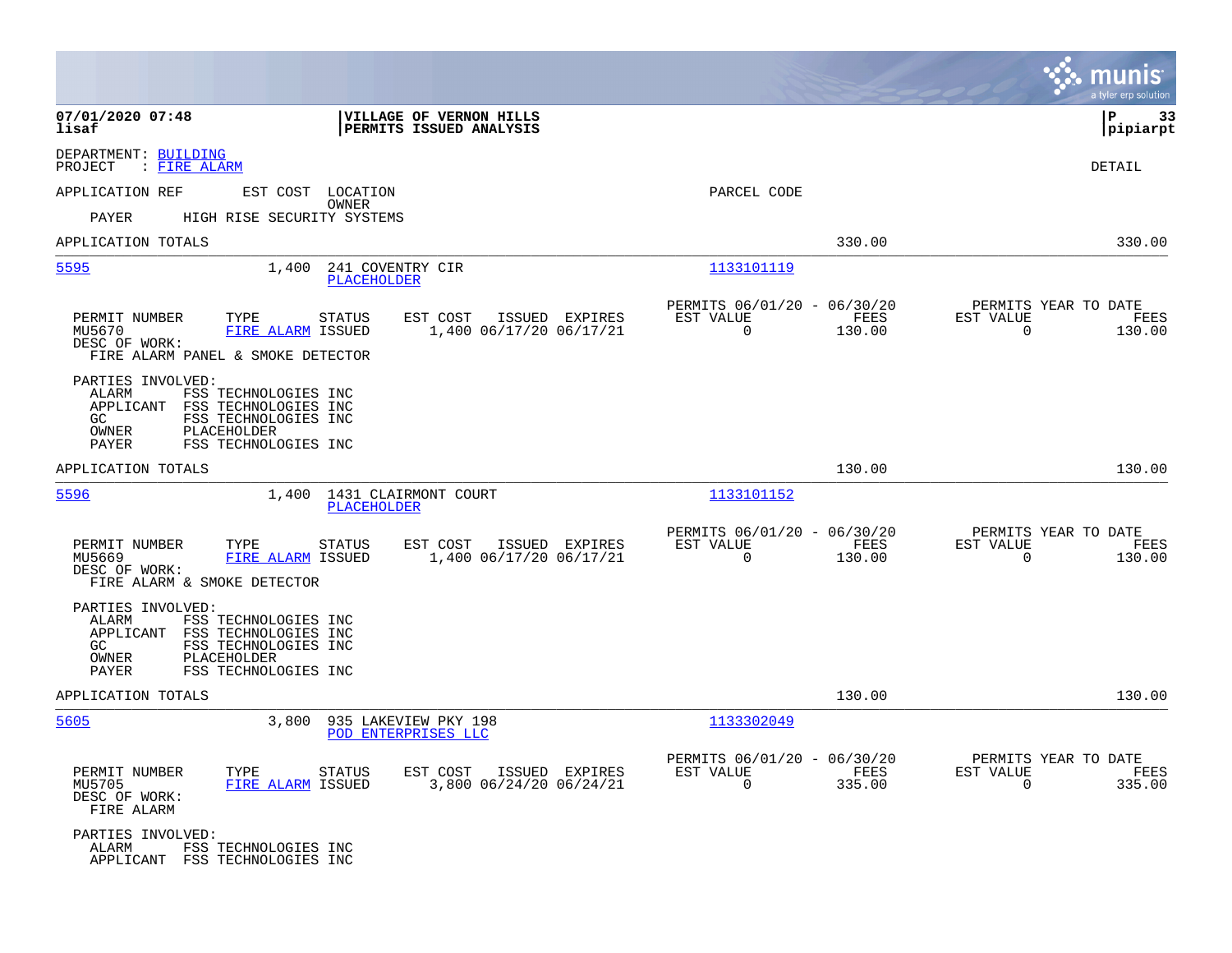**07/01/2020 07:48**
**lisaf**

**VILLAGE OF VERNON HILLS**
**PERMITS ISSUED ANALYSIS**

**P 33**
**pipiarpt**

DEPARTMENT: BUILDING
PROJECT : FIRE ALARM

DETAIL

APPLICATION REF    EST COST    LOCATION    OWNER    PARCEL CODE

PAYER    HIGH RISE SECURITY SYSTEMS

APPLICATION TOTALS    330.00    330.00

---

**5595**    1,400    241 COVENTRY CIR    PLACEHOLDER    1133101119

| PERMIT NUMBER | TYPE | STATUS | EST COST | ISSUED | EXPIRES | PERMITS 06/01/20 - 06/30/20 EST VALUE | FEES | PERMITS YEAR TO DATE EST VALUE | FEES |
|---|---|---|---|---|---|---|---|---|---|
| MU5670 | FIRE ALARM | ISSUED | 1,400 | 06/17/20 | 06/17/21 | 0 | 130.00 | 0 | 130.00 |

DESC OF WORK:
FIRE ALARM PANEL & SMOKE DETECTOR

PARTIES INVOLVED:
- ALARM    FSS TECHNOLOGIES INC
- APPLICANT    FSS TECHNOLOGIES INC
- GC    FSS TECHNOLOGIES INC
- OWNER    PLACEHOLDER
- PAYER    FSS TECHNOLOGIES INC

APPLICATION TOTALS    130.00    130.00

---

**5596**    1,400    1431 CLAIRMONT COURT    PLACEHOLDER    1133101152

| PERMIT NUMBER | TYPE | STATUS | EST COST | ISSUED | EXPIRES | PERMITS 06/01/20 - 06/30/20 EST VALUE | FEES | PERMITS YEAR TO DATE EST VALUE | FEES |
|---|---|---|---|---|---|---|---|---|---|
| MU5669 | FIRE ALARM | ISSUED | 1,400 | 06/17/20 | 06/17/21 | 0 | 130.00 | 0 | 130.00 |

DESC OF WORK:
FIRE ALARM & SMOKE DETECTOR

PARTIES INVOLVED:
- ALARM    FSS TECHNOLOGIES INC
- APPLICANT    FSS TECHNOLOGIES INC
- GC    FSS TECHNOLOGIES INC
- OWNER    PLACEHOLDER
- PAYER    FSS TECHNOLOGIES INC

APPLICATION TOTALS    130.00    130.00

---

**5605**    3,800    935 LAKEVIEW PKY 198    POD ENTERPRISES LLC    1133302049

| PERMIT NUMBER | TYPE | STATUS | EST COST | ISSUED | EXPIRES | PERMITS 06/01/20 - 06/30/20 EST VALUE | FEES | PERMITS YEAR TO DATE EST VALUE | FEES |
|---|---|---|---|---|---|---|---|---|---|
| MU5705 | FIRE ALARM | ISSUED | 3,800 | 06/24/20 | 06/24/21 | 0 | 335.00 | 0 | 335.00 |

DESC OF WORK:
FIRE ALARM

PARTIES INVOLVED:
- ALARM    FSS TECHNOLOGIES INC
- APPLICANT    FSS TECHNOLOGIES INC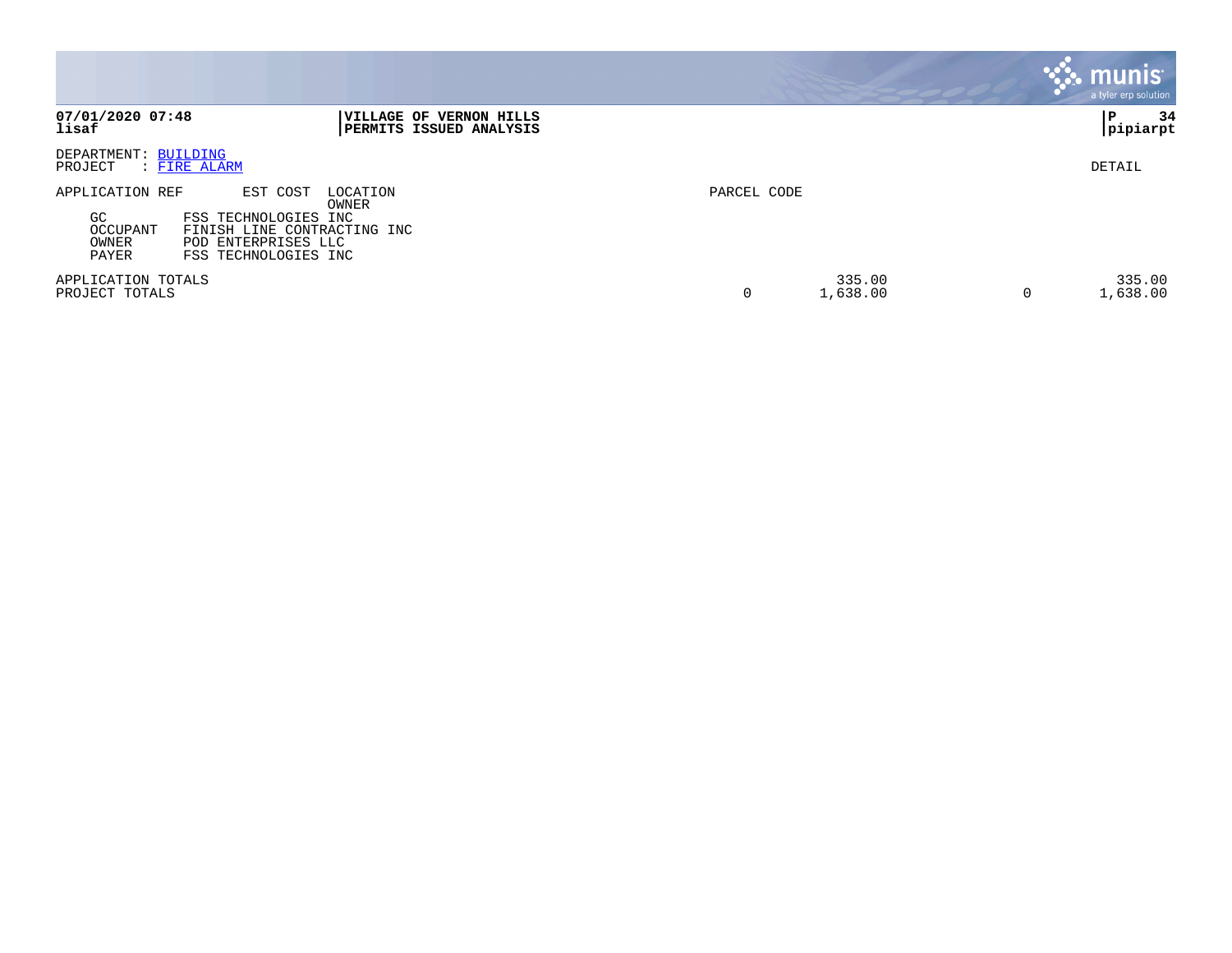**07/01/2020 07:48**
**lisaf**

**VILLAGE OF VERNON HILLS**
**PERMITS ISSUED ANALYSIS**

**P 34**
**pipiarpt**

DEPARTMENT: BUILDING
PROJECT : FIRE ALARM

DETAIL

| APPLICATION REF | EST COST | LOCATION / OWNER | PARCEL CODE | | | |
|---|---|---|---|---|---|---|
| GC | FSS TECHNOLOGIES INC | | | | | |
| OCCUPANT | FINISH LINE CONTRACTING INC | | | | | |
| OWNER | POD ENTERPRISES LLC | | | | | |
| PAYER | FSS TECHNOLOGIES INC | | | | | |
| APPLICATION TOTALS | | | | 335.00 | | 335.00 |
| PROJECT TOTALS | | | 0 | 1,638.00 | 0 | 1,638.00 |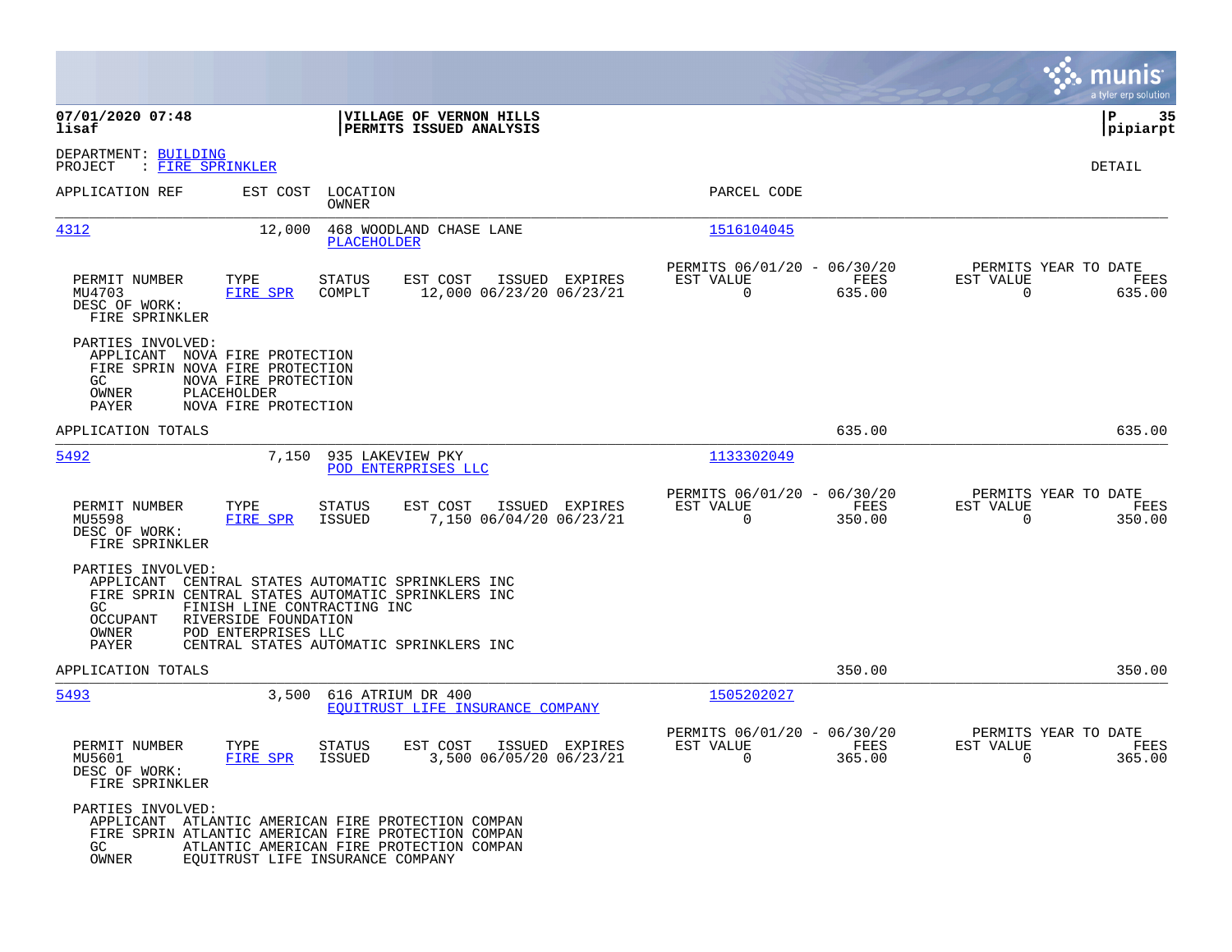07/01/2020 07:48
lisaf

**VILLAGE OF VERNON HILLS**
**PERMITS ISSUED ANALYSIS**

P 35
pipiarpt

DEPARTMENT: BUILDING
PROJECT : FIRE SPRINKLER

DETAIL

| APPLICATION REF | EST COST | LOCATION / OWNER | PARCEL CODE |
|---|---|---|---|
| 4312 | 12,000 | 468 WOODLAND CHASE LANE / PLACEHOLDER | 1516104045 |

| PERMIT NUMBER | TYPE | STATUS | EST COST | ISSUED | EXPIRES | PERMITS 06/01/20 - 06/30/20 EST VALUE | FEES | PERMITS YEAR TO DATE EST VALUE | FEES |
|---|---|---|---|---|---|---|---|---|---|
| MU4703 | FIRE SPR | COMPLT | 12,000 | 06/23/20 | 06/23/21 | 0 | 635.00 | 0 | 635.00 |

DESC OF WORK:
FIRE SPRINKLER

PARTIES INVOLVED:
- APPLICANT NOVA FIRE PROTECTION
- FIRE SPRIN NOVA FIRE PROTECTION
- GC NOVA FIRE PROTECTION
- OWNER PLACEHOLDER
- PAYER NOVA FIRE PROTECTION

APPLICATION TOTALS 635.00 635.00

| APPLICATION REF | EST COST | LOCATION / OWNER | PARCEL CODE |
|---|---|---|---|
| 5492 | 7,150 | 935 LAKEVIEW PKY / POD ENTERPRISES LLC | 1133302049 |

| PERMIT NUMBER | TYPE | STATUS | EST COST | ISSUED | EXPIRES | PERMITS 06/01/20 - 06/30/20 EST VALUE | FEES | PERMITS YEAR TO DATE EST VALUE | FEES |
|---|---|---|---|---|---|---|---|---|---|
| MU5598 | FIRE SPR | ISSUED | 7,150 | 06/04/20 | 06/23/21 | 0 | 350.00 | 0 | 350.00 |

DESC OF WORK:
FIRE SPRINKLER

PARTIES INVOLVED:
- APPLICANT CENTRAL STATES AUTOMATIC SPRINKLERS INC
- FIRE SPRIN CENTRAL STATES AUTOMATIC SPRINKLERS INC
- GC FINISH LINE CONTRACTING INC
- OCCUPANT RIVERSIDE FOUNDATION
- OWNER POD ENTERPRISES LLC
- PAYER CENTRAL STATES AUTOMATIC SPRINKLERS INC

APPLICATION TOTALS 350.00 350.00

| APPLICATION REF | EST COST | LOCATION / OWNER | PARCEL CODE |
|---|---|---|---|
| 5493 | 3,500 | 616 ATRIUM DR 400 / EQUITRUST LIFE INSURANCE COMPANY | 1505202027 |

| PERMIT NUMBER | TYPE | STATUS | EST COST | ISSUED | EXPIRES | PERMITS 06/01/20 - 06/30/20 EST VALUE | FEES | PERMITS YEAR TO DATE EST VALUE | FEES |
|---|---|---|---|---|---|---|---|---|---|
| MU5601 | FIRE SPR | ISSUED | 3,500 | 06/05/20 | 06/23/21 | 0 | 365.00 | 0 | 365.00 |

DESC OF WORK:
FIRE SPRINKLER

PARTIES INVOLVED:
- APPLICANT ATLANTIC AMERICAN FIRE PROTECTION COMPAN
- FIRE SPRIN ATLANTIC AMERICAN FIRE PROTECTION COMPAN
- GC ATLANTIC AMERICAN FIRE PROTECTION COMPAN
- OWNER EQUITRUST LIFE INSURANCE COMPANY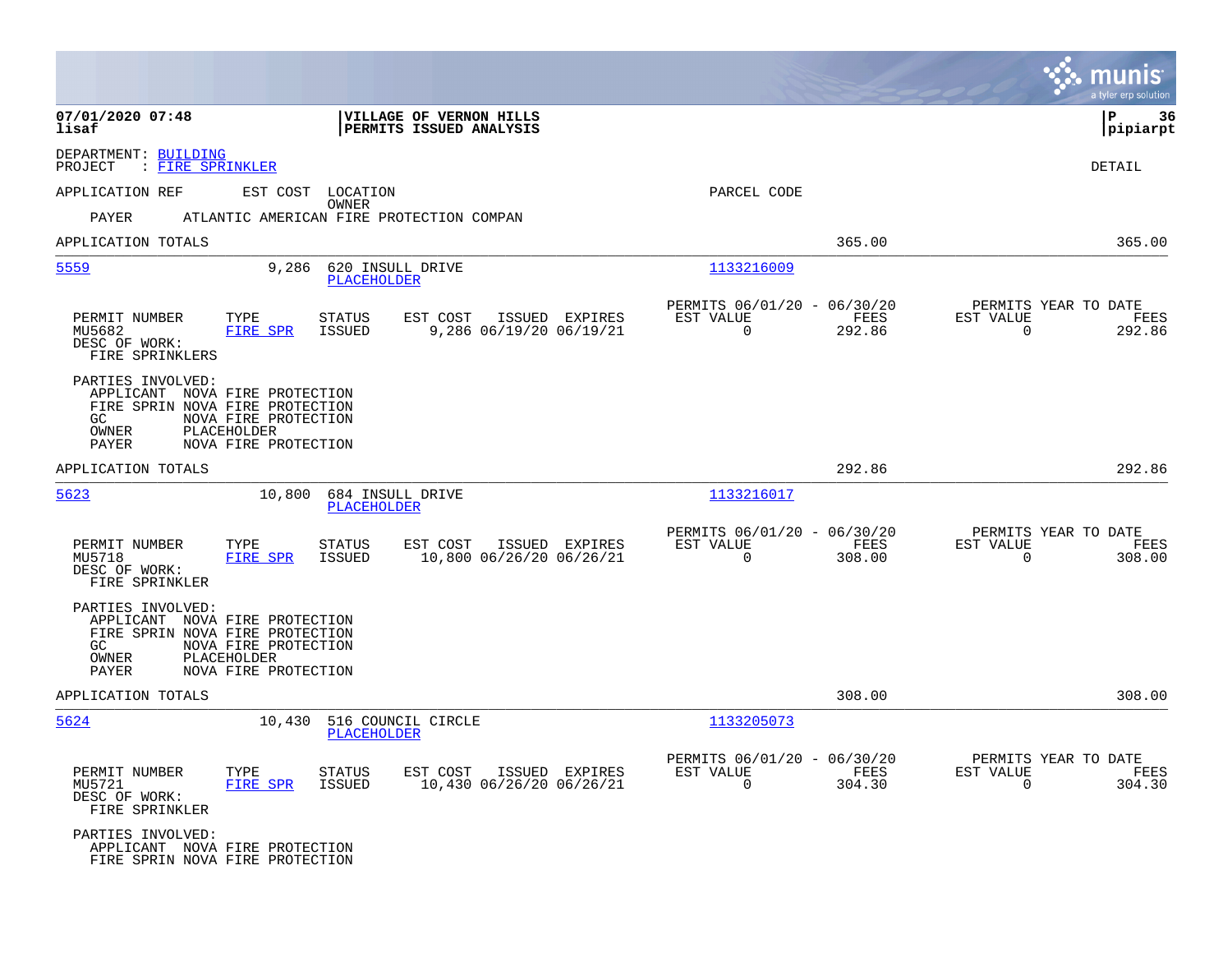DEPARTMENT: BUILDING
PROJECT : FIRE SPRINKLER

DETAIL

APPLICATION REF    EST COST    LOCATION    OWNER    PARCEL CODE

PAYER    ATLANTIC AMERICAN FIRE PROTECTION COMPAN

APPLICATION TOTALS    365.00    365.00

---

**5559**    9,286    620 INSULL DRIVE    PLACEHOLDER    1133216009

| PERMIT NUMBER | TYPE | STATUS | EST COST | ISSUED | EXPIRES | PERMITS 06/01/20 - 06/30/20 EST VALUE | FEES | PERMITS YEAR TO DATE EST VALUE | FEES |
|---|---|---|---|---|---|---|---|---|---|
| MU5682 | FIRE SPR | ISSUED | 9,286 | 06/19/20 | 06/19/21 | 0 | 292.86 | 0 | 292.86 |

DESC OF WORK:
FIRE SPRINKLERS

PARTIES INVOLVED:
APPLICANT NOVA FIRE PROTECTION
FIRE SPRIN NOVA FIRE PROTECTION
GC NOVA FIRE PROTECTION
OWNER PLACEHOLDER
PAYER NOVA FIRE PROTECTION

APPLICATION TOTALS    292.86    292.86

---

**5623**    10,800    684 INSULL DRIVE    PLACEHOLDER    1133216017

| PERMIT NUMBER | TYPE | STATUS | EST COST | ISSUED | EXPIRES | PERMITS 06/01/20 - 06/30/20 EST VALUE | FEES | PERMITS YEAR TO DATE EST VALUE | FEES |
|---|---|---|---|---|---|---|---|---|---|
| MU5718 | FIRE SPR | ISSUED | 10,800 | 06/26/20 | 06/26/21 | 0 | 308.00 | 0 | 308.00 |

DESC OF WORK:
FIRE SPRINKLER

PARTIES INVOLVED:
APPLICANT NOVA FIRE PROTECTION
FIRE SPRIN NOVA FIRE PROTECTION
GC NOVA FIRE PROTECTION
OWNER PLACEHOLDER
PAYER NOVA FIRE PROTECTION

APPLICATION TOTALS    308.00    308.00

---

**5624**    10,430    516 COUNCIL CIRCLE    PLACEHOLDER    1133205073

| PERMIT NUMBER | TYPE | STATUS | EST COST | ISSUED | EXPIRES | PERMITS 06/01/20 - 06/30/20 EST VALUE | FEES | PERMITS YEAR TO DATE EST VALUE | FEES |
|---|---|---|---|---|---|---|---|---|---|
| MU5721 | FIRE SPR | ISSUED | 10,430 | 06/26/20 | 06/26/21 | 0 | 304.30 | 0 | 304.30 |

DESC OF WORK:
FIRE SPRINKLER

PARTIES INVOLVED:
APPLICANT NOVA FIRE PROTECTION
FIRE SPRIN NOVA FIRE PROTECTION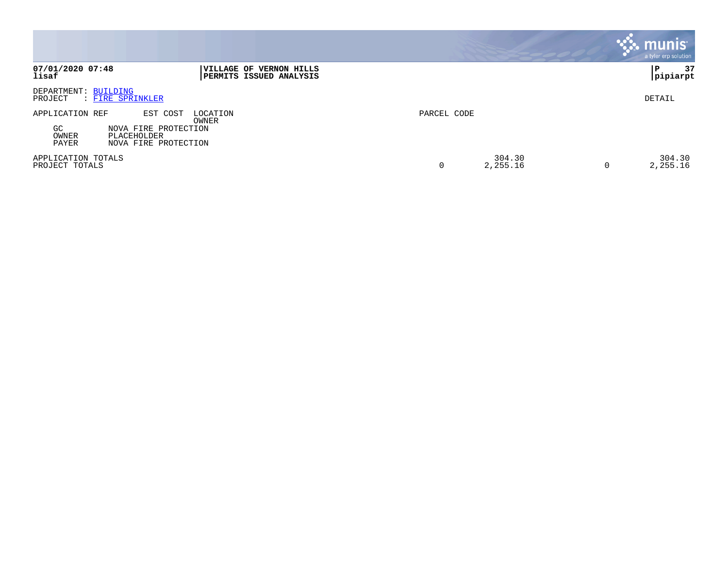**VILLAGE OF VERNON HILLS**
**PERMITS ISSUED ANALYSIS**

DEPARTMENT: BUILDING
PROJECT : FIRE SPRINKLER

DETAIL

| APPLICATION REF | EST COST | LOCATION / OWNER | PARCEL CODE | | | |
|---|---|---|---|---|---|---|
| GC | NOVA FIRE PROTECTION | | | | | |
| OWNER | PLACEHOLDER | | | | | |
| PAYER | NOVA FIRE PROTECTION | | | | | |
| APPLICATION TOTALS | | | | 304.30 | | 304.30 |
| PROJECT TOTALS | | | 0 | 2,255.16 | 0 | 2,255.16 |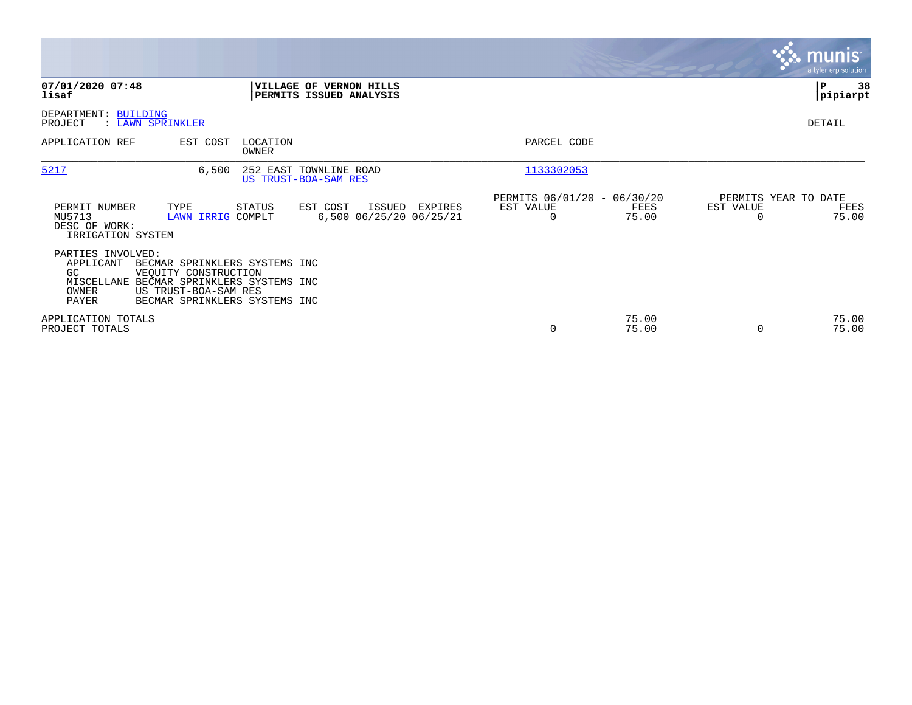**07/01/2020 07:48**
**lisaf**

**VILLAGE OF VERNON HILLS**
**PERMITS ISSUED ANALYSIS**

**P 38**
**pipiarpt**

DEPARTMENT: BUILDING
PROJECT : LAWN SPRINKLER

DETAIL

| APPLICATION REF | EST COST | LOCATION OWNER | PARCEL CODE |
|---|---|---|---|
| 5217 | 6,500 | 252 EAST TOWNLINE ROAD<br>US TRUST-BOA-SAM RES | 1133302053 |

| PERMIT NUMBER | TYPE | STATUS | EST COST | ISSUED | EXPIRES | PERMITS 06/01/20 - 06/30/20 EST VALUE | FEES | PERMITS YEAR TO DATE EST VALUE | FEES |
|---|---|---|---|---|---|---|---|---|---|
| MU5713 | LAWN IRRIG | COMPLT | 6,500 | 06/25/20 | 06/25/21 | 0 | 75.00 | 0 | 75.00 |

DESC OF WORK:
IRRIGATION SYSTEM

PARTIES INVOLVED:

| | |
|---|---|
| APPLICANT | BECMAR SPRINKLERS SYSTEMS INC |
| GC | VEQUITY CONSTRUCTION |
| MISCELLANE | BECMAR SPRINKLERS SYSTEMS INC |
| OWNER | US TRUST-BOA-SAM RES |
| PAYER | BECMAR SPRINKLERS SYSTEMS INC |

| | EST VALUE | FEES | EST VALUE | FEES |
|---|---|---|---|---|
| APPLICATION TOTALS | | 75.00 | | 75.00 |
| PROJECT TOTALS | 0 | 75.00 | 0 | 75.00 |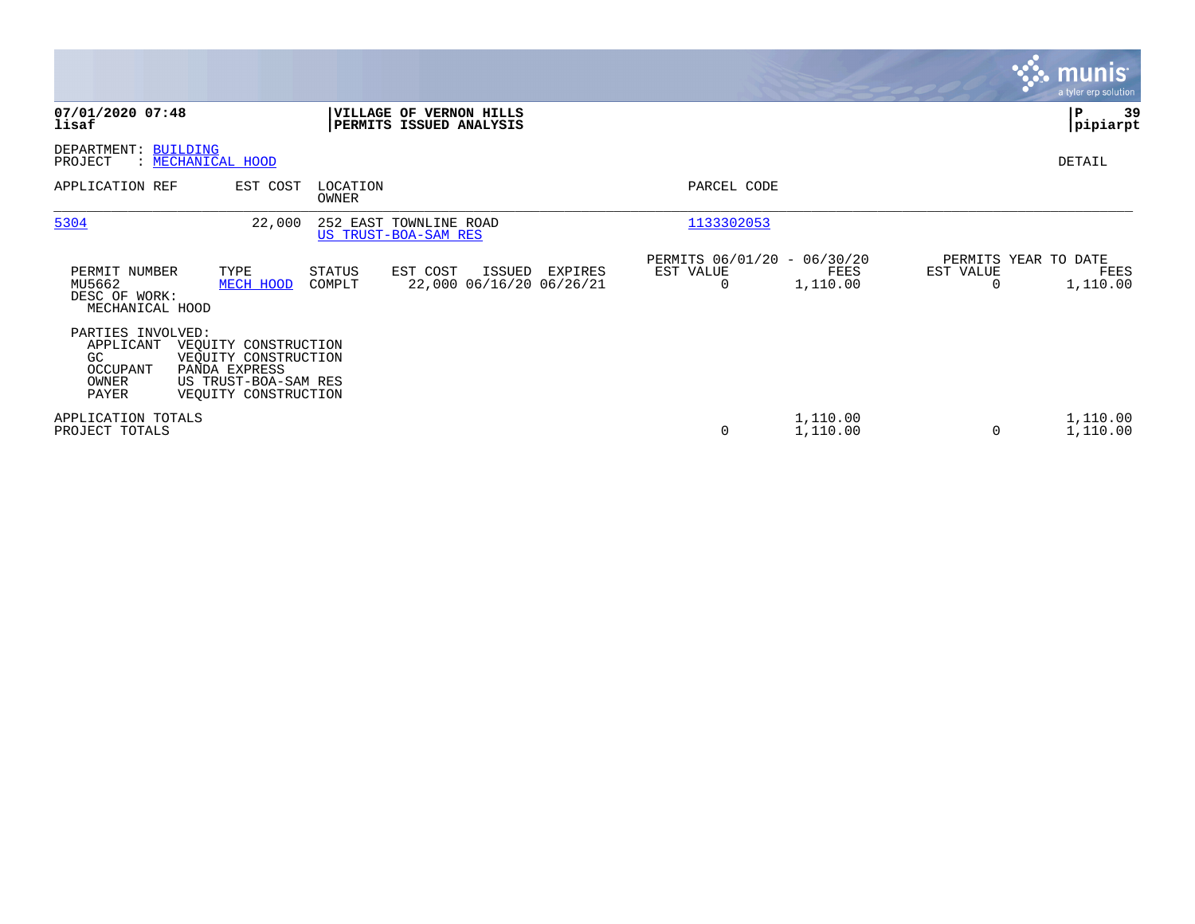**07/01/2020 07:48**
**lisaf**

**VILLAGE OF VERNON HILLS**
**PERMITS ISSUED ANALYSIS**

**P 39**
**pipiarpt**

DEPARTMENT: BUILDING
PROJECT : MECHANICAL HOOD

DETAIL

| APPLICATION REF | EST COST | LOCATION / OWNER | PARCEL CODE |
|---|---|---|---|
| 5304 | 22,000 | 252 EAST TOWNLINE ROAD / US TRUST-BOA-SAM RES | 1133302053 |

| PERMIT NUMBER | TYPE | STATUS | EST COST | ISSUED | EXPIRES | PERMITS 06/01/20 - 06/30/20 EST VALUE | FEES | PERMITS YEAR TO DATE EST VALUE | FEES |
|---|---|---|---|---|---|---|---|---|---|
| MU5662 | MECH HOOD | COMPLT | 22,000 | 06/16/20 | 06/26/21 | 0 | 1,110.00 | 0 | 1,110.00 |

DESC OF WORK:
MECHANICAL HOOD

PARTIES INVOLVED:

| | |
|---|---|
| APPLICANT | VEQUITY CONSTRUCTION |
| GC | VEQUITY CONSTRUCTION |
| OCCUPANT | PANDA EXPRESS |
| OWNER | US TRUST-BOA-SAM RES |
| PAYER | VEQUITY CONSTRUCTION |

| | EST VALUE | FEES | EST VALUE (YTD) | FEES (YTD) |
|---|---|---|---|---|
| APPLICATION TOTALS | | 1,110.00 | | 1,110.00 |
| PROJECT TOTALS | 0 | 1,110.00 | 0 | 1,110.00 |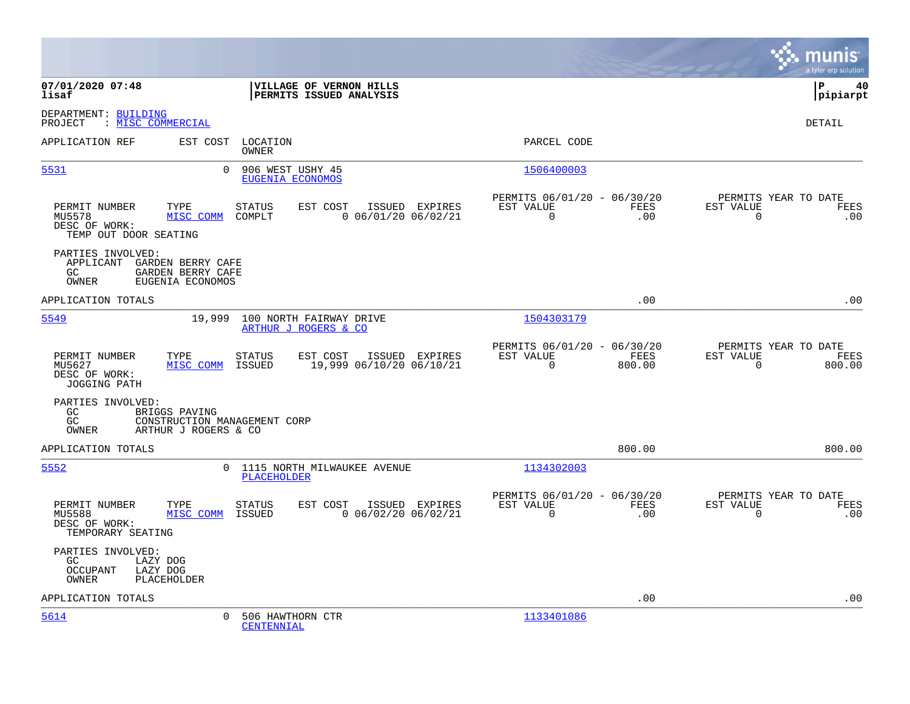**07/01/2020 07:48**
**lisaf**

**VILLAGE OF VERNON HILLS**
**PERMITS ISSUED ANALYSIS**

DEPARTMENT: BUILDING
PROJECT : MISC COMMERCIAL

DETAIL

| APPLICATION REF | EST COST | LOCATION / OWNER | PARCEL CODE |
|---|---|---|---|
| 5531 | 0 | 906 WEST USHY 45 / EUGENIA ECONOMOS | 1506400003 |

| PERMIT NUMBER | TYPE | STATUS | EST COST | ISSUED | EXPIRES | PERMITS 06/01/20 - 06/30/20 EST VALUE | FEES | PERMITS YEAR TO DATE EST VALUE | FEES |
|---|---|---|---|---|---|---|---|---|---|
| MU5578 | MISC COMM | COMPLT | 0 | 06/01/20 | 06/02/21 | 0 | .00 | 0 | .00 |

DESC OF WORK:
TEMP OUT DOOR SEATING

PARTIES INVOLVED:
APPLICANT GARDEN BERRY CAFE
GC GARDEN BERRY CAFE
OWNER EUGENIA ECONOMOS

APPLICATION TOTALS .00 .00

| APPLICATION REF | EST COST | LOCATION / OWNER | PARCEL CODE |
|---|---|---|---|
| 5549 | 19,999 | 100 NORTH FAIRWAY DRIVE / ARTHUR J ROGERS & CO | 1504303179 |

| PERMIT NUMBER | TYPE | STATUS | EST COST | ISSUED | EXPIRES | PERMITS 06/01/20 - 06/30/20 EST VALUE | FEES | PERMITS YEAR TO DATE EST VALUE | FEES |
|---|---|---|---|---|---|---|---|---|---|
| MU5627 | MISC COMM | ISSUED | 19,999 | 06/10/20 | 06/10/21 | 0 | 800.00 | 0 | 800.00 |

DESC OF WORK:
JOGGING PATH

PARTIES INVOLVED:
GC BRIGGS PAVING
GC CONSTRUCTION MANAGEMENT CORP
OWNER ARTHUR J ROGERS & CO

APPLICATION TOTALS 800.00 800.00

| APPLICATION REF | EST COST | LOCATION / OWNER | PARCEL CODE |
|---|---|---|---|
| 5552 | 0 | 1115 NORTH MILWAUKEE AVENUE / PLACEHOLDER | 1134302003 |

| PERMIT NUMBER | TYPE | STATUS | EST COST | ISSUED | EXPIRES | PERMITS 06/01/20 - 06/30/20 EST VALUE | FEES | PERMITS YEAR TO DATE EST VALUE | FEES |
|---|---|---|---|---|---|---|---|---|---|
| MU5588 | MISC COMM | ISSUED | 0 | 06/02/20 | 06/02/21 | 0 | .00 | 0 | .00 |

DESC OF WORK:
TEMPORARY SEATING

PARTIES INVOLVED:
GC LAZY DOG
OCCUPANT LAZY DOG
OWNER PLACEHOLDER

APPLICATION TOTALS .00 .00

| APPLICATION REF | EST COST | LOCATION / OWNER | PARCEL CODE |
|---|---|---|---|
| 5614 | 0 | 506 HAWTHORN CTR / CENTENNIAL | 1133401086 |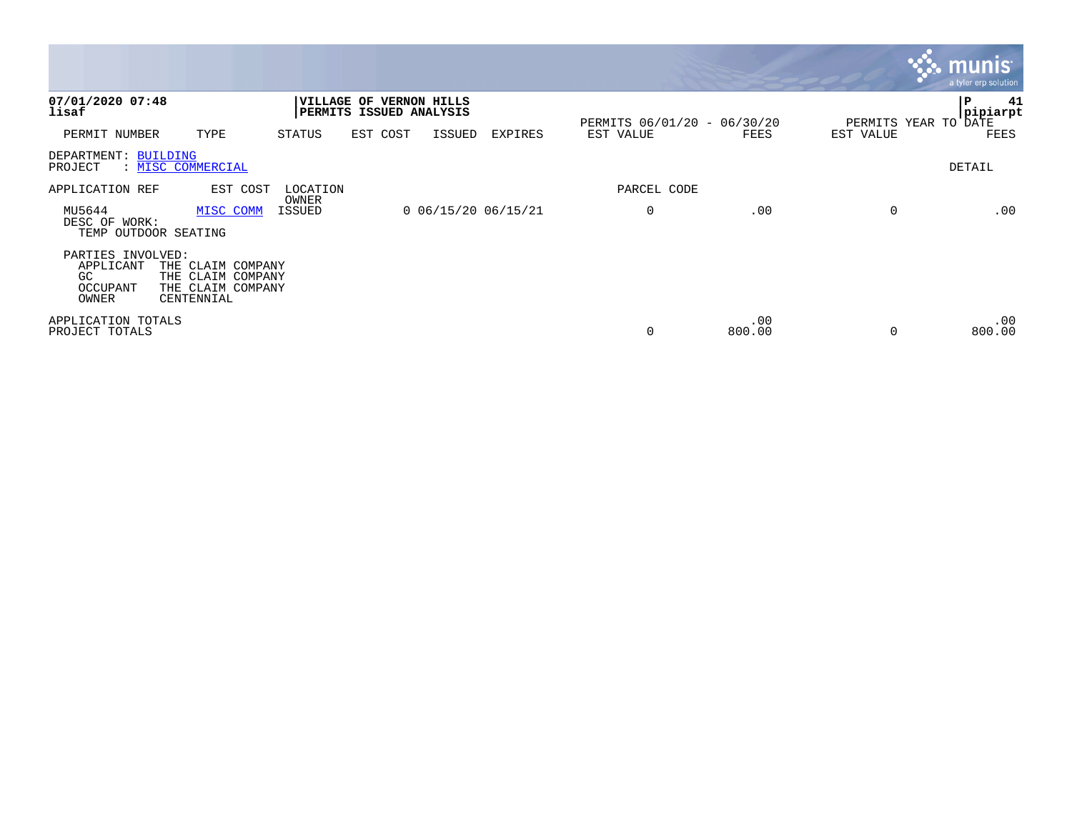**07/01/2020 07:48**
**lisaf**

**VILLAGE OF VERNON HILLS**
**PERMITS ISSUED ANALYSIS**

**P 41**
**pipiarpt**

| PERMIT NUMBER | TYPE | STATUS | EST COST | ISSUED | EXPIRES | PERMITS 06/01/20 - 06/30/20 EST VALUE | FEES | PERMITS YEAR TO DATE EST VALUE | FEES |
|---|---|---|---|---|---|---|---|---|---|

DEPARTMENT: BUILDING
PROJECT : MISC COMMERCIAL

DETAIL

| APPLICATION REF | EST COST | LOCATION OWNER | | | | PARCEL CODE | | | |
|---|---|---|---|---|---|---|---|---|---|
| MU5644 | MISC COMM | ISSUED | 0 | 06/15/20 | 06/15/21 | 0 | .00 | 0 | .00 |

DESC OF WORK:
TEMP OUTDOOR SEATING

PARTIES INVOLVED:
APPLICANT THE CLAIM COMPANY
GC THE CLAIM COMPANY
OCCUPANT THE CLAIM COMPANY
OWNER CENTENNIAL

| | EST VALUE | FEES | EST VALUE | FEES |
|---|---|---|---|---|
| APPLICATION TOTALS | | .00 | | .00 |
| PROJECT TOTALS | 0 | 800.00 | 0 | 800.00 |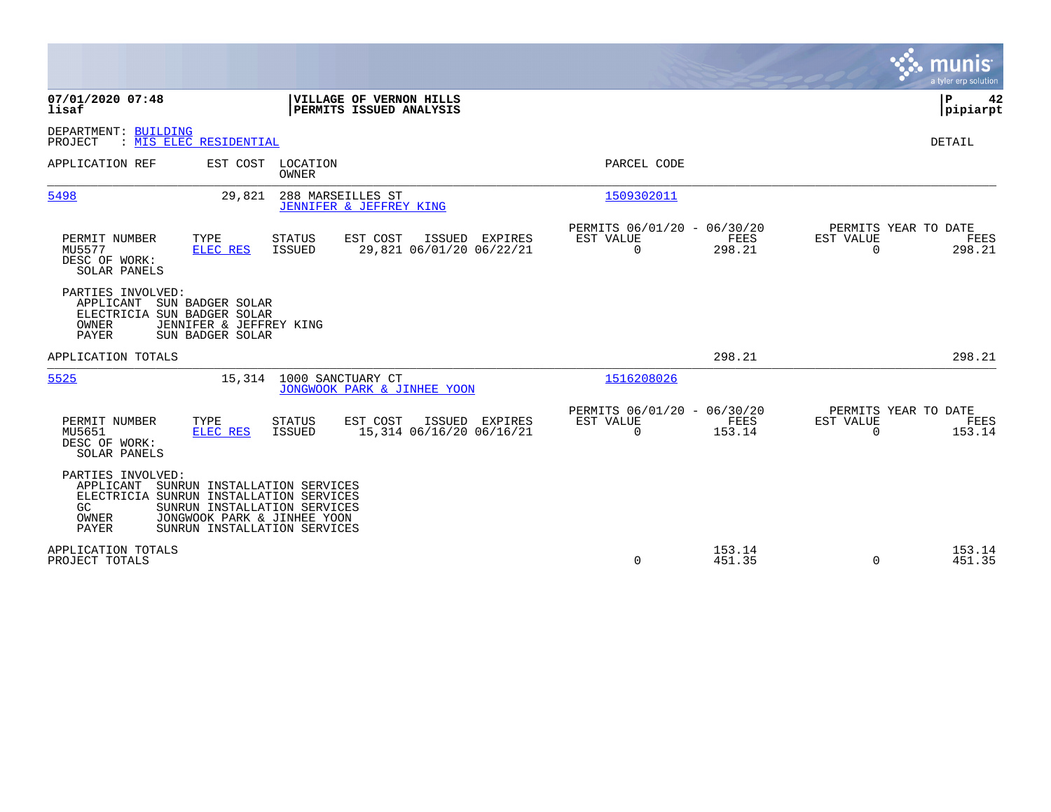**07/01/2020 07:48**
**lisaf**

**VILLAGE OF VERNON HILLS**
**PERMITS ISSUED ANALYSIS**

**P 42**
**pipiarpt**

DEPARTMENT: BUILDING
PROJECT : MIS ELEC RESIDENTIAL

DETAIL

| APPLICATION REF | EST COST | LOCATION / OWNER | PARCEL CODE |
|---|---|---|---|
| 5498 | 29,821 | 288 MARSEILLES ST / JENNIFER & JEFFREY KING | 1509302011 |

| PERMIT NUMBER | TYPE | STATUS | EST COST | ISSUED | EXPIRES | PERMITS 06/01/20 - 06/30/20 EST VALUE | FEES | PERMITS YEAR TO DATE EST VALUE | FEES |
|---|---|---|---|---|---|---|---|---|---|
| MU5577 | ELEC RES | ISSUED | 29,821 | 06/01/20 | 06/22/21 | 0 | 298.21 | 0 | 298.21 |

DESC OF WORK:
SOLAR PANELS

PARTIES INVOLVED:
- APPLICANT SUN BADGER SOLAR
- ELECTRICIA SUN BADGER SOLAR
- OWNER JENNIFER & JEFFREY KING
- PAYER SUN BADGER SOLAR

APPLICATION TOTALS — 298.21 — 298.21

| APPLICATION REF | EST COST | LOCATION / OWNER | PARCEL CODE |
|---|---|---|---|
| 5525 | 15,314 | 1000 SANCTUARY CT / JONGWOOK PARK & JINHEE YOON | 1516208026 |

| PERMIT NUMBER | TYPE | STATUS | EST COST | ISSUED | EXPIRES | PERMITS 06/01/20 - 06/30/20 EST VALUE | FEES | PERMITS YEAR TO DATE EST VALUE | FEES |
|---|---|---|---|---|---|---|---|---|---|
| MU5651 | ELEC RES | ISSUED | 15,314 | 06/16/20 | 06/16/21 | 0 | 153.14 | 0 | 153.14 |

DESC OF WORK:
SOLAR PANELS

PARTIES INVOLVED:
- APPLICANT SUNRUN INSTALLATION SERVICES
- ELECTRICIA SUNRUN INSTALLATION SERVICES
- GC SUNRUN INSTALLATION SERVICES
- OWNER JONGWOOK PARK & JINHEE YOON
- PAYER SUNRUN INSTALLATION SERVICES

| | EST VALUE | FEES | EST VALUE | FEES |
|---|---|---|---|---|
| APPLICATION TOTALS | | 153.14 | | 153.14 |
| PROJECT TOTALS | 0 | 451.35 | 0 | 451.35 |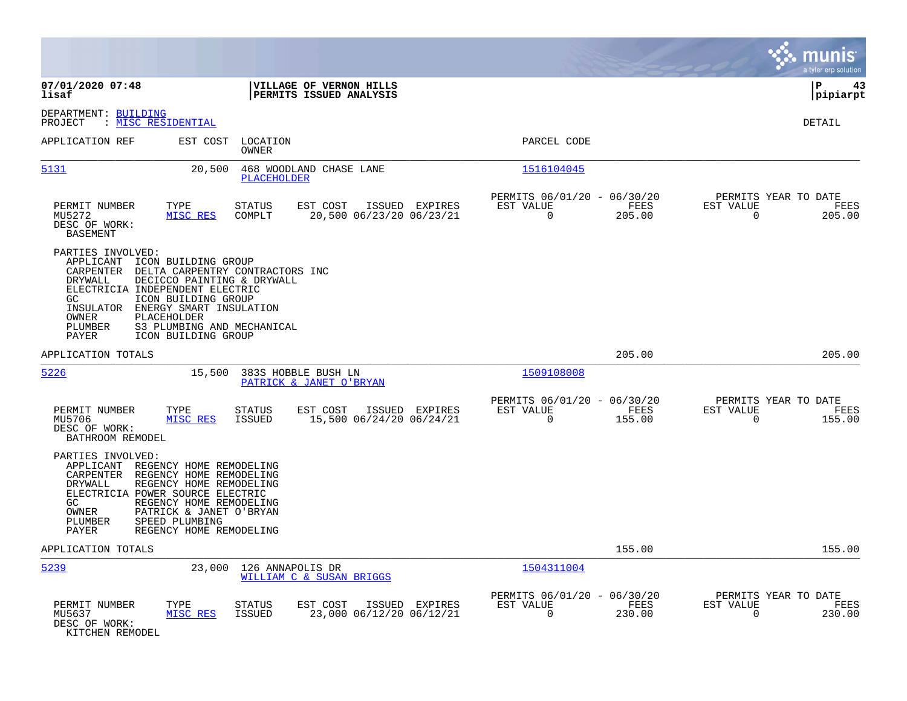**07/01/2020 07:48** | **VILLAGE OF VERNON HILLS** | **P 43**
**lisaf** | **PERMITS ISSUED ANALYSIS** | **pipiarpt**

DEPARTMENT: BUILDING
PROJECT : MISC RESIDENTIAL

DETAIL

| APPLICATION REF | EST COST | LOCATION / OWNER | PARCEL CODE |
|---|---|---|---|
| 5131 | 20,500 | 468 WOODLAND CHASE LANE / PLACEHOLDER | 1516104045 |

| PERMIT NUMBER | TYPE | STATUS | EST COST | ISSUED | EXPIRES | PERMITS 06/01/20 - 06/30/20 EST VALUE | FEES | PERMITS YEAR TO DATE EST VALUE | FEES |
|---|---|---|---|---|---|---|---|---|---|
| MU5272 | MISC RES | COMPLT | 20,500 | 06/23/20 | 06/23/21 | 0 | 205.00 | 0 | 205.00 |

DESC OF WORK:
BASEMENT

PARTIES INVOLVED:
- APPLICANT ICON BUILDING GROUP
- CARPENTER DELTA CARPENTRY CONTRACTORS INC
- DRYWALL DECICCO PAINTING & DRYWALL
- ELECTRICIA INDEPENDENT ELECTRIC
- GC ICON BUILDING GROUP
- INSULATOR ENERGY SMART INSULATION
- OWNER PLACEHOLDER
- PLUMBER S3 PLUMBING AND MECHANICAL
- PAYER ICON BUILDING GROUP

APPLICATION TOTALS 205.00 205.00

| APPLICATION REF | EST COST | LOCATION / OWNER | PARCEL CODE |
|---|---|---|---|
| 5226 | 15,500 | 383S HOBBLE BUSH LN / PATRICK & JANET O'BRYAN | 1509108008 |

| PERMIT NUMBER | TYPE | STATUS | EST COST | ISSUED | EXPIRES | PERMITS 06/01/20 - 06/30/20 EST VALUE | FEES | PERMITS YEAR TO DATE EST VALUE | FEES |
|---|---|---|---|---|---|---|---|---|---|
| MU5706 | MISC RES | ISSUED | 15,500 | 06/24/20 | 06/24/21 | 0 | 155.00 | 0 | 155.00 |

DESC OF WORK:
BATHROOM REMODEL

PARTIES INVOLVED:
- APPLICANT REGENCY HOME REMODELING
- CARPENTER REGENCY HOME REMODELING
- DRYWALL REGENCY HOME REMODELING
- ELECTRICIA POWER SOURCE ELECTRIC
- GC REGENCY HOME REMODELING
- OWNER PATRICK & JANET O'BRYAN
- PLUMBER SPEED PLUMBING
- PAYER REGENCY HOME REMODELING

APPLICATION TOTALS 155.00 155.00

| APPLICATION REF | EST COST | LOCATION / OWNER | PARCEL CODE |
|---|---|---|---|
| 5239 | 23,000 | 126 ANNAPOLIS DR / WILLIAM C & SUSAN BRIGGS | 1504311004 |

| PERMIT NUMBER | TYPE | STATUS | EST COST | ISSUED | EXPIRES | PERMITS 06/01/20 - 06/30/20 EST VALUE | FEES | PERMITS YEAR TO DATE EST VALUE | FEES |
|---|---|---|---|---|---|---|---|---|---|
| MU5637 | MISC RES | ISSUED | 23,000 | 06/12/20 | 06/12/21 | 0 | 230.00 | 0 | 230.00 |

DESC OF WORK:
KITCHEN REMODEL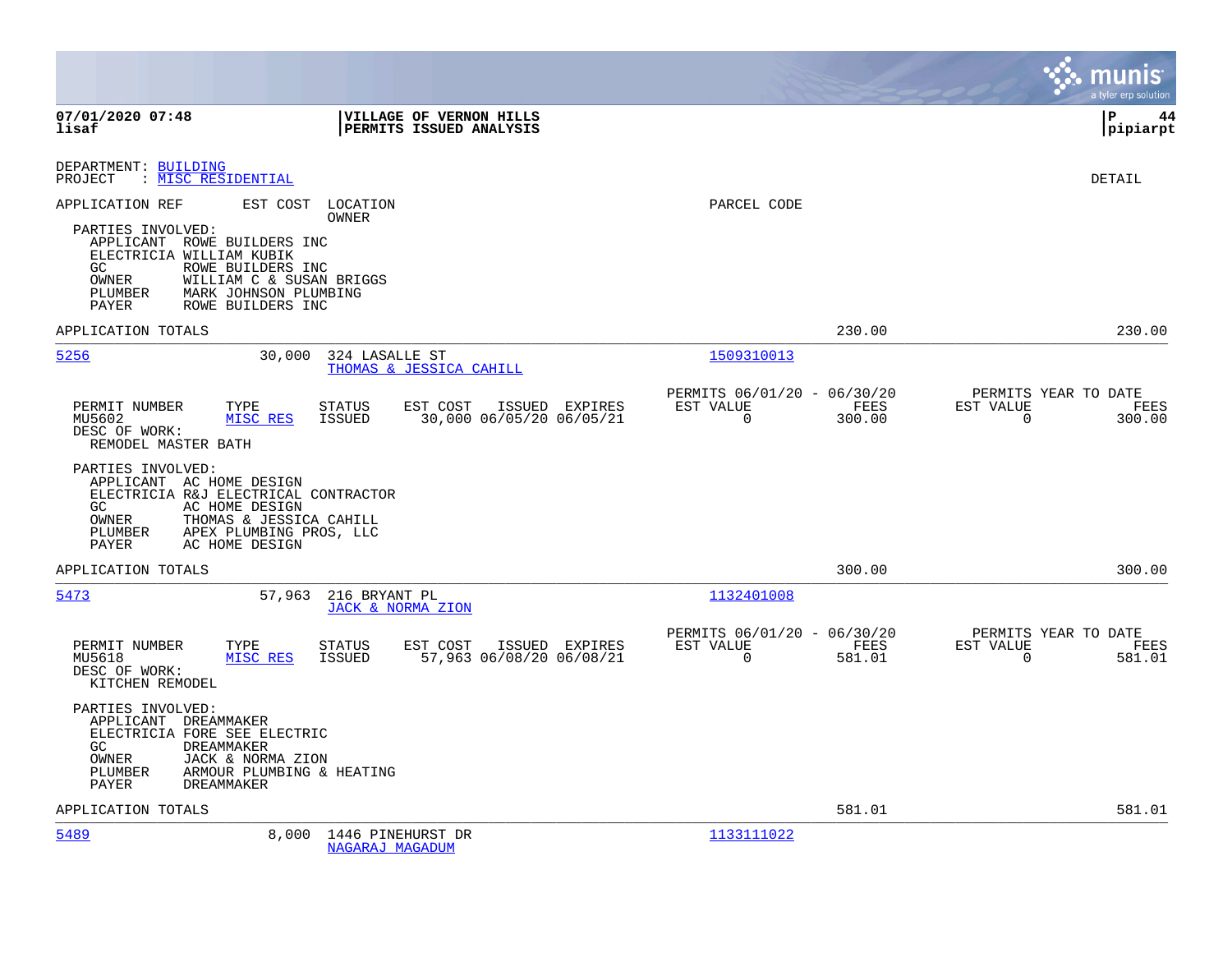DEPARTMENT: BUILDING
PROJECT : MISC RESIDENTIAL

DETAIL

APPLICATION REF EST COST LOCATION OWNER PARCEL CODE

PARTIES INVOLVED:
- APPLICANT ROWE BUILDERS INC
- ELECTRICIA WILLIAM KUBIK
- GC ROWE BUILDERS INC
- OWNER WILLIAM C & SUSAN BRIGGS
- PLUMBER MARK JOHNSON PLUMBING
- PAYER ROWE BUILDERS INC

APPLICATION TOTALS 230.00 230.00

---

**5256** 30,000 324 LASALLE ST
THOMAS & JESSICA CAHILL
1509310013

| PERMIT NUMBER | TYPE | STATUS | EST COST | ISSUED | EXPIRES | PERMITS 06/01/20 - 06/30/20 EST VALUE | FEES | PERMITS YEAR TO DATE EST VALUE | FEES |
|---|---|---|---|---|---|---|---|---|---|
| MU5602 | MISC RES | ISSUED | 30,000 | 06/05/20 | 06/05/21 | 0 | 300.00 | 0 | 300.00 |

DESC OF WORK:
REMODEL MASTER BATH

PARTIES INVOLVED:
- APPLICANT AC HOME DESIGN
- ELECTRICIA R&J ELECTRICAL CONTRACTOR
- GC AC HOME DESIGN
- OWNER THOMAS & JESSICA CAHILL
- PLUMBER APEX PLUMBING PROS, LLC
- PAYER AC HOME DESIGN

APPLICATION TOTALS 300.00 300.00

---

**5473** 57,963 216 BRYANT PL
JACK & NORMA ZION
1132401008

| PERMIT NUMBER | TYPE | STATUS | EST COST | ISSUED | EXPIRES | PERMITS 06/01/20 - 06/30/20 EST VALUE | FEES | PERMITS YEAR TO DATE EST VALUE | FEES |
|---|---|---|---|---|---|---|---|---|---|
| MU5618 | MISC RES | ISSUED | 57,963 | 06/08/20 | 06/08/21 | 0 | 581.01 | 0 | 581.01 |

DESC OF WORK:
KITCHEN REMODEL

PARTIES INVOLVED:
- APPLICANT DREAMMAKER
- ELECTRICIA FORE SEE ELECTRIC
- GC DREAMMAKER
- OWNER JACK & NORMA ZION
- PLUMBER ARMOUR PLUMBING & HEATING
- PAYER DREAMMAKER

APPLICATION TOTALS 581.01 581.01

---

**5489** 8,000 1446 PINEHURST DR
NAGARAJ MAGADUM
1133111022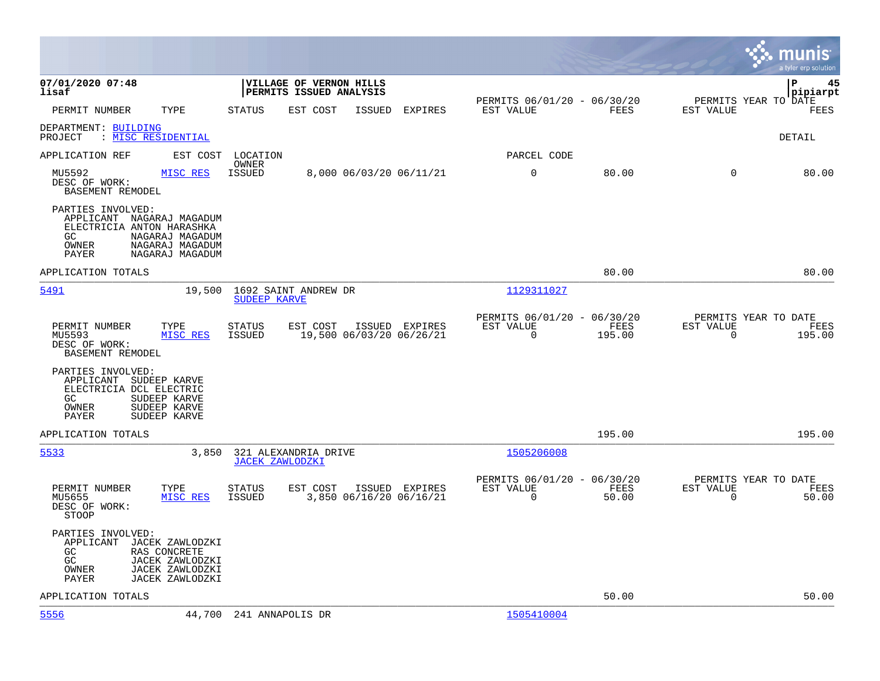07/01/2020 07:48
lisaf

VILLAGE OF VERNON HILLS
PERMITS ISSUED ANALYSIS

pipiarpt

| PERMIT NUMBER | TYPE | STATUS | EST COST | ISSUED | EXPIRES | PERMITS 06/01/20 - 06/30/20 EST VALUE | FEES | PERMITS YEAR TO DATE EST VALUE | FEES |
|---|---|---|---|---|---|---|---|---|---|

DEPARTMENT: BUILDING
PROJECT : MISC RESIDENTIAL

DETAIL

| APPLICATION REF | EST COST | LOCATION OWNER | | | | PARCEL CODE | | | |
|---|---|---|---|---|---|---|---|---|---|
| MU5592 | MISC RES | ISSUED | 8,000 | 06/03/20 | 06/11/21 | 0 | 80.00 | 0 | 80.00 |

DESC OF WORK:
BASEMENT REMODEL

PARTIES INVOLVED:
- APPLICANT NAGARAJ MAGADUM
- ELECTRICIA ANTON HARASHKA
- GC NAGARAJ MAGADUM
- OWNER NAGARAJ MAGADUM
- PAYER NAGARAJ MAGADUM

APPLICATION TOTALS: 80.00 | 80.00

---

**5491** — 19,500 — 1692 SAINT ANDREW DR — SUDEEP KARVE — Parcel: 1129311027

| PERMIT NUMBER | TYPE | STATUS | EST COST | ISSUED | EXPIRES | PERMITS 06/01/20 - 06/30/20 EST VALUE | FEES | PERMITS YEAR TO DATE EST VALUE | FEES |
|---|---|---|---|---|---|---|---|---|---|
| MU5593 | MISC RES | ISSUED | 19,500 | 06/03/20 | 06/26/21 | 0 | 195.00 | 0 | 195.00 |

DESC OF WORK:
BASEMENT REMODEL

PARTIES INVOLVED:
- APPLICANT SUDEEP KARVE
- ELECTRICIA DCL ELECTRIC
- GC SUDEEP KARVE
- OWNER SUDEEP KARVE
- PAYER SUDEEP KARVE

APPLICATION TOTALS: 195.00 | 195.00

---

**5533** — 3,850 — 321 ALEXANDRIA DRIVE — JACEK ZAWLODZKI — Parcel: 1505206008

| PERMIT NUMBER | TYPE | STATUS | EST COST | ISSUED | EXPIRES | PERMITS 06/01/20 - 06/30/20 EST VALUE | FEES | PERMITS YEAR TO DATE EST VALUE | FEES |
|---|---|---|---|---|---|---|---|---|---|
| MU5655 | MISC RES | ISSUED | 3,850 | 06/16/20 | 06/16/21 | 0 | 50.00 | 0 | 50.00 |

DESC OF WORK:
STOOP

PARTIES INVOLVED:
- APPLICANT JACEK ZAWLODZKI
- GC RAS CONCRETE
- GC JACEK ZAWLODZKI
- OWNER JACEK ZAWLODZKI
- PAYER JACEK ZAWLODZKI

APPLICATION TOTALS: 50.00 | 50.00

---

**5556** — 44,700 — 241 ANNAPOLIS DR — Parcel: 1505410004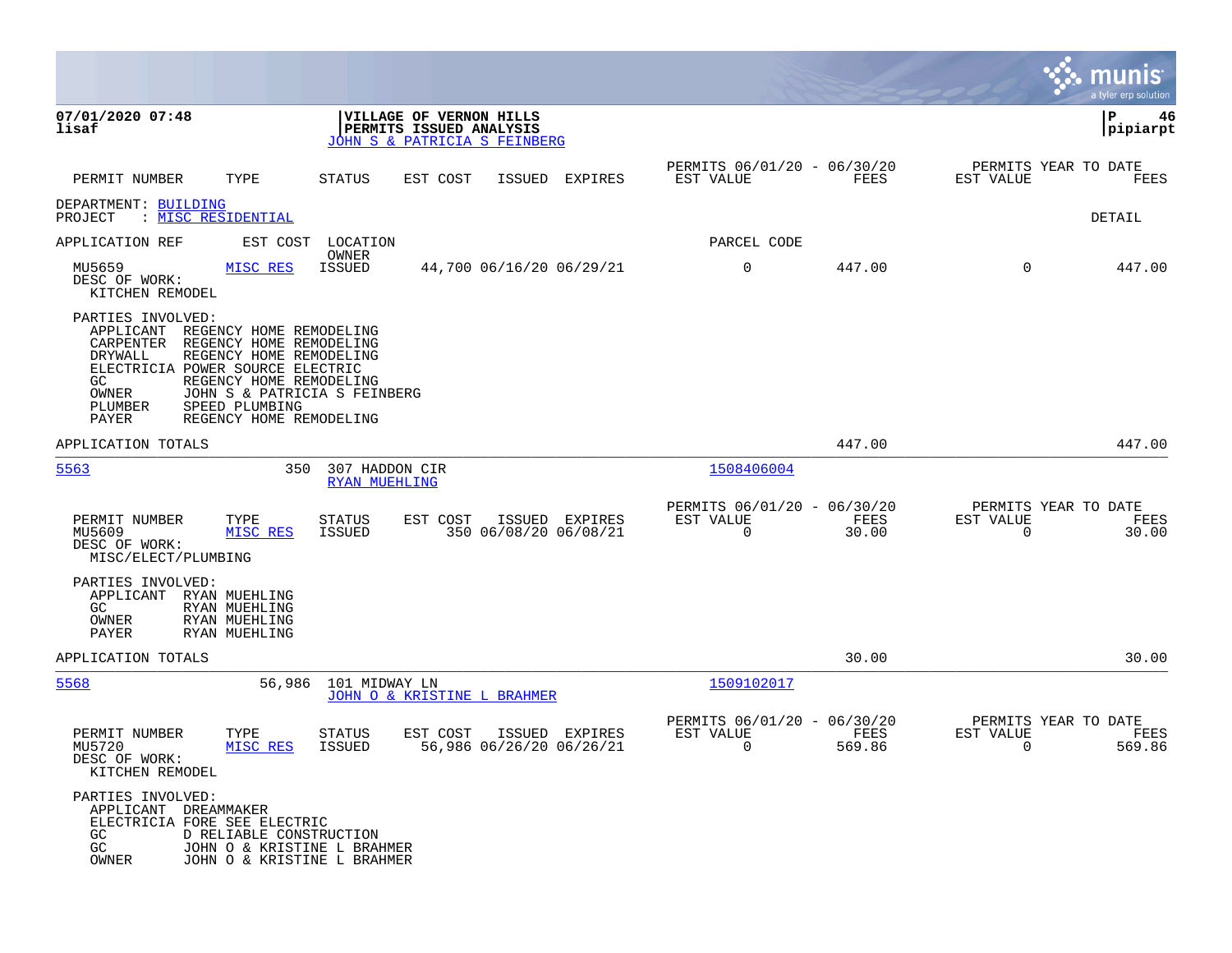**07/01/2020 07:48**
**lisaf**

**VILLAGE OF VERNON HILLS**
**PERMITS ISSUED ANALYSIS**
JOHN S & PATRICIA S FEINBERG

**P 46**
**pipiarpt**

| PERMIT NUMBER | TYPE | STATUS | EST COST | ISSUED | EXPIRES | PERMITS 06/01/20 - 06/30/20 EST VALUE | FEES | PERMITS YEAR TO DATE EST VALUE | FEES |
|---|---|---|---|---|---|---|---|---|---|

DEPARTMENT: BUILDING
PROJECT : MISC RESIDENTIAL

DETAIL

APPLICATION REF | EST COST | LOCATION / OWNER | PARCEL CODE

| PERMIT NUMBER | TYPE | STATUS | EST COST | ISSUED | EXPIRES | EST VALUE | FEES | EST VALUE | FEES |
|---|---|---|---|---|---|---|---|---|---|
| MU5659 | MISC RES | ISSUED | 44,700 | 06/16/20 | 06/29/21 | 0 | 447.00 | 0 | 447.00 |

DESC OF WORK:
KITCHEN REMODEL

PARTIES INVOLVED:
- APPLICANT REGENCY HOME REMODELING
- CARPENTER REGENCY HOME REMODELING
- DRYWALL REGENCY HOME REMODELING
- ELECTRICIA POWER SOURCE ELECTRIC
- GC REGENCY HOME REMODELING
- OWNER JOHN S & PATRICIA S FEINBERG
- PLUMBER SPEED PLUMBING
- PAYER REGENCY HOME REMODELING

APPLICATION TOTALS: 447.00 | 447.00

---

**5563** | 350 | 307 HADDON CIR | RYAN MUEHLING | 1508406004

| PERMIT NUMBER | TYPE | STATUS | EST COST | ISSUED | EXPIRES | PERMITS 06/01/20 - 06/30/20 EST VALUE | FEES | PERMITS YEAR TO DATE EST VALUE | FEES |
|---|---|---|---|---|---|---|---|---|---|
| MU5609 | MISC RES | ISSUED | 350 | 06/08/20 | 06/08/21 | 0 | 30.00 | 0 | 30.00 |

DESC OF WORK:
MISC/ELECT/PLUMBING

PARTIES INVOLVED:
- APPLICANT RYAN MUEHLING
- GC RYAN MUEHLING
- OWNER RYAN MUEHLING
- PAYER RYAN MUEHLING

APPLICATION TOTALS: 30.00 | 30.00

---

**5568** | 56,986 | 101 MIDWAY LN | JOHN O & KRISTINE L BRAHMER | 1509102017

| PERMIT NUMBER | TYPE | STATUS | EST COST | ISSUED | EXPIRES | PERMITS 06/01/20 - 06/30/20 EST VALUE | FEES | PERMITS YEAR TO DATE EST VALUE | FEES |
|---|---|---|---|---|---|---|---|---|---|
| MU5720 | MISC RES | ISSUED | 56,986 | 06/26/20 | 06/26/21 | 0 | 569.86 | 0 | 569.86 |

DESC OF WORK:
KITCHEN REMODEL

PARTIES INVOLVED:
- APPLICANT DREAMMAKER
- ELECTRICIA FORE SEE ELECTRIC
- GC D RELIABLE CONSTRUCTION
- GC JOHN O & KRISTINE L BRAHMER
- OWNER JOHN O & KRISTINE L BRAHMER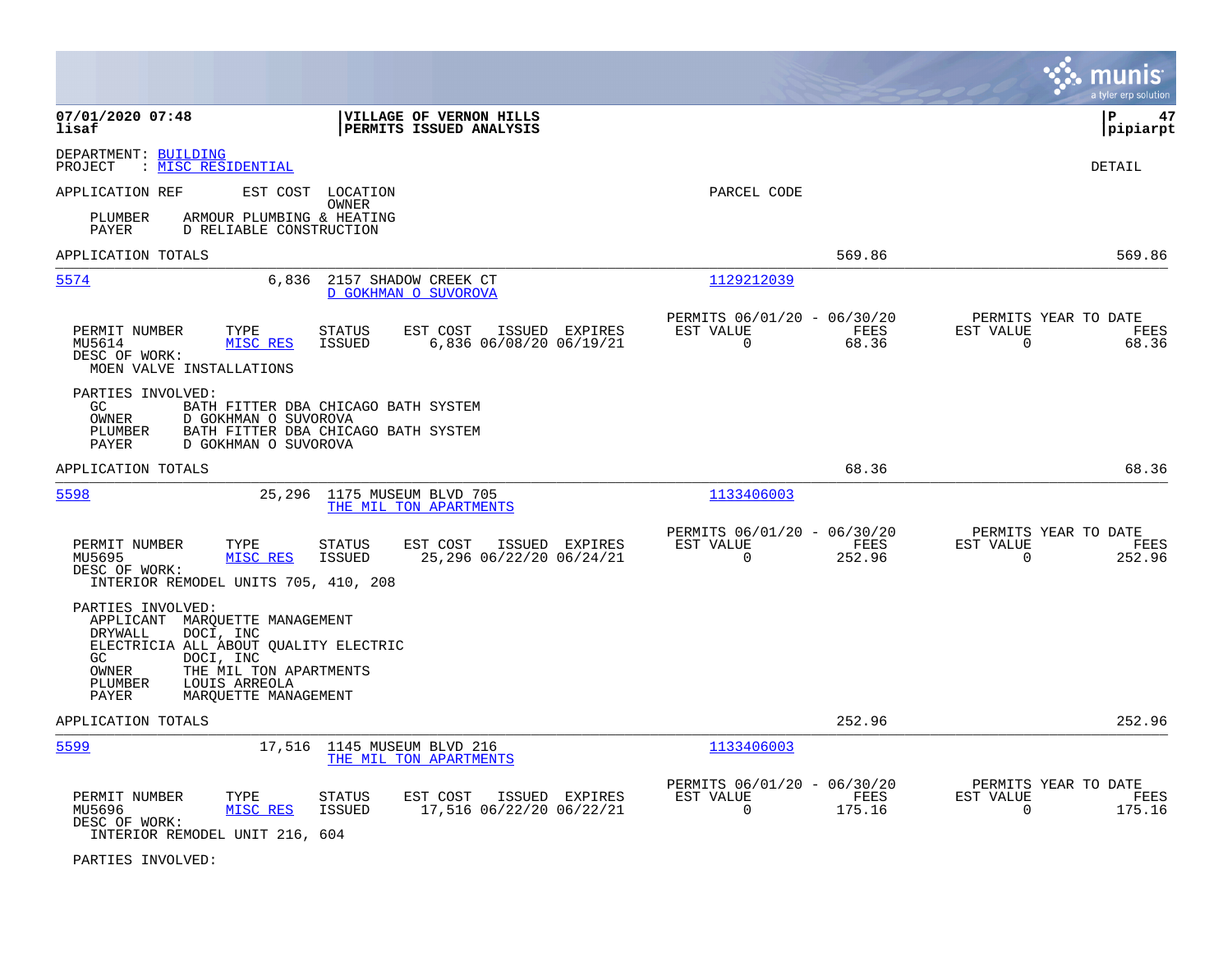**07/01/2020 07:48** **VILLAGE OF VERNON HILLS**
**lisaf** **PERMITS ISSUED ANALYSIS**

DEPARTMENT: BUILDING
PROJECT : MISC RESIDENTIAL

DETAIL

APPLICATION REF EST COST LOCATION
OWNER
PARCEL CODE

PLUMBER ARMOUR PLUMBING & HEATING
PAYER D RELIABLE CONSTRUCTION

APPLICATION TOTALS 569.86 569.86

---

**5574** 6,836 2157 SHADOW CREEK CT
D GOKHMAN O SUVOROVA
Parcel: 1129212039

| PERMIT NUMBER | TYPE | STATUS | EST COST | ISSUED | EXPIRES | PERMITS 06/01/20 - 06/30/20 EST VALUE | FEES | PERMITS YEAR TO DATE EST VALUE | FEES |
|---|---|---|---|---|---|---|---|---|---|
| MU5614 | MISC RES | ISSUED | 6,836 | 06/08/20 | 06/19/21 | 0 | 68.36 | 0 | 68.36 |

DESC OF WORK:
MOEN VALVE INSTALLATIONS

PARTIES INVOLVED:
- GC: BATH FITTER DBA CHICAGO BATH SYSTEM
- OWNER: D GOKHMAN O SUVOROVA
- PLUMBER: BATH FITTER DBA CHICAGO BATH SYSTEM
- PAYER: D GOKHMAN O SUVOROVA

APPLICATION TOTALS 68.36 68.36

---

**5598** 25,296 1175 MUSEUM BLVD 705
THE MIL TON APARTMENTS
Parcel: 1133406003

| PERMIT NUMBER | TYPE | STATUS | EST COST | ISSUED | EXPIRES | PERMITS 06/01/20 - 06/30/20 EST VALUE | FEES | PERMITS YEAR TO DATE EST VALUE | FEES |
|---|---|---|---|---|---|---|---|---|---|
| MU5695 | MISC RES | ISSUED | 25,296 | 06/22/20 | 06/24/21 | 0 | 252.96 | 0 | 252.96 |

DESC OF WORK:
INTERIOR REMODEL UNITS 705, 410, 208

PARTIES INVOLVED:
- APPLICANT: MARQUETTE MANAGEMENT
- DRYWALL: DOCI, INC
- ELECTRICIA: ALL ABOUT QUALITY ELECTRIC
- GC: DOCI, INC
- OWNER: THE MIL TON APARTMENTS
- PLUMBER: LOUIS ARREOLA
- PAYER: MARQUETTE MANAGEMENT

APPLICATION TOTALS 252.96 252.96

---

**5599** 17,516 1145 MUSEUM BLVD 216
THE MIL TON APARTMENTS
Parcel: 1133406003

| PERMIT NUMBER | TYPE | STATUS | EST COST | ISSUED | EXPIRES | PERMITS 06/01/20 - 06/30/20 EST VALUE | FEES | PERMITS YEAR TO DATE EST VALUE | FEES |
|---|---|---|---|---|---|---|---|---|---|
| MU5696 | MISC RES | ISSUED | 17,516 | 06/22/20 | 06/22/21 | 0 | 175.16 | 0 | 175.16 |

DESC OF WORK:
INTERIOR REMODEL UNIT 216, 604

PARTIES INVOLVED: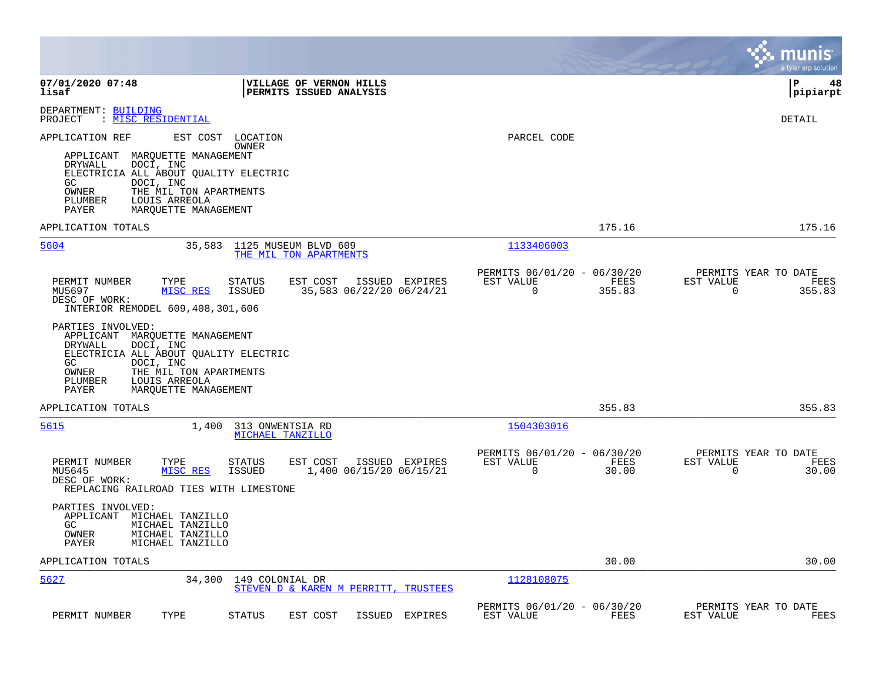**07/01/2020 07:48**
**lisaf**

**VILLAGE OF VERNON HILLS**
**PERMITS ISSUED ANALYSIS**

DEPARTMENT: BUILDING
PROJECT : MISC RESIDENTIAL

DETAIL

APPLICATION REF | EST COST | LOCATION / OWNER | PARCEL CODE

APPLICANT MARQUETTE MANAGEMENT
DRYWALL DOCI, INC
ELECTRICIA ALL ABOUT QUALITY ELECTRIC
GC DOCI, INC
OWNER THE MIL TON APARTMENTS
PLUMBER LOUIS ARREOLA
PAYER MARQUETTE MANAGEMENT

APPLICATION TOTALS 175.16 175.16

---

**5604** 35,583 1125 MUSEUM BLVD 609
THE MIL TON APARTMENTS
Parcel: 1133406003

| PERMIT NUMBER | TYPE | STATUS | EST COST | ISSUED | EXPIRES | PERMITS 06/01/20 - 06/30/20 EST VALUE | FEES | PERMITS YEAR TO DATE EST VALUE | FEES |
|---|---|---|---|---|---|---|---|---|---|
| MU5697 | MISC RES | ISSUED | 35,583 | 06/22/20 | 06/24/21 | 0 | 355.83 | 0 | 355.83 |

DESC OF WORK:
INTERIOR REMODEL 609,408,301,606

PARTIES INVOLVED:
APPLICANT MARQUETTE MANAGEMENT
DRYWALL DOCI, INC
ELECTRICIA ALL ABOUT QUALITY ELECTRIC
GC DOCI, INC
OWNER THE MIL TON APARTMENTS
PLUMBER LOUIS ARREOLA
PAYER MARQUETTE MANAGEMENT

APPLICATION TOTALS 355.83 355.83

---

**5615** 1,400 313 ONWENTSIA RD
MICHAEL TANZILLO
Parcel: 1504303016

| PERMIT NUMBER | TYPE | STATUS | EST COST | ISSUED | EXPIRES | PERMITS 06/01/20 - 06/30/20 EST VALUE | FEES | PERMITS YEAR TO DATE EST VALUE | FEES |
|---|---|---|---|---|---|---|---|---|---|
| MU5645 | MISC RES | ISSUED | 1,400 | 06/15/20 | 06/15/21 | 0 | 30.00 | 0 | 30.00 |

DESC OF WORK:
REPLACING RAILROAD TIES WITH LIMESTONE

PARTIES INVOLVED:
APPLICANT MICHAEL TANZILLO
GC MICHAEL TANZILLO
OWNER MICHAEL TANZILLO
PAYER MICHAEL TANZILLO

APPLICATION TOTALS 30.00 30.00

---

**5627** 34,300 149 COLONIAL DR
STEVEN D & KAREN M PERRITT, TRUSTEES
Parcel: 1128108075

| PERMIT NUMBER | TYPE | STATUS | EST COST | ISSUED | EXPIRES | PERMITS 06/01/20 - 06/30/20 EST VALUE | FEES | PERMITS YEAR TO DATE EST VALUE | FEES |
|---|---|---|---|---|---|---|---|---|---|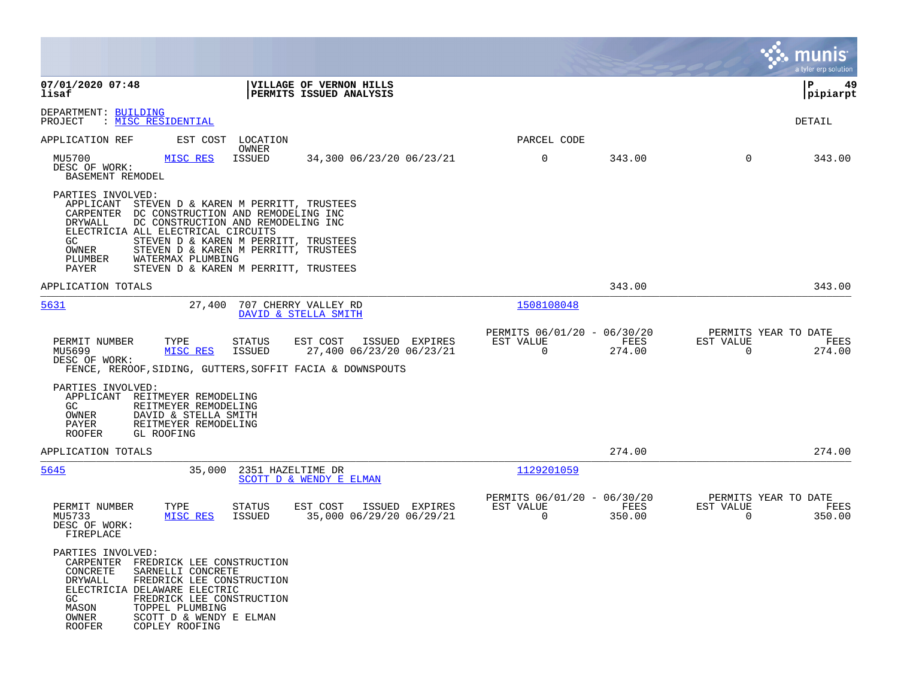**07/01/2020 07:48**
**lisaf**

**VILLAGE OF VERNON HILLS**
**PERMITS ISSUED ANALYSIS**

**pipiarpt**

DEPARTMENT: BUILDING
PROJECT : MISC RESIDENTIAL

DETAIL

APPLICATION REF | EST COST | LOCATION / OWNER | PARCEL CODE

| PERMIT NUMBER | TYPE | STATUS | EST COST | ISSUED | EXPIRES | EST VALUE (06/01/20 - 06/30/20) | FEES (06/01/20 - 06/30/20) | EST VALUE (YEAR TO DATE) | FEES (YEAR TO DATE) |
|---|---|---|---|---|---|---|---|---|---|
| MU5700 | MISC RES | ISSUED | 34,300 | 06/23/20 | 06/23/21 | 0 | 343.00 | 0 | 343.00 |

DESC OF WORK:
BASEMENT REMODEL

PARTIES INVOLVED:
- APPLICANT STEVEN D & KAREN M PERRITT, TRUSTEES
- CARPENTER DC CONSTRUCTION AND REMODELING INC
- DRYWALL DC CONSTRUCTION AND REMODELING INC
- ELECTRICIA ALL ELECTRICAL CIRCUITS
- GC STEVEN D & KAREN M PERRITT, TRUSTEES
- OWNER STEVEN D & KAREN M PERRITT, TRUSTEES
- PLUMBER WATERMAX PLUMBING
- PAYER STEVEN D & KAREN M PERRITT, TRUSTEES

APPLICATION TOTALS: 343.00 | 343.00

---

**5631** | 27,400 | 707 CHERRY VALLEY RD / DAVID & STELLA SMITH | 1508108048

| PERMIT NUMBER | TYPE | STATUS | EST COST | ISSUED | EXPIRES | EST VALUE (06/01/20 - 06/30/20) | FEES (06/01/20 - 06/30/20) | EST VALUE (YEAR TO DATE) | FEES (YEAR TO DATE) |
|---|---|---|---|---|---|---|---|---|---|
| MU5699 | MISC RES | ISSUED | 27,400 | 06/23/20 | 06/23/21 | 0 | 274.00 | 0 | 274.00 |

DESC OF WORK:
FENCE, REROOF,SIDING, GUTTERS,SOFFIT FACIA & DOWNSPOUTS

PARTIES INVOLVED:
- APPLICANT REITMEYER REMODELING
- GC REITMEYER REMODELING
- OWNER DAVID & STELLA SMITH
- PAYER REITMEYER REMODELING
- ROOFER GL ROOFING

APPLICATION TOTALS: 274.00 | 274.00

---

**5645** | 35,000 | 2351 HAZELTIME DR / SCOTT D & WENDY E ELMAN | 1129201059

| PERMIT NUMBER | TYPE | STATUS | EST COST | ISSUED | EXPIRES | EST VALUE (06/01/20 - 06/30/20) | FEES (06/01/20 - 06/30/20) | EST VALUE (YEAR TO DATE) | FEES (YEAR TO DATE) |
|---|---|---|---|---|---|---|---|---|---|
| MU5733 | MISC RES | ISSUED | 35,000 | 06/29/20 | 06/29/21 | 0 | 350.00 | 0 | 350.00 |

DESC OF WORK:
FIREPLACE

PARTIES INVOLVED:
- CARPENTER FREDRICK LEE CONSTRUCTION
- CONCRETE SARNELLI CONCRETE
- DRYWALL FREDRICK LEE CONSTRUCTION
- ELECTRICIA DELAWARE ELECTRIC
- GC FREDRICK LEE CONSTRUCTION
- MASON TOPPEL PLUMBING
- OWNER SCOTT D & WENDY E ELMAN
- ROOFER COPLEY ROOFING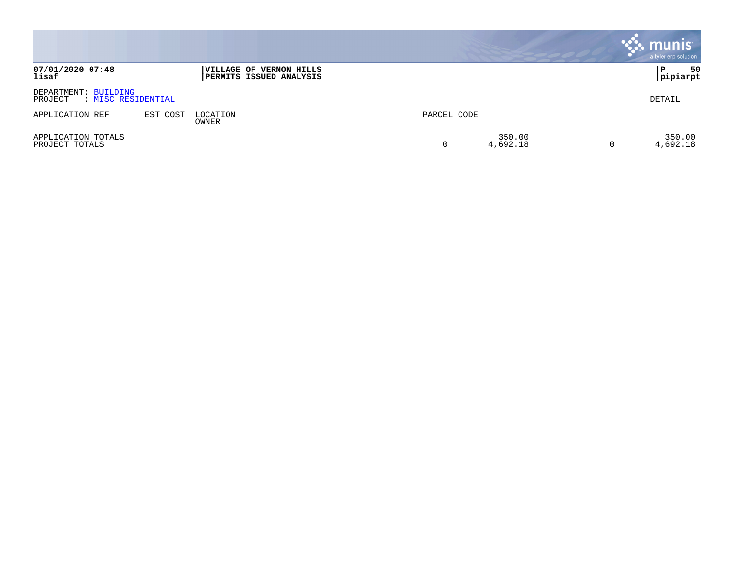**VILLAGE OF VERNON HILLS**
**PERMITS ISSUED ANALYSIS**

07/01/2020 07:48
lisaf

P 50
pipiarpt

DEPARTMENT: BUILDING
PROJECT : MISC RESIDENTIAL

DETAIL

| APPLICATION REF | EST COST | LOCATION / OWNER | PARCEL CODE | | | |
|---|---|---|---|---|---|---|
| APPLICATION TOTALS | | | | 350.00 | | 350.00 |
| PROJECT TOTALS | | | 0 | 4,692.18 | 0 | 4,692.18 |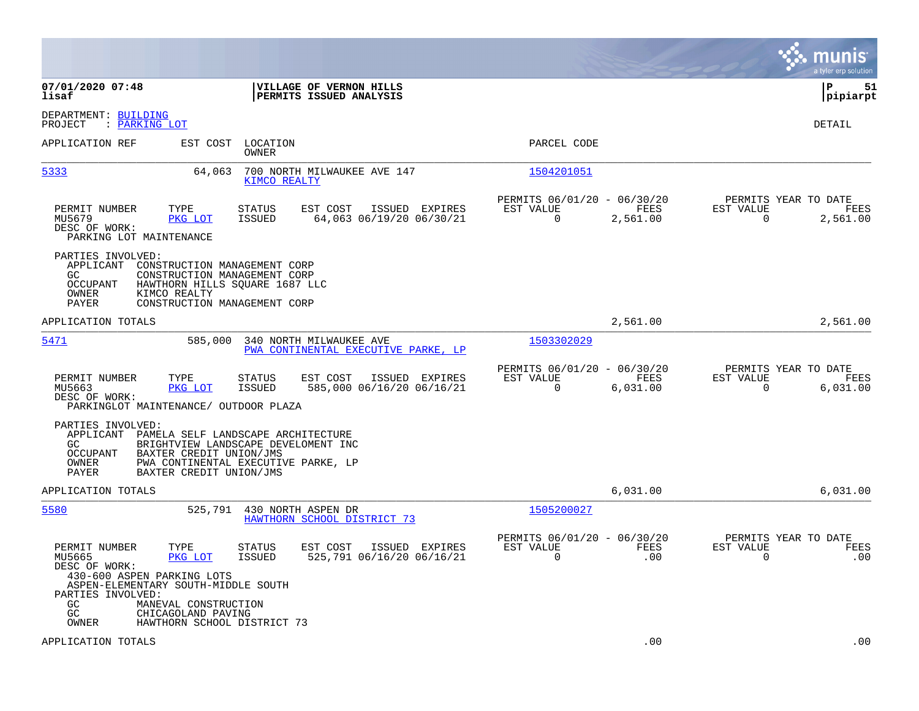**07/01/2020 07:48**
**lisaf**

**VILLAGE OF VERNON HILLS**
**PERMITS ISSUED ANALYSIS**

**P 51**
**pipiarpt**

DEPARTMENT: BUILDING
PROJECT : PARKING LOT

DETAIL

| APPLICATION REF | EST COST | LOCATION / OWNER | PARCEL CODE |
|---|---|---|---|
| 5333 | 64,063 | 700 NORTH MILWAUKEE AVE 147 / KIMCO REALTY | 1504201051 |

| PERMIT NUMBER | TYPE | STATUS | EST COST | ISSUED | EXPIRES | PERMITS 06/01/20 - 06/30/20 EST VALUE | FEES | PERMITS YEAR TO DATE EST VALUE | FEES |
|---|---|---|---|---|---|---|---|---|---|
| MU5679 | PKG LOT | ISSUED | 64,063 | 06/19/20 | 06/30/21 | 0 | 2,561.00 | 0 | 2,561.00 |

DESC OF WORK:
PARKING LOT MAINTENANCE

PARTIES INVOLVED:
- APPLICANT CONSTRUCTION MANAGEMENT CORP
- GC CONSTRUCTION MANAGEMENT CORP
- OCCUPANT HAWTHORN HILLS SQUARE 1687 LLC
- OWNER KIMCO REALTY
- PAYER CONSTRUCTION MANAGEMENT CORP

APPLICATION TOTALS 2,561.00 2,561.00

| APPLICATION REF | EST COST | LOCATION / OWNER | PARCEL CODE |
|---|---|---|---|
| 5471 | 585,000 | 340 NORTH MILWAUKEE AVE / PWA CONTINENTAL EXECUTIVE PARKE, LP | 1503302029 |

| PERMIT NUMBER | TYPE | STATUS | EST COST | ISSUED | EXPIRES | PERMITS 06/01/20 - 06/30/20 EST VALUE | FEES | PERMITS YEAR TO DATE EST VALUE | FEES |
|---|---|---|---|---|---|---|---|---|---|
| MU5663 | PKG LOT | ISSUED | 585,000 | 06/16/20 | 06/16/21 | 0 | 6,031.00 | 0 | 6,031.00 |

DESC OF WORK:
PARKINGLOT MAINTENANCE/ OUTDOOR PLAZA

PARTIES INVOLVED:
- APPLICANT PAMELA SELF LANDSCAPE ARCHITECTURE
- GC BRIGHTVIEW LANDSCAPE DEVELOMENT INC
- OCCUPANT BAXTER CREDIT UNION/JMS
- OWNER PWA CONTINENTAL EXECUTIVE PARKE, LP
- PAYER BAXTER CREDIT UNION/JMS

APPLICATION TOTALS 6,031.00 6,031.00

| APPLICATION REF | EST COST | LOCATION / OWNER | PARCEL CODE |
|---|---|---|---|
| 5580 | 525,791 | 430 NORTH ASPEN DR / HAWTHORN SCHOOL DISTRICT 73 | 1505200027 |

| PERMIT NUMBER | TYPE | STATUS | EST COST | ISSUED | EXPIRES | PERMITS 06/01/20 - 06/30/20 EST VALUE | FEES | PERMITS YEAR TO DATE EST VALUE | FEES |
|---|---|---|---|---|---|---|---|---|---|
| MU5665 | PKG LOT | ISSUED | 525,791 | 06/16/20 | 06/16/21 | 0 | .00 | 0 | .00 |

DESC OF WORK:
430-600 ASPEN PARKING LOTS
ASPEN-ELEMENTARY SOUTH-MIDDLE SOUTH

PARTIES INVOLVED:
- GC MANEVAL CONSTRUCTION
- GC CHICAGOLAND PAVING
- OWNER HAWTHORN SCHOOL DISTRICT 73

APPLICATION TOTALS .00 .00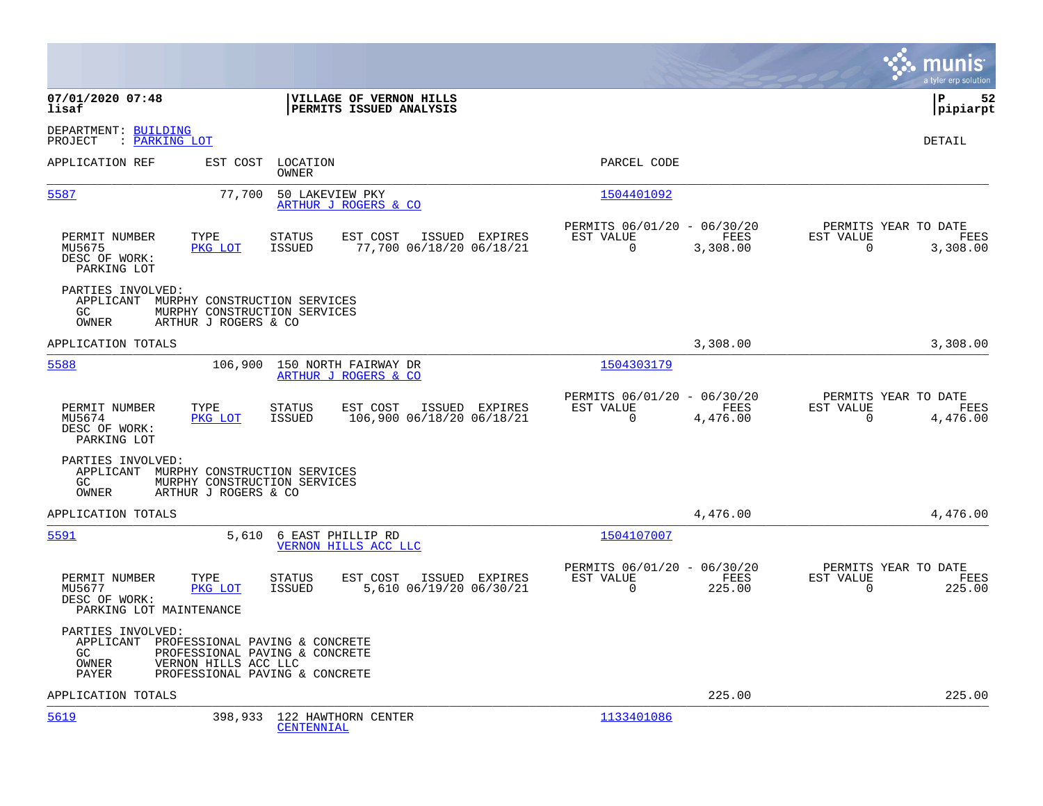**07/01/2020 07:48**
**lisaf**

**VILLAGE OF VERNON HILLS**
**PERMITS ISSUED ANALYSIS**

**P 52**
**pipiarpt**

DEPARTMENT: BUILDING
PROJECT : PARKING LOT

DETAIL

| APPLICATION REF | EST COST | LOCATION / OWNER | PARCEL CODE |
|---|---|---|---|
| 5587 | 77,700 | 50 LAKEVIEW PKY / ARTHUR J ROGERS & CO | 1504401092 |

| PERMIT NUMBER | TYPE | STATUS | EST COST | ISSUED | EXPIRES | PERMITS 06/01/20 - 06/30/20 EST VALUE | FEES | PERMITS YEAR TO DATE EST VALUE | FEES |
|---|---|---|---|---|---|---|---|---|---|
| MU5675 | PKG LOT | ISSUED | 77,700 | 06/18/20 | 06/18/21 | 0 | 3,308.00 | 0 | 3,308.00 |

DESC OF WORK:
PARKING LOT

PARTIES INVOLVED:
APPLICANT MURPHY CONSTRUCTION SERVICES
GC MURPHY CONSTRUCTION SERVICES
OWNER ARTHUR J ROGERS & CO

APPLICATION TOTALS 3,308.00 3,308.00

| APPLICATION REF | EST COST | LOCATION / OWNER | PARCEL CODE |
|---|---|---|---|
| 5588 | 106,900 | 150 NORTH FAIRWAY DR / ARTHUR J ROGERS & CO | 1504303179 |

| PERMIT NUMBER | TYPE | STATUS | EST COST | ISSUED | EXPIRES | PERMITS 06/01/20 - 06/30/20 EST VALUE | FEES | PERMITS YEAR TO DATE EST VALUE | FEES |
|---|---|---|---|---|---|---|---|---|---|
| MU5674 | PKG LOT | ISSUED | 106,900 | 06/18/20 | 06/18/21 | 0 | 4,476.00 | 0 | 4,476.00 |

DESC OF WORK:
PARKING LOT

PARTIES INVOLVED:
APPLICANT MURPHY CONSTRUCTION SERVICES
GC MURPHY CONSTRUCTION SERVICES
OWNER ARTHUR J ROGERS & CO

APPLICATION TOTALS 4,476.00 4,476.00

| APPLICATION REF | EST COST | LOCATION / OWNER | PARCEL CODE |
|---|---|---|---|
| 5591 | 5,610 | 6 EAST PHILLIP RD / VERNON HILLS ACC LLC | 1504107007 |

| PERMIT NUMBER | TYPE | STATUS | EST COST | ISSUED | EXPIRES | PERMITS 06/01/20 - 06/30/20 EST VALUE | FEES | PERMITS YEAR TO DATE EST VALUE | FEES |
|---|---|---|---|---|---|---|---|---|---|
| MU5677 | PKG LOT | ISSUED | 5,610 | 06/19/20 | 06/30/21 | 0 | 225.00 | 0 | 225.00 |

DESC OF WORK:
PARKING LOT MAINTENANCE

PARTIES INVOLVED:
APPLICANT PROFESSIONAL PAVING & CONCRETE
GC PROFESSIONAL PAVING & CONCRETE
OWNER VERNON HILLS ACC LLC
PAYER PROFESSIONAL PAVING & CONCRETE

APPLICATION TOTALS 225.00 225.00

| APPLICATION REF | EST COST | LOCATION / OWNER | PARCEL CODE |
|---|---|---|---|
| 5619 | 398,933 | 122 HAWTHORN CENTER / CENTENNIAL | 1133401086 |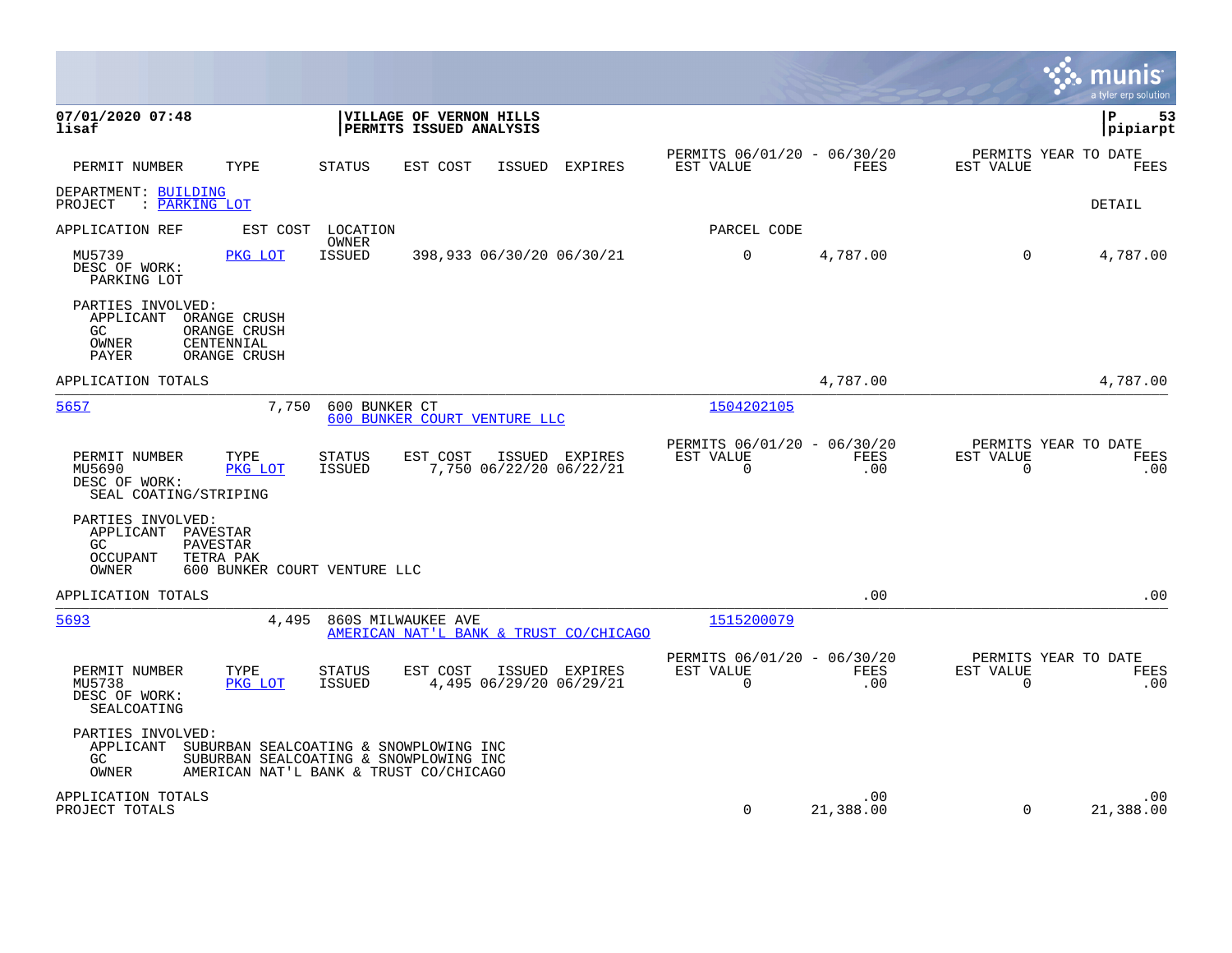**07/01/2020 07:48**
**lisaf**

**VILLAGE OF VERNON HILLS**
**PERMITS ISSUED ANALYSIS**

**pipiarpt**

| PERMIT NUMBER | TYPE | STATUS | EST COST | ISSUED | EXPIRES | PERMITS 06/01/20 - 06/30/20 EST VALUE | FEES | PERMITS YEAR TO DATE EST VALUE | FEES |
|---|---|---|---|---|---|---|---|---|---|

DEPARTMENT: BUILDING
PROJECT : PARKING LOT

DETAIL

APPLICATION REF | EST COST | LOCATION / OWNER | PARCEL CODE

| PERMIT NUMBER | TYPE | STATUS | EST COST | ISSUED | EXPIRES | EST VALUE | FEES | EST VALUE | FEES |
|---|---|---|---|---|---|---|---|---|---|
| MU5739 | PKG LOT | ISSUED | 398,933 | 06/30/20 | 06/30/21 | 0 | 4,787.00 | 0 | 4,787.00 |

DESC OF WORK:
PARKING LOT

PARTIES INVOLVED:
APPLICANT ORANGE CRUSH
GC ORANGE CRUSH
OWNER CENTENNIAL
PAYER ORANGE CRUSH

APPLICATION TOTALS 4,787.00 4,787.00

---

5657 | 7,750 | 600 BUNKER CT / 600 BUNKER COURT VENTURE LLC | 1504202105

| PERMIT NUMBER | TYPE | STATUS | EST COST | ISSUED | EXPIRES | PERMITS 06/01/20 - 06/30/20 EST VALUE | FEES | PERMITS YEAR TO DATE EST VALUE | FEES |
|---|---|---|---|---|---|---|---|---|---|
| MU5690 | PKG LOT | ISSUED | 7,750 | 06/22/20 | 06/22/21 | 0 | .00 | 0 | .00 |

DESC OF WORK:
SEAL COATING/STRIPING

PARTIES INVOLVED:
APPLICANT PAVESTAR
GC PAVESTAR
OCCUPANT TETRA PAK
OWNER 600 BUNKER COURT VENTURE LLC

APPLICATION TOTALS .00 .00

---

5693 | 4,495 | 860S MILWAUKEE AVE / AMERICAN NAT'L BANK & TRUST CO/CHICAGO | 1515200079

| PERMIT NUMBER | TYPE | STATUS | EST COST | ISSUED | EXPIRES | PERMITS 06/01/20 - 06/30/20 EST VALUE | FEES | PERMITS YEAR TO DATE EST VALUE | FEES |
|---|---|---|---|---|---|---|---|---|---|
| MU5738 | PKG LOT | ISSUED | 4,495 | 06/29/20 | 06/29/21 | 0 | .00 | 0 | .00 |

DESC OF WORK:
SEALCOATING

PARTIES INVOLVED:
APPLICANT SUBURBAN SEALCOATING & SNOWPLOWING INC
GC SUBURBAN SEALCOATING & SNOWPLOWING INC
OWNER AMERICAN NAT'L BANK & TRUST CO/CHICAGO

| | EST VALUE | FEES | EST VALUE | FEES |
|---|---|---|---|---|
| APPLICATION TOTALS | | .00 | | .00 |
| PROJECT TOTALS | 0 | 21,388.00 | 0 | 21,388.00 |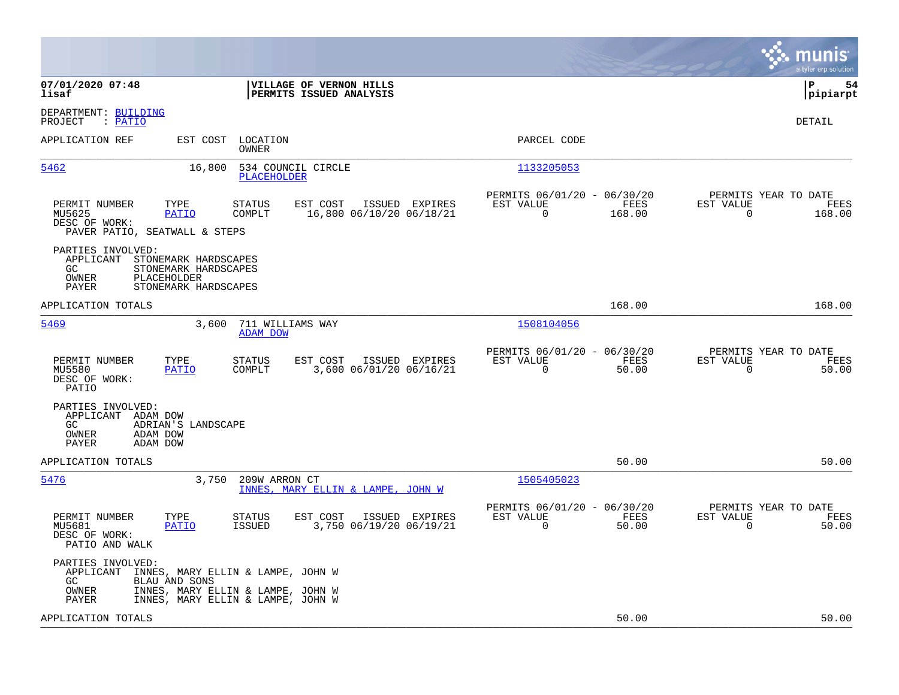**07/01/2020 07:48**
**lisaf**

**VILLAGE OF VERNON HILLS**
**PERMITS ISSUED ANALYSIS**

**P 54**
**pipiarpt**

DEPARTMENT: BUILDING
PROJECT : PATIO

DETAIL

| APPLICATION REF | EST COST | LOCATION / OWNER | PARCEL CODE |
|---|---|---|---|
| 5462 | 16,800 | 534 COUNCIL CIRCLE / PLACEHOLDER | 1133205053 |

| PERMIT NUMBER | TYPE | STATUS | EST COST | ISSUED | EXPIRES | PERMITS 06/01/20 - 06/30/20 EST VALUE | FEES | PERMITS YEAR TO DATE EST VALUE | FEES |
|---|---|---|---|---|---|---|---|---|---|
| MU5625 | PATIO | COMPLT | 16,800 | 06/10/20 | 06/18/21 | 0 | 168.00 | 0 | 168.00 |

DESC OF WORK:
PAVER PATIO, SEATWALL & STEPS

PARTIES INVOLVED:
- APPLICANT STONEMARK HARDSCAPES
- GC STONEMARK HARDSCAPES
- OWNER PLACEHOLDER
- PAYER STONEMARK HARDSCAPES

APPLICATION TOTALS: 168.00 | 168.00

| APPLICATION REF | EST COST | LOCATION / OWNER | PARCEL CODE |
|---|---|---|---|
| 5469 | 3,600 | 711 WILLIAMS WAY / ADAM DOW | 1508104056 |

| PERMIT NUMBER | TYPE | STATUS | EST COST | ISSUED | EXPIRES | PERMITS 06/01/20 - 06/30/20 EST VALUE | FEES | PERMITS YEAR TO DATE EST VALUE | FEES |
|---|---|---|---|---|---|---|---|---|---|
| MU5580 | PATIO | COMPLT | 3,600 | 06/01/20 | 06/16/21 | 0 | 50.00 | 0 | 50.00 |

DESC OF WORK:
PATIO

PARTIES INVOLVED:
- APPLICANT ADAM DOW
- GC ADRIAN'S LANDSCAPE
- OWNER ADAM DOW
- PAYER ADAM DOW

APPLICATION TOTALS: 50.00 | 50.00

| APPLICATION REF | EST COST | LOCATION / OWNER | PARCEL CODE |
|---|---|---|---|
| 5476 | 3,750 | 209W ARRON CT / INNES, MARY ELLIN & LAMPE, JOHN W | 1505405023 |

| PERMIT NUMBER | TYPE | STATUS | EST COST | ISSUED | EXPIRES | PERMITS 06/01/20 - 06/30/20 EST VALUE | FEES | PERMITS YEAR TO DATE EST VALUE | FEES |
|---|---|---|---|---|---|---|---|---|---|
| MU5681 | PATIO | ISSUED | 3,750 | 06/19/20 | 06/19/21 | 0 | 50.00 | 0 | 50.00 |

DESC OF WORK:
PATIO AND WALK

PARTIES INVOLVED:
- APPLICANT INNES, MARY ELLIN & LAMPE, JOHN W
- GC BLAU AND SONS
- OWNER INNES, MARY ELLIN & LAMPE, JOHN W
- PAYER INNES, MARY ELLIN & LAMPE, JOHN W

APPLICATION TOTALS: 50.00 | 50.00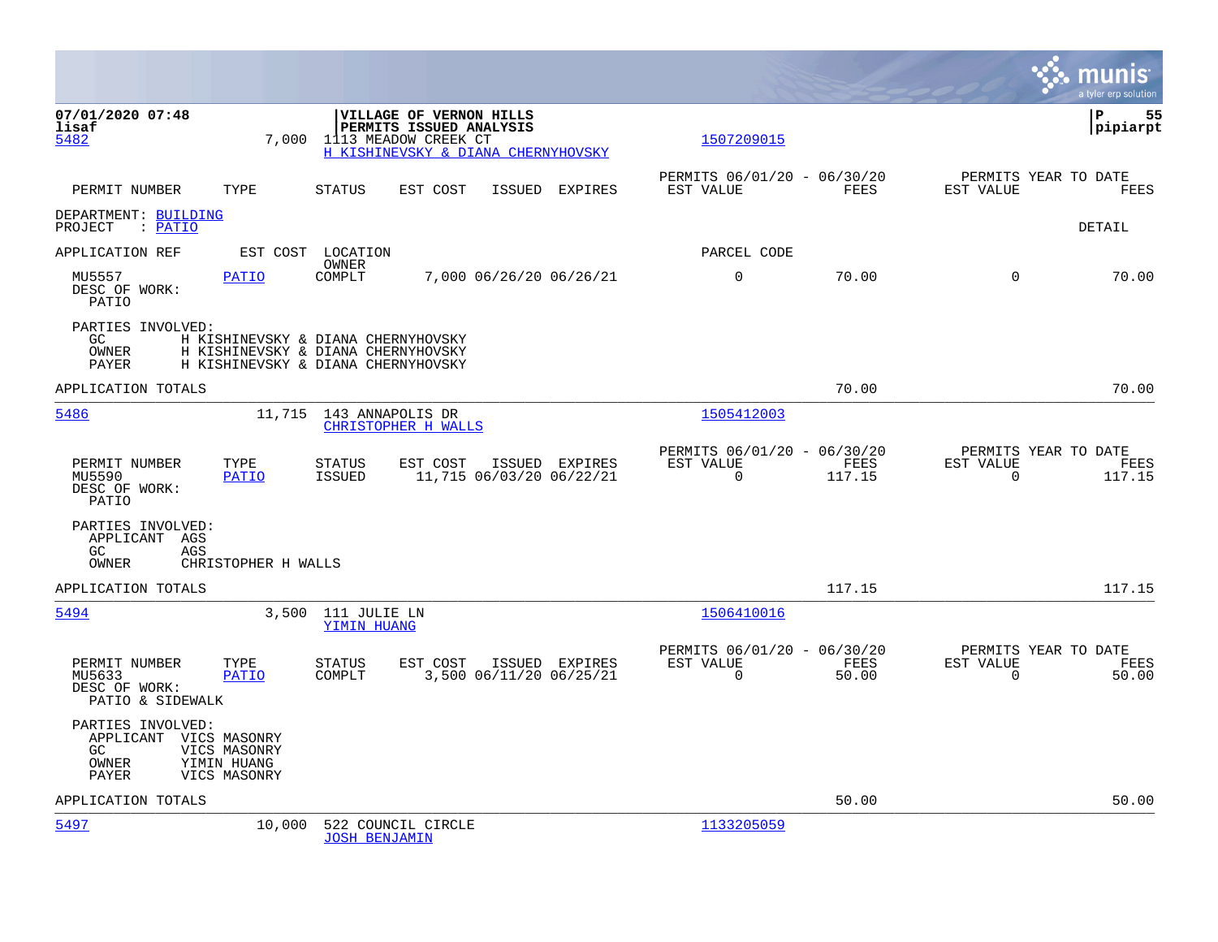07/01/2020 07:48 lisaf

**VILLAGE OF VERNON HILLS**
**PERMITS ISSUED ANALYSIS**

pipiarpt

5482 — 7,000 — 1113 MEADOW CREEK CT — H KISHINEVSKY & DIANA CHERNYHOVSKY — 1507209015

| PERMIT NUMBER | TYPE | STATUS | EST COST | ISSUED | EXPIRES | PERMITS 06/01/20 - 06/30/20 EST VALUE | FEES | PERMITS YEAR TO DATE EST VALUE | FEES |
|---|---|---|---|---|---|---|---|---|---|

DEPARTMENT: BUILDING
PROJECT : PATIO

DETAIL

| APPLICATION REF | EST COST | LOCATION OWNER | | | | PARCEL CODE | | | |
|---|---|---|---|---|---|---|---|---|---|
| MU5557 | PATIO | COMPLT | 7,000 | 06/26/20 | 06/26/21 | 0 | 70.00 | 0 | 70.00 |

DESC OF WORK:
PATIO

PARTIES INVOLVED:
- GC — H KISHINEVSKY & DIANA CHERNYHOVSKY
- OWNER — H KISHINEVSKY & DIANA CHERNYHOVSKY
- PAYER — H KISHINEVSKY & DIANA CHERNYHOVSKY

APPLICATION TOTALS — 70.00 — 70.00

---

5486 — 11,715 — 143 ANNAPOLIS DR — CHRISTOPHER H WALLS — 1505412003

| PERMIT NUMBER | TYPE | STATUS | EST COST | ISSUED | EXPIRES | PERMITS 06/01/20 - 06/30/20 EST VALUE | FEES | PERMITS YEAR TO DATE EST VALUE | FEES |
|---|---|---|---|---|---|---|---|---|---|
| MU5590 | PATIO | ISSUED | 11,715 | 06/03/20 | 06/22/21 | 0 | 117.15 | 0 | 117.15 |

DESC OF WORK:
PATIO

PARTIES INVOLVED:
- APPLICANT — AGS
- GC — AGS
- OWNER — CHRISTOPHER H WALLS

APPLICATION TOTALS — 117.15 — 117.15

---

5494 — 3,500 — 111 JULIE LN — YIMIN HUANG — 1506410016

| PERMIT NUMBER | TYPE | STATUS | EST COST | ISSUED | EXPIRES | PERMITS 06/01/20 - 06/30/20 EST VALUE | FEES | PERMITS YEAR TO DATE EST VALUE | FEES |
|---|---|---|---|---|---|---|---|---|---|
| MU5633 | PATIO | COMPLT | 3,500 | 06/11/20 | 06/25/21 | 0 | 50.00 | 0 | 50.00 |

DESC OF WORK:
PATIO & SIDEWALK

PARTIES INVOLVED:
- APPLICANT — VICS MASONRY
- GC — VICS MASONRY
- OWNER — YIMIN HUANG
- PAYER — VICS MASONRY

APPLICATION TOTALS — 50.00 — 50.00

---

5497 — 10,000 — 522 COUNCIL CIRCLE — JOSH BENJAMIN — 1133205059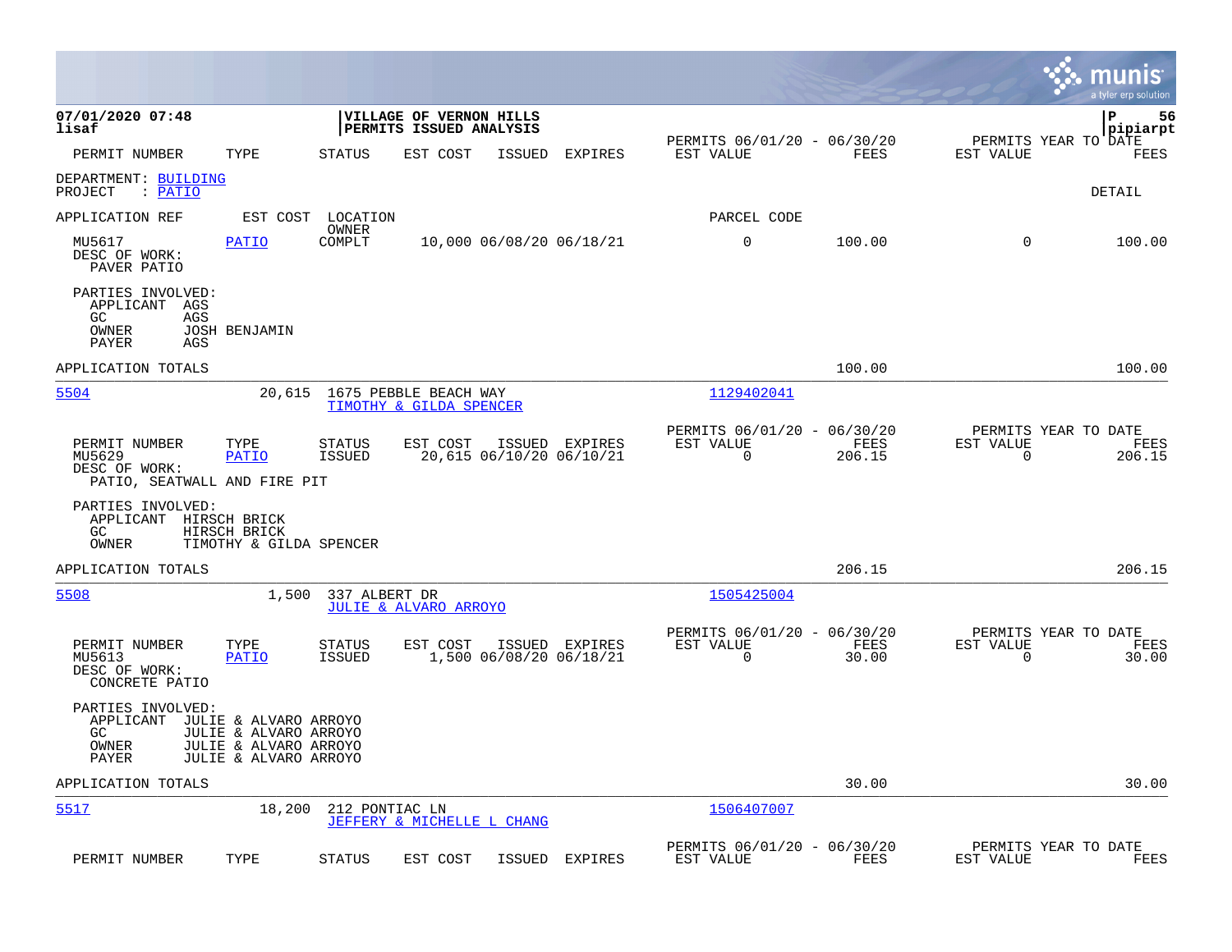**VILLAGE OF VERNON HILLS**
**PERMITS ISSUED ANALYSIS**

07/01/2020 07:48
lisaf

P 56
pipiarpt

| PERMIT NUMBER | TYPE | STATUS | EST COST | ISSUED | EXPIRES | PERMITS 06/01/20 - 06/30/20 EST VALUE | FEES | PERMITS YEAR TO DATE EST VALUE | FEES |
|---|---|---|---|---|---|---|---|---|---|

DEPARTMENT: BUILDING
PROJECT : PATIO

DETAIL

APPLICATION REF | EST COST | LOCATION / OWNER | PARCEL CODE

| PERMIT NUMBER | TYPE | STATUS | EST COST | ISSUED | EXPIRES | EST VALUE | FEES | EST VALUE | FEES |
|---|---|---|---|---|---|---|---|---|---|
| MU5617 | PATIO | COMPLT | 10,000 | 06/08/20 | 06/18/21 | 0 | 100.00 | 0 | 100.00 |

DESC OF WORK:
PAVER PATIO

PARTIES INVOLVED:
- APPLICANT AGS
- GC AGS
- OWNER JOSH BENJAMIN
- PAYER AGS

APPLICATION TOTALS: 100.00 | 100.00

---

**5504** | 20,615 | 1675 PEBBLE BEACH WAY | TIMOTHY & GILDA SPENCER | 1129402041

| PERMIT NUMBER | TYPE | STATUS | EST COST | ISSUED | EXPIRES | PERMITS 06/01/20 - 06/30/20 EST VALUE | FEES | PERMITS YEAR TO DATE EST VALUE | FEES |
|---|---|---|---|---|---|---|---|---|---|
| MU5629 | PATIO | ISSUED | 20,615 | 06/10/20 | 06/10/21 | 0 | 206.15 | 0 | 206.15 |

DESC OF WORK:
PATIO, SEATWALL AND FIRE PIT

PARTIES INVOLVED:
- APPLICANT HIRSCH BRICK
- GC HIRSCH BRICK
- OWNER TIMOTHY & GILDA SPENCER

APPLICATION TOTALS: 206.15 | 206.15

---

**5508** | 1,500 | 337 ALBERT DR | JULIE & ALVARO ARROYO | 1505425004

| PERMIT NUMBER | TYPE | STATUS | EST COST | ISSUED | EXPIRES | PERMITS 06/01/20 - 06/30/20 EST VALUE | FEES | PERMITS YEAR TO DATE EST VALUE | FEES |
|---|---|---|---|---|---|---|---|---|---|
| MU5613 | PATIO | ISSUED | 1,500 | 06/08/20 | 06/18/21 | 0 | 30.00 | 0 | 30.00 |

DESC OF WORK:
CONCRETE PATIO

PARTIES INVOLVED:
- APPLICANT JULIE & ALVARO ARROYO
- GC JULIE & ALVARO ARROYO
- OWNER JULIE & ALVARO ARROYO
- PAYER JULIE & ALVARO ARROYO

APPLICATION TOTALS: 30.00 | 30.00

---

**5517** | 18,200 | 212 PONTIAC LN | JEFFERY & MICHELLE L CHANG | 1506407007

| PERMIT NUMBER | TYPE | STATUS | EST COST | ISSUED | EXPIRES | PERMITS 06/01/20 - 06/30/20 EST VALUE | FEES | PERMITS YEAR TO DATE EST VALUE | FEES |
|---|---|---|---|---|---|---|---|---|---|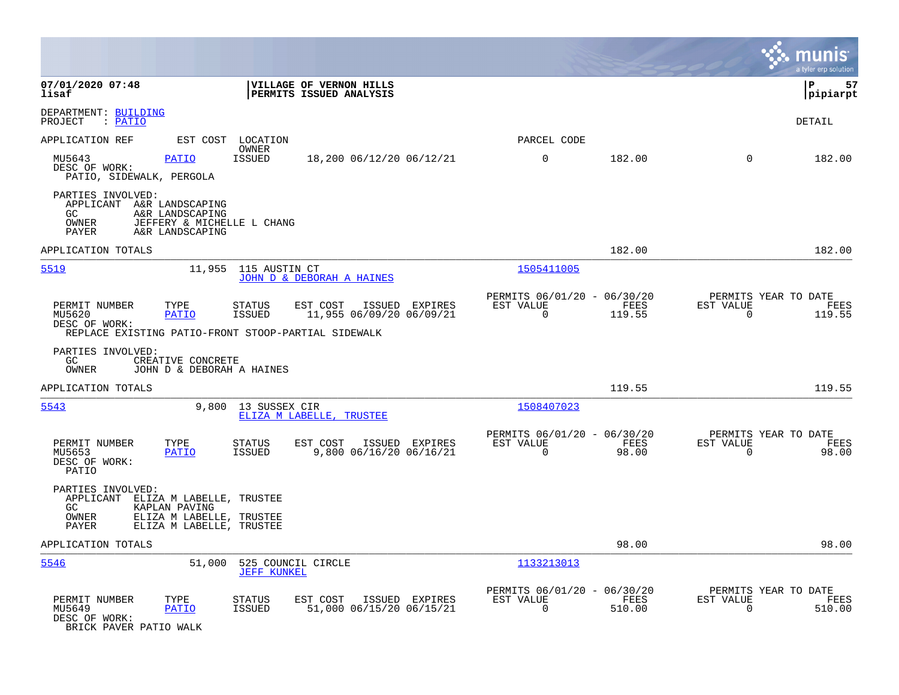07/01/2020 07:48
lisaf

**VILLAGE OF VERNON HILLS**
**PERMITS ISSUED ANALYSIS**

P 57
pipiarpt

DEPARTMENT: BUILDING
PROJECT : PATIO

DETAIL

| APPLICATION REF | EST COST | LOCATION / OWNER | | PARCEL CODE | | | |
|---|---|---|---|---|---|---|---|
| MU5643 | PATIO | ISSUED | 18,200 06/12/20 06/12/21 | 0 | 182.00 | 0 | 182.00 |

DESC OF WORK:
PATIO, SIDEWALK, PERGOLA

PARTIES INVOLVED:
APPLICANT A&R LANDSCAPING
GC A&R LANDSCAPING
OWNER JEFFERY & MICHELLE L CHANG
PAYER A&R LANDSCAPING

APPLICATION TOTALS 182.00 182.00

---

**5519** 11,955 115 AUSTIN CT — JOHN D & DEBORAH A HAINES — PARCEL 1505411005

| PERMIT NUMBER | TYPE | STATUS | EST COST | ISSUED | EXPIRES | PERMITS 06/01/20 - 06/30/20 EST VALUE | FEES | PERMITS YEAR TO DATE EST VALUE | FEES |
|---|---|---|---|---|---|---|---|---|---|
| MU5620 | PATIO | ISSUED | 11,955 | 06/09/20 | 06/09/21 | 0 | 119.55 | 0 | 119.55 |

DESC OF WORK:
REPLACE EXISTING PATIO-FRONT STOOP-PARTIAL SIDEWALK

PARTIES INVOLVED:
GC CREATIVE CONCRETE
OWNER JOHN D & DEBORAH A HAINES

APPLICATION TOTALS 119.55 119.55

---

**5543** 9,800 13 SUSSEX CIR — ELIZA M LABELLE, TRUSTEE — PARCEL 1508407023

| PERMIT NUMBER | TYPE | STATUS | EST COST | ISSUED | EXPIRES | PERMITS 06/01/20 - 06/30/20 EST VALUE | FEES | PERMITS YEAR TO DATE EST VALUE | FEES |
|---|---|---|---|---|---|---|---|---|---|
| MU5653 | PATIO | ISSUED | 9,800 | 06/16/20 | 06/16/21 | 0 | 98.00 | 0 | 98.00 |

DESC OF WORK:
PATIO

PARTIES INVOLVED:
APPLICANT ELIZA M LABELLE, TRUSTEE
GC KAPLAN PAVING
OWNER ELIZA M LABELLE, TRUSTEE
PAYER ELIZA M LABELLE, TRUSTEE

APPLICATION TOTALS 98.00 98.00

---

**5546** 51,000 525 COUNCIL CIRCLE — JEFF KUNKEL — PARCEL 1133213013

| PERMIT NUMBER | TYPE | STATUS | EST COST | ISSUED | EXPIRES | PERMITS 06/01/20 - 06/30/20 EST VALUE | FEES | PERMITS YEAR TO DATE EST VALUE | FEES |
|---|---|---|---|---|---|---|---|---|---|
| MU5649 | PATIO | ISSUED | 51,000 | 06/15/20 | 06/15/21 | 0 | 510.00 | 0 | 510.00 |

DESC OF WORK:
BRICK PAVER PATIO WALK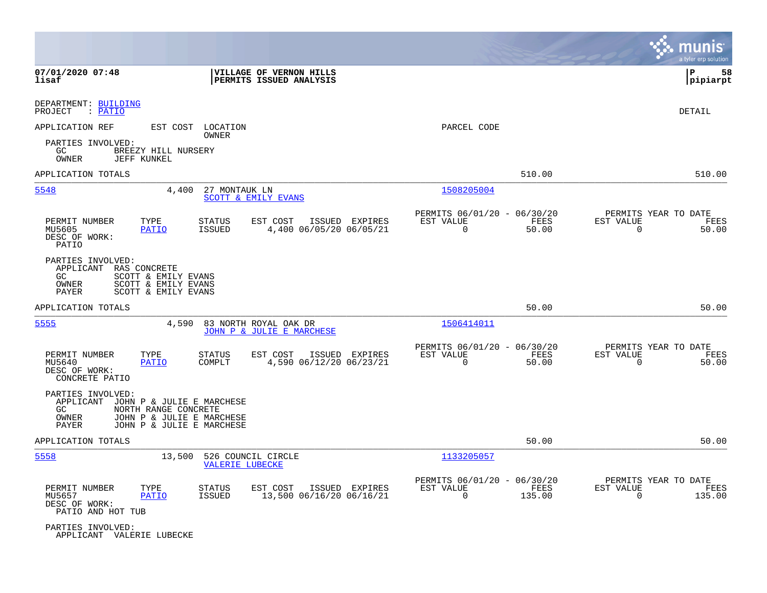DEPARTMENT: BUILDING
PROJECT : PATIO

DETAIL

APPLICATION REF | EST COST | LOCATION / OWNER | PARCEL CODE

PARTIES INVOLVED:
GC BREEZY HILL NURSERY
OWNER JEFF KUNKEL

APPLICATION TOTALS 510.00 510.00

---

**5548** | 4,400 | 27 MONTAUK LN / SCOTT & EMILY EVANS | 1508205004

| PERMIT NUMBER | TYPE | STATUS | EST COST | ISSUED | EXPIRES | PERMITS 06/01/20 - 06/30/20 EST VALUE | FEES | PERMITS YEAR TO DATE EST VALUE | FEES |
|---|---|---|---|---|---|---|---|---|---|
| MU5605 | PATIO | ISSUED | 4,400 | 06/05/20 | 06/05/21 | 0 | 50.00 | 0 | 50.00 |

DESC OF WORK:
PATIO

PARTIES INVOLVED:
APPLICANT RAS CONCRETE
GC SCOTT & EMILY EVANS
OWNER SCOTT & EMILY EVANS
PAYER SCOTT & EMILY EVANS

APPLICATION TOTALS 50.00 50.00

---

**5555** | 4,590 | 83 NORTH ROYAL OAK DR / JOHN P & JULIE E MARCHESE | 1506414011

| PERMIT NUMBER | TYPE | STATUS | EST COST | ISSUED | EXPIRES | PERMITS 06/01/20 - 06/30/20 EST VALUE | FEES | PERMITS YEAR TO DATE EST VALUE | FEES |
|---|---|---|---|---|---|---|---|---|---|
| MU5640 | PATIO | COMPLT | 4,590 | 06/12/20 | 06/23/21 | 0 | 50.00 | 0 | 50.00 |

DESC OF WORK:
CONCRETE PATIO

PARTIES INVOLVED:
APPLICANT JOHN P & JULIE E MARCHESE
GC NORTH RANGE CONCRETE
OWNER JOHN P & JULIE E MARCHESE
PAYER JOHN P & JULIE E MARCHESE

APPLICATION TOTALS 50.00 50.00

---

**5558** | 13,500 | 526 COUNCIL CIRCLE / VALERIE LUBECKE | 1133205057

| PERMIT NUMBER | TYPE | STATUS | EST COST | ISSUED | EXPIRES | PERMITS 06/01/20 - 06/30/20 EST VALUE | FEES | PERMITS YEAR TO DATE EST VALUE | FEES |
|---|---|---|---|---|---|---|---|---|---|
| MU5657 | PATIO | ISSUED | 13,500 | 06/16/20 | 06/16/21 | 0 | 135.00 | 0 | 135.00 |

DESC OF WORK:
PATIO AND HOT TUB

PARTIES INVOLVED:
APPLICANT VALERIE LUBECKE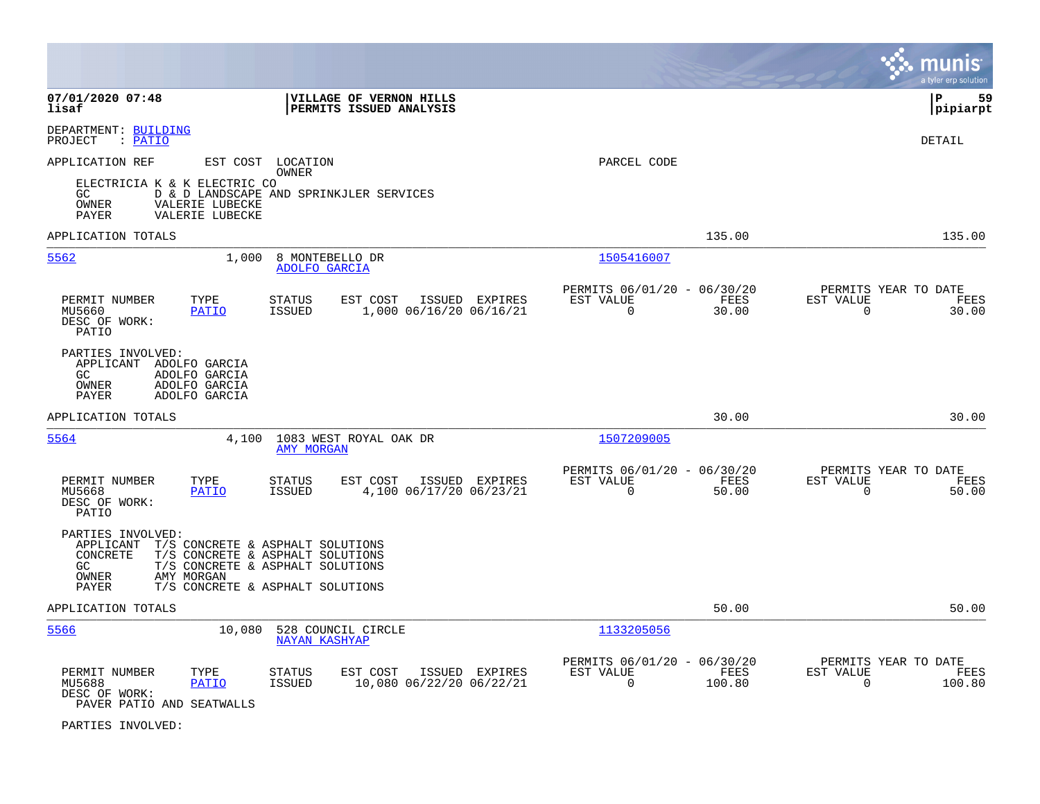**07/01/2020 07:48**
**lisaf**

**VILLAGE OF VERNON HILLS**
**PERMITS ISSUED ANALYSIS**

**P 59**
**pipiarpt**

DEPARTMENT: BUILDING
PROJECT : PATIO

DETAIL

APPLICATION REF | EST COST | LOCATION / OWNER | PARCEL CODE

ELECTRICIA K & K ELECTRIC CO
GC D & D LANDSCAPE AND SPRINKJLER SERVICES
OWNER VALERIE LUBECKE
PAYER VALERIE LUBECKE

APPLICATION TOTALS 135.00 135.00

---

**5562** 1,000 8 MONTEBELLO DR
ADOLFO GARCIA
1505416007

| PERMIT NUMBER | TYPE | STATUS | EST COST | ISSUED | EXPIRES | PERMITS 06/01/20 - 06/30/20 EST VALUE | FEES | PERMITS YEAR TO DATE EST VALUE | FEES |
|---|---|---|---|---|---|---|---|---|---|
| MU5660 | PATIO | ISSUED | 1,000 | 06/16/20 | 06/16/21 | 0 | 30.00 | 0 | 30.00 |

DESC OF WORK:
PATIO

PARTIES INVOLVED:
APPLICANT ADOLFO GARCIA
GC ADOLFO GARCIA
OWNER ADOLFO GARCIA
PAYER ADOLFO GARCIA

APPLICATION TOTALS 30.00 30.00

---

**5564** 4,100 1083 WEST ROYAL OAK DR
AMY MORGAN
1507209005

| PERMIT NUMBER | TYPE | STATUS | EST COST | ISSUED | EXPIRES | PERMITS 06/01/20 - 06/30/20 EST VALUE | FEES | PERMITS YEAR TO DATE EST VALUE | FEES |
|---|---|---|---|---|---|---|---|---|---|
| MU5668 | PATIO | ISSUED | 4,100 | 06/17/20 | 06/23/21 | 0 | 50.00 | 0 | 50.00 |

DESC OF WORK:
PATIO

PARTIES INVOLVED:
APPLICANT T/S CONCRETE & ASPHALT SOLUTIONS
CONCRETE T/S CONCRETE & ASPHALT SOLUTIONS
GC T/S CONCRETE & ASPHALT SOLUTIONS
OWNER AMY MORGAN
PAYER T/S CONCRETE & ASPHALT SOLUTIONS

APPLICATION TOTALS 50.00 50.00

---

**5566** 10,080 528 COUNCIL CIRCLE
NAYAN KASHYAP
1133205056

| PERMIT NUMBER | TYPE | STATUS | EST COST | ISSUED | EXPIRES | PERMITS 06/01/20 - 06/30/20 EST VALUE | FEES | PERMITS YEAR TO DATE EST VALUE | FEES |
|---|---|---|---|---|---|---|---|---|---|
| MU5688 | PATIO | ISSUED | 10,080 | 06/22/20 | 06/22/21 | 0 | 100.80 | 0 | 100.80 |

DESC OF WORK:
PAVER PATIO AND SEATWALLS

PARTIES INVOLVED: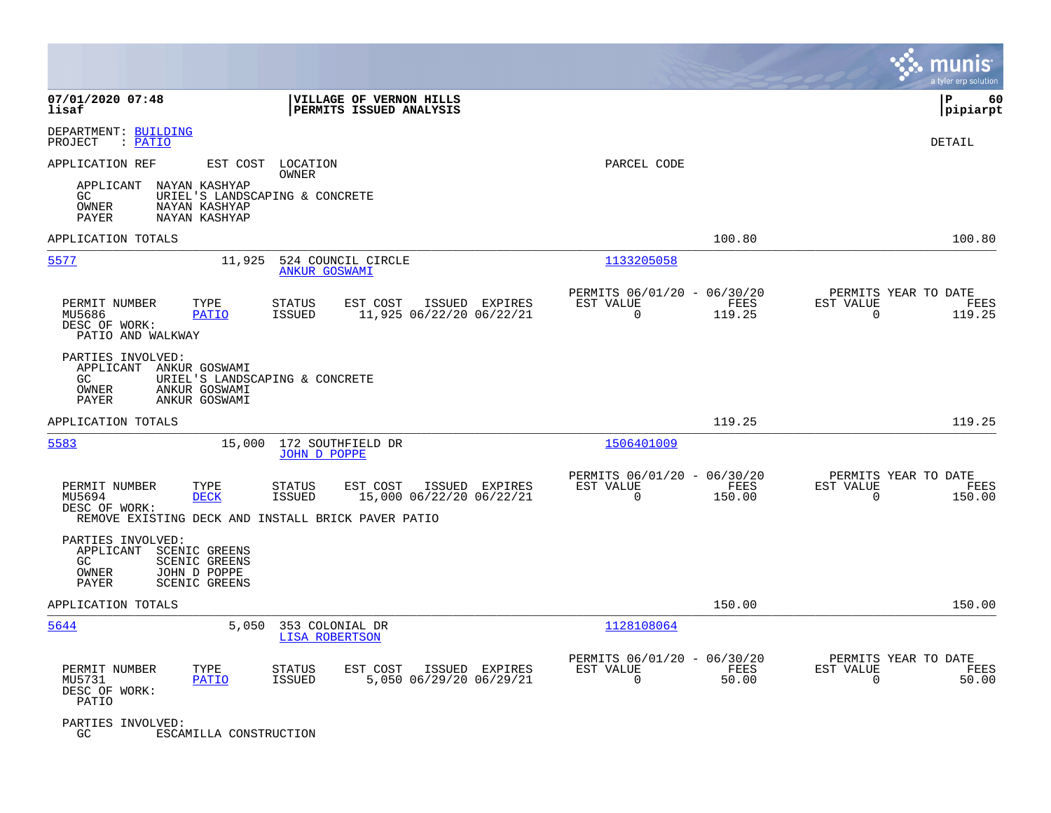**07/01/2020 07:48**
**lisaf**

**VILLAGE OF VERNON HILLS**
**PERMITS ISSUED ANALYSIS**

**P 60**
**pipiarpt**

DEPARTMENT: BUILDING
PROJECT : PATIO

DETAIL

APPLICATION REF | EST COST | LOCATION / OWNER | PARCEL CODE

APPLICANT NAYAN KASHYAP
GC URIEL'S LANDSCAPING & CONCRETE
OWNER NAYAN KASHYAP
PAYER NAYAN KASHYAP

APPLICATION TOTALS 100.80 100.80

---

**5577** 11,925 524 COUNCIL CIRCLE — ANKUR GOSWAMI — 1133205058

| PERMIT NUMBER | TYPE | STATUS | EST COST | ISSUED | EXPIRES | PERMITS 06/01/20 - 06/30/20 EST VALUE | FEES | PERMITS YEAR TO DATE EST VALUE | FEES |
|---|---|---|---|---|---|---|---|---|---|
| MU5686 | PATIO | ISSUED | 11,925 | 06/22/20 | 06/22/21 | 0 | 119.25 | 0 | 119.25 |

DESC OF WORK:
PATIO AND WALKWAY

PARTIES INVOLVED:
APPLICANT ANKUR GOSWAMI
GC URIEL'S LANDSCAPING & CONCRETE
OWNER ANKUR GOSWAMI
PAYER ANKUR GOSWAMI

APPLICATION TOTALS 119.25 119.25

---

**5583** 15,000 172 SOUTHFIELD DR — JOHN D POPPE — 1506401009

| PERMIT NUMBER | TYPE | STATUS | EST COST | ISSUED | EXPIRES | PERMITS 06/01/20 - 06/30/20 EST VALUE | FEES | PERMITS YEAR TO DATE EST VALUE | FEES |
|---|---|---|---|---|---|---|---|---|---|
| MU5694 | DECK | ISSUED | 15,000 | 06/22/20 | 06/22/21 | 0 | 150.00 | 0 | 150.00 |

DESC OF WORK:
REMOVE EXISTING DECK AND INSTALL BRICK PAVER PATIO

PARTIES INVOLVED:
APPLICANT SCENIC GREENS
GC SCENIC GREENS
OWNER JOHN D POPPE
PAYER SCENIC GREENS

APPLICATION TOTALS 150.00 150.00

---

**5644** 5,050 353 COLONIAL DR — LISA ROBERTSON — 1128108064

| PERMIT NUMBER | TYPE | STATUS | EST COST | ISSUED | EXPIRES | PERMITS 06/01/20 - 06/30/20 EST VALUE | FEES | PERMITS YEAR TO DATE EST VALUE | FEES |
|---|---|---|---|---|---|---|---|---|---|
| MU5731 | PATIO | ISSUED | 5,050 | 06/29/20 | 06/29/21 | 0 | 50.00 | 0 | 50.00 |

DESC OF WORK:
PATIO

PARTIES INVOLVED:
GC ESCAMILLA CONSTRUCTION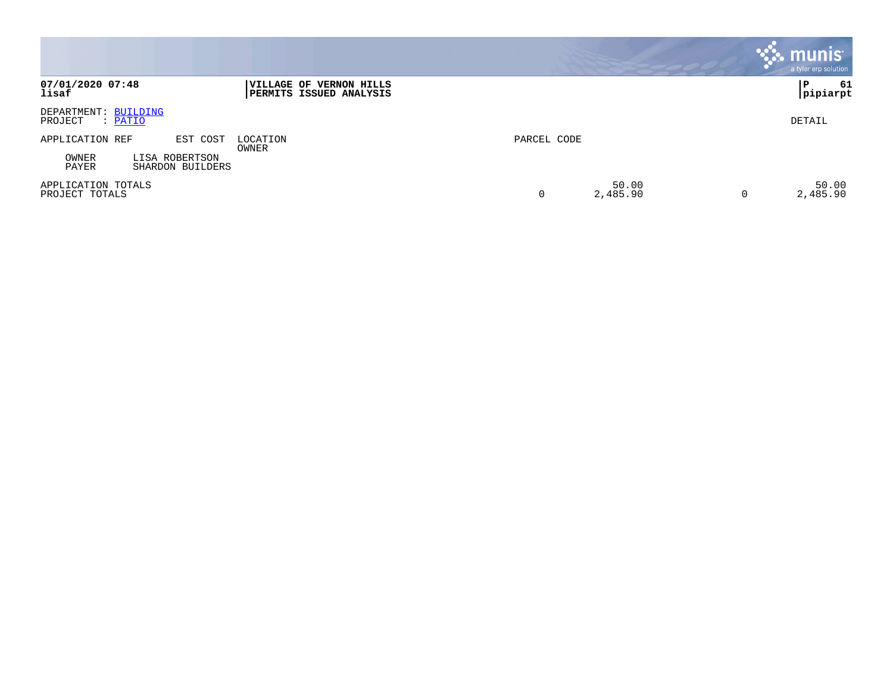**07/01/2020 07:48**
**lisaf**

**VILLAGE OF VERNON HILLS**
**PERMITS ISSUED ANALYSIS**

**P 61**
**pipiarpt**

DEPARTMENT: BUILDING
PROJECT : PATIO

DETAIL

| APPLICATION REF | EST COST | LOCATION / OWNER | PARCEL CODE | | | |
|---|---|---|---|---|---|---|
| OWNER | LISA ROBERTSON | | | | | |
| PAYER | SHARDON BUILDERS | | | | | |
| APPLICATION TOTALS | | | | 50.00 | | 50.00 |
| PROJECT TOTALS | | | 0 | 2,485.90 | 0 | 2,485.90 |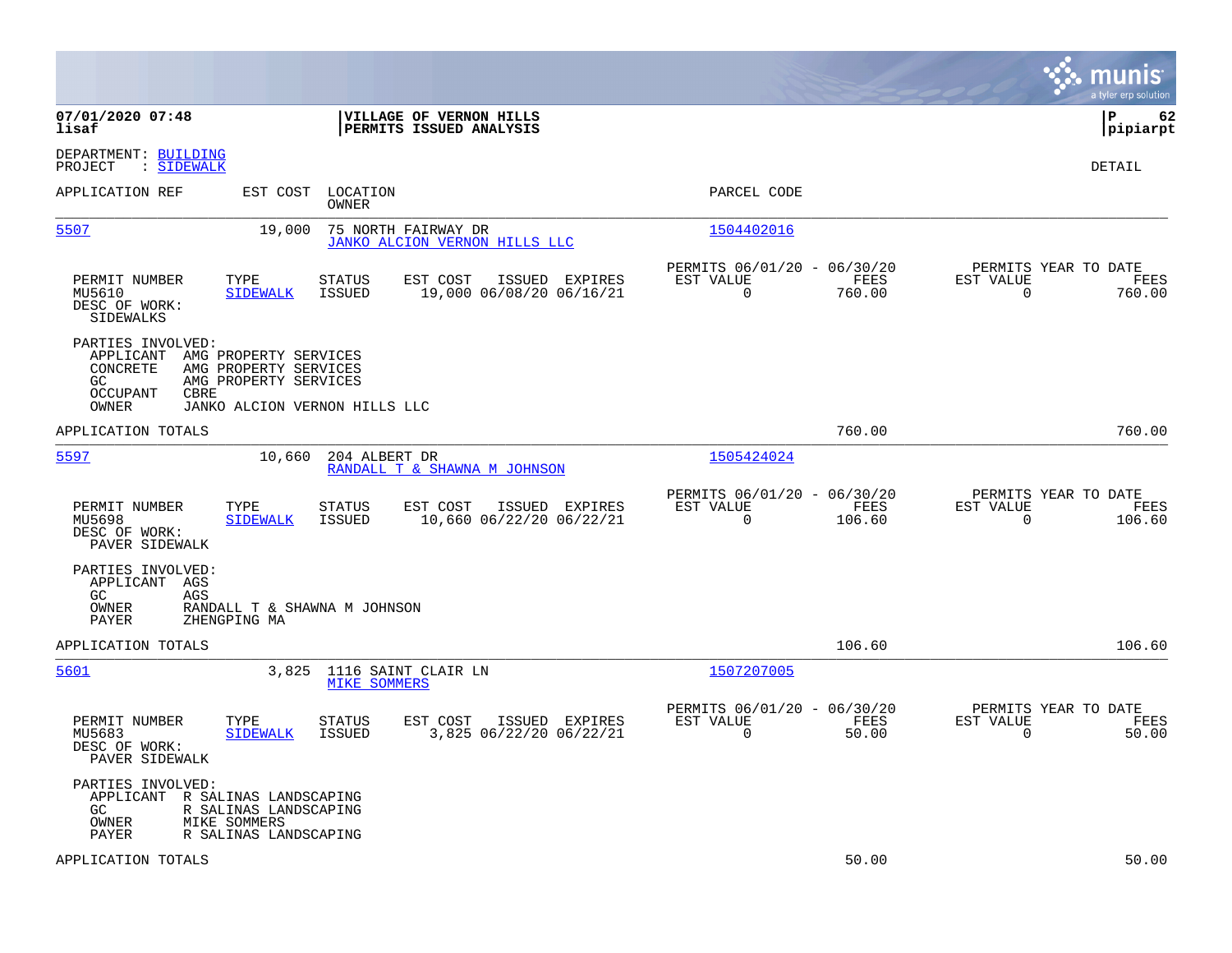**07/01/2020 07:48**
**lisaf**

**VILLAGE OF VERNON HILLS**
**PERMITS ISSUED ANALYSIS**

**P 62**
**pipiarpt**

DEPARTMENT: BUILDING
PROJECT : SIDEWALK

DETAIL

| APPLICATION REF | EST COST | LOCATION / OWNER | PARCEL CODE |
|---|---|---|---|
| 5507 | 19,000 | 75 NORTH FAIRWAY DR / JANKO ALCION VERNON HILLS LLC | 1504402016 |

| PERMIT NUMBER | TYPE | STATUS | EST COST | ISSUED | EXPIRES | PERMITS 06/01/20 - 06/30/20 EST VALUE | FEES | PERMITS YEAR TO DATE EST VALUE | FEES |
|---|---|---|---|---|---|---|---|---|---|
| MU5610 | SIDEWALK | ISSUED | 19,000 | 06/08/20 | 06/16/21 | 0 | 760.00 | 0 | 760.00 |

DESC OF WORK:
SIDEWALKS

PARTIES INVOLVED:
- APPLICANT AMG PROPERTY SERVICES
- CONCRETE AMG PROPERTY SERVICES
- GC AMG PROPERTY SERVICES
- OCCUPANT CBRE
- OWNER JANKO ALCION VERNON HILLS LLC

APPLICATION TOTALS 760.00 760.00

| APPLICATION REF | EST COST | LOCATION / OWNER | PARCEL CODE |
|---|---|---|---|
| 5597 | 10,660 | 204 ALBERT DR / RANDALL T & SHAWNA M JOHNSON | 1505424024 |

| PERMIT NUMBER | TYPE | STATUS | EST COST | ISSUED | EXPIRES | PERMITS 06/01/20 - 06/30/20 EST VALUE | FEES | PERMITS YEAR TO DATE EST VALUE | FEES |
|---|---|---|---|---|---|---|---|---|---|
| MU5698 | SIDEWALK | ISSUED | 10,660 | 06/22/20 | 06/22/21 | 0 | 106.60 | 0 | 106.60 |

DESC OF WORK:
PAVER SIDEWALK

PARTIES INVOLVED:
- APPLICANT AGS
- GC AGS
- OWNER RANDALL T & SHAWNA M JOHNSON
- PAYER ZHENGPING MA

APPLICATION TOTALS 106.60 106.60

| APPLICATION REF | EST COST | LOCATION / OWNER | PARCEL CODE |
|---|---|---|---|
| 5601 | 3,825 | 1116 SAINT CLAIR LN / MIKE SOMMERS | 1507207005 |

| PERMIT NUMBER | TYPE | STATUS | EST COST | ISSUED | EXPIRES | PERMITS 06/01/20 - 06/30/20 EST VALUE | FEES | PERMITS YEAR TO DATE EST VALUE | FEES |
|---|---|---|---|---|---|---|---|---|---|
| MU5683 | SIDEWALK | ISSUED | 3,825 | 06/22/20 | 06/22/21 | 0 | 50.00 | 0 | 50.00 |

DESC OF WORK:
PAVER SIDEWALK

PARTIES INVOLVED:
- APPLICANT R SALINAS LANDSCAPING
- GC R SALINAS LANDSCAPING
- OWNER MIKE SOMMERS
- PAYER R SALINAS LANDSCAPING

APPLICATION TOTALS 50.00 50.00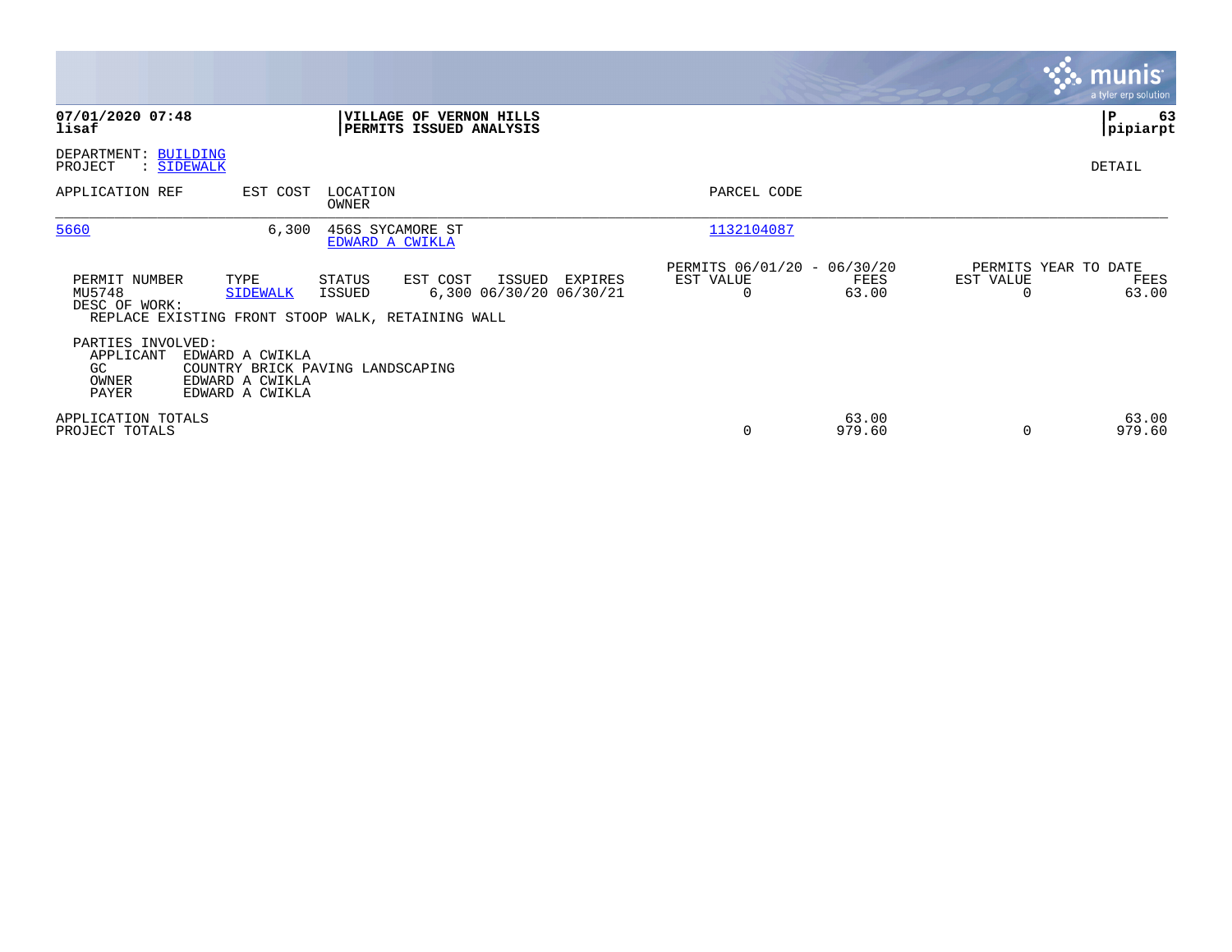**07/01/2020 07:48**
**lisaf**

**VILLAGE OF VERNON HILLS**
**PERMITS ISSUED ANALYSIS**

**P 63**
**pipiarpt**

DEPARTMENT: BUILDING
PROJECT : SIDEWALK

DETAIL

| APPLICATION REF | EST COST | LOCATION / OWNER | PARCEL CODE |
|---|---|---|---|
| 5660 | 6,300 | 456S SYCAMORE ST / EDWARD A CWIKLA | 1132104087 |

| PERMIT NUMBER | TYPE | STATUS | EST COST | ISSUED | EXPIRES | PERMITS 06/01/20 - 06/30/20 EST VALUE | FEES | PERMITS YEAR TO DATE EST VALUE | FEES |
|---|---|---|---|---|---|---|---|---|---|
| MU5748 | SIDEWALK | ISSUED | 6,300 | 06/30/20 | 06/30/21 | 0 | 63.00 | 0 | 63.00 |

DESC OF WORK:
REPLACE EXISTING FRONT STOOP WALK, RETAINING WALL

PARTIES INVOLVED:

| ROLE | NAME |
|---|---|
| APPLICANT | EDWARD A CWIKLA |
| GC | COUNTRY BRICK PAVING LANDSCAPING |
| OWNER | EDWARD A CWIKLA |
| PAYER | EDWARD A CWIKLA |

| | EST VALUE | FEES | YTD EST VALUE | YTD FEES |
|---|---|---|---|---|
| APPLICATION TOTALS | | 63.00 | | 63.00 |
| PROJECT TOTALS | 0 | 979.60 | 0 | 979.60 |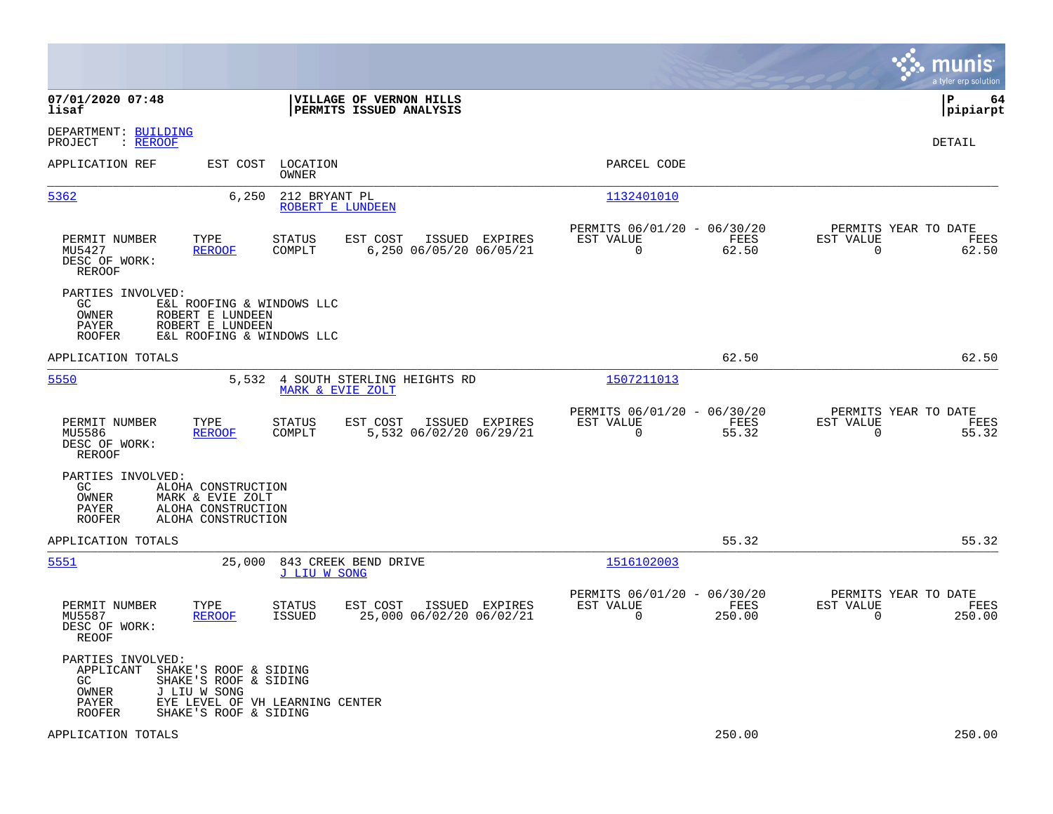**07/01/2020 07:48**
**lisaf**

**VILLAGE OF VERNON HILLS**
**PERMITS ISSUED ANALYSIS**

**P 64**
**pipiarpt**

DEPARTMENT: BUILDING
PROJECT : REROOF

DETAIL

| APPLICATION REF | EST COST | LOCATION / OWNER | PARCEL CODE |
|---|---|---|---|
| 5362 | 6,250 | 212 BRYANT PL / ROBERT E LUNDEEN | 1132401010 |

| PERMIT NUMBER | TYPE | STATUS | EST COST | ISSUED | EXPIRES | PERMITS 06/01/20 - 06/30/20 EST VALUE | FEES | PERMITS YEAR TO DATE EST VALUE | FEES |
|---|---|---|---|---|---|---|---|---|---|
| MU5427 | REROOF | COMPLT | 6,250 | 06/05/20 | 06/05/21 | 0 | 62.50 | 0 | 62.50 |

DESC OF WORK:
REROOF

PARTIES INVOLVED:
- GC: E&L ROOFING & WINDOWS LLC
- OWNER: ROBERT E LUNDEEN
- PAYER: ROBERT E LUNDEEN
- ROOFER: E&L ROOFING & WINDOWS LLC

APPLICATION TOTALS: 62.50 | 62.50

| APPLICATION REF | EST COST | LOCATION / OWNER | PARCEL CODE |
|---|---|---|---|
| 5550 | 5,532 | 4 SOUTH STERLING HEIGHTS RD / MARK & EVIE ZOLT | 1507211013 |

| PERMIT NUMBER | TYPE | STATUS | EST COST | ISSUED | EXPIRES | PERMITS 06/01/20 - 06/30/20 EST VALUE | FEES | PERMITS YEAR TO DATE EST VALUE | FEES |
|---|---|---|---|---|---|---|---|---|---|
| MU5586 | REROOF | COMPLT | 5,532 | 06/02/20 | 06/29/21 | 0 | 55.32 | 0 | 55.32 |

DESC OF WORK:
REROOF

PARTIES INVOLVED:
- GC: ALOHA CONSTRUCTION
- OWNER: MARK & EVIE ZOLT
- PAYER: ALOHA CONSTRUCTION
- ROOFER: ALOHA CONSTRUCTION

APPLICATION TOTALS: 55.32 | 55.32

| APPLICATION REF | EST COST | LOCATION / OWNER | PARCEL CODE |
|---|---|---|---|
| 5551 | 25,000 | 843 CREEK BEND DRIVE / J LIU W SONG | 1516102003 |

| PERMIT NUMBER | TYPE | STATUS | EST COST | ISSUED | EXPIRES | PERMITS 06/01/20 - 06/30/20 EST VALUE | FEES | PERMITS YEAR TO DATE EST VALUE | FEES |
|---|---|---|---|---|---|---|---|---|---|
| MU5587 | REROOF | ISSUED | 25,000 | 06/02/20 | 06/02/21 | 0 | 250.00 | 0 | 250.00 |

DESC OF WORK:
REOOF

PARTIES INVOLVED:
- APPLICANT: SHAKE'S ROOF & SIDING
- GC: SHAKE'S ROOF & SIDING
- OWNER: J LIU W SONG
- PAYER: EYE LEVEL OF VH LEARNING CENTER
- ROOFER: SHAKE'S ROOF & SIDING

APPLICATION TOTALS: 250.00 | 250.00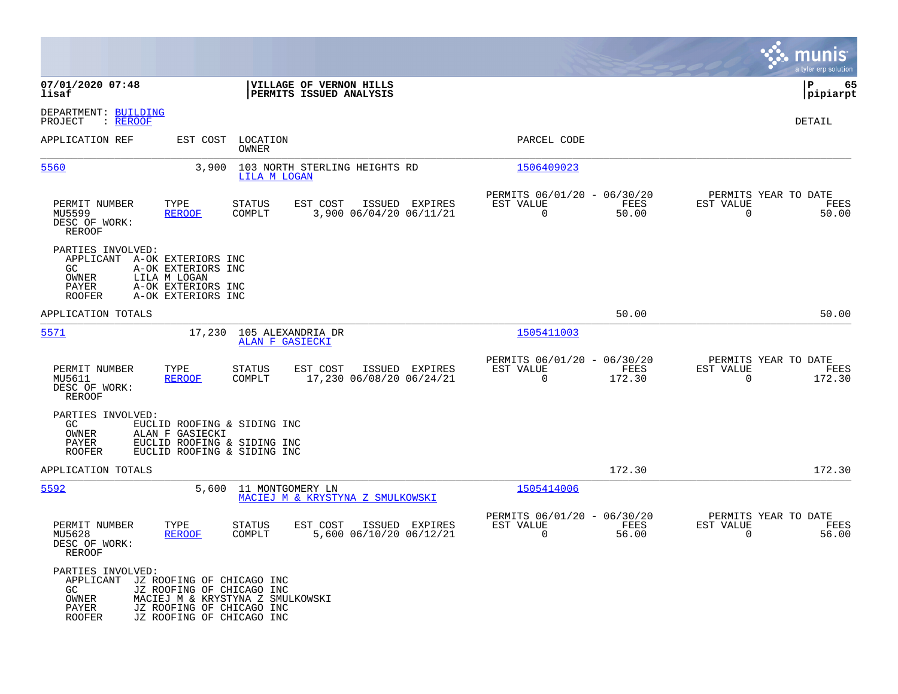**VILLAGE OF VERNON HILLS**
**PERMITS ISSUED ANALYSIS**

07/01/2020 07:48
lisaf

P 65
pipiarpt

DEPARTMENT: BUILDING
PROJECT : REROOF

DETAIL

| APPLICATION REF | EST COST | LOCATION / OWNER | PARCEL CODE |
|---|---|---|---|
| 5560 | 3,900 | 103 NORTH STERLING HEIGHTS RD / LILA M LOGAN | 1506409023 |

| PERMIT NUMBER | TYPE | STATUS | EST COST | ISSUED | EXPIRES | PERMITS 06/01/20 - 06/30/20 EST VALUE | FEES | PERMITS YEAR TO DATE EST VALUE | FEES |
|---|---|---|---|---|---|---|---|---|---|
| MU5599 | REROOF | COMPLT | 3,900 | 06/04/20 | 06/11/21 | 0 | 50.00 | 0 | 50.00 |

DESC OF WORK:
REROOF

PARTIES INVOLVED:
- APPLICANT A-OK EXTERIORS INC
- GC A-OK EXTERIORS INC
- OWNER LILA M LOGAN
- PAYER A-OK EXTERIORS INC
- ROOFER A-OK EXTERIORS INC

APPLICATION TOTALS: 50.00 | 50.00

| APPLICATION REF | EST COST | LOCATION / OWNER | PARCEL CODE |
|---|---|---|---|
| 5571 | 17,230 | 105 ALEXANDRIA DR / ALAN F GASIECKI | 1505411003 |

| PERMIT NUMBER | TYPE | STATUS | EST COST | ISSUED | EXPIRES | PERMITS 06/01/20 - 06/30/20 EST VALUE | FEES | PERMITS YEAR TO DATE EST VALUE | FEES |
|---|---|---|---|---|---|---|---|---|---|
| MU5611 | REROOF | COMPLT | 17,230 | 06/08/20 | 06/24/21 | 0 | 172.30 | 0 | 172.30 |

DESC OF WORK:
REROOF

PARTIES INVOLVED:
- GC EUCLID ROOFING & SIDING INC
- OWNER ALAN F GASIECKI
- PAYER EUCLID ROOFING & SIDING INC
- ROOFER EUCLID ROOFING & SIDING INC

APPLICATION TOTALS: 172.30 | 172.30

| APPLICATION REF | EST COST | LOCATION / OWNER | PARCEL CODE |
|---|---|---|---|
| 5592 | 5,600 | 11 MONTGOMERY LN / MACIEJ M & KRYSTYNA Z SMULKOWSKI | 1505414006 |

| PERMIT NUMBER | TYPE | STATUS | EST COST | ISSUED | EXPIRES | PERMITS 06/01/20 - 06/30/20 EST VALUE | FEES | PERMITS YEAR TO DATE EST VALUE | FEES |
|---|---|---|---|---|---|---|---|---|---|
| MU5628 | REROOF | COMPLT | 5,600 | 06/10/20 | 06/12/21 | 0 | 56.00 | 0 | 56.00 |

DESC OF WORK:
REROOF

PARTIES INVOLVED:
- APPLICANT JZ ROOFING OF CHICAGO INC
- GC JZ ROOFING OF CHICAGO INC
- OWNER MACIEJ M & KRYSTYNA Z SMULKOWSKI
- PAYER JZ ROOFING OF CHICAGO INC
- ROOFER JZ ROOFING OF CHICAGO INC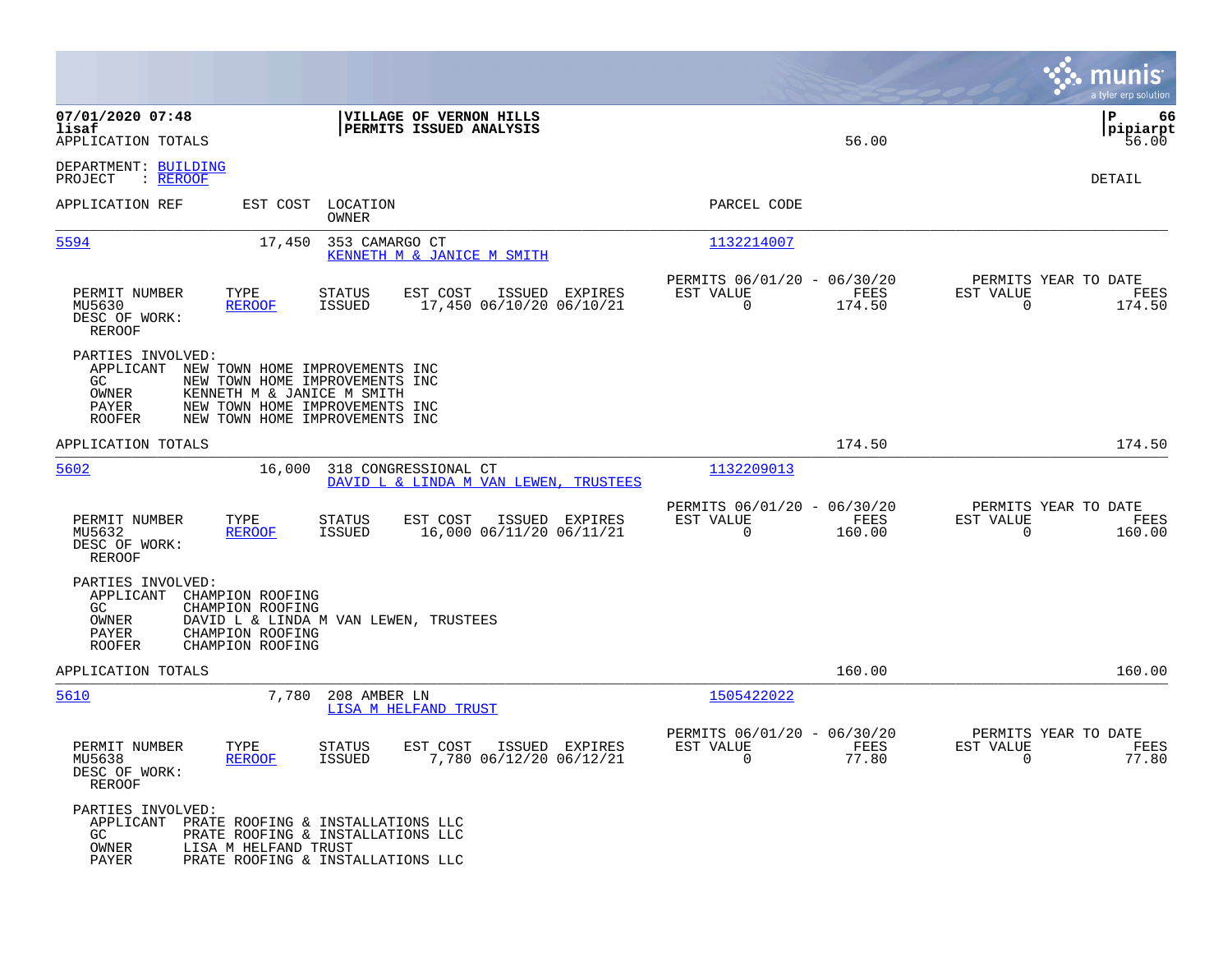07/01/2020 07:48
lisaf
APPLICATION TOTALS

**VILLAGE OF VERNON HILLS**
**PERMITS ISSUED ANALYSIS**

56.00 | P 66 | pipiarpt | 56.00

DEPARTMENT: BUILDING
PROJECT : REROOF

DETAIL

| APPLICATION REF | EST COST | LOCATION / OWNER | PARCEL CODE |
|---|---|---|---|
| 5594 | 17,450 | 353 CAMARGO CT / KENNETH M & JANICE M SMITH | 1132214007 |

| PERMIT NUMBER | TYPE | STATUS | EST COST | ISSUED | EXPIRES | PERMITS 06/01/20 - 06/30/20 EST VALUE | FEES | PERMITS YEAR TO DATE EST VALUE | FEES |
|---|---|---|---|---|---|---|---|---|---|
| MU5630 | REROOF | ISSUED | 17,450 | 06/10/20 | 06/10/21 | 0 | 174.50 | 0 | 174.50 |

DESC OF WORK:
REROOF

PARTIES INVOLVED:
- APPLICANT NEW TOWN HOME IMPROVEMENTS INC
- GC NEW TOWN HOME IMPROVEMENTS INC
- OWNER KENNETH M & JANICE M SMITH
- PAYER NEW TOWN HOME IMPROVEMENTS INC
- ROOFER NEW TOWN HOME IMPROVEMENTS INC

APPLICATION TOTALS 174.50 174.50

| APPLICATION REF | EST COST | LOCATION / OWNER | PARCEL CODE |
|---|---|---|---|
| 5602 | 16,000 | 318 CONGRESSIONAL CT / DAVID L & LINDA M VAN LEWEN, TRUSTEES | 1132209013 |

| PERMIT NUMBER | TYPE | STATUS | EST COST | ISSUED | EXPIRES | PERMITS 06/01/20 - 06/30/20 EST VALUE | FEES | PERMITS YEAR TO DATE EST VALUE | FEES |
|---|---|---|---|---|---|---|---|---|---|
| MU5632 | REROOF | ISSUED | 16,000 | 06/11/20 | 06/11/21 | 0 | 160.00 | 0 | 160.00 |

DESC OF WORK:
REROOF

PARTIES INVOLVED:
- APPLICANT CHAMPION ROOFING
- GC CHAMPION ROOFING
- OWNER DAVID L & LINDA M VAN LEWEN, TRUSTEES
- PAYER CHAMPION ROOFING
- ROOFER CHAMPION ROOFING

APPLICATION TOTALS 160.00 160.00

| APPLICATION REF | EST COST | LOCATION / OWNER | PARCEL CODE |
|---|---|---|---|
| 5610 | 7,780 | 208 AMBER LN / LISA M HELFAND TRUST | 1505422022 |

| PERMIT NUMBER | TYPE | STATUS | EST COST | ISSUED | EXPIRES | PERMITS 06/01/20 - 06/30/20 EST VALUE | FEES | PERMITS YEAR TO DATE EST VALUE | FEES |
|---|---|---|---|---|---|---|---|---|---|
| MU5638 | REROOF | ISSUED | 7,780 | 06/12/20 | 06/12/21 | 0 | 77.80 | 0 | 77.80 |

DESC OF WORK:
REROOF

PARTIES INVOLVED:
- APPLICANT PRATE ROOFING & INSTALLATIONS LLC
- GC PRATE ROOFING & INSTALLATIONS LLC
- OWNER LISA M HELFAND TRUST
- PAYER PRATE ROOFING & INSTALLATIONS LLC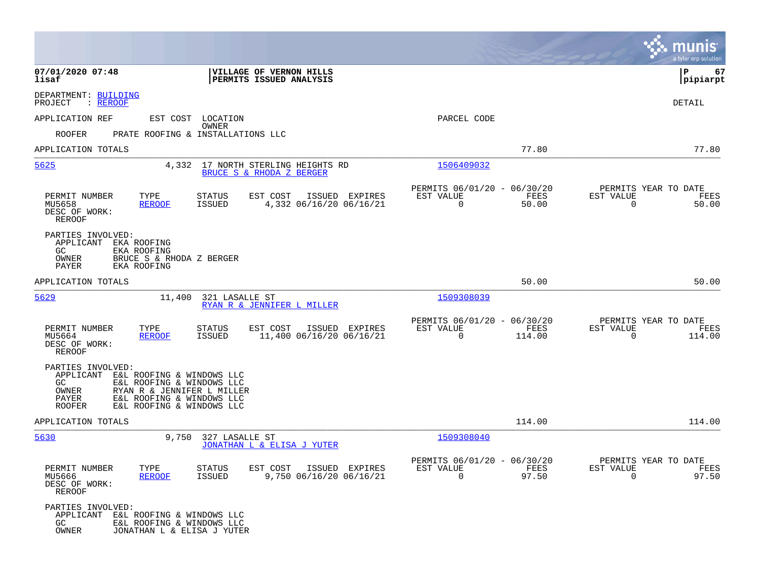**07/01/2020 07:48** | **VILLAGE OF VERNON HILLS** | **P 67**
**lisaf** | **PERMITS ISSUED ANALYSIS** | **pipiarpt**

DEPARTMENT: BUILDING
PROJECT : REROOF

DETAIL

APPLICATION REF    EST COST    LOCATION    PARCEL CODE
OWNER

ROOFER    PRATE ROOFING & INSTALLATIONS LLC

APPLICATION TOTALS    77.80    77.80

---

**5625**    4,332    17 NORTH STERLING HEIGHTS RD    1506409032
BRUCE S & RHODA Z BERGER

| PERMIT NUMBER | TYPE | STATUS | EST COST | ISSUED | EXPIRES | PERMITS 06/01/20 - 06/30/20 EST VALUE | FEES | PERMITS YEAR TO DATE EST VALUE | FEES |
|---|---|---|---|---|---|---|---|---|---|
| MU5658 | REROOF | ISSUED | 4,332 | 06/16/20 | 06/16/21 | 0 | 50.00 | 0 | 50.00 |

DESC OF WORK:
REROOF

PARTIES INVOLVED:
APPLICANT  EKA ROOFING
GC  EKA ROOFING
OWNER  BRUCE S & RHODA Z BERGER
PAYER  EKA ROOFING

APPLICATION TOTALS    50.00    50.00

---

**5629**    11,400    321 LASALLE ST    1509308039
RYAN R & JENNIFER L MILLER

| PERMIT NUMBER | TYPE | STATUS | EST COST | ISSUED | EXPIRES | PERMITS 06/01/20 - 06/30/20 EST VALUE | FEES | PERMITS YEAR TO DATE EST VALUE | FEES |
|---|---|---|---|---|---|---|---|---|---|
| MU5664 | REROOF | ISSUED | 11,400 | 06/16/20 | 06/16/21 | 0 | 114.00 | 0 | 114.00 |

DESC OF WORK:
REROOF

PARTIES INVOLVED:
APPLICANT  E&L ROOFING & WINDOWS LLC
GC  E&L ROOFING & WINDOWS LLC
OWNER  RYAN R & JENNIFER L MILLER
PAYER  E&L ROOFING & WINDOWS LLC
ROOFER  E&L ROOFING & WINDOWS LLC

APPLICATION TOTALS    114.00    114.00

---

**5630**    9,750    327 LASALLE ST    1509308040
JONATHAN L & ELISA J YUTER

| PERMIT NUMBER | TYPE | STATUS | EST COST | ISSUED | EXPIRES | PERMITS 06/01/20 - 06/30/20 EST VALUE | FEES | PERMITS YEAR TO DATE EST VALUE | FEES |
|---|---|---|---|---|---|---|---|---|---|
| MU5666 | REROOF | ISSUED | 9,750 | 06/16/20 | 06/16/21 | 0 | 97.50 | 0 | 97.50 |

DESC OF WORK:
REROOF

PARTIES INVOLVED:
APPLICANT  E&L ROOFING & WINDOWS LLC
GC  E&L ROOFING & WINDOWS LLC
OWNER  JONATHAN L & ELISA J YUTER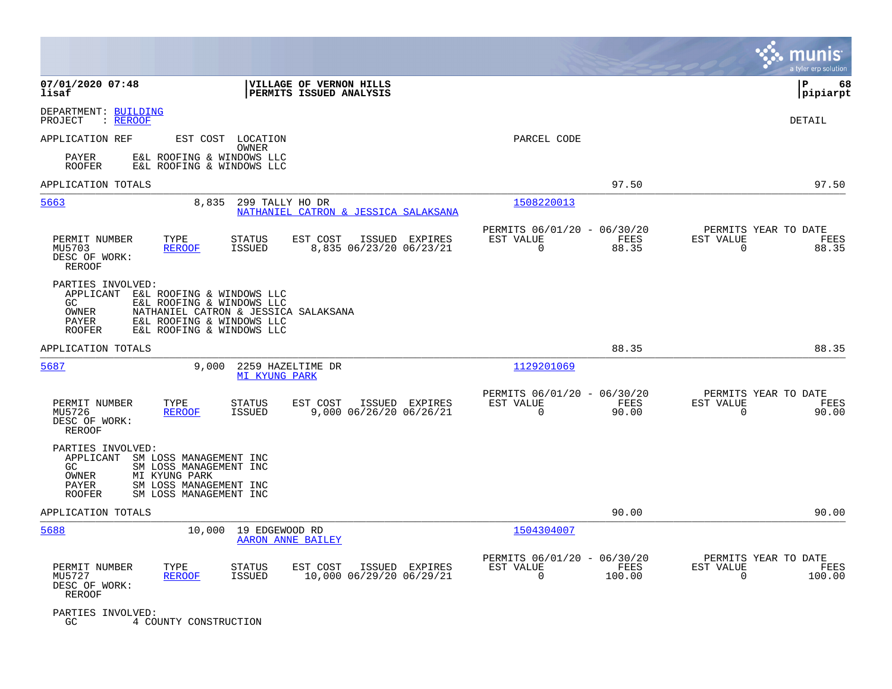07/01/2020 07:48 | VILLAGE OF VERNON HILLS | P 68
lisaf | PERMITS ISSUED ANALYSIS | pipiarpt

DEPARTMENT: BUILDING
PROJECT : REROOF

DETAIL

APPLICATION REF | EST COST | LOCATION / OWNER | PARCEL CODE

PAYER E&L ROOFING & WINDOWS LLC
ROOFER E&L ROOFING & WINDOWS LLC

APPLICATION TOTALS 97.50 97.50

---

**5663** 8,835 299 TALLY HO DR — NATHANIEL CATRON & JESSICA SALAKSANA — 1508220013

| PERMIT NUMBER | TYPE | STATUS | EST COST | ISSUED | EXPIRES | PERMITS 06/01/20 - 06/30/20 EST VALUE | FEES | PERMITS YEAR TO DATE EST VALUE | FEES |
|---|---|---|---|---|---|---|---|---|---|
| MU5703 | REROOF | ISSUED | 8,835 | 06/23/20 | 06/23/21 | 0 | 88.35 | 0 | 88.35 |

DESC OF WORK:
REROOF

PARTIES INVOLVED:
APPLICANT E&L ROOFING & WINDOWS LLC
GC E&L ROOFING & WINDOWS LLC
OWNER NATHANIEL CATRON & JESSICA SALAKSANA
PAYER E&L ROOFING & WINDOWS LLC
ROOFER E&L ROOFING & WINDOWS LLC

APPLICATION TOTALS 88.35 88.35

---

**5687** 9,000 2259 HAZELTIME DR — MI KYUNG PARK — 1129201069

| PERMIT NUMBER | TYPE | STATUS | EST COST | ISSUED | EXPIRES | PERMITS 06/01/20 - 06/30/20 EST VALUE | FEES | PERMITS YEAR TO DATE EST VALUE | FEES |
|---|---|---|---|---|---|---|---|---|---|
| MU5726 | REROOF | ISSUED | 9,000 | 06/26/20 | 06/26/21 | 0 | 90.00 | 0 | 90.00 |

DESC OF WORK:
REROOF

PARTIES INVOLVED:
APPLICANT SM LOSS MANAGEMENT INC
GC SM LOSS MANAGEMENT INC
OWNER MI KYUNG PARK
PAYER SM LOSS MANAGEMENT INC
ROOFER SM LOSS MANAGEMENT INC

APPLICATION TOTALS 90.00 90.00

---

**5688** 10,000 19 EDGEWOOD RD — AARON ANNE BAILEY — 1504304007

| PERMIT NUMBER | TYPE | STATUS | EST COST | ISSUED | EXPIRES | PERMITS 06/01/20 - 06/30/20 EST VALUE | FEES | PERMITS YEAR TO DATE EST VALUE | FEES |
|---|---|---|---|---|---|---|---|---|---|
| MU5727 | REROOF | ISSUED | 10,000 | 06/29/20 | 06/29/21 | 0 | 100.00 | 0 | 100.00 |

DESC OF WORK:
REROOF

PARTIES INVOLVED:
GC 4 COUNTY CONSTRUCTION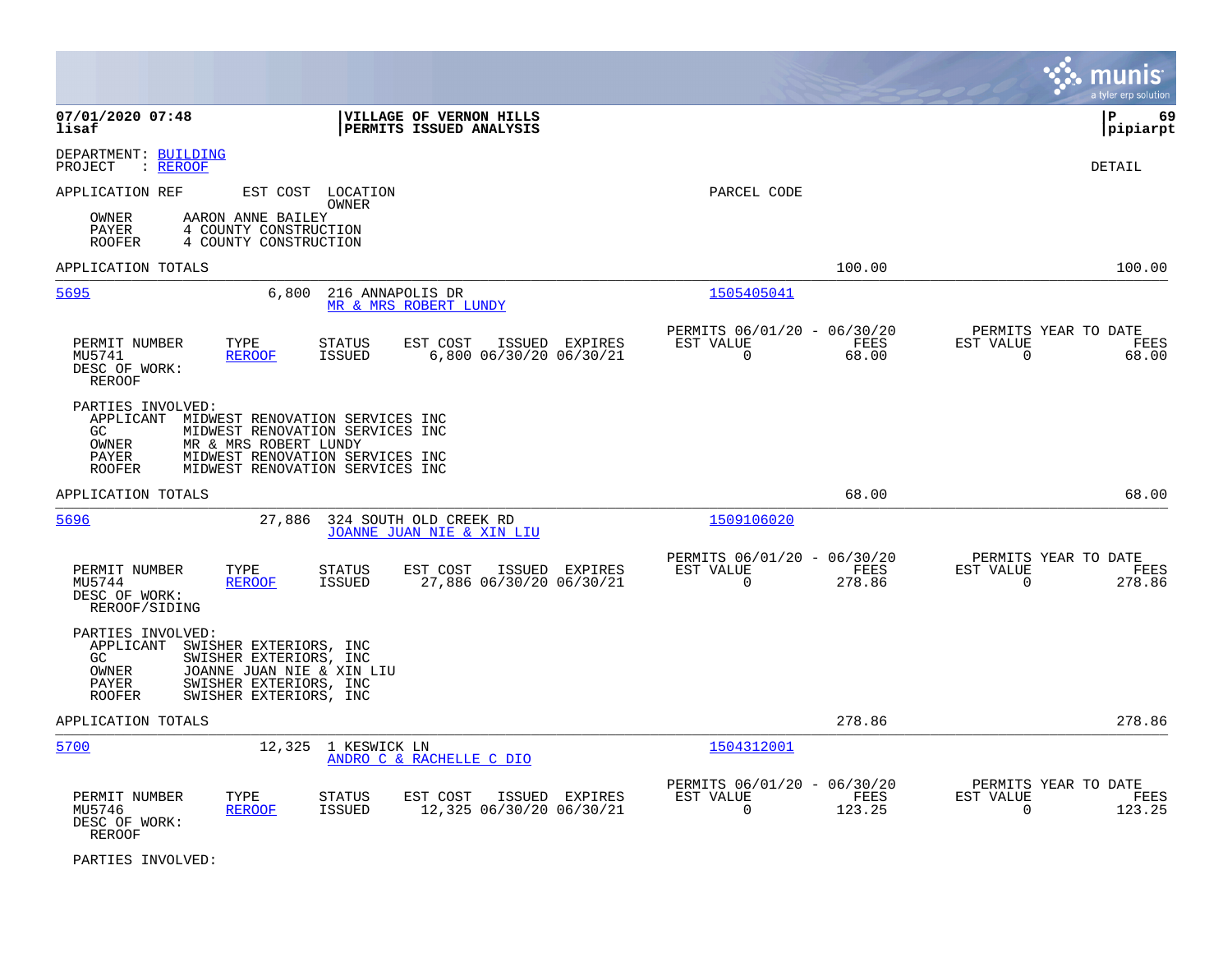**07/01/2020 07:48**
**lisaf**

**VILLAGE OF VERNON HILLS**
**PERMITS ISSUED ANALYSIS**

**P 69**
**pipiarpt**

DEPARTMENT: BUILDING
PROJECT : REROOF

DETAIL

APPLICATION REF    EST COST    LOCATION    OWNER    PARCEL CODE

| | |
|---|---|
| OWNER | AARON ANNE BAILEY |
| PAYER | 4 COUNTY CONSTRUCTION |
| ROOFER | 4 COUNTY CONSTRUCTION |

APPLICATION TOTALS    100.00    100.00

---

**5695**    6,800    216 ANNAPOLIS DR    MR & MRS ROBERT LUNDY    1505405041

| PERMIT NUMBER | TYPE | STATUS | EST COST | ISSUED | EXPIRES | PERMITS 06/01/20 - 06/30/20 EST VALUE | FEES | PERMITS YEAR TO DATE EST VALUE | FEES |
|---|---|---|---|---|---|---|---|---|---|
| MU5741 | REROOF | ISSUED | 6,800 | 06/30/20 | 06/30/21 | 0 | 68.00 | 0 | 68.00 |

DESC OF WORK:
REROOF

PARTIES INVOLVED:

| | |
|---|---|
| APPLICANT | MIDWEST RENOVATION SERVICES INC |
| GC | MIDWEST RENOVATION SERVICES INC |
| OWNER | MR & MRS ROBERT LUNDY |
| PAYER | MIDWEST RENOVATION SERVICES INC |
| ROOFER | MIDWEST RENOVATION SERVICES INC |

APPLICATION TOTALS    68.00    68.00

---

**5696**    27,886    324 SOUTH OLD CREEK RD    JOANNE JUAN NIE & XIN LIU    1509106020

| PERMIT NUMBER | TYPE | STATUS | EST COST | ISSUED | EXPIRES | PERMITS 06/01/20 - 06/30/20 EST VALUE | FEES | PERMITS YEAR TO DATE EST VALUE | FEES |
|---|---|---|---|---|---|---|---|---|---|
| MU5744 | REROOF | ISSUED | 27,886 | 06/30/20 | 06/30/21 | 0 | 278.86 | 0 | 278.86 |

DESC OF WORK:
REROOF/SIDING

PARTIES INVOLVED:

| | |
|---|---|
| APPLICANT | SWISHER EXTERIORS, INC |
| GC | SWISHER EXTERIORS, INC |
| OWNER | JOANNE JUAN NIE & XIN LIU |
| PAYER | SWISHER EXTERIORS, INC |
| ROOFER | SWISHER EXTERIORS, INC |

APPLICATION TOTALS    278.86    278.86

---

**5700**    12,325    1 KESWICK LN    ANDRO C & RACHELLE C DIO    1504312001

| PERMIT NUMBER | TYPE | STATUS | EST COST | ISSUED | EXPIRES | PERMITS 06/01/20 - 06/30/20 EST VALUE | FEES | PERMITS YEAR TO DATE EST VALUE | FEES |
|---|---|---|---|---|---|---|---|---|---|
| MU5746 | REROOF | ISSUED | 12,325 | 06/30/20 | 06/30/21 | 0 | 123.25 | 0 | 123.25 |

DESC OF WORK:
REROOF

PARTIES INVOLVED: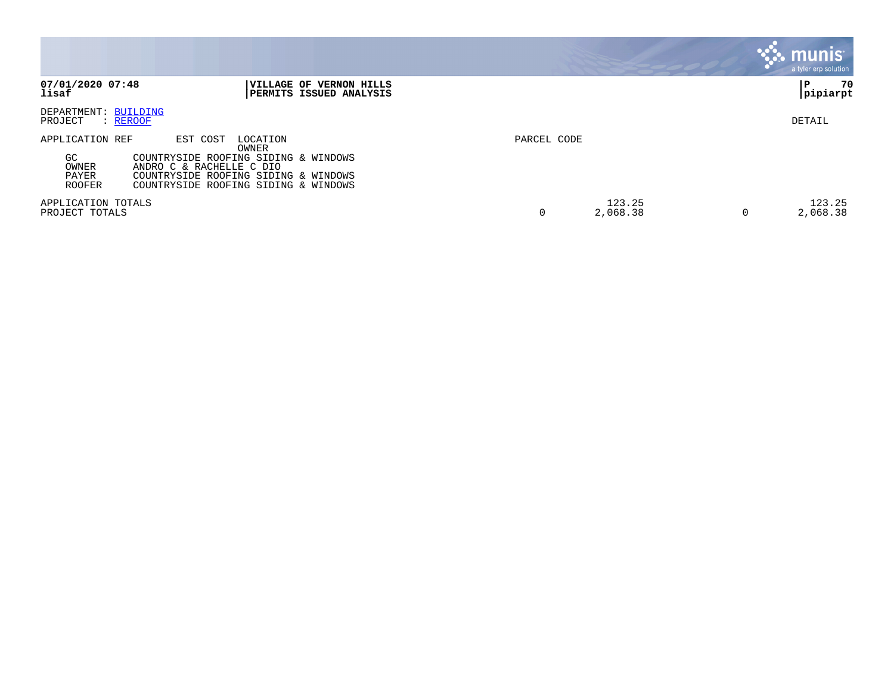**07/01/2020 07:48**
**lisaf**

**VILLAGE OF VERNON HILLS**
**PERMITS ISSUED ANALYSIS**

**P 70**
**pipiarpt**

DEPARTMENT: BUILDING
PROJECT : REROOF

DETAIL

| APPLICATION REF | EST COST | LOCATION / OWNER | PARCEL CODE | | | |
|---|---|---|---|---|---|---|
| GC | COUNTRYSIDE ROOFING SIDING & WINDOWS | | | | | |
| OWNER | ANDRO C & RACHELLE C DIO | | | | | |
| PAYER | COUNTRYSIDE ROOFING SIDING & WINDOWS | | | | | |
| ROOFER | COUNTRYSIDE ROOFING SIDING & WINDOWS | | | | | |
| APPLICATION TOTALS | | | | 123.25 | | 123.25 |
| PROJECT TOTALS | | | 0 | 2,068.38 | 0 | 2,068.38 |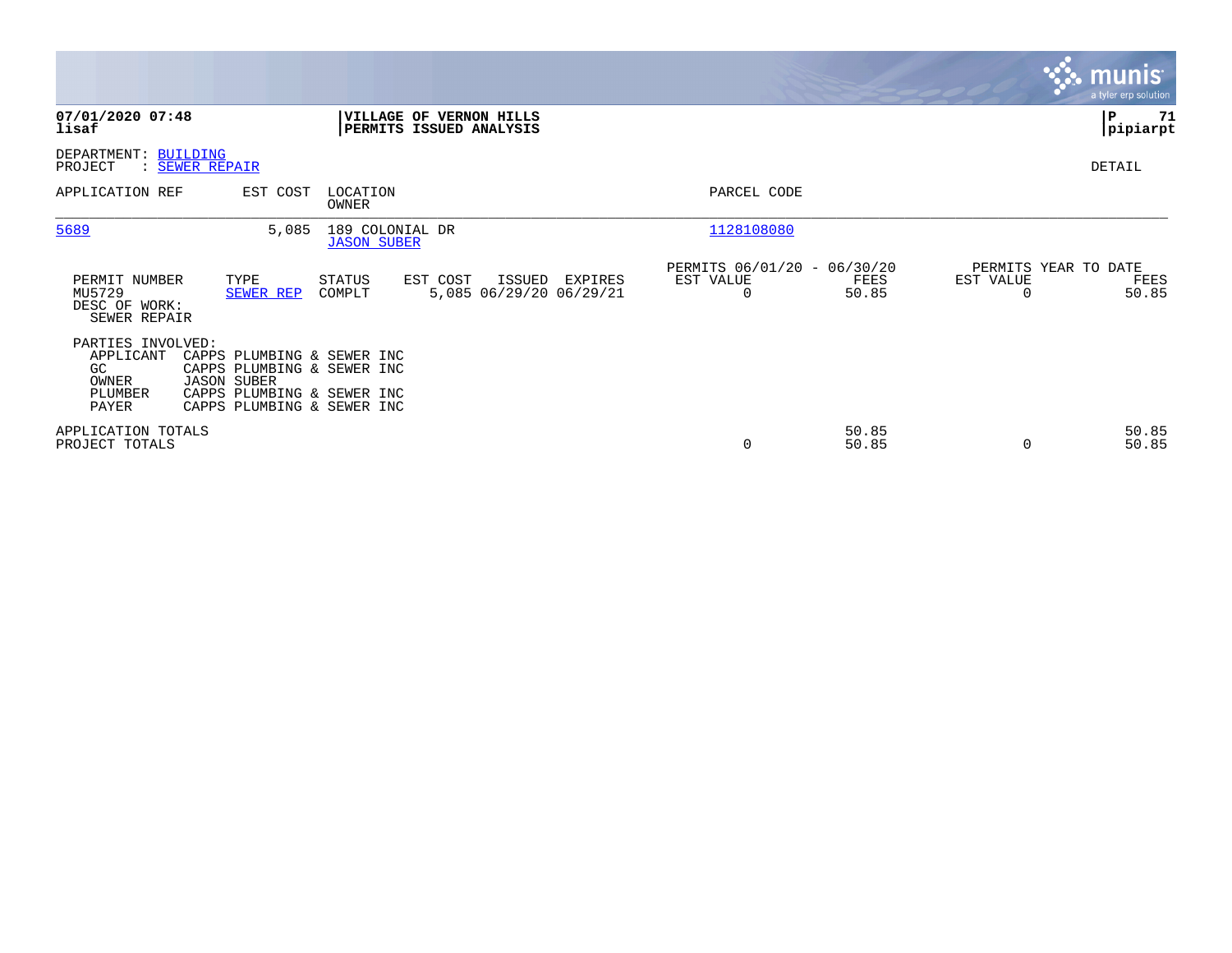**07/01/2020 07:48**
**lisaf**

**VILLAGE OF VERNON HILLS**
**PERMITS ISSUED ANALYSIS**

**P 71**
**pipiarpt**

DEPARTMENT: BUILDING
PROJECT : SEWER REPAIR

DETAIL

| APPLICATION REF | EST COST | LOCATION / OWNER | PARCEL CODE |
|---|---|---|---|
| 5689 | 5,085 | 189 COLONIAL DR / JASON SUBER | 1128108080 |

| PERMIT NUMBER | TYPE | STATUS | EST COST | ISSUED | EXPIRES | PERMITS 06/01/20 - 06/30/20 EST VALUE | FEES | PERMITS YEAR TO DATE EST VALUE | FEES |
|---|---|---|---|---|---|---|---|---|---|
| MU5729 | SEWER REP | COMPLT | 5,085 | 06/29/20 | 06/29/21 | 0 | 50.85 | 0 | 50.85 |

DESC OF WORK:
SEWER REPAIR

PARTIES INVOLVED:

| Role | Name |
|---|---|
| APPLICANT | CAPPS PLUMBING & SEWER INC |
| GC | CAPPS PLUMBING & SEWER INC |
| OWNER | JASON SUBER |
| PLUMBER | CAPPS PLUMBING & SEWER INC |
| PAYER | CAPPS PLUMBING & SEWER INC |

| | EST VALUE | FEES | EST VALUE | FEES |
|---|---|---|---|---|
| APPLICATION TOTALS | | 50.85 | | 50.85 |
| PROJECT TOTALS | 0 | 50.85 | 0 | 50.85 |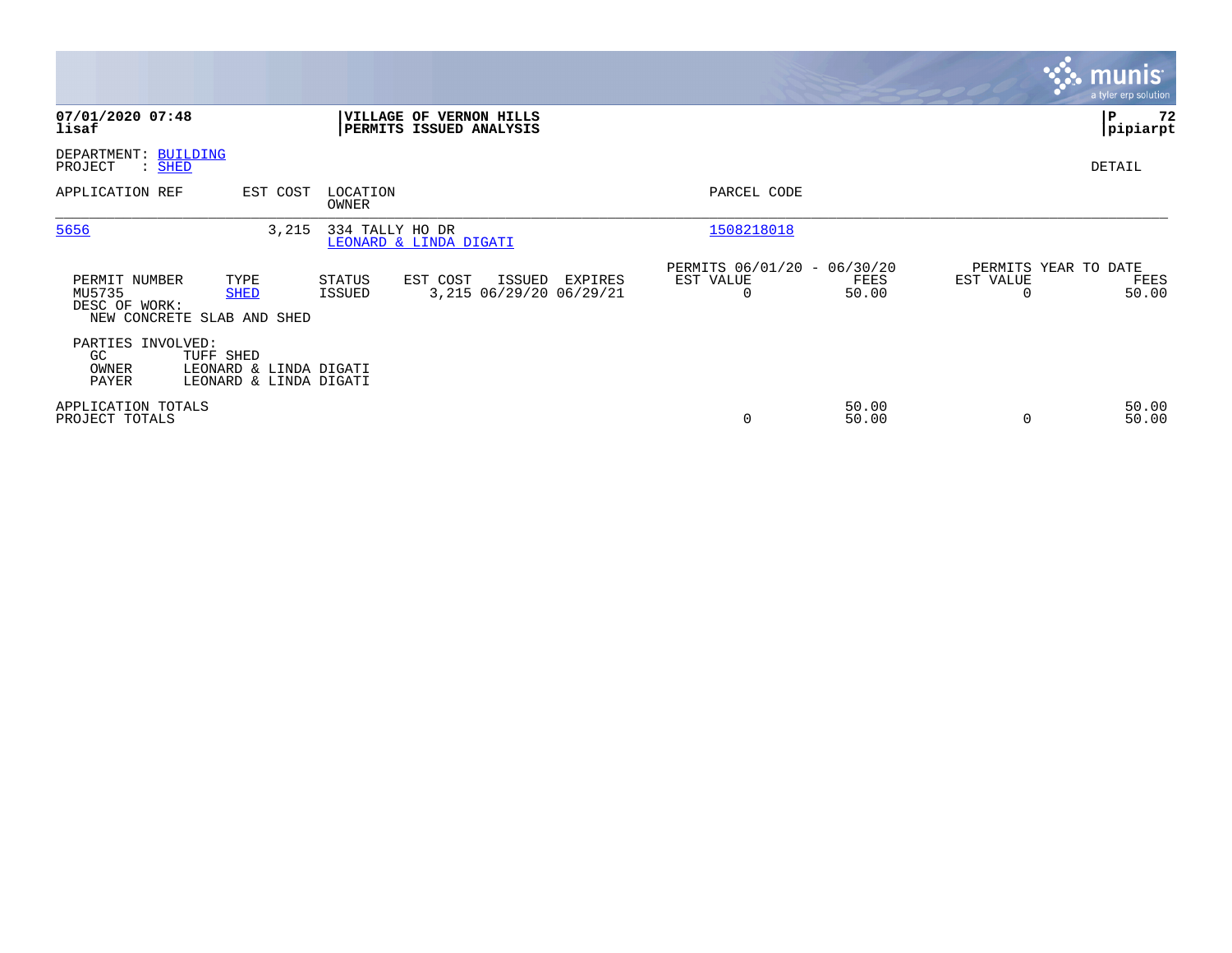**07/01/2020 07:48**
**lisaf**

**VILLAGE OF VERNON HILLS**
**PERMITS ISSUED ANALYSIS**

**P 72**
**pipiarpt**

DEPARTMENT: BUILDING
PROJECT : SHED

DETAIL

| APPLICATION REF | EST COST | LOCATION OWNER | PARCEL CODE |
|---|---|---|---|
| 5656 | 3,215 | 334 TALLY HO DR<br>LEONARD & LINDA DIGATI | 1508218018 |

| PERMIT NUMBER | TYPE | STATUS | EST COST | ISSUED | EXPIRES | PERMITS 06/01/20 - 06/30/20 EST VALUE | FEES | PERMITS YEAR TO DATE EST VALUE | FEES |
|---|---|---|---|---|---|---|---|---|---|
| MU5735 | SHED | ISSUED | 3,215 | 06/29/20 | 06/29/21 | 0 | 50.00 | 0 | 50.00 |

DESC OF WORK:
NEW CONCRETE SLAB AND SHED

PARTIES INVOLVED:

| | |
|---|---|
| GC | TUFF SHED |
| OWNER | LEONARD & LINDA DIGATI |
| PAYER | LEONARD & LINDA DIGATI |

| | EST VALUE | FEES | EST VALUE | FEES |
|---|---|---|---|---|
| APPLICATION TOTALS | | 50.00 | | 50.00 |
| PROJECT TOTALS | 0 | 50.00 | 0 | 50.00 |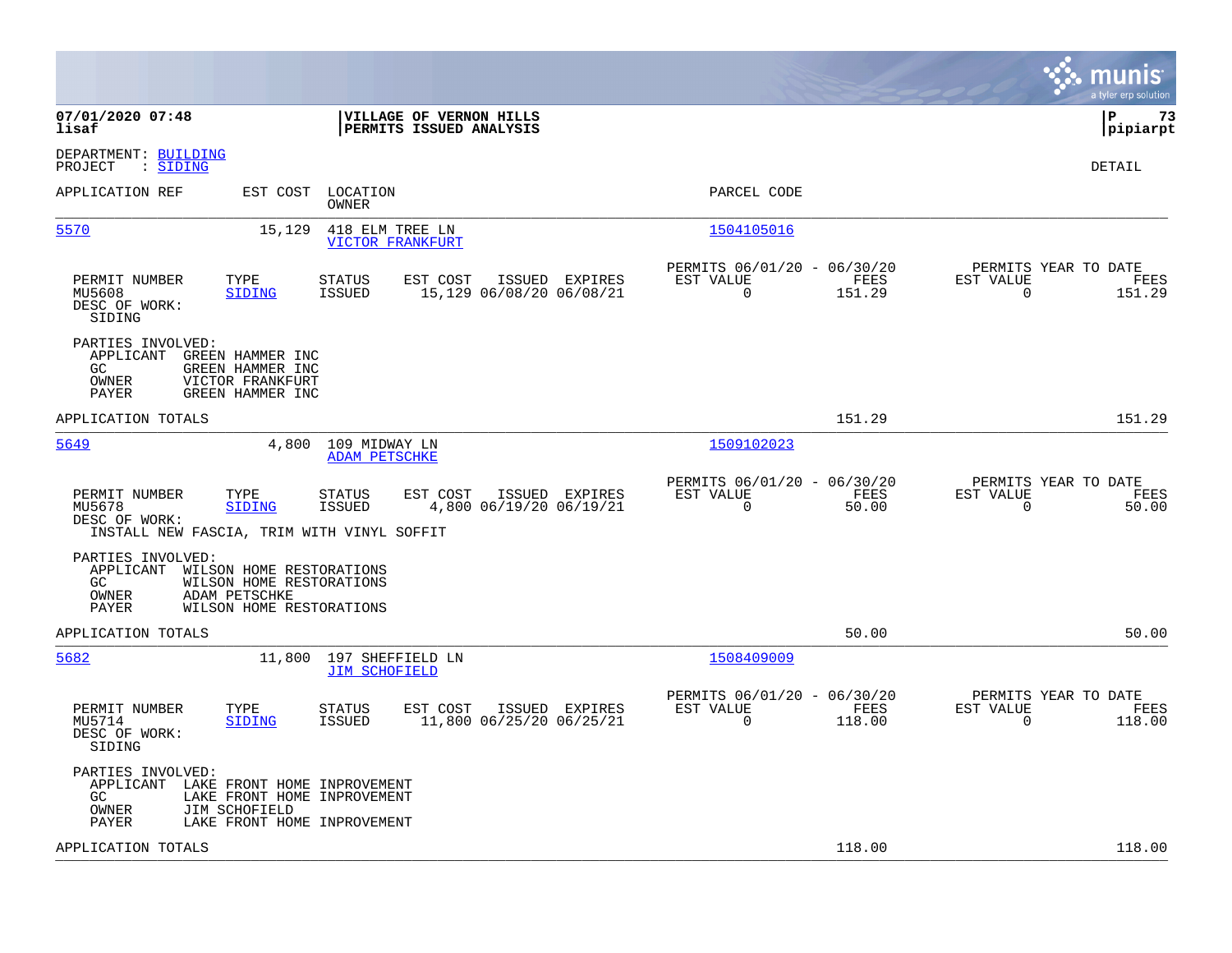**07/01/2020 07:48**
**lisaf**

**VILLAGE OF VERNON HILLS**
**PERMITS ISSUED ANALYSIS**

**P 73**
**pipiarpt**

DEPARTMENT: BUILDING
PROJECT : SIDING

DETAIL

| APPLICATION REF | EST COST | LOCATION / OWNER | PARCEL CODE |
|---|---|---|---|
| 5570 | 15,129 | 418 ELM TREE LN / VICTOR FRANKFURT | 1504105016 |

| PERMIT NUMBER | TYPE | STATUS | EST COST | ISSUED | EXPIRES | PERMITS 06/01/20 - 06/30/20 EST VALUE | FEES | PERMITS YEAR TO DATE EST VALUE | FEES |
|---|---|---|---|---|---|---|---|---|---|
| MU5608 | SIDING | ISSUED | 15,129 | 06/08/20 | 06/08/21 | 0 | 151.29 | 0 | 151.29 |

DESC OF WORK:
SIDING

PARTIES INVOLVED:
- APPLICANT GREEN HAMMER INC
- GC GREEN HAMMER INC
- OWNER VICTOR FRANKFURT
- PAYER GREEN HAMMER INC

APPLICATION TOTALS 151.29 151.29

| APPLICATION REF | EST COST | LOCATION / OWNER | PARCEL CODE |
|---|---|---|---|
| 5649 | 4,800 | 109 MIDWAY LN / ADAM PETSCHKE | 1509102023 |

| PERMIT NUMBER | TYPE | STATUS | EST COST | ISSUED | EXPIRES | PERMITS 06/01/20 - 06/30/20 EST VALUE | FEES | PERMITS YEAR TO DATE EST VALUE | FEES |
|---|---|---|---|---|---|---|---|---|---|
| MU5678 | SIDING | ISSUED | 4,800 | 06/19/20 | 06/19/21 | 0 | 50.00 | 0 | 50.00 |

DESC OF WORK:
INSTALL NEW FASCIA, TRIM WITH VINYL SOFFIT

PARTIES INVOLVED:
- APPLICANT WILSON HOME RESTORATIONS
- GC WILSON HOME RESTORATIONS
- OWNER ADAM PETSCHKE
- PAYER WILSON HOME RESTORATIONS

APPLICATION TOTALS 50.00 50.00

| APPLICATION REF | EST COST | LOCATION / OWNER | PARCEL CODE |
|---|---|---|---|
| 5682 | 11,800 | 197 SHEFFIELD LN / JIM SCHOFIELD | 1508409009 |

| PERMIT NUMBER | TYPE | STATUS | EST COST | ISSUED | EXPIRES | PERMITS 06/01/20 - 06/30/20 EST VALUE | FEES | PERMITS YEAR TO DATE EST VALUE | FEES |
|---|---|---|---|---|---|---|---|---|---|
| MU5714 | SIDING | ISSUED | 11,800 | 06/25/20 | 06/25/21 | 0 | 118.00 | 0 | 118.00 |

DESC OF WORK:
SIDING

PARTIES INVOLVED:
- APPLICANT LAKE FRONT HOME INPROVEMENT
- GC LAKE FRONT HOME INPROVEMENT
- OWNER JIM SCHOFIELD
- PAYER LAKE FRONT HOME INPROVEMENT

APPLICATION TOTALS 118.00 118.00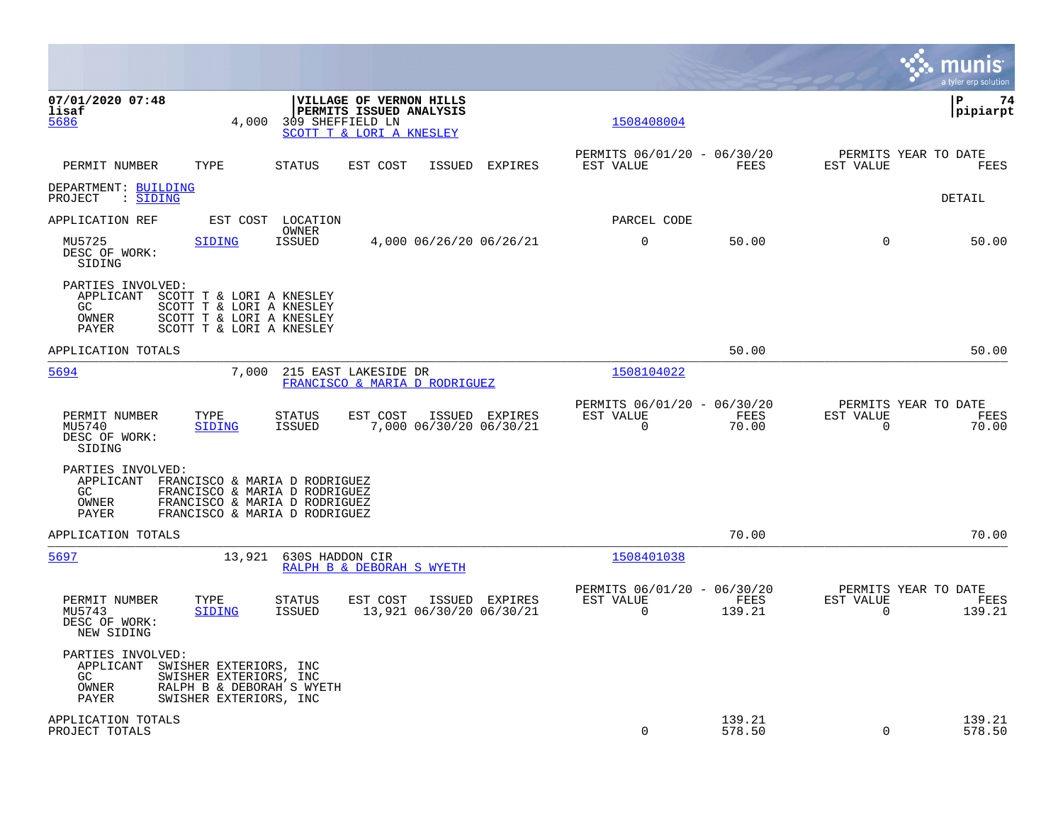07/01/2020 07:48
lisaf

**VILLAGE OF VERNON HILLS**
**PERMITS ISSUED ANALYSIS**

P 74
pipiarpt

| | | | | | |
|---|---|---|---|---|---|
| 5686 | 4,000 | 309 SHEFFIELD LN<br>SCOTT T & LORI A KNESLEY | 1508408004 | | |

| PERMIT NUMBER | TYPE | STATUS | EST COST | ISSUED | EXPIRES | PERMITS 06/01/20 - 06/30/20 EST VALUE | FEES | PERMITS YEAR TO DATE EST VALUE | FEES |
|---|---|---|---|---|---|---|---|---|---|

DEPARTMENT: BUILDING
PROJECT : SIDING

DETAIL

| APPLICATION REF | | EST COST | LOCATION OWNER | | | PARCEL CODE | | | |
|---|---|---|---|---|---|---|---|---|---|
| MU5725 | SIDING | ISSUED | 4,000 | 06/26/20 | 06/26/21 | 0 | 50.00 | 0 | 50.00 |

DESC OF WORK:
SIDING

PARTIES INVOLVED:
APPLICANT SCOTT T & LORI A KNESLEY
GC SCOTT T & LORI A KNESLEY
OWNER SCOTT T & LORI A KNESLEY
PAYER SCOTT T & LORI A KNESLEY

APPLICATION TOTALS 50.00 50.00

---

5694 7,000 215 EAST LAKESIDE DR
FRANCISCO & MARIA D RODRIGUEZ
1508104022

| PERMIT NUMBER | TYPE | STATUS | EST COST | ISSUED | EXPIRES | PERMITS 06/01/20 - 06/30/20 EST VALUE | FEES | PERMITS YEAR TO DATE EST VALUE | FEES |
|---|---|---|---|---|---|---|---|---|---|
| MU5740 | SIDING | ISSUED | 7,000 | 06/30/20 | 06/30/21 | 0 | 70.00 | 0 | 70.00 |

DESC OF WORK:
SIDING

PARTIES INVOLVED:
APPLICANT FRANCISCO & MARIA D RODRIGUEZ
GC FRANCISCO & MARIA D RODRIGUEZ
OWNER FRANCISCO & MARIA D RODRIGUEZ
PAYER FRANCISCO & MARIA D RODRIGUEZ

APPLICATION TOTALS 70.00 70.00

---

5697 13,921 630S HADDON CIR
RALPH B & DEBORAH S WYETH
1508401038

| PERMIT NUMBER | TYPE | STATUS | EST COST | ISSUED | EXPIRES | PERMITS 06/01/20 - 06/30/20 EST VALUE | FEES | PERMITS YEAR TO DATE EST VALUE | FEES |
|---|---|---|---|---|---|---|---|---|---|
| MU5743 | SIDING | ISSUED | 13,921 | 06/30/20 | 06/30/21 | 0 | 139.21 | 0 | 139.21 |

DESC OF WORK:
NEW SIDING

PARTIES INVOLVED:
APPLICANT SWISHER EXTERIORS, INC
GC SWISHER EXTERIORS, INC
OWNER RALPH B & DEBORAH S WYETH
PAYER SWISHER EXTERIORS, INC

| | EST VALUE | FEES | EST VALUE | FEES |
|---|---|---|---|---|
| APPLICATION TOTALS | | 139.21 | | 139.21 |
| PROJECT TOTALS | 0 | 578.50 | 0 | 578.50 |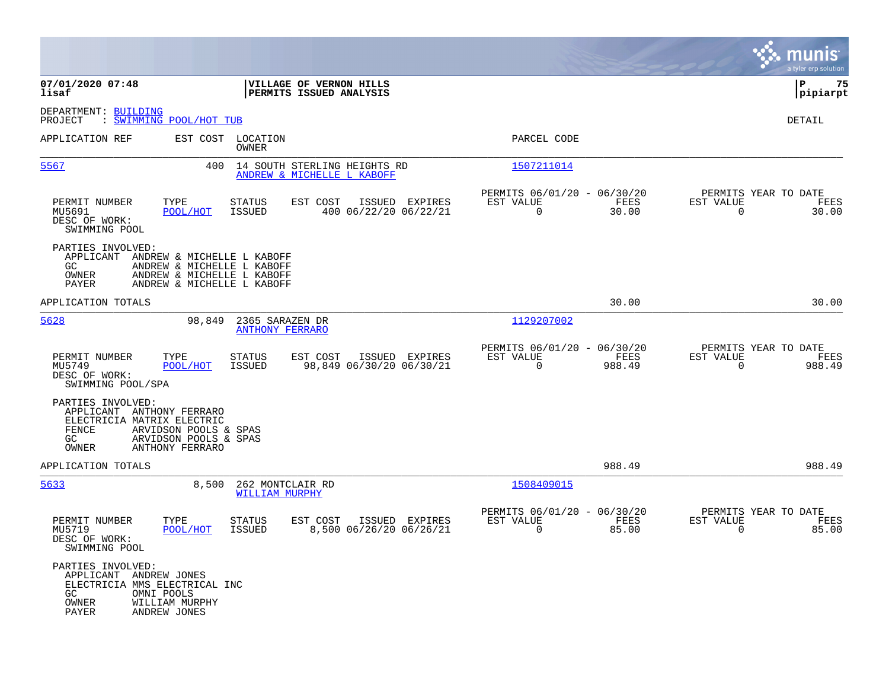**07/01/2020 07:48** | **VILLAGE OF VERNON HILLS** | **P 75**
**lisaf** | **PERMITS ISSUED ANALYSIS** | **pipiarpt**

DEPARTMENT: BUILDING
PROJECT : SWIMMING POOL/HOT TUB

DETAIL

| APPLICATION REF | EST COST | LOCATION / OWNER | PARCEL CODE |
|---|---|---|---|
| 5567 | 400 | 14 SOUTH STERLING HEIGHTS RD / ANDREW & MICHELLE L KABOFF | 1507211014 |

| PERMIT NUMBER | TYPE | STATUS | EST COST | ISSUED | EXPIRES | PERMITS 06/01/20 - 06/30/20 EST VALUE | FEES | PERMITS YEAR TO DATE EST VALUE | FEES |
|---|---|---|---|---|---|---|---|---|---|
| MU5691 | POOL/HOT | ISSUED | 400 | 06/22/20 | 06/22/21 | 0 | 30.00 | 0 | 30.00 |

DESC OF WORK:
SWIMMING POOL

PARTIES INVOLVED:
- APPLICANT ANDREW & MICHELLE L KABOFF
- GC ANDREW & MICHELLE L KABOFF
- OWNER ANDREW & MICHELLE L KABOFF
- PAYER ANDREW & MICHELLE L KABOFF

APPLICATION TOTALS: 30.00 | 30.00

| APPLICATION REF | EST COST | LOCATION / OWNER | PARCEL CODE |
|---|---|---|---|
| 5628 | 98,849 | 2365 SARAZEN DR / ANTHONY FERRARO | 1129207002 |

| PERMIT NUMBER | TYPE | STATUS | EST COST | ISSUED | EXPIRES | PERMITS 06/01/20 - 06/30/20 EST VALUE | FEES | PERMITS YEAR TO DATE EST VALUE | FEES |
|---|---|---|---|---|---|---|---|---|---|
| MU5749 | POOL/HOT | ISSUED | 98,849 | 06/30/20 | 06/30/21 | 0 | 988.49 | 0 | 988.49 |

DESC OF WORK:
SWIMMING POOL/SPA

PARTIES INVOLVED:
- APPLICANT ANTHONY FERRARO
- ELECTRICIA MATRIX ELECTRIC
- FENCE ARVIDSON POOLS & SPAS
- GC ARVIDSON POOLS & SPAS
- OWNER ANTHONY FERRARO

APPLICATION TOTALS: 988.49 | 988.49

| APPLICATION REF | EST COST | LOCATION / OWNER | PARCEL CODE |
|---|---|---|---|
| 5633 | 8,500 | 262 MONTCLAIR RD / WILLIAM MURPHY | 1508409015 |

| PERMIT NUMBER | TYPE | STATUS | EST COST | ISSUED | EXPIRES | PERMITS 06/01/20 - 06/30/20 EST VALUE | FEES | PERMITS YEAR TO DATE EST VALUE | FEES |
|---|---|---|---|---|---|---|---|---|---|
| MU5719 | POOL/HOT | ISSUED | 8,500 | 06/26/20 | 06/26/21 | 0 | 85.00 | 0 | 85.00 |

DESC OF WORK:
SWIMMING POOL

PARTIES INVOLVED:
- APPLICANT ANDREW JONES
- ELECTRICIA MMS ELECTRICAL INC
- GC OMNI POOLS
- OWNER WILLIAM MURPHY
- PAYER ANDREW JONES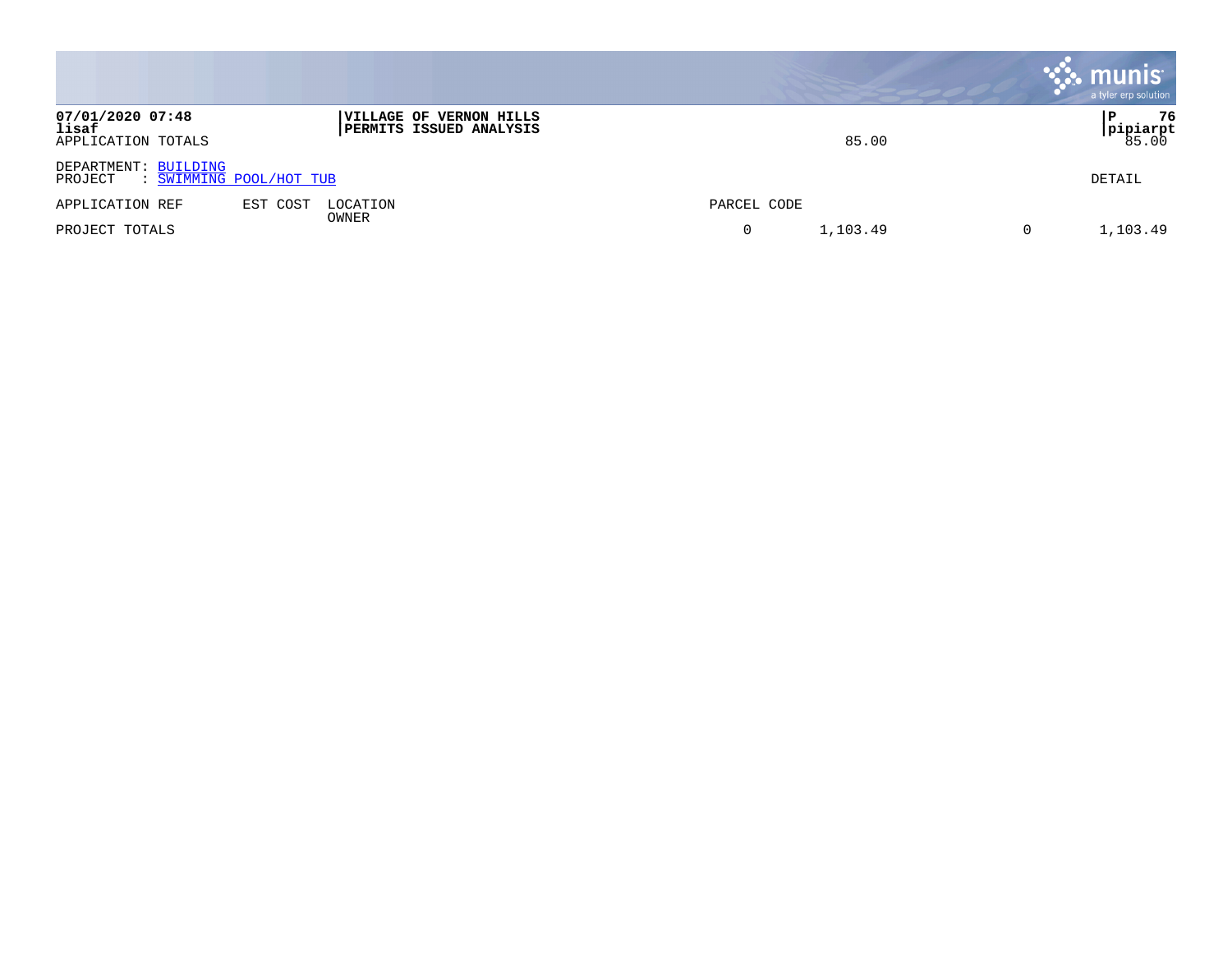07/01/2020 07:48 | VILLAGE OF VERNON HILLS
lisaf | PERMITS ISSUED ANALYSIS

| APPLICATION TOTALS | | | | 85.00 | | 85.00 |
|---|---|---|---|---|---|---|

DEPARTMENT: BUILDING
PROJECT : SWIMMING POOL/HOT TUB

DETAIL

| APPLICATION REF | EST COST | LOCATION OWNER | PARCEL CODE | | | |
|---|---|---|---|---|---|---|
| PROJECT TOTALS | | | 0 | 1,103.49 | 0 | 1,103.49 |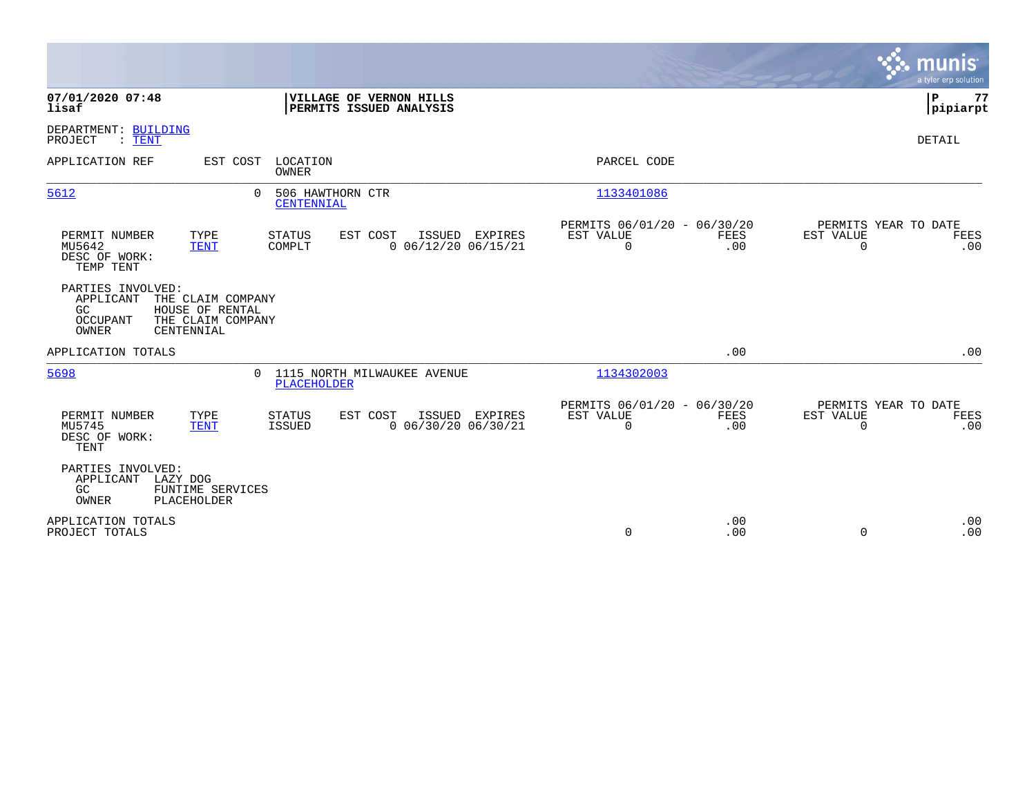**07/01/2020 07:48**
**lisaf**

**VILLAGE OF VERNON HILLS**
**PERMITS ISSUED ANALYSIS**

**P 77**
**pipiarpt**

DEPARTMENT: BUILDING
PROJECT : TENT

DETAIL

| APPLICATION REF | EST COST | LOCATION / OWNER | PARCEL CODE |
|---|---|---|---|
| 5612 | 0 | 506 HAWTHORN CTR / CENTENNIAL | 1133401086 |

| PERMIT NUMBER | TYPE | STATUS | EST COST | ISSUED | EXPIRES | PERMITS 06/01/20 - 06/30/20 EST VALUE | FEES | PERMITS YEAR TO DATE EST VALUE | FEES |
|---|---|---|---|---|---|---|---|---|---|
| MU5642 | TENT | COMPLT | 0 | 06/12/20 | 06/15/21 | 0 | .00 | 0 | .00 |

DESC OF WORK:
TEMP TENT

PARTIES INVOLVED:
- APPLICANT THE CLAIM COMPANY
- GC HOUSE OF RENTAL
- OCCUPANT THE CLAIM COMPANY
- OWNER CENTENNIAL

APPLICATION TOTALS .00 .00

| APPLICATION REF | EST COST | LOCATION / OWNER | PARCEL CODE |
|---|---|---|---|
| 5698 | 0 | 1115 NORTH MILWAUKEE AVENUE / PLACEHOLDER | 1134302003 |

| PERMIT NUMBER | TYPE | STATUS | EST COST | ISSUED | EXPIRES | PERMITS 06/01/20 - 06/30/20 EST VALUE | FEES | PERMITS YEAR TO DATE EST VALUE | FEES |
|---|---|---|---|---|---|---|---|---|---|
| MU5745 | TENT | ISSUED | 0 | 06/30/20 | 06/30/21 | 0 | .00 | 0 | .00 |

DESC OF WORK:
TENT

PARTIES INVOLVED:
- APPLICANT LAZY DOG
- GC FUNTIME SERVICES
- OWNER PLACEHOLDER

| | EST VALUE | FEES | EST VALUE | FEES |
|---|---|---|---|---|
| APPLICATION TOTALS | | .00 | | .00 |
| PROJECT TOTALS | 0 | .00 | 0 | .00 |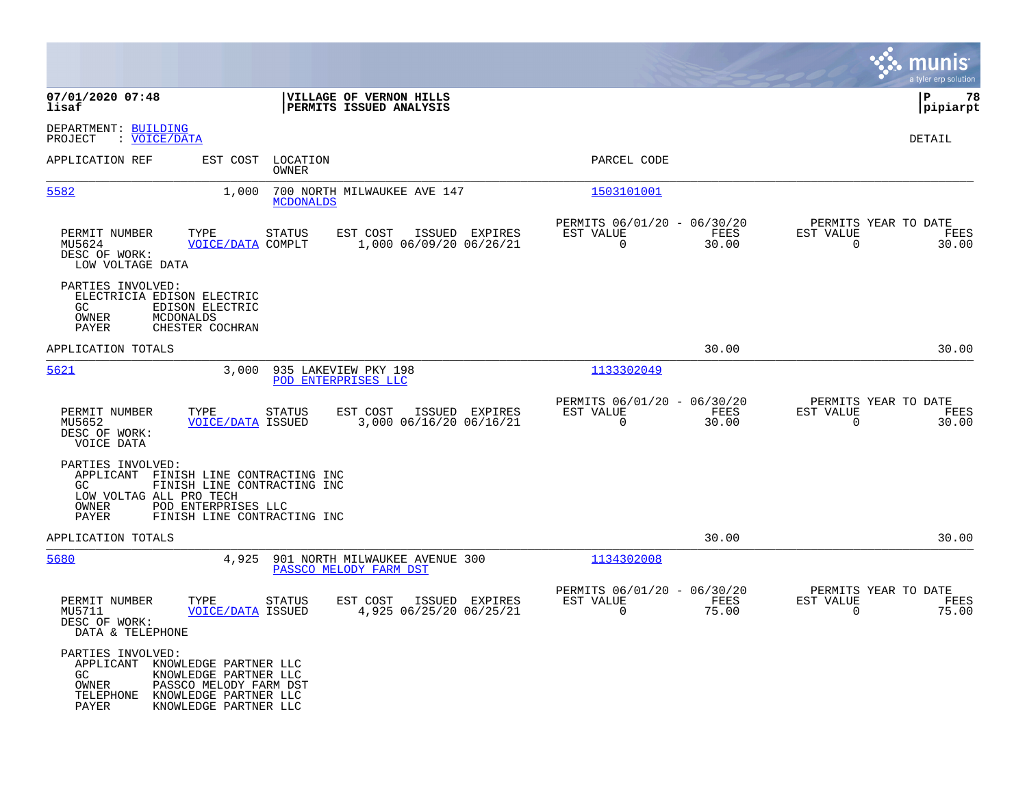07/01/2020 07:48
lisaf

**VILLAGE OF VERNON HILLS**
**PERMITS ISSUED ANALYSIS**

P 78
pipiarpt

DEPARTMENT: BUILDING
PROJECT : VOICE/DATA

DETAIL

| APPLICATION REF | EST COST | LOCATION / OWNER | PARCEL CODE |
|---|---|---|---|
| 5582 | 1,000 | 700 NORTH MILWAUKEE AVE 147 / MCDONALDS | 1503101001 |

| PERMIT NUMBER | TYPE | STATUS | EST COST | ISSUED | EXPIRES | PERMITS 06/01/20 - 06/30/20 EST VALUE | FEES | PERMITS YEAR TO DATE EST VALUE | FEES |
|---|---|---|---|---|---|---|---|---|---|
| MU5624 | VOICE/DATA | COMPLT | 1,000 | 06/09/20 | 06/26/21 | 0 | 30.00 | 0 | 30.00 |

DESC OF WORK:
LOW VOLTAGE DATA

PARTIES INVOLVED:
ELECTRICIA EDISON ELECTRIC
GC EDISON ELECTRIC
OWNER MCDONALDS
PAYER CHESTER COCHRAN

APPLICATION TOTALS 30.00 30.00

| APPLICATION REF | EST COST | LOCATION / OWNER | PARCEL CODE |
|---|---|---|---|
| 5621 | 3,000 | 935 LAKEVIEW PKY 198 / POD ENTERPRISES LLC | 1133302049 |

| PERMIT NUMBER | TYPE | STATUS | EST COST | ISSUED | EXPIRES | PERMITS 06/01/20 - 06/30/20 EST VALUE | FEES | PERMITS YEAR TO DATE EST VALUE | FEES |
|---|---|---|---|---|---|---|---|---|---|
| MU5652 | VOICE/DATA | ISSUED | 3,000 | 06/16/20 | 06/16/21 | 0 | 30.00 | 0 | 30.00 |

DESC OF WORK:
VOICE DATA

PARTIES INVOLVED:
APPLICANT FINISH LINE CONTRACTING INC
GC FINISH LINE CONTRACTING INC
LOW VOLTAG ALL PRO TECH
OWNER POD ENTERPRISES LLC
PAYER FINISH LINE CONTRACTING INC

APPLICATION TOTALS 30.00 30.00

| APPLICATION REF | EST COST | LOCATION / OWNER | PARCEL CODE |
|---|---|---|---|
| 5680 | 4,925 | 901 NORTH MILWAUKEE AVENUE 300 / PASSCO MELODY FARM DST | 1134302008 |

| PERMIT NUMBER | TYPE | STATUS | EST COST | ISSUED | EXPIRES | PERMITS 06/01/20 - 06/30/20 EST VALUE | FEES | PERMITS YEAR TO DATE EST VALUE | FEES |
|---|---|---|---|---|---|---|---|---|---|
| MU5711 | VOICE/DATA | ISSUED | 4,925 | 06/25/20 | 06/25/21 | 0 | 75.00 | 0 | 75.00 |

DESC OF WORK:
DATA & TELEPHONE

PARTIES INVOLVED:
APPLICANT KNOWLEDGE PARTNER LLC
GC KNOWLEDGE PARTNER LLC
OWNER PASSCO MELODY FARM DST
TELEPHONE KNOWLEDGE PARTNER LLC
PAYER KNOWLEDGE PARTNER LLC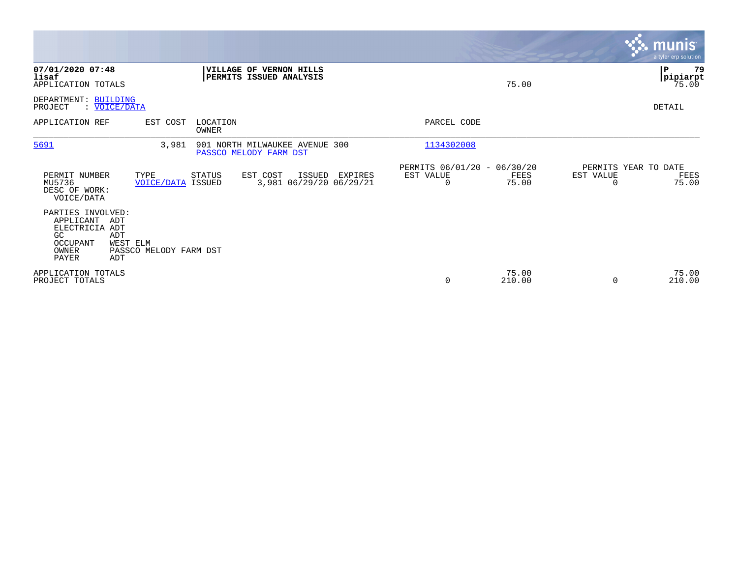07/01/2020 07:48
lisaf
APPLICATION TOTALS

**VILLAGE OF VERNON HILLS**
**PERMITS ISSUED ANALYSIS**

75.00

pipiarpt
75.00

DEPARTMENT: BUILDING
PROJECT : VOICE/DATA

DETAIL

| APPLICATION REF | EST COST | LOCATION / OWNER | PARCEL CODE |
|---|---|---|---|
| 5691 | 3,981 | 901 NORTH MILWAUKEE AVENUE 300 / PASSCO MELODY FARM DST | 1134302008 |

| PERMIT NUMBER | TYPE | STATUS | EST COST | ISSUED | EXPIRES | PERMITS 06/01/20 - 06/30/20 EST VALUE | FEES | PERMITS YEAR TO DATE EST VALUE | FEES |
|---|---|---|---|---|---|---|---|---|---|
| MU5736 | VOICE/DATA | ISSUED | 3,981 | 06/29/20 | 06/29/21 | 0 | 75.00 | 0 | 75.00 |

DESC OF WORK:
VOICE/DATA

PARTIES INVOLVED:
APPLICANT ADT
ELECTRICIA ADT
GC ADT
OCCUPANT WEST ELM
OWNER PASSCO MELODY FARM DST
PAYER ADT

| | EST VALUE | FEES | EST VALUE | FEES |
|---|---|---|---|---|
| APPLICATION TOTALS | | 75.00 | | 75.00 |
| PROJECT TOTALS | 0 | 210.00 | 0 | 210.00 |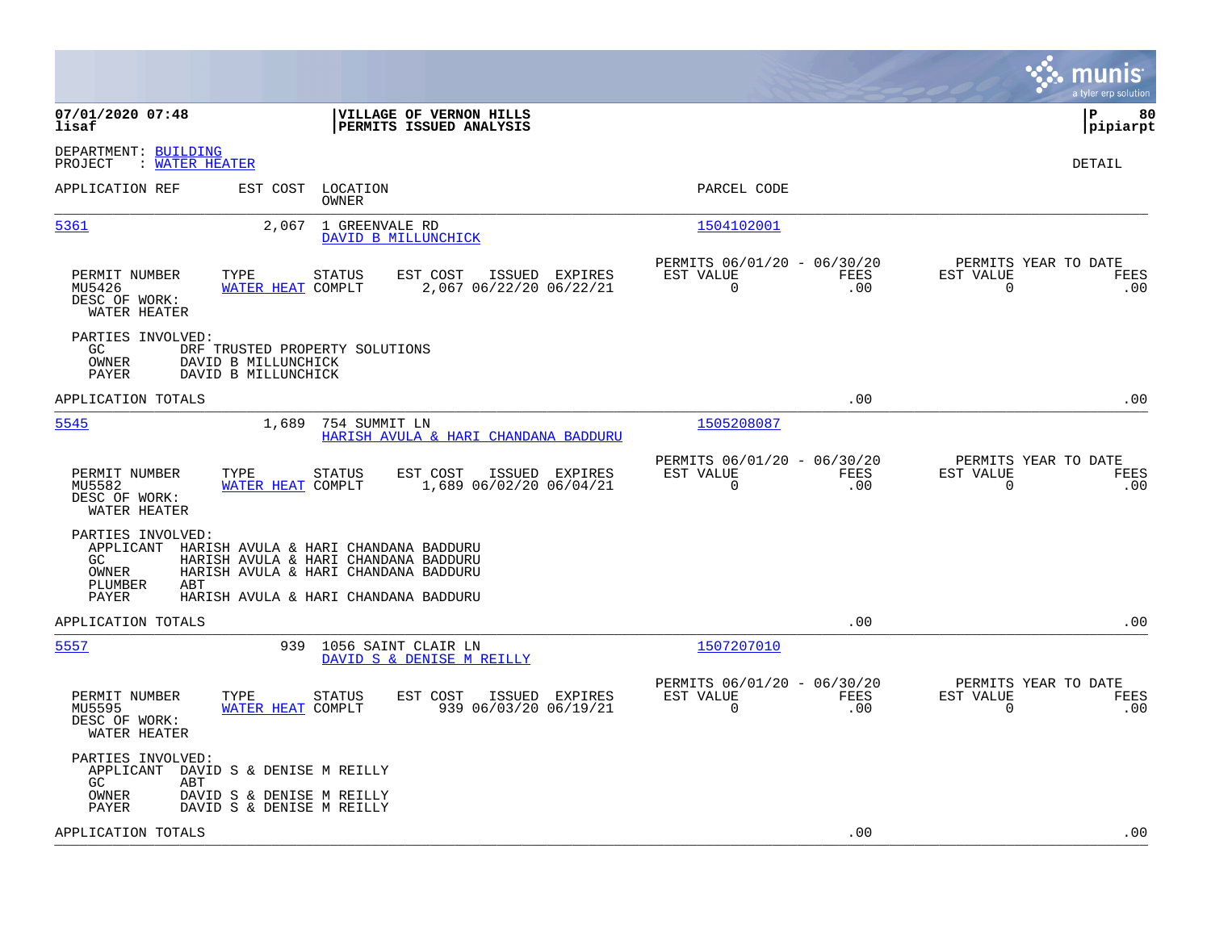**VILLAGE OF VERNON HILLS**
**PERMITS ISSUED ANALYSIS**

07/01/2020 07:48
lisaf

P 80
pipiarpt

DEPARTMENT: BUILDING
PROJECT : WATER HEATER

DETAIL

| APPLICATION REF | EST COST | LOCATION / OWNER | PARCEL CODE |
|---|---|---|---|
| 5361 | 2,067 | 1 GREENVALE RD / DAVID B MILLUNCHICK | 1504102001 |

| PERMIT NUMBER | TYPE | STATUS | EST COST | ISSUED | EXPIRES | PERMITS 06/01/20 - 06/30/20 EST VALUE | FEES | PERMITS YEAR TO DATE EST VALUE | FEES |
|---|---|---|---|---|---|---|---|---|---|
| MU5426 | WATER HEAT | COMPLT | 2,067 | 06/22/20 | 06/22/21 | 0 | .00 | 0 | .00 |

DESC OF WORK:
WATER HEATER

PARTIES INVOLVED:
- GC: DRF TRUSTED PROPERTY SOLUTIONS
- OWNER: DAVID B MILLUNCHICK
- PAYER: DAVID B MILLUNCHICK

APPLICATION TOTALS .00 .00

| APPLICATION REF | EST COST | LOCATION / OWNER | PARCEL CODE |
|---|---|---|---|
| 5545 | 1,689 | 754 SUMMIT LN / HARISH AVULA & HARI CHANDANA BADDURU | 1505208087 |

| PERMIT NUMBER | TYPE | STATUS | EST COST | ISSUED | EXPIRES | PERMITS 06/01/20 - 06/30/20 EST VALUE | FEES | PERMITS YEAR TO DATE EST VALUE | FEES |
|---|---|---|---|---|---|---|---|---|---|
| MU5582 | WATER HEAT | COMPLT | 1,689 | 06/02/20 | 06/04/21 | 0 | .00 | 0 | .00 |

DESC OF WORK:
WATER HEATER

PARTIES INVOLVED:
- APPLICANT: HARISH AVULA & HARI CHANDANA BADDURU
- GC: HARISH AVULA & HARI CHANDANA BADDURU
- OWNER: HARISH AVULA & HARI CHANDANA BADDURU
- PLUMBER: ABT
- PAYER: HARISH AVULA & HARI CHANDANA BADDURU

APPLICATION TOTALS .00 .00

| APPLICATION REF | EST COST | LOCATION / OWNER | PARCEL CODE |
|---|---|---|---|
| 5557 | 939 | 1056 SAINT CLAIR LN / DAVID S & DENISE M REILLY | 1507207010 |

| PERMIT NUMBER | TYPE | STATUS | EST COST | ISSUED | EXPIRES | PERMITS 06/01/20 - 06/30/20 EST VALUE | FEES | PERMITS YEAR TO DATE EST VALUE | FEES |
|---|---|---|---|---|---|---|---|---|---|
| MU5595 | WATER HEAT | COMPLT | 939 | 06/03/20 | 06/19/21 | 0 | .00 | 0 | .00 |

DESC OF WORK:
WATER HEATER

PARTIES INVOLVED:
- APPLICANT: DAVID S & DENISE M REILLY
- GC: ABT
- OWNER: DAVID S & DENISE M REILLY
- PAYER: DAVID S & DENISE M REILLY

APPLICATION TOTALS .00 .00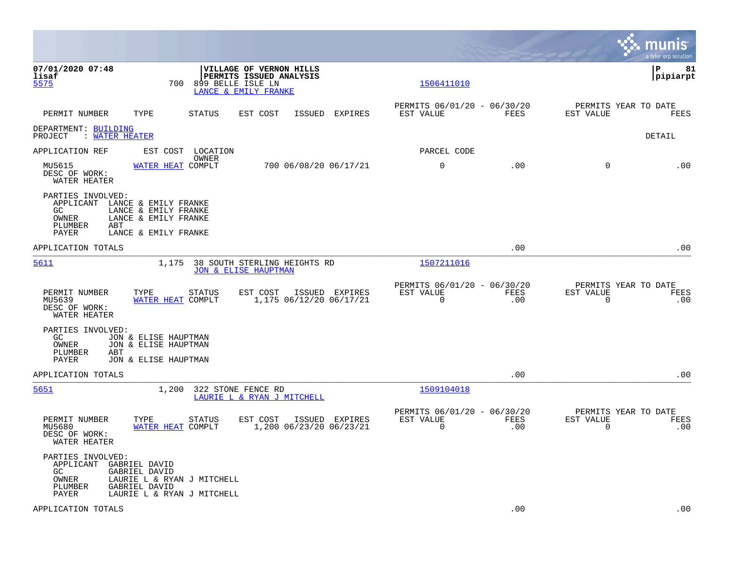07/01/2020 07:48
lisaf

**VILLAGE OF VERNON HILLS**
**PERMITS ISSUED ANALYSIS**

P 81
pipiarpt

5575 700 899 BELLE ISLE LN
LANCE & EMILY FRANKE
1506411010

| PERMIT NUMBER | TYPE | STATUS | EST COST | ISSUED | EXPIRES | PERMITS 06/01/20 - 06/30/20 EST VALUE | FEES | PERMITS YEAR TO DATE EST VALUE | FEES |
|---|---|---|---|---|---|---|---|---|---|

DEPARTMENT: BUILDING
PROJECT : WATER HEATER

DETAIL

APPLICATION REF EST COST LOCATION OWNER PARCEL CODE

| MU5615 | WATER HEAT | COMPLT | 700 | 06/08/20 | 06/17/21 | 0 | .00 | 0 | .00 |
|---|---|---|---|---|---|---|---|---|---|

DESC OF WORK:
WATER HEATER

PARTIES INVOLVED:
- APPLICANT LANCE & EMILY FRANKE
- GC LANCE & EMILY FRANKE
- OWNER LANCE & EMILY FRANKE
- PLUMBER ABT
- PAYER LANCE & EMILY FRANKE

APPLICATION TOTALS .00 .00

---

5611 1,175 38 SOUTH STERLING HEIGHTS RD
JON & ELISE HAUPTMAN
1507211016

| PERMIT NUMBER | TYPE | STATUS | EST COST | ISSUED | EXPIRES | PERMITS 06/01/20 - 06/30/20 EST VALUE | FEES | PERMITS YEAR TO DATE EST VALUE | FEES |
|---|---|---|---|---|---|---|---|---|---|
| MU5639 | WATER HEAT | COMPLT | 1,175 | 06/12/20 | 06/17/21 | 0 | .00 | 0 | .00 |

DESC OF WORK:
WATER HEATER

PARTIES INVOLVED:
- GC JON & ELISE HAUPTMAN
- OWNER JON & ELISE HAUPTMAN
- PLUMBER ABT
- PAYER JON & ELISE HAUPTMAN

APPLICATION TOTALS .00 .00

---

5651 1,200 322 STONE FENCE RD
LAURIE L & RYAN J MITCHELL
1509104018

| PERMIT NUMBER | TYPE | STATUS | EST COST | ISSUED | EXPIRES | PERMITS 06/01/20 - 06/30/20 EST VALUE | FEES | PERMITS YEAR TO DATE EST VALUE | FEES |
|---|---|---|---|---|---|---|---|---|---|
| MU5680 | WATER HEAT | COMPLT | 1,200 | 06/23/20 | 06/23/21 | 0 | .00 | 0 | .00 |

DESC OF WORK:
WATER HEATER

PARTIES INVOLVED:
- APPLICANT GABRIEL DAVID
- GC GABRIEL DAVID
- OWNER LAURIE L & RYAN J MITCHELL
- PLUMBER GABRIEL DAVID
- PAYER LAURIE L & RYAN J MITCHELL

APPLICATION TOTALS .00 .00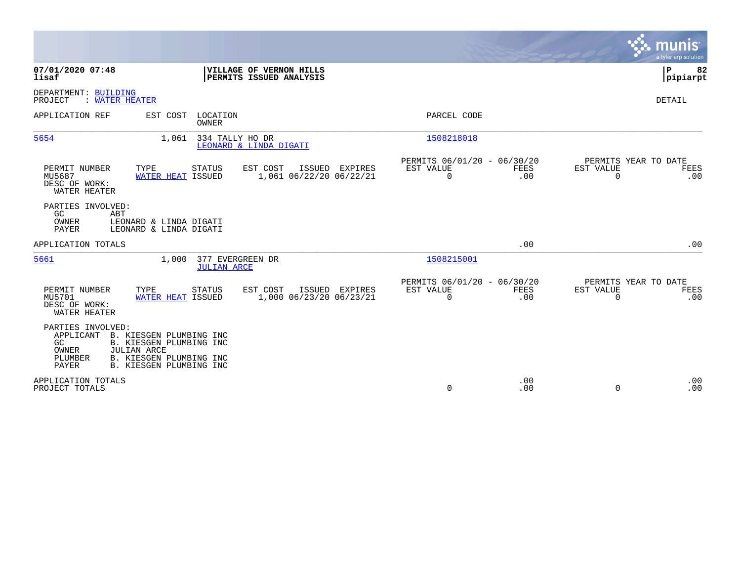**07/01/2020 07:48** | **VILLAGE OF VERNON HILLS** | **P 82**
**lisaf** | **PERMITS ISSUED ANALYSIS** | **pipiarpt**

DEPARTMENT: BUILDING
PROJECT : WATER HEATER

DETAIL

| APPLICATION REF | EST COST | LOCATION / OWNER | PARCEL CODE |
|---|---|---|---|
| 5654 | 1,061 | 334 TALLY HO DR / LEONARD & LINDA DIGATI | 1508218018 |

| PERMIT NUMBER | TYPE | STATUS | EST COST | ISSUED | EXPIRES | PERMITS 06/01/20 - 06/30/20 EST VALUE | FEES | PERMITS YEAR TO DATE EST VALUE | FEES |
|---|---|---|---|---|---|---|---|---|---|
| MU5687 | WATER HEAT | ISSUED | 1,061 | 06/22/20 | 06/22/21 | 0 | .00 | 0 | .00 |

DESC OF WORK:
WATER HEATER

PARTIES INVOLVED:
- GC: ABT
- OWNER: LEONARD & LINDA DIGATI
- PAYER: LEONARD & LINDA DIGATI

APPLICATION TOTALS .00 .00

| APPLICATION REF | EST COST | LOCATION / OWNER | PARCEL CODE |
|---|---|---|---|
| 5661 | 1,000 | 377 EVERGREEN DR / JULIAN ARCE | 1508215001 |

| PERMIT NUMBER | TYPE | STATUS | EST COST | ISSUED | EXPIRES | PERMITS 06/01/20 - 06/30/20 EST VALUE | FEES | PERMITS YEAR TO DATE EST VALUE | FEES |
|---|---|---|---|---|---|---|---|---|---|
| MU5701 | WATER HEAT | ISSUED | 1,000 | 06/23/20 | 06/23/21 | 0 | .00 | 0 | .00 |

DESC OF WORK:
WATER HEATER

PARTIES INVOLVED:
- APPLICANT: B. KIESGEN PLUMBING INC
- GC: B. KIESGEN PLUMBING INC
- OWNER: JULIAN ARCE
- PLUMBER: B. KIESGEN PLUMBING INC
- PAYER: B. KIESGEN PLUMBING INC

| | EST VALUE | FEES | EST VALUE | FEES |
|---|---|---|---|---|
| APPLICATION TOTALS | | .00 | | .00 |
| PROJECT TOTALS | 0 | .00 | 0 | .00 |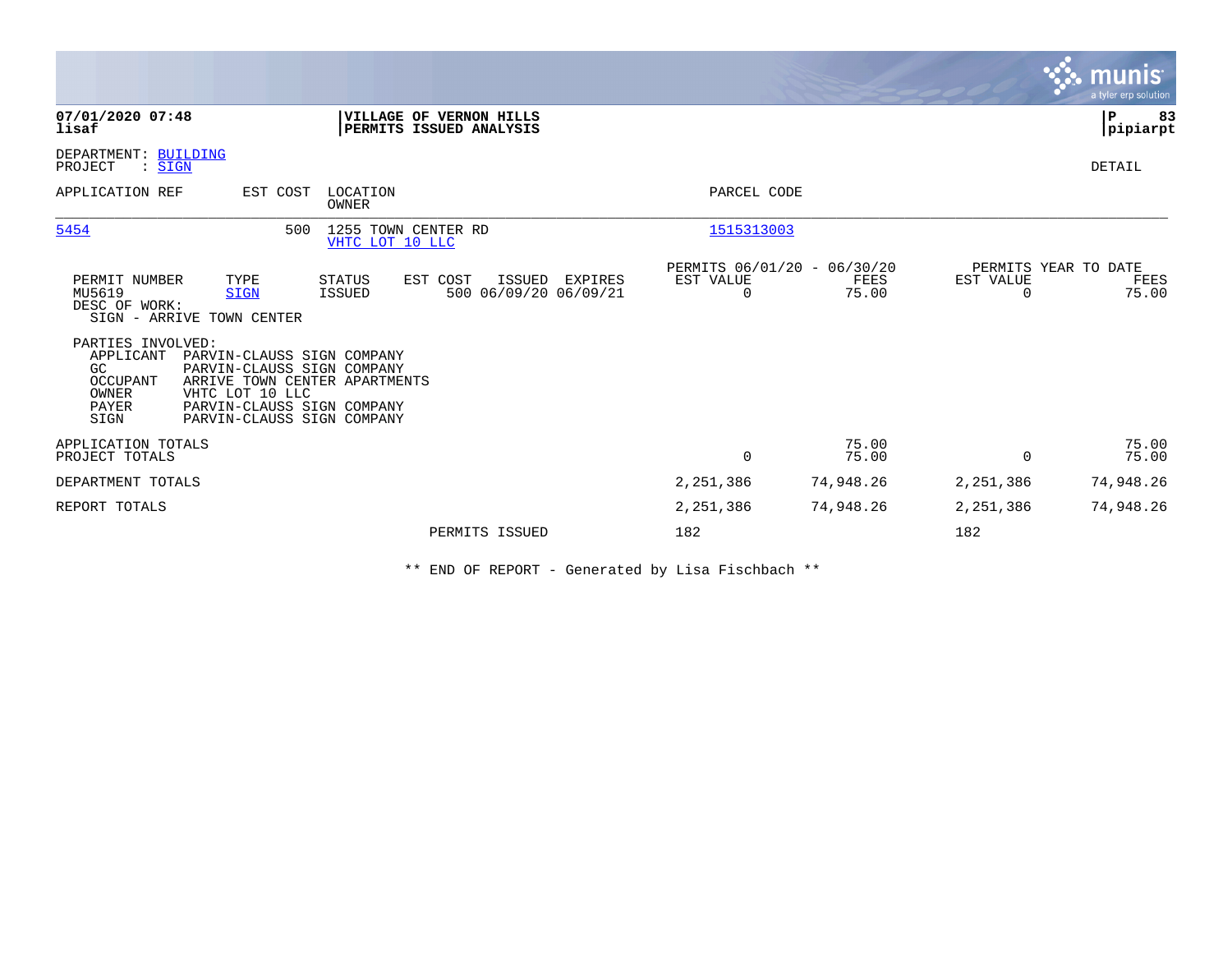**07/01/2020 07:48** | **VILLAGE OF VERNON HILLS** | **P 83**
**lisaf** | **PERMITS ISSUED ANALYSIS** | **pipiarpt**

DEPARTMENT: BUILDING
PROJECT : SIGN

DETAIL

| APPLICATION REF | EST COST | LOCATION / OWNER | PARCEL CODE |
|---|---|---|---|
| 5454 | 500 | 1255 TOWN CENTER RD / VHTC LOT 10 LLC | 1515313003 |

| PERMIT NUMBER | TYPE | STATUS | EST COST | ISSUED | EXPIRES | PERMITS 06/01/20 - 06/30/20 EST VALUE | PERMITS 06/01/20 - 06/30/20 FEES | PERMITS YEAR TO DATE EST VALUE | PERMITS YEAR TO DATE FEES |
|---|---|---|---|---|---|---|---|---|---|
| MU5619 | SIGN | ISSUED | 500 | 06/09/20 | 06/09/21 | 0 | 75.00 | 0 | 75.00 |

DESC OF WORK:
SIGN - ARRIVE TOWN CENTER

PARTIES INVOLVED:

| | |
|---|---|
| APPLICANT | PARVIN-CLAUSS SIGN COMPANY |
| GC | PARVIN-CLAUSS SIGN COMPANY |
| OCCUPANT | ARRIVE TOWN CENTER APARTMENTS |
| OWNER | VHTC LOT 10 LLC |
| PAYER | PARVIN-CLAUSS SIGN COMPANY |
| SIGN | PARVIN-CLAUSS SIGN COMPANY |

| | EST VALUE | FEES | EST VALUE (YTD) | FEES (YTD) |
|---|---|---|---|---|
| APPLICATION TOTALS | | 75.00 | | 75.00 |
| PROJECT TOTALS | 0 | 75.00 | 0 | 75.00 |
| DEPARTMENT TOTALS | 2,251,386 | 74,948.26 | 2,251,386 | 74,948.26 |
| REPORT TOTALS | 2,251,386 | 74,948.26 | 2,251,386 | 74,948.26 |
| PERMITS ISSUED | 182 | | 182 | |

\*\* END OF REPORT - Generated by Lisa Fischbach \*\*